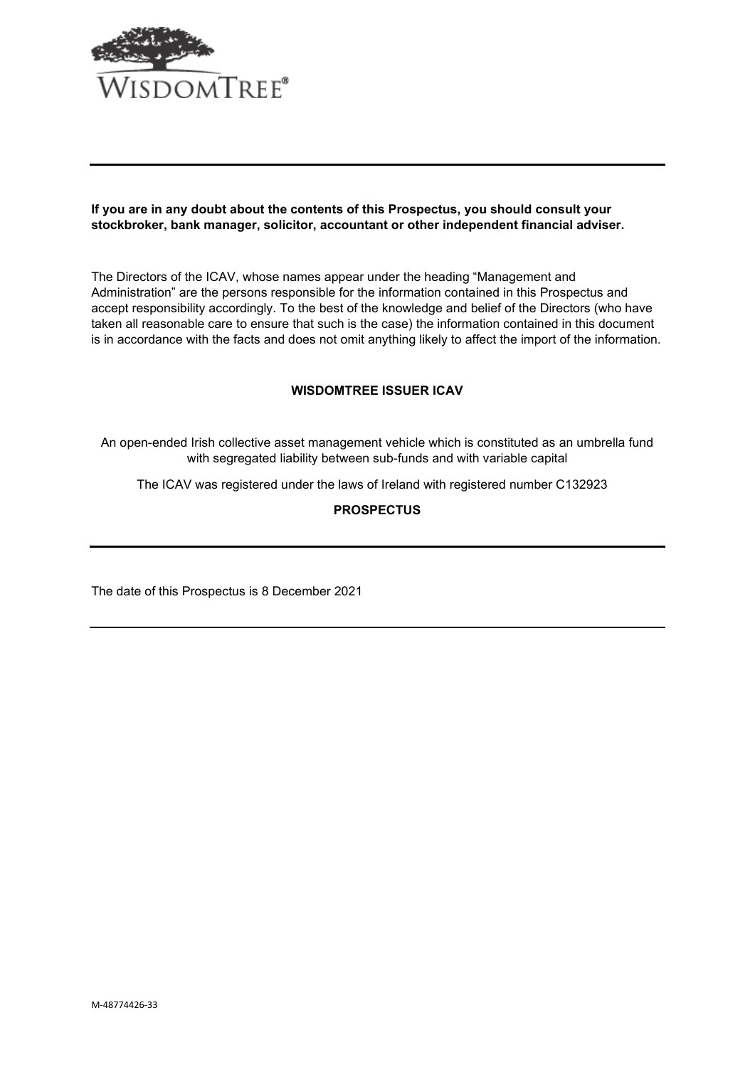**If you are in any doubt about the contents of this Prospectus, you should consult your stockbroker, bank manager, solicitor, accountant or other independent financial adviser.**

The Directors of the ICAV, whose names appear under the heading "Management and Administration" are the persons responsible for the information contained in this Prospectus and accept responsibility accordingly. To the best of the knowledge and belief of the Directors (who have taken all reasonable care to ensure that such is the case) the information contained in this document is in accordance with the facts and does not omit anything likely to affect the import of the information.

# WISDOMTREE ISSUER ICAV

An open-ended Irish collective asset management vehicle which is constituted as an umbrella fund with segregated liability between sub-funds and with variable capital

The ICAV was registered under the laws of Ireland with registered number C132923

## PROSPECTUS

The date of this Prospectus is 8 December 2021

M-48774426-33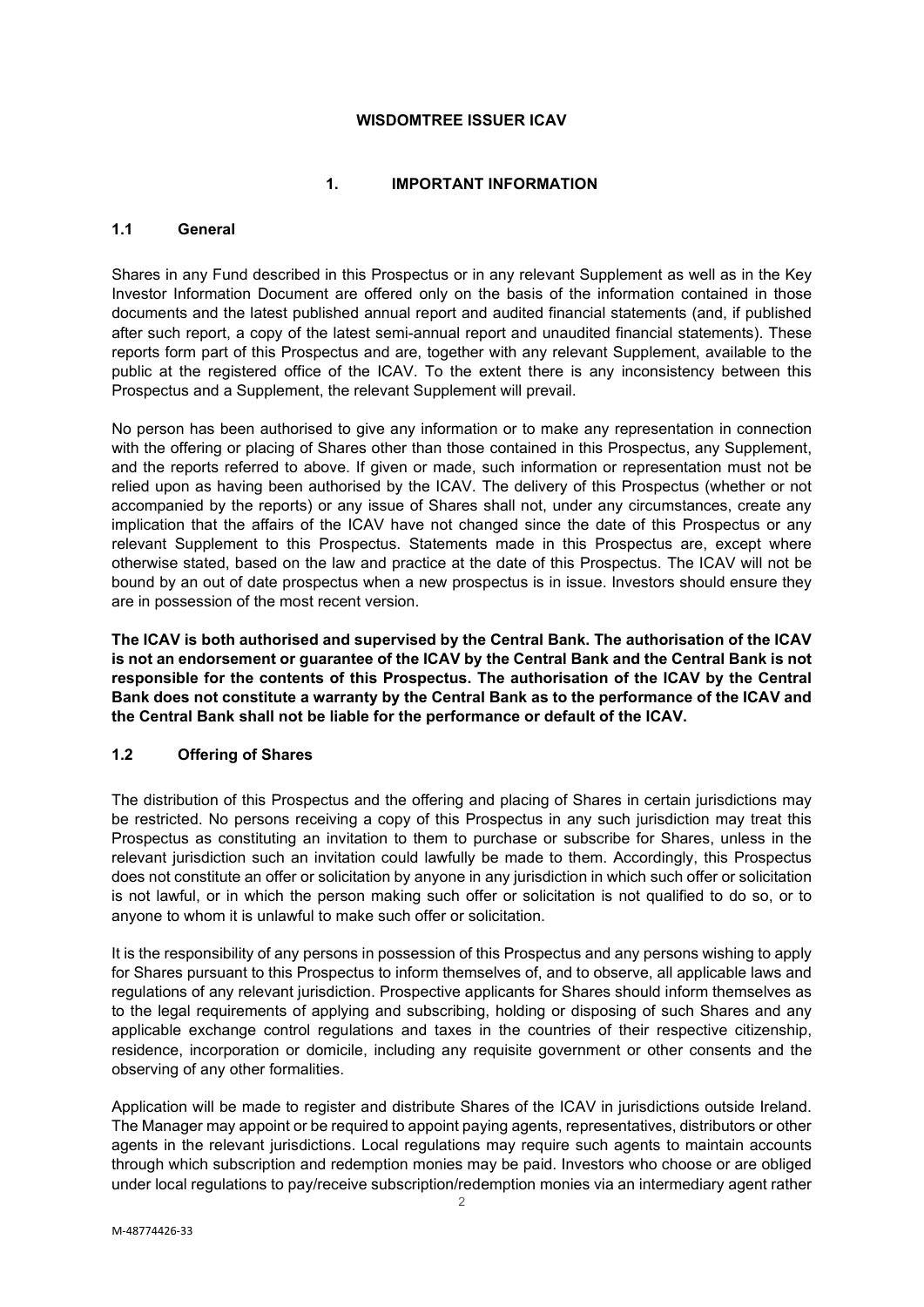**WISDOMTREE ISSUER ICAV**

# 1. IMPORTANT INFORMATION

## 1.1 General

Shares in any Fund described in this Prospectus or in any relevant Supplement as well as in the Key Investor Information Document are offered only on the basis of the information contained in those documents and the latest published annual report and audited financial statements (and, if published after such report, a copy of the latest semi-annual report and unaudited financial statements). These reports form part of this Prospectus and are, together with any relevant Supplement, available to the public at the registered office of the ICAV. To the extent there is any inconsistency between this Prospectus and a Supplement, the relevant Supplement will prevail.

No person has been authorised to give any information or to make any representation in connection with the offering or placing of Shares other than those contained in this Prospectus, any Supplement, and the reports referred to above. If given or made, such information or representation must not be relied upon as having been authorised by the ICAV. The delivery of this Prospectus (whether or not accompanied by the reports) or any issue of Shares shall not, under any circumstances, create any implication that the affairs of the ICAV have not changed since the date of this Prospectus or any relevant Supplement to this Prospectus. Statements made in this Prospectus are, except where otherwise stated, based on the law and practice at the date of this Prospectus. The ICAV will not be bound by an out of date prospectus when a new prospectus is in issue. Investors should ensure they are in possession of the most recent version.

**The ICAV is both authorised and supervised by the Central Bank. The authorisation of the ICAV is not an endorsement or guarantee of the ICAV by the Central Bank and the Central Bank is not responsible for the contents of this Prospectus. The authorisation of the ICAV by the Central Bank does not constitute a warranty by the Central Bank as to the performance of the ICAV and the Central Bank shall not be liable for the performance or default of the ICAV.**

## 1.2 Offering of Shares

The distribution of this Prospectus and the offering and placing of Shares in certain jurisdictions may be restricted. No persons receiving a copy of this Prospectus in any such jurisdiction may treat this Prospectus as constituting an invitation to them to purchase or subscribe for Shares, unless in the relevant jurisdiction such an invitation could lawfully be made to them. Accordingly, this Prospectus does not constitute an offer or solicitation by anyone in any jurisdiction in which such offer or solicitation is not lawful, or in which the person making such offer or solicitation is not qualified to do so, or to anyone to whom it is unlawful to make such offer or solicitation.

It is the responsibility of any persons in possession of this Prospectus and any persons wishing to apply for Shares pursuant to this Prospectus to inform themselves of, and to observe, all applicable laws and regulations of any relevant jurisdiction. Prospective applicants for Shares should inform themselves as to the legal requirements of applying and subscribing, holding or disposing of such Shares and any applicable exchange control regulations and taxes in the countries of their respective citizenship, residence, incorporation or domicile, including any requisite government or other consents and the observing of any other formalities.

Application will be made to register and distribute Shares of the ICAV in jurisdictions outside Ireland. The Manager may appoint or be required to appoint paying agents, representatives, distributors or other agents in the relevant jurisdictions. Local regulations may require such agents to maintain accounts through which subscription and redemption monies may be paid. Investors who choose or are obliged under local regulations to pay/receive subscription/redemption monies via an intermediary agent rather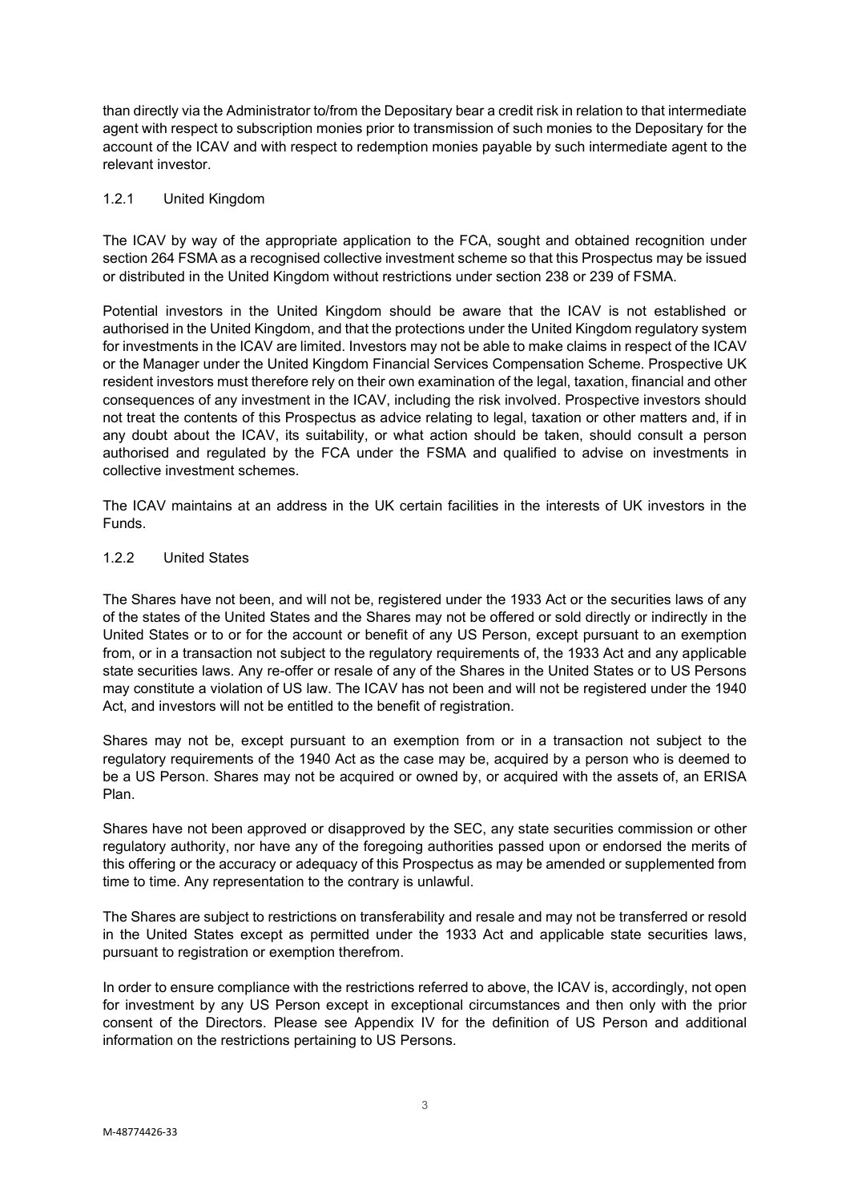than directly via the Administrator to/from the Depositary bear a credit risk in relation to that intermediate agent with respect to subscription monies prior to transmission of such monies to the Depositary for the account of the ICAV and with respect to redemption monies payable by such intermediate agent to the relevant investor.

### 1.2.1 United Kingdom

The ICAV by way of the appropriate application to the FCA, sought and obtained recognition under section 264 FSMA as a recognised collective investment scheme so that this Prospectus may be issued or distributed in the United Kingdom without restrictions under section 238 or 239 of FSMA.

Potential investors in the United Kingdom should be aware that the ICAV is not established or authorised in the United Kingdom, and that the protections under the United Kingdom regulatory system for investments in the ICAV are limited. Investors may not be able to make claims in respect of the ICAV or the Manager under the United Kingdom Financial Services Compensation Scheme. Prospective UK resident investors must therefore rely on their own examination of the legal, taxation, financial and other consequences of any investment in the ICAV, including the risk involved. Prospective investors should not treat the contents of this Prospectus as advice relating to legal, taxation or other matters and, if in any doubt about the ICAV, its suitability, or what action should be taken, should consult a person authorised and regulated by the FCA under the FSMA and qualified to advise on investments in collective investment schemes.

The ICAV maintains at an address in the UK certain facilities in the interests of UK investors in the Funds.

### 1.2.2 United States

The Shares have not been, and will not be, registered under the 1933 Act or the securities laws of any of the states of the United States and the Shares may not be offered or sold directly or indirectly in the United States or to or for the account or benefit of any US Person, except pursuant to an exemption from, or in a transaction not subject to the regulatory requirements of, the 1933 Act and any applicable state securities laws. Any re-offer or resale of any of the Shares in the United States or to US Persons may constitute a violation of US law. The ICAV has not been and will not be registered under the 1940 Act, and investors will not be entitled to the benefit of registration.

Shares may not be, except pursuant to an exemption from or in a transaction not subject to the regulatory requirements of the 1940 Act as the case may be, acquired by a person who is deemed to be a US Person. Shares may not be acquired or owned by, or acquired with the assets of, an ERISA Plan.

Shares have not been approved or disapproved by the SEC, any state securities commission or other regulatory authority, nor have any of the foregoing authorities passed upon or endorsed the merits of this offering or the accuracy or adequacy of this Prospectus as may be amended or supplemented from time to time. Any representation to the contrary is unlawful.

The Shares are subject to restrictions on transferability and resale and may not be transferred or resold in the United States except as permitted under the 1933 Act and applicable state securities laws, pursuant to registration or exemption therefrom.

In order to ensure compliance with the restrictions referred to above, the ICAV is, accordingly, not open for investment by any US Person except in exceptional circumstances and then only with the prior consent of the Directors. Please see Appendix IV for the definition of US Person and additional information on the restrictions pertaining to US Persons.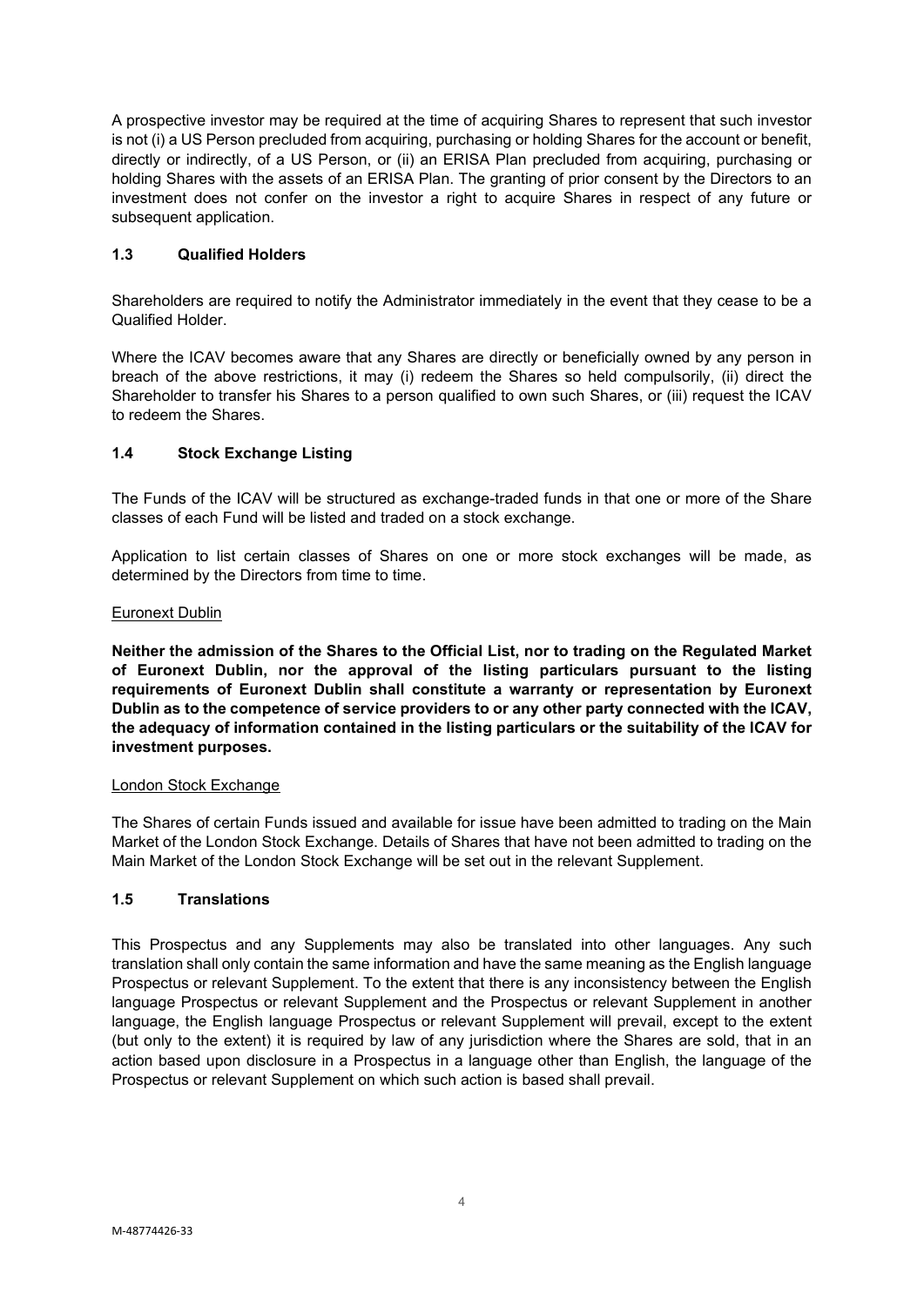A prospective investor may be required at the time of acquiring Shares to represent that such investor is not (i) a US Person precluded from acquiring, purchasing or holding Shares for the account or benefit, directly or indirectly, of a US Person, or (ii) an ERISA Plan precluded from acquiring, purchasing or holding Shares with the assets of an ERISA Plan. The granting of prior consent by the Directors to an investment does not confer on the investor a right to acquire Shares in respect of any future or subsequent application.

### 1.3 Qualified Holders

Shareholders are required to notify the Administrator immediately in the event that they cease to be a Qualified Holder.

Where the ICAV becomes aware that any Shares are directly or beneficially owned by any person in breach of the above restrictions, it may (i) redeem the Shares so held compulsorily, (ii) direct the Shareholder to transfer his Shares to a person qualified to own such Shares, or (iii) request the ICAV to redeem the Shares.

### 1.4 Stock Exchange Listing

The Funds of the ICAV will be structured as exchange-traded funds in that one or more of the Share classes of each Fund will be listed and traded on a stock exchange.

Application to list certain classes of Shares on one or more stock exchanges will be made, as determined by the Directors from time to time.

Euronext Dublin

**Neither the admission of the Shares to the Official List, nor to trading on the Regulated Market of Euronext Dublin, nor the approval of the listing particulars pursuant to the listing requirements of Euronext Dublin shall constitute a warranty or representation by Euronext Dublin as to the competence of service providers to or any other party connected with the ICAV, the adequacy of information contained in the listing particulars or the suitability of the ICAV for investment purposes.**

London Stock Exchange

The Shares of certain Funds issued and available for issue have been admitted to trading on the Main Market of the London Stock Exchange. Details of Shares that have not been admitted to trading on the Main Market of the London Stock Exchange will be set out in the relevant Supplement.

### 1.5 Translations

This Prospectus and any Supplements may also be translated into other languages. Any such translation shall only contain the same information and have the same meaning as the English language Prospectus or relevant Supplement. To the extent that there is any inconsistency between the English language Prospectus or relevant Supplement and the Prospectus or relevant Supplement in another language, the English language Prospectus or relevant Supplement will prevail, except to the extent (but only to the extent) it is required by law of any jurisdiction where the Shares are sold, that in an action based upon disclosure in a Prospectus in a language other than English, the language of the Prospectus or relevant Supplement on which such action is based shall prevail.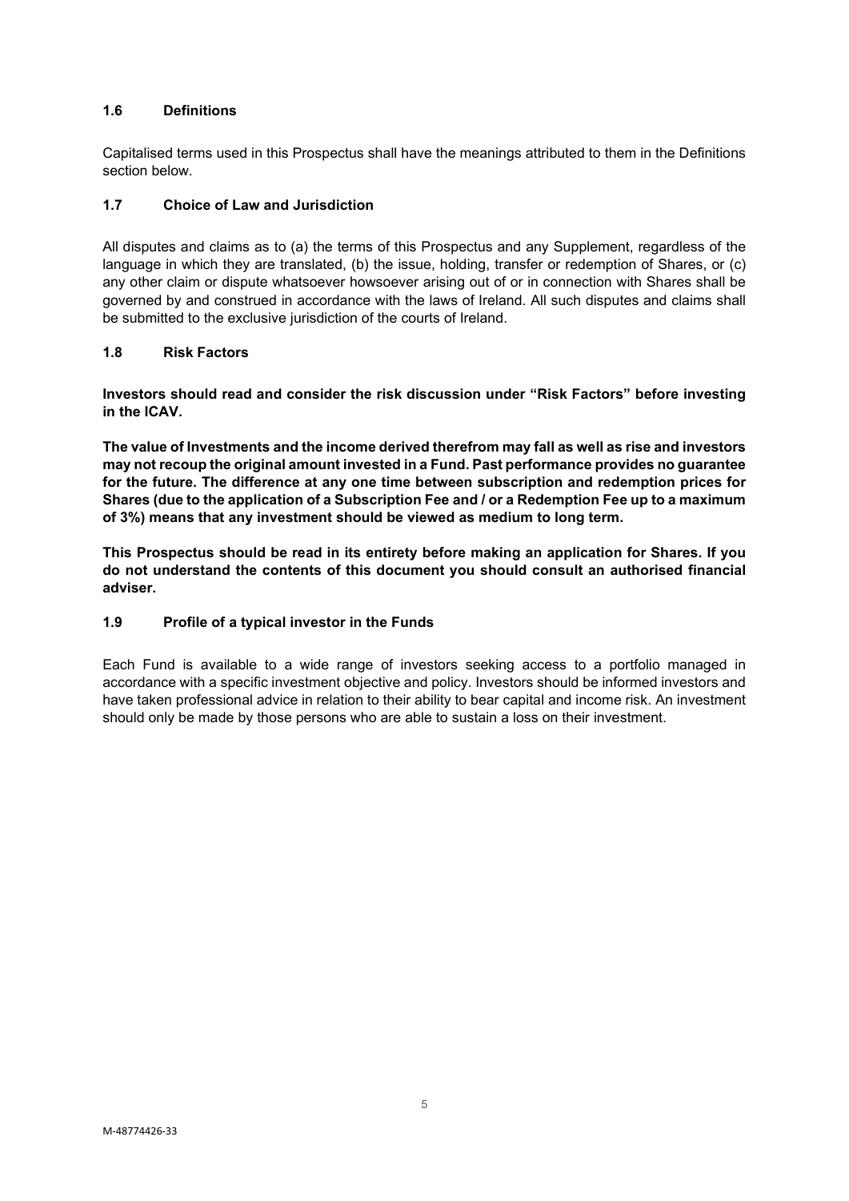### 1.6 Definitions

Capitalised terms used in this Prospectus shall have the meanings attributed to them in the Definitions section below.

### 1.7 Choice of Law and Jurisdiction

All disputes and claims as to (a) the terms of this Prospectus and any Supplement, regardless of the language in which they are translated, (b) the issue, holding, transfer or redemption of Shares, or (c) any other claim or dispute whatsoever howsoever arising out of or in connection with Shares shall be governed by and construed in accordance with the laws of Ireland. All such disputes and claims shall be submitted to the exclusive jurisdiction of the courts of Ireland.

### 1.8 Risk Factors

**Investors should read and consider the risk discussion under "Risk Factors" before investing in the ICAV.**

**The value of Investments and the income derived therefrom may fall as well as rise and investors may not recoup the original amount invested in a Fund. Past performance provides no guarantee for the future. The difference at any one time between subscription and redemption prices for Shares (due to the application of a Subscription Fee and / or a Redemption Fee up to a maximum of 3%) means that any investment should be viewed as medium to long term.**

**This Prospectus should be read in its entirety before making an application for Shares. If you do not understand the contents of this document you should consult an authorised financial adviser.**

### 1.9 Profile of a typical investor in the Funds

Each Fund is available to a wide range of investors seeking access to a portfolio managed in accordance with a specific investment objective and policy. Investors should be informed investors and have taken professional advice in relation to their ability to bear capital and income risk. An investment should only be made by those persons who are able to sustain a loss on their investment.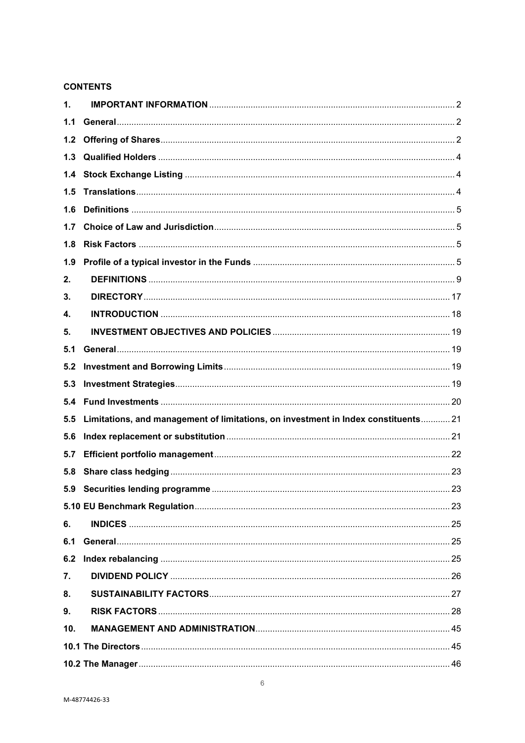**CONTENTS**

| | | |
|---|---|---|
| **1.** | **IMPORTANT INFORMATION** | 2 |
| **1.1** | **General** | 2 |
| **1.2** | **Offering of Shares** | 2 |
| **1.3** | **Qualified Holders** | 4 |
| **1.4** | **Stock Exchange Listing** | 4 |
| **1.5** | **Translations** | 4 |
| **1.6** | **Definitions** | 5 |
| **1.7** | **Choice of Law and Jurisdiction** | 5 |
| **1.8** | **Risk Factors** | 5 |
| **1.9** | **Profile of a typical investor in the Funds** | 5 |
| **2.** | **DEFINITIONS** | 9 |
| **3.** | **DIRECTORY** | 17 |
| **4.** | **INTRODUCTION** | 18 |
| **5.** | **INVESTMENT OBJECTIVES AND POLICIES** | 19 |
| **5.1** | **General** | 19 |
| **5.2** | **Investment and Borrowing Limits** | 19 |
| **5.3** | **Investment Strategies** | 19 |
| **5.4** | **Fund Investments** | 20 |
| **5.5** | **Limitations, and management of limitations, on investment in Index constituents** | 21 |
| **5.6** | **Index replacement or substitution** | 21 |
| **5.7** | **Efficient portfolio management** | 22 |
| **5.8** | **Share class hedging** | 23 |
| **5.9** | **Securities lending programme** | 23 |
| **5.10** | **EU Benchmark Regulation** | 23 |
| **6.** | **INDICES** | 25 |
| **6.1** | **General** | 25 |
| **6.2** | **Index rebalancing** | 25 |
| **7.** | **DIVIDEND POLICY** | 26 |
| **8.** | **SUSTAINABILITY FACTORS** | 27 |
| **9.** | **RISK FACTORS** | 28 |
| **10.** | **MANAGEMENT AND ADMINISTRATION** | 45 |
| **10.1** | **The Directors** | 45 |
| **10.2** | **The Manager** | 46 |

M-48774426-33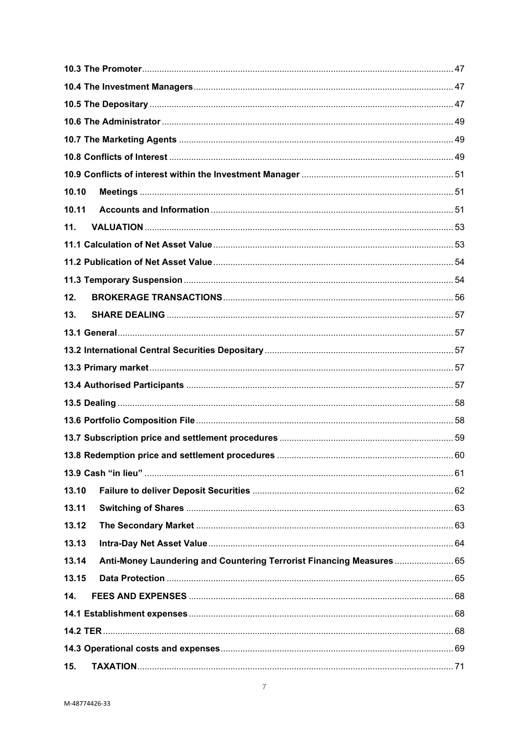**10.3 The Promoter** .......... 47

**10.4 The Investment Managers** .......... 47

**10.5 The Depositary** .......... 47

**10.6 The Administrator** .......... 49

**10.7 The Marketing Agents** .......... 49

**10.8 Conflicts of Interest** .......... 49

**10.9 Conflicts of interest within the Investment Manager** .......... 51

**10.10 Meetings** .......... 51

**10.11 Accounts and Information** .......... 51

**11. VALUATION** .......... 53

**11.1 Calculation of Net Asset Value** .......... 53

**11.2 Publication of Net Asset Value** .......... 54

**11.3 Temporary Suspension** .......... 54

**12. BROKERAGE TRANSACTIONS** .......... 56

**13. SHARE DEALING** .......... 57

**13.1 General** .......... 57

**13.2 International Central Securities Depositary** .......... 57

**13.3 Primary market** .......... 57

**13.4 Authorised Participants** .......... 57

**13.5 Dealing** .......... 58

**13.6 Portfolio Composition File** .......... 58

**13.7 Subscription price and settlement procedures** .......... 59

**13.8 Redemption price and settlement procedures** .......... 60

**13.9 Cash "in lieu"** .......... 61

**13.10 Failure to deliver Deposit Securities** .......... 62

**13.11 Switching of Shares** .......... 63

**13.12 The Secondary Market** .......... 63

**13.13 Intra-Day Net Asset Value** .......... 64

**13.14 Anti-Money Laundering and Countering Terrorist Financing Measures** .......... 65

**13.15 Data Protection** .......... 65

**14. FEES AND EXPENSES** .......... 68

**14.1 Establishment expenses** .......... 68

**14.2 TER** .......... 68

**14.3 Operational costs and expenses** .......... 69

**15. TAXATION** .......... 71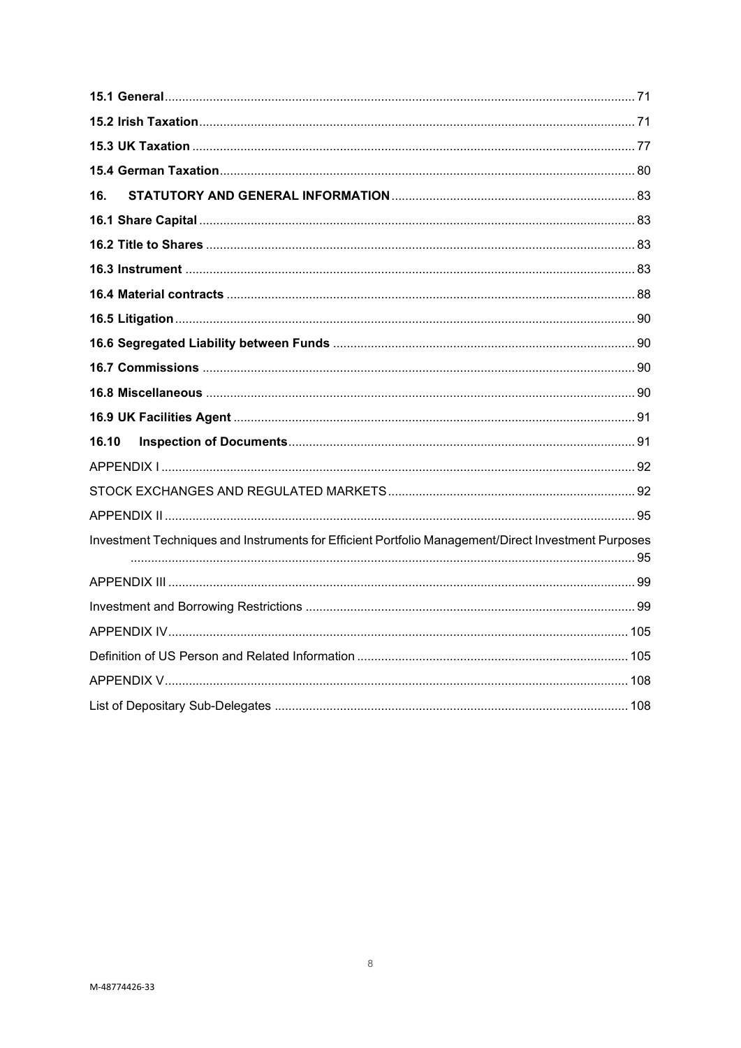**15.1 General** ........................................................................................................................ 71

**15.2 Irish Taxation** .............................................................................................................. 71

**15.3 UK Taxation** ................................................................................................................. 77

**15.4 German Taxation** ......................................................................................................... 80

**16. STATUTORY AND GENERAL INFORMATION** ........................................................................ 83

**16.1 Share Capital** ............................................................................................................... 83

**16.2 Title to Shares** ............................................................................................................. 83

**16.3 Instrument** ................................................................................................................... 83

**16.4 Material contracts** ....................................................................................................... 88

**16.5 Litigation** ..................................................................................................................... 90

**16.6 Segregated Liability between Funds** ........................................................................... 90

**16.7 Commissions** ............................................................................................................... 90

**16.8 Miscellaneous** .............................................................................................................. 90

**16.9 UK Facilities Agent** ...................................................................................................... 91

**16.10 Inspection of Documents** ............................................................................................ 91

APPENDIX I ............................................................................................................................... 92

STOCK EXCHANGES AND REGULATED MARKETS ................................................................... 92

APPENDIX II .............................................................................................................................. 95

Investment Techniques and Instruments for Efficient Portfolio Management/Direct Investment Purposes ........................................................................................................................................ 95

APPENDIX III ............................................................................................................................. 99

Investment and Borrowing Restrictions ..................................................................................... 99

APPENDIX IV ............................................................................................................................ 105

Definition of US Person and Related Information ..................................................................... 105

APPENDIX V ............................................................................................................................. 108

List of Depositary Sub-Delegates ............................................................................................. 108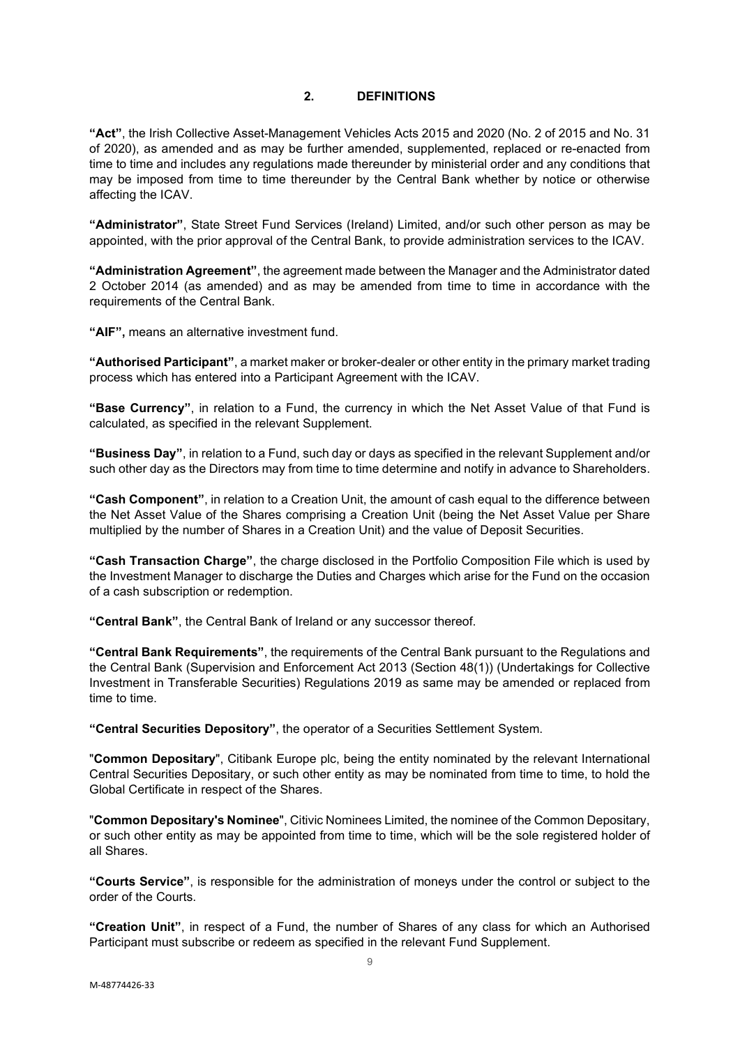## 2. DEFINITIONS

**"Act"**, the Irish Collective Asset-Management Vehicles Acts 2015 and 2020 (No. 2 of 2015 and No. 31 of 2020), as amended and as may be further amended, supplemented, replaced or re-enacted from time to time and includes any regulations made thereunder by ministerial order and any conditions that may be imposed from time to time thereunder by the Central Bank whether by notice or otherwise affecting the ICAV.

**"Administrator"**, State Street Fund Services (Ireland) Limited, and/or such other person as may be appointed, with the prior approval of the Central Bank, to provide administration services to the ICAV.

**"Administration Agreement"**, the agreement made between the Manager and the Administrator dated 2 October 2014 (as amended) and as may be amended from time to time in accordance with the requirements of the Central Bank.

**"AIF",** means an alternative investment fund.

**"Authorised Participant"**, a market maker or broker-dealer or other entity in the primary market trading process which has entered into a Participant Agreement with the ICAV.

**"Base Currency"**, in relation to a Fund, the currency in which the Net Asset Value of that Fund is calculated, as specified in the relevant Supplement.

**"Business Day"**, in relation to a Fund, such day or days as specified in the relevant Supplement and/or such other day as the Directors may from time to time determine and notify in advance to Shareholders.

**"Cash Component"**, in relation to a Creation Unit, the amount of cash equal to the difference between the Net Asset Value of the Shares comprising a Creation Unit (being the Net Asset Value per Share multiplied by the number of Shares in a Creation Unit) and the value of Deposit Securities.

**"Cash Transaction Charge"**, the charge disclosed in the Portfolio Composition File which is used by the Investment Manager to discharge the Duties and Charges which arise for the Fund on the occasion of a cash subscription or redemption.

**"Central Bank"**, the Central Bank of Ireland or any successor thereof.

**"Central Bank Requirements"**, the requirements of the Central Bank pursuant to the Regulations and the Central Bank (Supervision and Enforcement Act 2013 (Section 48(1)) (Undertakings for Collective Investment in Transferable Securities) Regulations 2019 as same may be amended or replaced from time to time.

**"Central Securities Depository"**, the operator of a Securities Settlement System.

"**Common Depositary**", Citibank Europe plc, being the entity nominated by the relevant International Central Securities Depository, or such other entity as may be nominated from time to time, to hold the Global Certificate in respect of the Shares.

"**Common Depositary's Nominee**", Citivic Nominees Limited, the nominee of the Common Depositary, or such other entity as may be appointed from time to time, which will be the sole registered holder of all Shares.

**"Courts Service"**, is responsible for the administration of moneys under the control or subject to the order of the Courts.

**"Creation Unit"**, in respect of a Fund, the number of Shares of any class for which an Authorised Participant must subscribe or redeem as specified in the relevant Fund Supplement.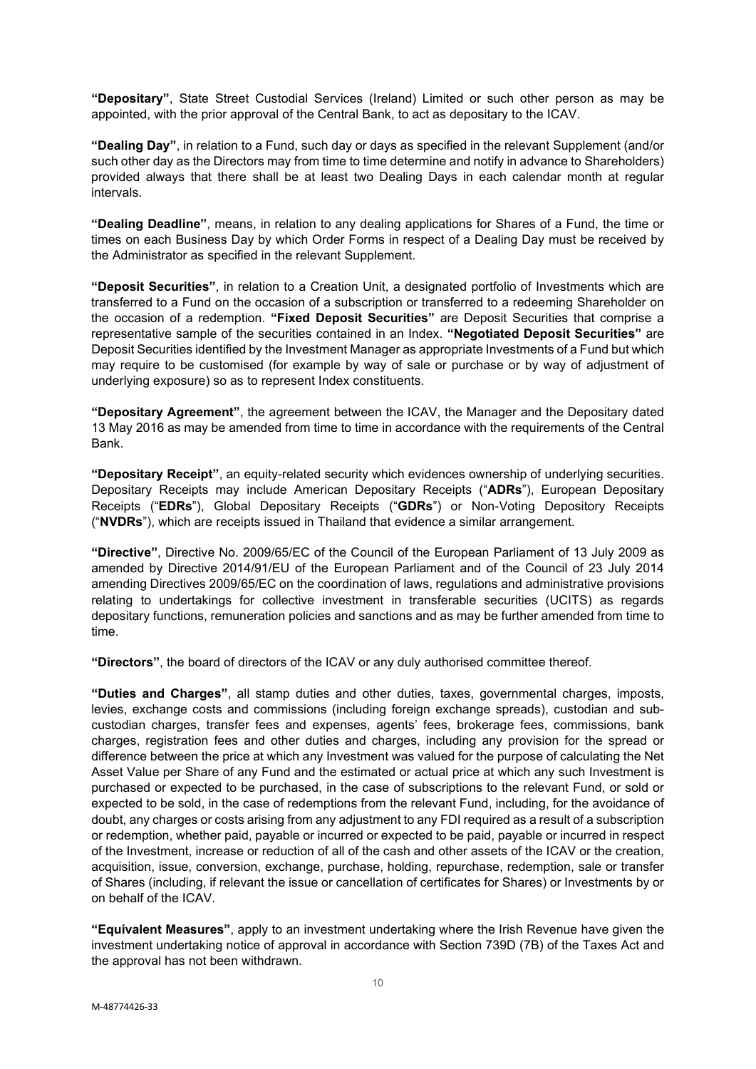**"Depositary"**, State Street Custodial Services (Ireland) Limited or such other person as may be appointed, with the prior approval of the Central Bank, to act as depositary to the ICAV.

**"Dealing Day"**, in relation to a Fund, such day or days as specified in the relevant Supplement (and/or such other day as the Directors may from time to time determine and notify in advance to Shareholders) provided always that there shall be at least two Dealing Days in each calendar month at regular intervals.

**"Dealing Deadline"**, means, in relation to any dealing applications for Shares of a Fund, the time or times on each Business Day by which Order Forms in respect of a Dealing Day must be received by the Administrator as specified in the relevant Supplement.

**"Deposit Securities"**, in relation to a Creation Unit, a designated portfolio of Investments which are transferred to a Fund on the occasion of a subscription or transferred to a redeeming Shareholder on the occasion of a redemption. **"Fixed Deposit Securities"** are Deposit Securities that comprise a representative sample of the securities contained in an Index. **"Negotiated Deposit Securities"** are Deposit Securities identified by the Investment Manager as appropriate Investments of a Fund but which may require to be customised (for example by way of sale or purchase or by way of adjustment of underlying exposure) so as to represent Index constituents.

**"Depositary Agreement"**, the agreement between the ICAV, the Manager and the Depositary dated 13 May 2016 as may be amended from time to time in accordance with the requirements of the Central Bank.

**"Depositary Receipt"**, an equity-related security which evidences ownership of underlying securities. Depositary Receipts may include American Depositary Receipts ("**ADRs**"), European Depositary Receipts ("**EDRs**"), Global Depositary Receipts ("**GDRs**") or Non-Voting Depository Receipts ("**NVDRs**"), which are receipts issued in Thailand that evidence a similar arrangement.

**"Directive"**, Directive No. 2009/65/EC of the Council of the European Parliament of 13 July 2009 as amended by Directive 2014/91/EU of the European Parliament and of the Council of 23 July 2014 amending Directives 2009/65/EC on the coordination of laws, regulations and administrative provisions relating to undertakings for collective investment in transferable securities (UCITS) as regards depositary functions, remuneration policies and sanctions and as may be further amended from time to time.

**"Directors"**, the board of directors of the ICAV or any duly authorised committee thereof.

**"Duties and Charges"**, all stamp duties and other duties, taxes, governmental charges, imposts, levies, exchange costs and commissions (including foreign exchange spreads), custodian and sub-custodian charges, transfer fees and expenses, agents' fees, brokerage fees, commissions, bank charges, registration fees and other duties and charges, including any provision for the spread or difference between the price at which any Investment was valued for the purpose of calculating the Net Asset Value per Share of any Fund and the estimated or actual price at which any such Investment is purchased or expected to be purchased, in the case of subscriptions to the relevant Fund, or sold or expected to be sold, in the case of redemptions from the relevant Fund, including, for the avoidance of doubt, any charges or costs arising from any adjustment to any FDI required as a result of a subscription or redemption, whether paid, payable or incurred or expected to be paid, payable or incurred in respect of the Investment, increase or reduction of all of the cash and other assets of the ICAV or the creation, acquisition, issue, conversion, exchange, purchase, holding, repurchase, redemption, sale or transfer of Shares (including, if relevant the issue or cancellation of certificates for Shares) or Investments by or on behalf of the ICAV.

**"Equivalent Measures"**, apply to an investment undertaking where the Irish Revenue have given the investment undertaking notice of approval in accordance with Section 739D (7B) of the Taxes Act and the approval has not been withdrawn.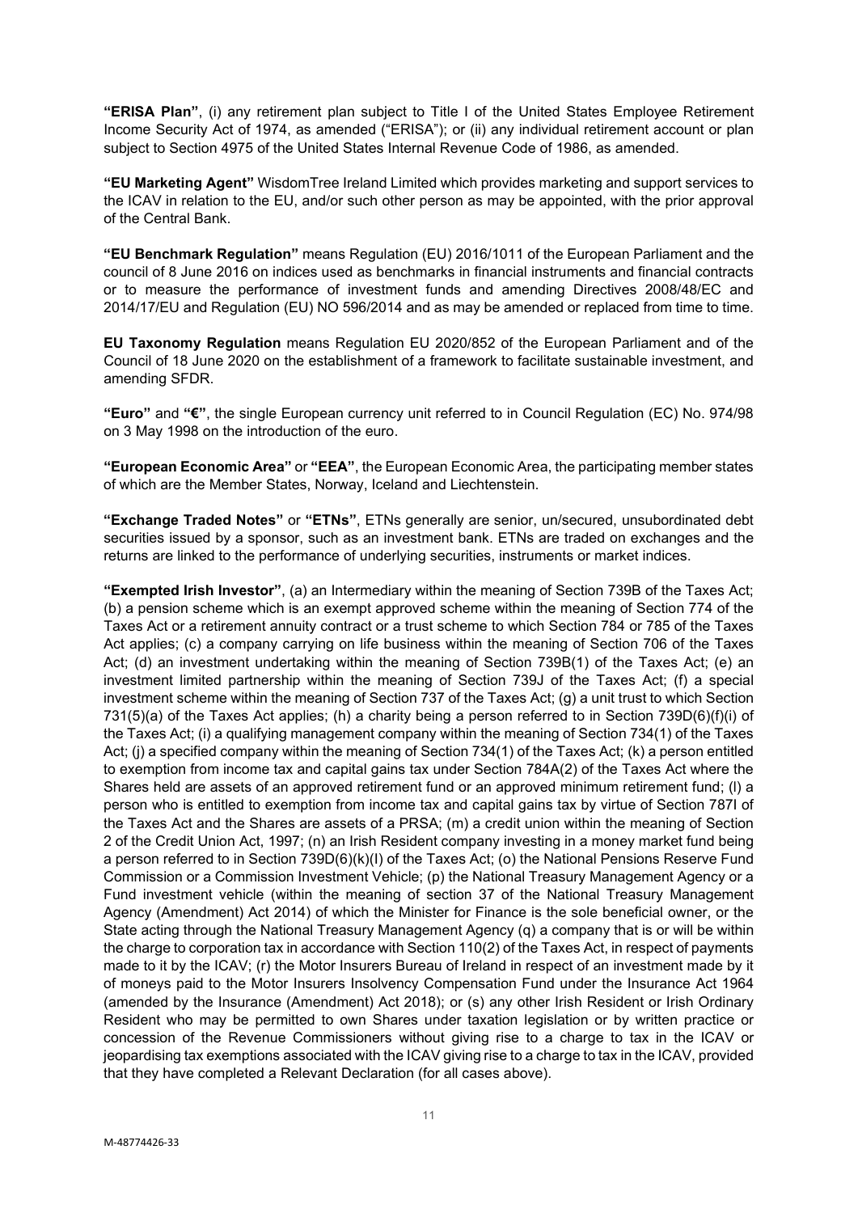**"ERISA Plan"**, (i) any retirement plan subject to Title I of the United States Employee Retirement Income Security Act of 1974, as amended ("ERISA"); or (ii) any individual retirement account or plan subject to Section 4975 of the United States Internal Revenue Code of 1986, as amended.

**"EU Marketing Agent"** WisdomTree Ireland Limited which provides marketing and support services to the ICAV in relation to the EU, and/or such other person as may be appointed, with the prior approval of the Central Bank.

**"EU Benchmark Regulation"** means Regulation (EU) 2016/1011 of the European Parliament and the council of 8 June 2016 on indices used as benchmarks in financial instruments and financial contracts or to measure the performance of investment funds and amending Directives 2008/48/EC and 2014/17/EU and Regulation (EU) NO 596/2014 and as may be amended or replaced from time to time.

**EU Taxonomy Regulation** means Regulation EU 2020/852 of the European Parliament and of the Council of 18 June 2020 on the establishment of a framework to facilitate sustainable investment, and amending SFDR.

**"Euro"** and **"€"**, the single European currency unit referred to in Council Regulation (EC) No. 974/98 on 3 May 1998 on the introduction of the euro.

**"European Economic Area"** or **"EEA"**, the European Economic Area, the participating member states of which are the Member States, Norway, Iceland and Liechtenstein.

**"Exchange Traded Notes"** or **"ETNs"**, ETNs generally are senior, un/secured, unsubordinated debt securities issued by a sponsor, such as an investment bank. ETNs are traded on exchanges and the returns are linked to the performance of underlying securities, instruments or market indices.

**"Exempted Irish Investor"**, (a) an Intermediary within the meaning of Section 739B of the Taxes Act; (b) a pension scheme which is an exempt approved scheme within the meaning of Section 774 of the Taxes Act or a retirement annuity contract or a trust scheme to which Section 784 or 785 of the Taxes Act applies; (c) a company carrying on life business within the meaning of Section 706 of the Taxes Act; (d) an investment undertaking within the meaning of Section 739B(1) of the Taxes Act; (e) an investment limited partnership within the meaning of Section 739J of the Taxes Act; (f) a special investment scheme within the meaning of Section 737 of the Taxes Act; (g) a unit trust to which Section 731(5)(a) of the Taxes Act applies; (h) a charity being a person referred to in Section 739D(6)(f)(i) of the Taxes Act; (i) a qualifying management company within the meaning of Section 734(1) of the Taxes Act; (j) a specified company within the meaning of Section 734(1) of the Taxes Act; (k) a person entitled to exemption from income tax and capital gains tax under Section 784A(2) of the Taxes Act where the Shares held are assets of an approved retirement fund or an approved minimum retirement fund; (l) a person who is entitled to exemption from income tax and capital gains tax by virtue of Section 787I of the Taxes Act and the Shares are assets of a PRSA; (m) a credit union within the meaning of Section 2 of the Credit Union Act, 1997; (n) an Irish Resident company investing in a money market fund being a person referred to in Section 739D(6)(k)(I) of the Taxes Act; (o) the National Pensions Reserve Fund Commission or a Commission Investment Vehicle; (p) the National Treasury Management Agency or a Fund investment vehicle (within the meaning of section 37 of the National Treasury Management Agency (Amendment) Act 2014) of which the Minister for Finance is the sole beneficial owner, or the State acting through the National Treasury Management Agency (q) a company that is or will be within the charge to corporation tax in accordance with Section 110(2) of the Taxes Act, in respect of payments made to it by the ICAV; (r) the Motor Insurers Bureau of Ireland in respect of an investment made by it of moneys paid to the Motor Insurers Insolvency Compensation Fund under the Insurance Act 1964 (amended by the Insurance (Amendment) Act 2018); or (s) any other Irish Resident or Irish Ordinary Resident who may be permitted to own Shares under taxation legislation or by written practice or concession of the Revenue Commissioners without giving rise to a charge to tax in the ICAV or jeopardising tax exemptions associated with the ICAV giving rise to a charge to tax in the ICAV, provided that they have completed a Relevant Declaration (for all cases above).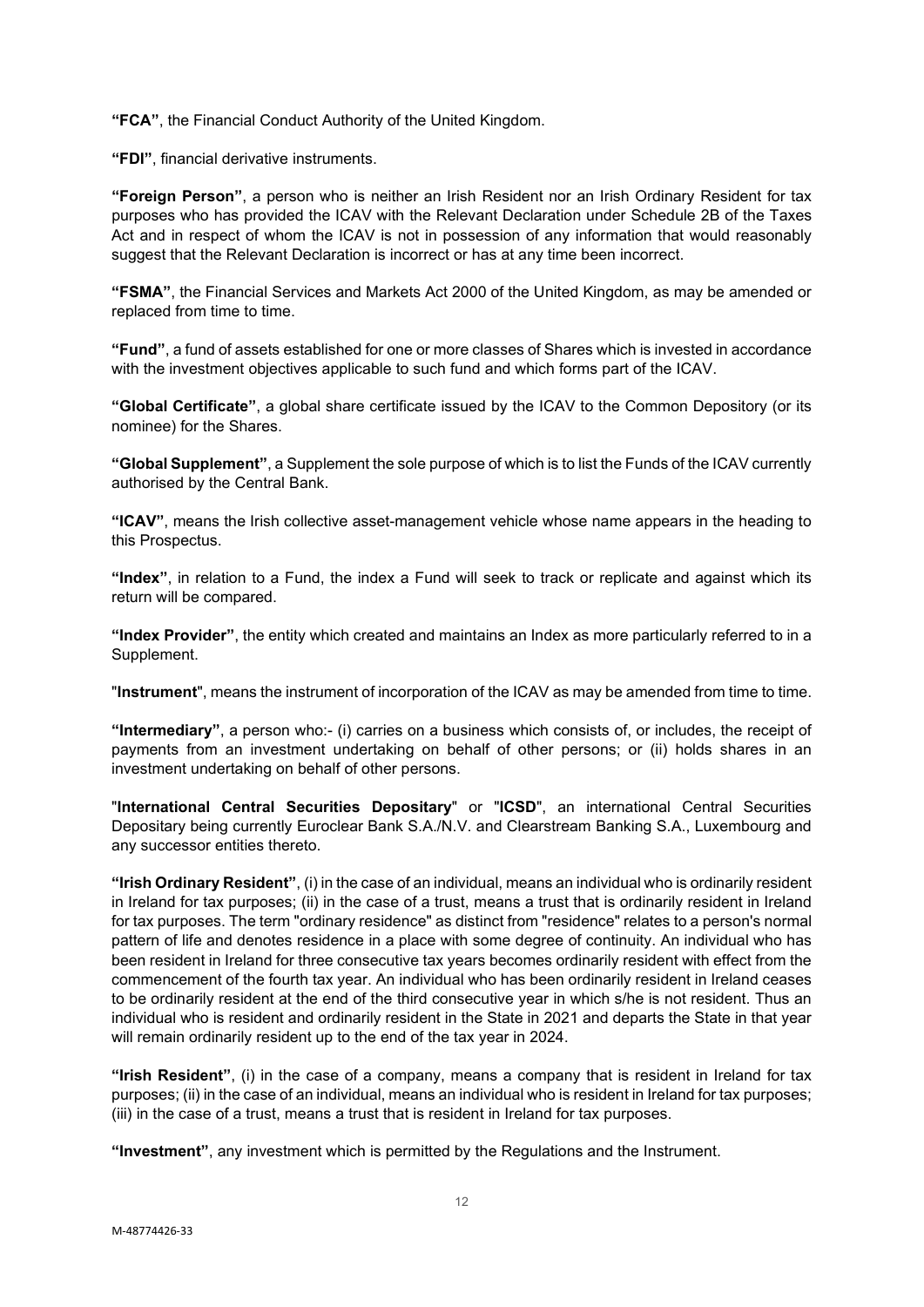**"FCA"**, the Financial Conduct Authority of the United Kingdom.

**"FDI"**, financial derivative instruments.

**"Foreign Person"**, a person who is neither an Irish Resident nor an Irish Ordinary Resident for tax purposes who has provided the ICAV with the Relevant Declaration under Schedule 2B of the Taxes Act and in respect of whom the ICAV is not in possession of any information that would reasonably suggest that the Relevant Declaration is incorrect or has at any time been incorrect.

**"FSMA"**, the Financial Services and Markets Act 2000 of the United Kingdom, as may be amended or replaced from time to time.

**"Fund"**, a fund of assets established for one or more classes of Shares which is invested in accordance with the investment objectives applicable to such fund and which forms part of the ICAV.

**"Global Certificate"**, a global share certificate issued by the ICAV to the Common Depository (or its nominee) for the Shares.

**"Global Supplement"**, a Supplement the sole purpose of which is to list the Funds of the ICAV currently authorised by the Central Bank.

**"ICAV"**, means the Irish collective asset-management vehicle whose name appears in the heading to this Prospectus.

**"Index"**, in relation to a Fund, the index a Fund will seek to track or replicate and against which its return will be compared.

**"Index Provider"**, the entity which created and maintains an Index as more particularly referred to in a Supplement.

"**Instrument**", means the instrument of incorporation of the ICAV as may be amended from time to time.

**"Intermediary"**, a person who:- (i) carries on a business which consists of, or includes, the receipt of payments from an investment undertaking on behalf of other persons; or (ii) holds shares in an investment undertaking on behalf of other persons.

"**International Central Securities Depositary**" or "**ICSD**", an international Central Securities Depositary being currently Euroclear Bank S.A./N.V. and Clearstream Banking S.A., Luxembourg and any successor entities thereto.

**"Irish Ordinary Resident"**, (i) in the case of an individual, means an individual who is ordinarily resident in Ireland for tax purposes; (ii) in the case of a trust, means a trust that is ordinarily resident in Ireland for tax purposes. The term "ordinary residence" as distinct from "residence" relates to a person's normal pattern of life and denotes residence in a place with some degree of continuity. An individual who has been resident in Ireland for three consecutive tax years becomes ordinarily resident with effect from the commencement of the fourth tax year. An individual who has been ordinarily resident in Ireland ceases to be ordinarily resident at the end of the third consecutive year in which s/he is not resident. Thus an individual who is resident and ordinarily resident in the State in 2021 and departs the State in that year will remain ordinarily resident up to the end of the tax year in 2024.

**"Irish Resident"**, (i) in the case of a company, means a company that is resident in Ireland for tax purposes; (ii) in the case of an individual, means an individual who is resident in Ireland for tax purposes; (iii) in the case of a trust, means a trust that is resident in Ireland for tax purposes.

**"Investment"**, any investment which is permitted by the Regulations and the Instrument.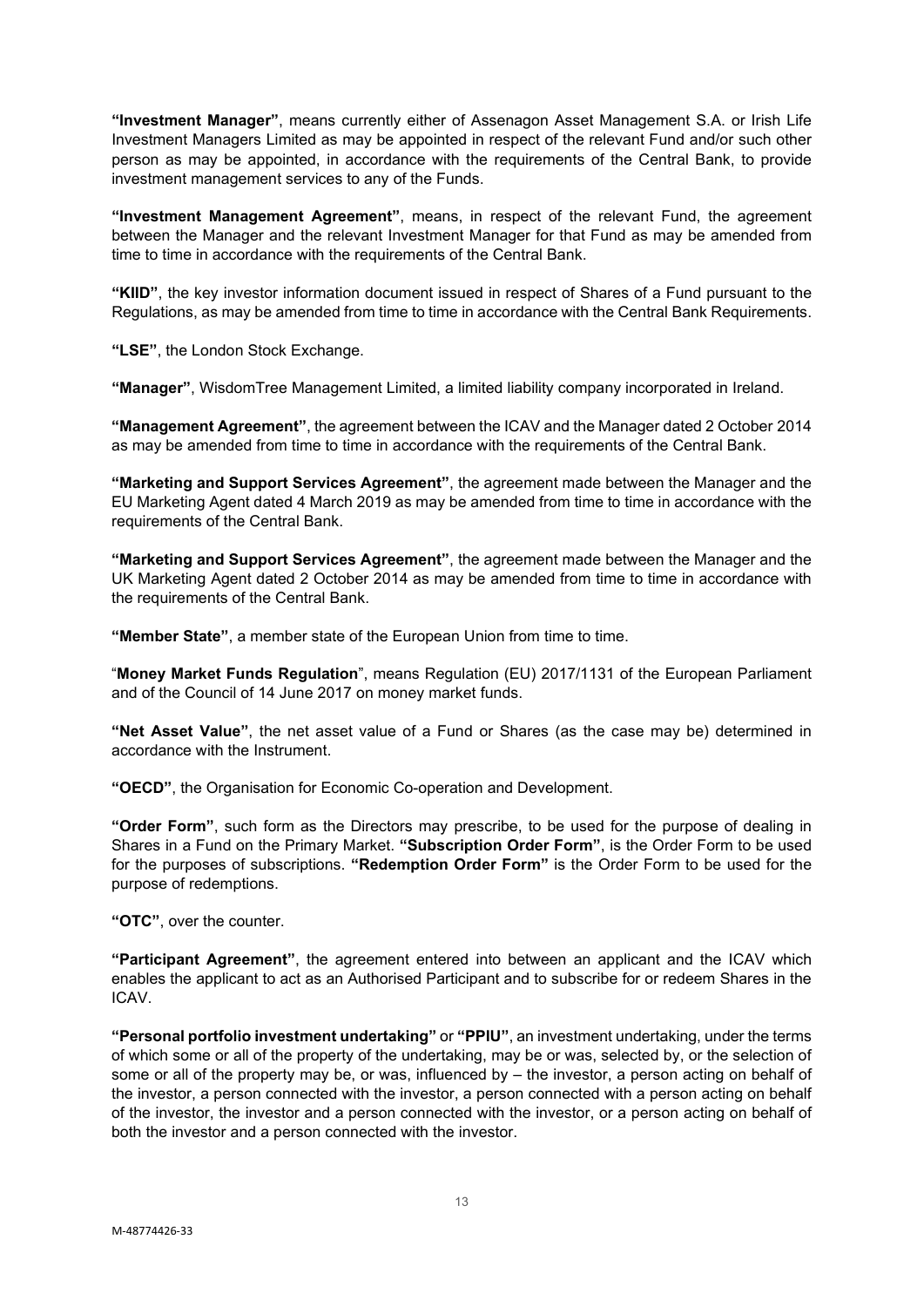**"Investment Manager"**, means currently either of Assenagon Asset Management S.A. or Irish Life Investment Managers Limited as may be appointed in respect of the relevant Fund and/or such other person as may be appointed, in accordance with the requirements of the Central Bank, to provide investment management services to any of the Funds.

**"Investment Management Agreement"**, means, in respect of the relevant Fund, the agreement between the Manager and the relevant Investment Manager for that Fund as may be amended from time to time in accordance with the requirements of the Central Bank.

**"KIID"**, the key investor information document issued in respect of Shares of a Fund pursuant to the Regulations, as may be amended from time to time in accordance with the Central Bank Requirements.

**"LSE"**, the London Stock Exchange.

**"Manager"**, WisdomTree Management Limited, a limited liability company incorporated in Ireland.

**"Management Agreement"**, the agreement between the ICAV and the Manager dated 2 October 2014 as may be amended from time to time in accordance with the requirements of the Central Bank.

**"Marketing and Support Services Agreement"**, the agreement made between the Manager and the EU Marketing Agent dated 4 March 2019 as may be amended from time to time in accordance with the requirements of the Central Bank.

**"Marketing and Support Services Agreement"**, the agreement made between the Manager and the UK Marketing Agent dated 2 October 2014 as may be amended from time to time in accordance with the requirements of the Central Bank.

**"Member State"**, a member state of the European Union from time to time.

"**Money Market Funds Regulation**", means Regulation (EU) 2017/1131 of the European Parliament and of the Council of 14 June 2017 on money market funds.

**"Net Asset Value"**, the net asset value of a Fund or Shares (as the case may be) determined in accordance with the Instrument.

**"OECD"**, the Organisation for Economic Co-operation and Development.

**"Order Form"**, such form as the Directors may prescribe, to be used for the purpose of dealing in Shares in a Fund on the Primary Market. **"Subscription Order Form"**, is the Order Form to be used for the purposes of subscriptions. **"Redemption Order Form"** is the Order Form to be used for the purpose of redemptions.

**"OTC"**, over the counter.

**"Participant Agreement"**, the agreement entered into between an applicant and the ICAV which enables the applicant to act as an Authorised Participant and to subscribe for or redeem Shares in the ICAV.

**"Personal portfolio investment undertaking"** or **"PPIU"**, an investment undertaking, under the terms of which some or all of the property of the undertaking, may be or was, selected by, or the selection of some or all of the property may be, or was, influenced by – the investor, a person acting on behalf of the investor, a person connected with the investor, a person connected with a person acting on behalf of the investor, the investor and a person connected with the investor, or a person acting on behalf of both the investor and a person connected with the investor.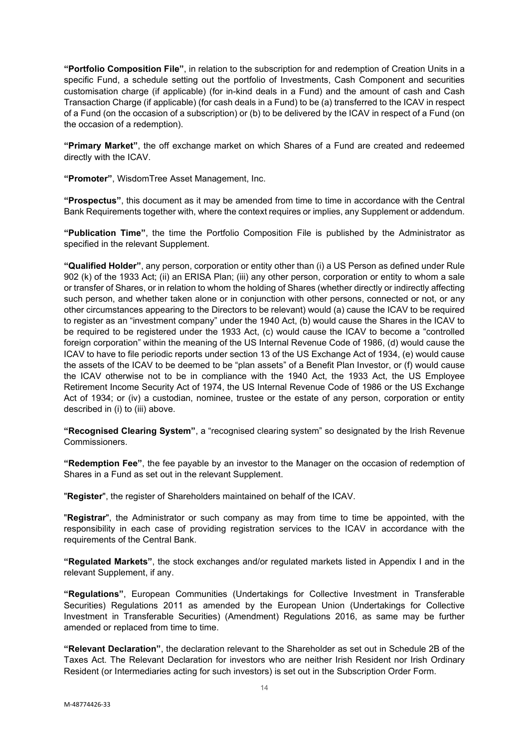**"Portfolio Composition File"**, in relation to the subscription for and redemption of Creation Units in a specific Fund, a schedule setting out the portfolio of Investments, Cash Component and securities customisation charge (if applicable) (for in-kind deals in a Fund) and the amount of cash and Cash Transaction Charge (if applicable) (for cash deals in a Fund) to be (a) transferred to the ICAV in respect of a Fund (on the occasion of a subscription) or (b) to be delivered by the ICAV in respect of a Fund (on the occasion of a redemption).

**"Primary Market"**, the off exchange market on which Shares of a Fund are created and redeemed directly with the ICAV.

**"Promoter"**, WisdomTree Asset Management, Inc.

**"Prospectus"**, this document as it may be amended from time to time in accordance with the Central Bank Requirements together with, where the context requires or implies, any Supplement or addendum.

**"Publication Time"**, the time the Portfolio Composition File is published by the Administrator as specified in the relevant Supplement.

**"Qualified Holder"**, any person, corporation or entity other than (i) a US Person as defined under Rule 902 (k) of the 1933 Act; (ii) an ERISA Plan; (iii) any other person, corporation or entity to whom a sale or transfer of Shares, or in relation to whom the holding of Shares (whether directly or indirectly affecting such person, and whether taken alone or in conjunction with other persons, connected or not, or any other circumstances appearing to the Directors to be relevant) would (a) cause the ICAV to be required to register as an "investment company" under the 1940 Act, (b) would cause the Shares in the ICAV to be required to be registered under the 1933 Act, (c) would cause the ICAV to become a "controlled foreign corporation" within the meaning of the US Internal Revenue Code of 1986, (d) would cause the ICAV to have to file periodic reports under section 13 of the US Exchange Act of 1934, (e) would cause the assets of the ICAV to be deemed to be "plan assets" of a Benefit Plan Investor, or (f) would cause the ICAV otherwise not to be in compliance with the 1940 Act, the 1933 Act, the US Employee Retirement Income Security Act of 1974, the US Internal Revenue Code of 1986 or the US Exchange Act of 1934; or (iv) a custodian, nominee, trustee or the estate of any person, corporation or entity described in (i) to (iii) above.

**"Recognised Clearing System"**, a "recognised clearing system" so designated by the Irish Revenue Commissioners.

**"Redemption Fee"**, the fee payable by an investor to the Manager on the occasion of redemption of Shares in a Fund as set out in the relevant Supplement.

"**Register**", the register of Shareholders maintained on behalf of the ICAV.

"**Registrar**", the Administrator or such company as may from time to time be appointed, with the responsibility in each case of providing registration services to the ICAV in accordance with the requirements of the Central Bank.

**"Regulated Markets"**, the stock exchanges and/or regulated markets listed in Appendix I and in the relevant Supplement, if any.

**"Regulations"**, European Communities (Undertakings for Collective Investment in Transferable Securities) Regulations 2011 as amended by the European Union (Undertakings for Collective Investment in Transferable Securities) (Amendment) Regulations 2016, as same may be further amended or replaced from time to time.

**"Relevant Declaration"**, the declaration relevant to the Shareholder as set out in Schedule 2B of the Taxes Act. The Relevant Declaration for investors who are neither Irish Resident nor Irish Ordinary Resident (or Intermediaries acting for such investors) is set out in the Subscription Order Form.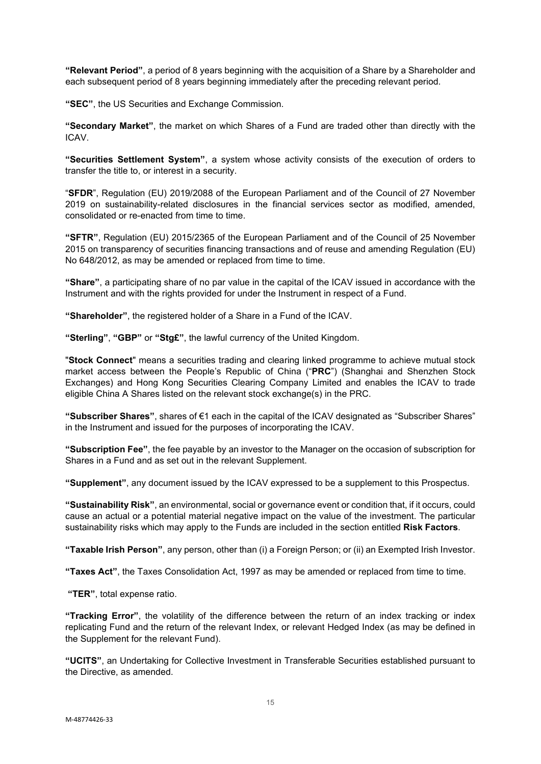**"Relevant Period"**, a period of 8 years beginning with the acquisition of a Share by a Shareholder and each subsequent period of 8 years beginning immediately after the preceding relevant period.

**"SEC"**, the US Securities and Exchange Commission.

**"Secondary Market"**, the market on which Shares of a Fund are traded other than directly with the ICAV.

**"Securities Settlement System"**, a system whose activity consists of the execution of orders to transfer the title to, or interest in a security.

"**SFDR**", Regulation (EU) 2019/2088 of the European Parliament and of the Council of 27 November 2019 on sustainability-related disclosures in the financial services sector as modified, amended, consolidated or re-enacted from time to time.

**"SFTR"**, Regulation (EU) 2015/2365 of the European Parliament and of the Council of 25 November 2015 on transparency of securities financing transactions and of reuse and amending Regulation (EU) No 648/2012, as may be amended or replaced from time to time.

**"Share"**, a participating share of no par value in the capital of the ICAV issued in accordance with the Instrument and with the rights provided for under the Instrument in respect of a Fund.

**"Shareholder"**, the registered holder of a Share in a Fund of the ICAV.

**"Sterling"**, **"GBP"** or **"Stg£"**, the lawful currency of the United Kingdom.

"**Stock Connect**" means a securities trading and clearing linked programme to achieve mutual stock market access between the People's Republic of China ("**PRC**") (Shanghai and Shenzhen Stock Exchanges) and Hong Kong Securities Clearing Company Limited and enables the ICAV to trade eligible China A Shares listed on the relevant stock exchange(s) in the PRC.

**"Subscriber Shares"**, shares of €1 each in the capital of the ICAV designated as "Subscriber Shares" in the Instrument and issued for the purposes of incorporating the ICAV.

**"Subscription Fee"**, the fee payable by an investor to the Manager on the occasion of subscription for Shares in a Fund and as set out in the relevant Supplement.

**"Supplement"**, any document issued by the ICAV expressed to be a supplement to this Prospectus.

**"Sustainability Risk"**, an environmental, social or governance event or condition that, if it occurs, could cause an actual or a potential material negative impact on the value of the investment. The particular sustainability risks which may apply to the Funds are included in the section entitled **Risk Factors**.

**"Taxable Irish Person"**, any person, other than (i) a Foreign Person; or (ii) an Exempted Irish Investor.

**"Taxes Act"**, the Taxes Consolidation Act, 1997 as may be amended or replaced from time to time.

**"TER"**, total expense ratio.

**"Tracking Error"**, the volatility of the difference between the return of an index tracking or index replicating Fund and the return of the relevant Index, or relevant Hedged Index (as may be defined in the Supplement for the relevant Fund).

**"UCITS"**, an Undertaking for Collective Investment in Transferable Securities established pursuant to the Directive, as amended.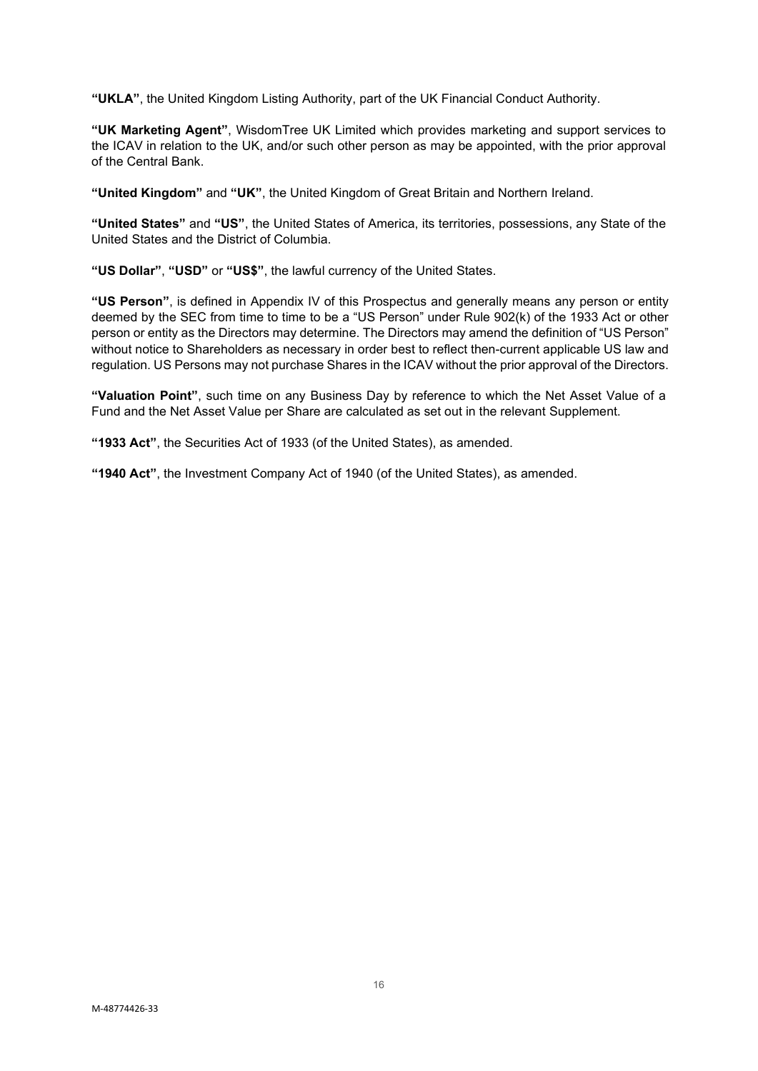**"UKLA"**, the United Kingdom Listing Authority, part of the UK Financial Conduct Authority.

**"UK Marketing Agent"**, WisdomTree UK Limited which provides marketing and support services to the ICAV in relation to the UK, and/or such other person as may be appointed, with the prior approval of the Central Bank.

**"United Kingdom"** and **"UK"**, the United Kingdom of Great Britain and Northern Ireland.

**"United States"** and **"US"**, the United States of America, its territories, possessions, any State of the United States and the District of Columbia.

**"US Dollar"**, **"USD"** or **"US$"**, the lawful currency of the United States.

**"US Person"**, is defined in Appendix IV of this Prospectus and generally means any person or entity deemed by the SEC from time to time to be a "US Person" under Rule 902(k) of the 1933 Act or other person or entity as the Directors may determine. The Directors may amend the definition of "US Person" without notice to Shareholders as necessary in order best to reflect then-current applicable US law and regulation. US Persons may not purchase Shares in the ICAV without the prior approval of the Directors.

**"Valuation Point"**, such time on any Business Day by reference to which the Net Asset Value of a Fund and the Net Asset Value per Share are calculated as set out in the relevant Supplement.

**"1933 Act"**, the Securities Act of 1933 (of the United States), as amended.

**"1940 Act"**, the Investment Company Act of 1940 (of the United States), as amended.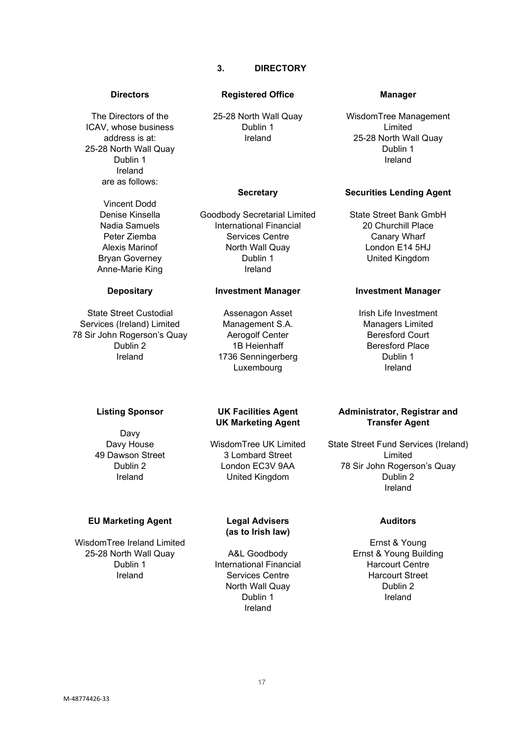# 3. DIRECTORY

**Directors**

The Directors of the ICAV, whose business address is at:
25-28 North Wall Quay
Dublin 1
Ireland
are as follows:

Vincent Dodd
Denise Kinsella
Nadia Samuels
Peter Ziemba
Alexis Marinof
Bryan Governey
Anne-Marie King

**Registered Office**

25-28 North Wall Quay
Dublin 1
Ireland

**Manager**

WisdomTree Management Limited
25-28 North Wall Quay
Dublin 1
Ireland

**Secretary**

Goodbody Secretarial Limited
International Financial Services Centre
North Wall Quay
Dublin 1
Ireland

**Securities Lending Agent**

State Street Bank GmbH
20 Churchill Place
Canary Wharf
London E14 5HJ
United Kingdom

**Depositary**

State Street Custodial Services (Ireland) Limited
78 Sir John Rogerson's Quay
Dublin 2
Ireland

**Investment Manager**

Assenagon Asset Management S.A.
Aerogolf Center
1B Heienhaff
1736 Senningerberg
Luxembourg

**Investment Manager**

Irish Life Investment Managers Limited
Beresford Court
Beresford Place
Dublin 1
Ireland

**Listing Sponsor**

Davy
Davy House
49 Dawson Street
Dublin 2
Ireland

**UK Facilities Agent**
**UK Marketing Agent**

WisdomTree UK Limited
3 Lombard Street
London EC3V 9AA
United Kingdom

**Administrator, Registrar and Transfer Agent**

State Street Fund Services (Ireland) Limited
78 Sir John Rogerson's Quay
Dublin 2
Ireland

**EU Marketing Agent**

WisdomTree Ireland Limited
25-28 North Wall Quay
Dublin 1
Ireland

**Legal Advisers (as to Irish law)**

A&L Goodbody
International Financial Services Centre
North Wall Quay
Dublin 1
Ireland

**Auditors**

Ernst & Young
Ernst & Young Building
Harcourt Centre
Harcourt Street
Dublin 2
Ireland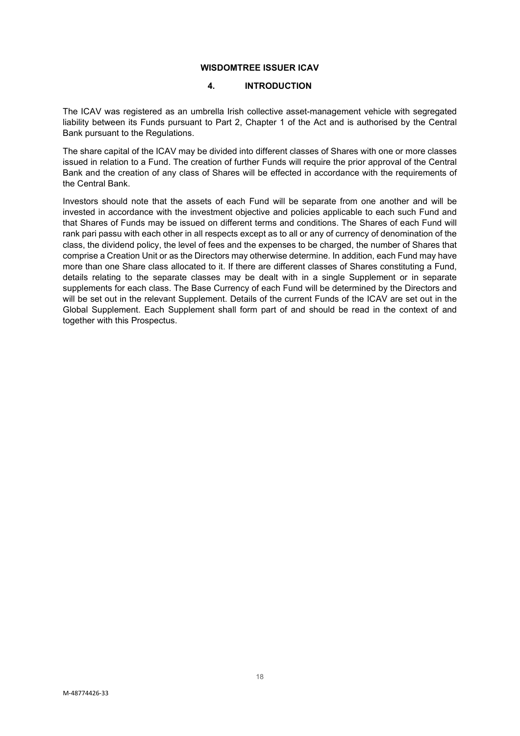**WISDOMTREE ISSUER ICAV**

## 4. INTRODUCTION

The ICAV was registered as an umbrella Irish collective asset-management vehicle with segregated liability between its Funds pursuant to Part 2, Chapter 1 of the Act and is authorised by the Central Bank pursuant to the Regulations.

The share capital of the ICAV may be divided into different classes of Shares with one or more classes issued in relation to a Fund. The creation of further Funds will require the prior approval of the Central Bank and the creation of any class of Shares will be effected in accordance with the requirements of the Central Bank.

Investors should note that the assets of each Fund will be separate from one another and will be invested in accordance with the investment objective and policies applicable to each such Fund and that Shares of Funds may be issued on different terms and conditions. The Shares of each Fund will rank pari passu with each other in all respects except as to all or any of currency of denomination of the class, the dividend policy, the level of fees and the expenses to be charged, the number of Shares that comprise a Creation Unit or as the Directors may otherwise determine. In addition, each Fund may have more than one Share class allocated to it. If there are different classes of Shares constituting a Fund, details relating to the separate classes may be dealt with in a single Supplement or in separate supplements for each class. The Base Currency of each Fund will be determined by the Directors and will be set out in the relevant Supplement. Details of the current Funds of the ICAV are set out in the Global Supplement. Each Supplement shall form part of and should be read in the context of and together with this Prospectus.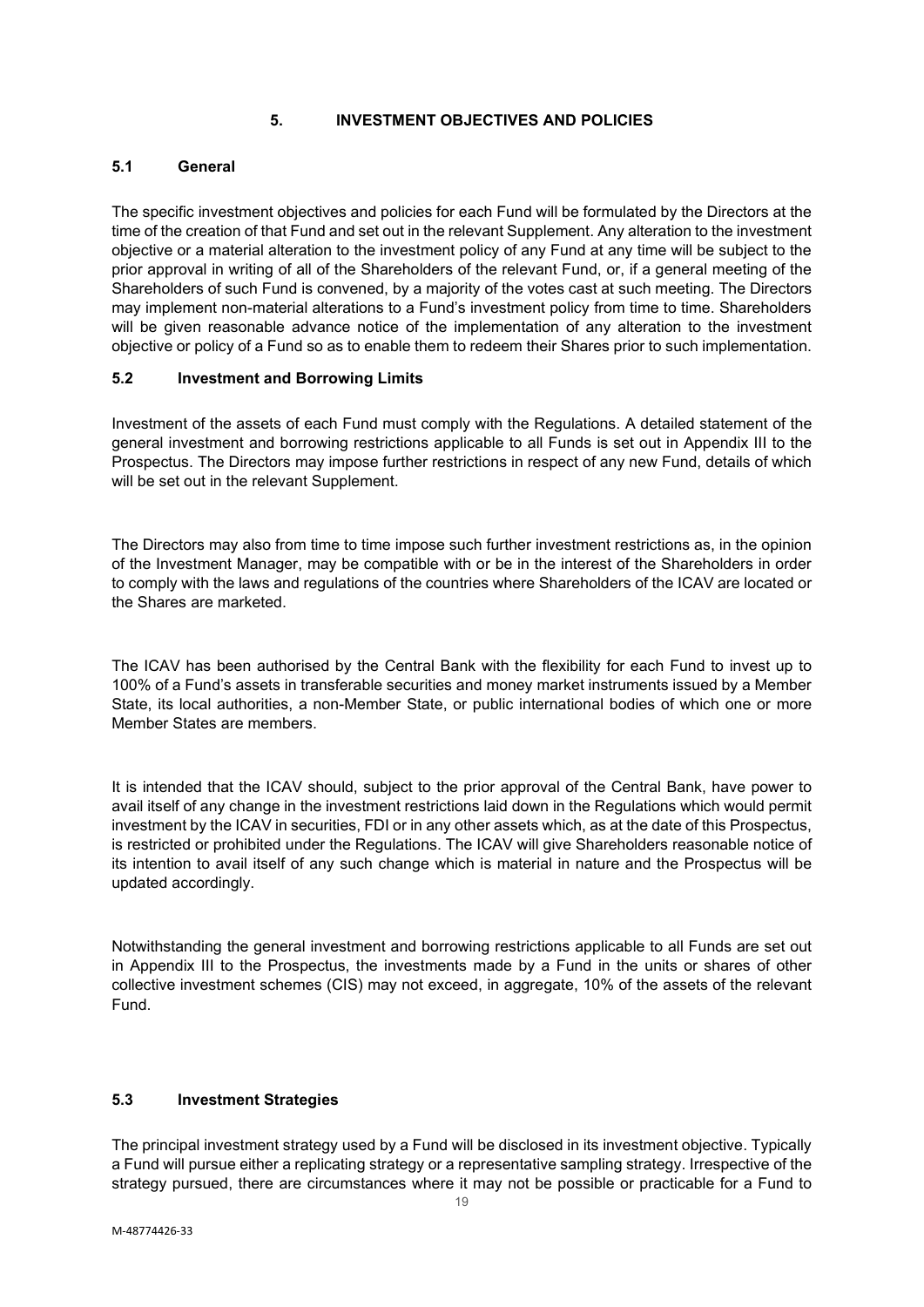## 5. INVESTMENT OBJECTIVES AND POLICIES

### 5.1 General

The specific investment objectives and policies for each Fund will be formulated by the Directors at the time of the creation of that Fund and set out in the relevant Supplement. Any alteration to the investment objective or a material alteration to the investment policy of any Fund at any time will be subject to the prior approval in writing of all of the Shareholders of the relevant Fund, or, if a general meeting of the Shareholders of such Fund is convened, by a majority of the votes cast at such meeting. The Directors may implement non-material alterations to a Fund's investment policy from time to time. Shareholders will be given reasonable advance notice of the implementation of any alteration to the investment objective or policy of a Fund so as to enable them to redeem their Shares prior to such implementation.

### 5.2 Investment and Borrowing Limits

Investment of the assets of each Fund must comply with the Regulations. A detailed statement of the general investment and borrowing restrictions applicable to all Funds is set out in Appendix III to the Prospectus. The Directors may impose further restrictions in respect of any new Fund, details of which will be set out in the relevant Supplement.

The Directors may also from time to time impose such further investment restrictions as, in the opinion of the Investment Manager, may be compatible with or be in the interest of the Shareholders in order to comply with the laws and regulations of the countries where Shareholders of the ICAV are located or the Shares are marketed.

The ICAV has been authorised by the Central Bank with the flexibility for each Fund to invest up to 100% of a Fund's assets in transferable securities and money market instruments issued by a Member State, its local authorities, a non-Member State, or public international bodies of which one or more Member States are members.

It is intended that the ICAV should, subject to the prior approval of the Central Bank, have power to avail itself of any change in the investment restrictions laid down in the Regulations which would permit investment by the ICAV in securities, FDI or in any other assets which, as at the date of this Prospectus, is restricted or prohibited under the Regulations. The ICAV will give Shareholders reasonable notice of its intention to avail itself of any such change which is material in nature and the Prospectus will be updated accordingly.

Notwithstanding the general investment and borrowing restrictions applicable to all Funds are set out in Appendix III to the Prospectus, the investments made by a Fund in the units or shares of other collective investment schemes (CIS) may not exceed, in aggregate, 10% of the assets of the relevant Fund.

### 5.3 Investment Strategies

The principal investment strategy used by a Fund will be disclosed in its investment objective. Typically a Fund will pursue either a replicating strategy or a representative sampling strategy. Irrespective of the strategy pursued, there are circumstances where it may not be possible or practicable for a Fund to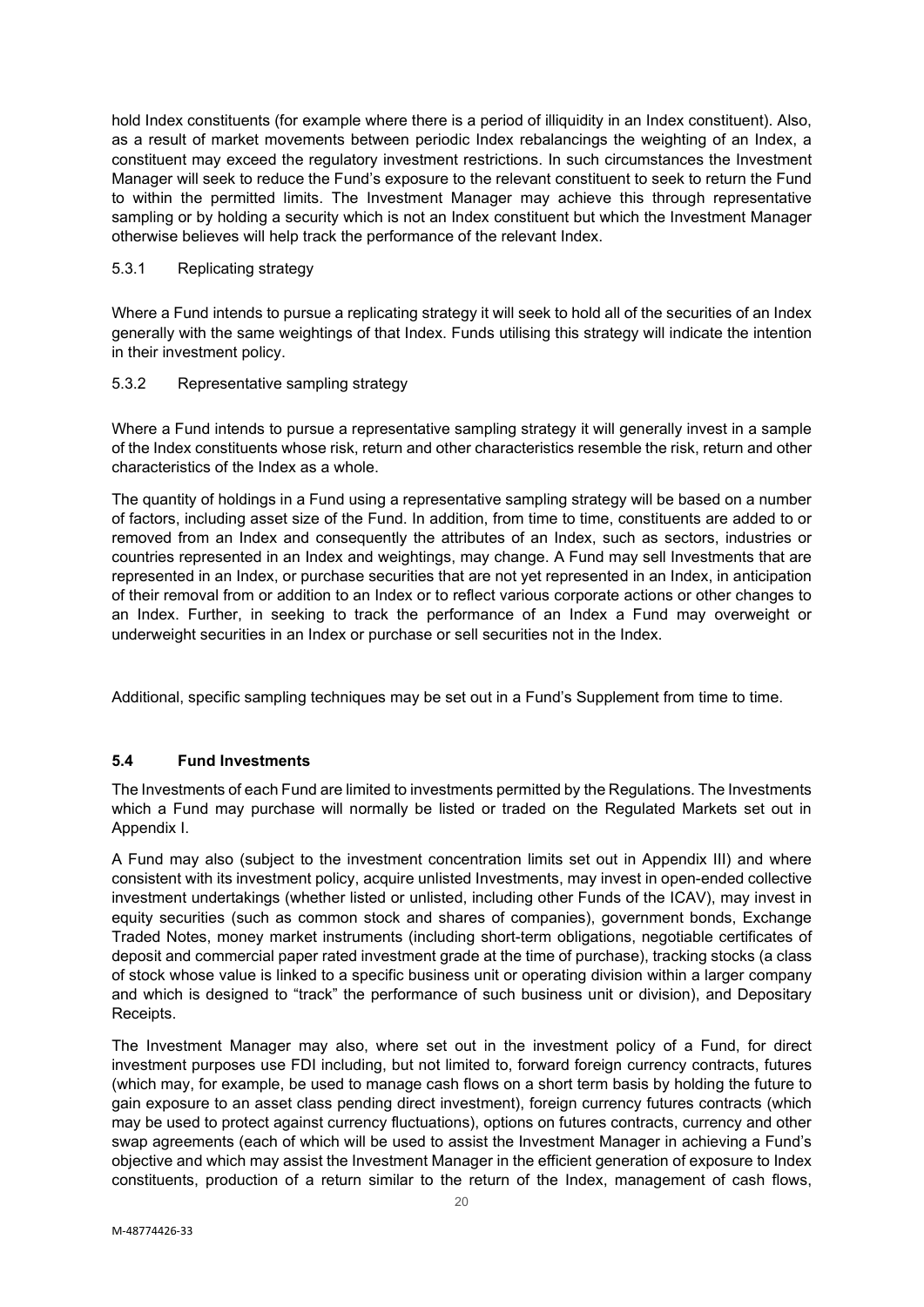hold Index constituents (for example where there is a period of illiquidity in an Index constituent). Also, as a result of market movements between periodic Index rebalancings the weighting of an Index, a constituent may exceed the regulatory investment restrictions. In such circumstances the Investment Manager will seek to reduce the Fund's exposure to the relevant constituent to seek to return the Fund to within the permitted limits. The Investment Manager may achieve this through representative sampling or by holding a security which is not an Index constituent but which the Investment Manager otherwise believes will help track the performance of the relevant Index.

5.3.1 Replicating strategy

Where a Fund intends to pursue a replicating strategy it will seek to hold all of the securities of an Index generally with the same weightings of that Index. Funds utilising this strategy will indicate the intention in their investment policy.

5.3.2 Representative sampling strategy

Where a Fund intends to pursue a representative sampling strategy it will generally invest in a sample of the Index constituents whose risk, return and other characteristics resemble the risk, return and other characteristics of the Index as a whole.

The quantity of holdings in a Fund using a representative sampling strategy will be based on a number of factors, including asset size of the Fund. In addition, from time to time, constituents are added to or removed from an Index and consequently the attributes of an Index, such as sectors, industries or countries represented in an Index and weightings, may change. A Fund may sell Investments that are represented in an Index, or purchase securities that are not yet represented in an Index, in anticipation of their removal from or addition to an Index or to reflect various corporate actions or other changes to an Index. Further, in seeking to track the performance of an Index a Fund may overweight or underweight securities in an Index or purchase or sell securities not in the Index.

Additional, specific sampling techniques may be set out in a Fund's Supplement from time to time.

### 5.4 Fund Investments

The Investments of each Fund are limited to investments permitted by the Regulations. The Investments which a Fund may purchase will normally be listed or traded on the Regulated Markets set out in Appendix I.

A Fund may also (subject to the investment concentration limits set out in Appendix III) and where consistent with its investment policy, acquire unlisted Investments, may invest in open-ended collective investment undertakings (whether listed or unlisted, including other Funds of the ICAV), may invest in equity securities (such as common stock and shares of companies), government bonds, Exchange Traded Notes, money market instruments (including short-term obligations, negotiable certificates of deposit and commercial paper rated investment grade at the time of purchase), tracking stocks (a class of stock whose value is linked to a specific business unit or operating division within a larger company and which is designed to "track" the performance of such business unit or division), and Depositary Receipts.

The Investment Manager may also, where set out in the investment policy of a Fund, for direct investment purposes use FDI including, but not limited to, forward foreign currency contracts, futures (which may, for example, be used to manage cash flows on a short term basis by holding the future to gain exposure to an asset class pending direct investment), foreign currency futures contracts (which may be used to protect against currency fluctuations), options on futures contracts, currency and other swap agreements (each of which will be used to assist the Investment Manager in achieving a Fund's objective and which may assist the Investment Manager in the efficient generation of exposure to Index constituents, production of a return similar to the return of the Index, management of cash flows,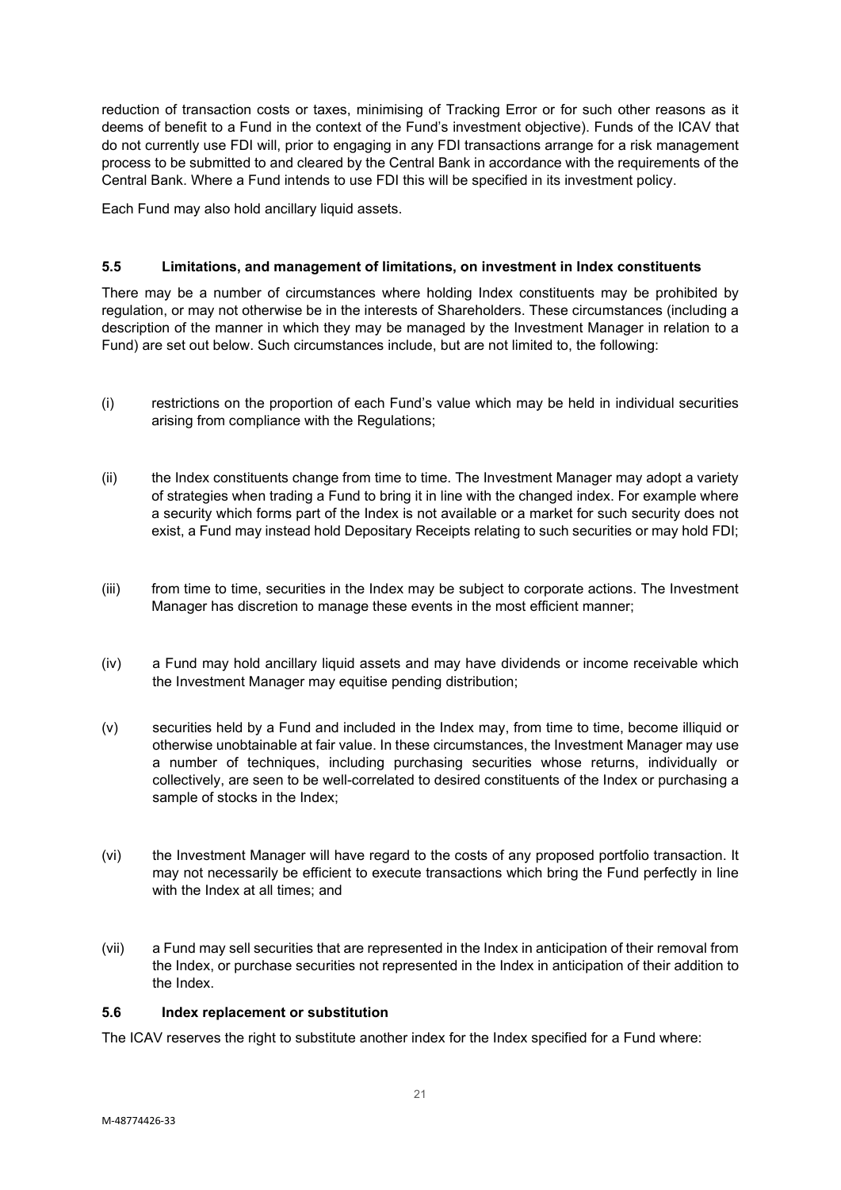reduction of transaction costs or taxes, minimising of Tracking Error or for such other reasons as it deems of benefit to a Fund in the context of the Fund's investment objective). Funds of the ICAV that do not currently use FDI will, prior to engaging in any FDI transactions arrange for a risk management process to be submitted to and cleared by the Central Bank in accordance with the requirements of the Central Bank. Where a Fund intends to use FDI this will be specified in its investment policy.

Each Fund may also hold ancillary liquid assets.

### 5.5 Limitations, and management of limitations, on investment in Index constituents

There may be a number of circumstances where holding Index constituents may be prohibited by regulation, or may not otherwise be in the interests of Shareholders. These circumstances (including a description of the manner in which they may be managed by the Investment Manager in relation to a Fund) are set out below. Such circumstances include, but are not limited to, the following:

(i) restrictions on the proportion of each Fund's value which may be held in individual securities arising from compliance with the Regulations;

(ii) the Index constituents change from time to time. The Investment Manager may adopt a variety of strategies when trading a Fund to bring it in line with the changed index. For example where a security which forms part of the Index is not available or a market for such security does not exist, a Fund may instead hold Depositary Receipts relating to such securities or may hold FDI;

(iii) from time to time, securities in the Index may be subject to corporate actions. The Investment Manager has discretion to manage these events in the most efficient manner;

(iv) a Fund may hold ancillary liquid assets and may have dividends or income receivable which the Investment Manager may equitise pending distribution;

(v) securities held by a Fund and included in the Index may, from time to time, become illiquid or otherwise unobtainable at fair value. In these circumstances, the Investment Manager may use a number of techniques, including purchasing securities whose returns, individually or collectively, are seen to be well-correlated to desired constituents of the Index or purchasing a sample of stocks in the Index;

(vi) the Investment Manager will have regard to the costs of any proposed portfolio transaction. It may not necessarily be efficient to execute transactions which bring the Fund perfectly in line with the Index at all times; and

(vii) a Fund may sell securities that are represented in the Index in anticipation of their removal from the Index, or purchase securities not represented in the Index in anticipation of their addition to the Index.

### 5.6 Index replacement or substitution

The ICAV reserves the right to substitute another index for the Index specified for a Fund where: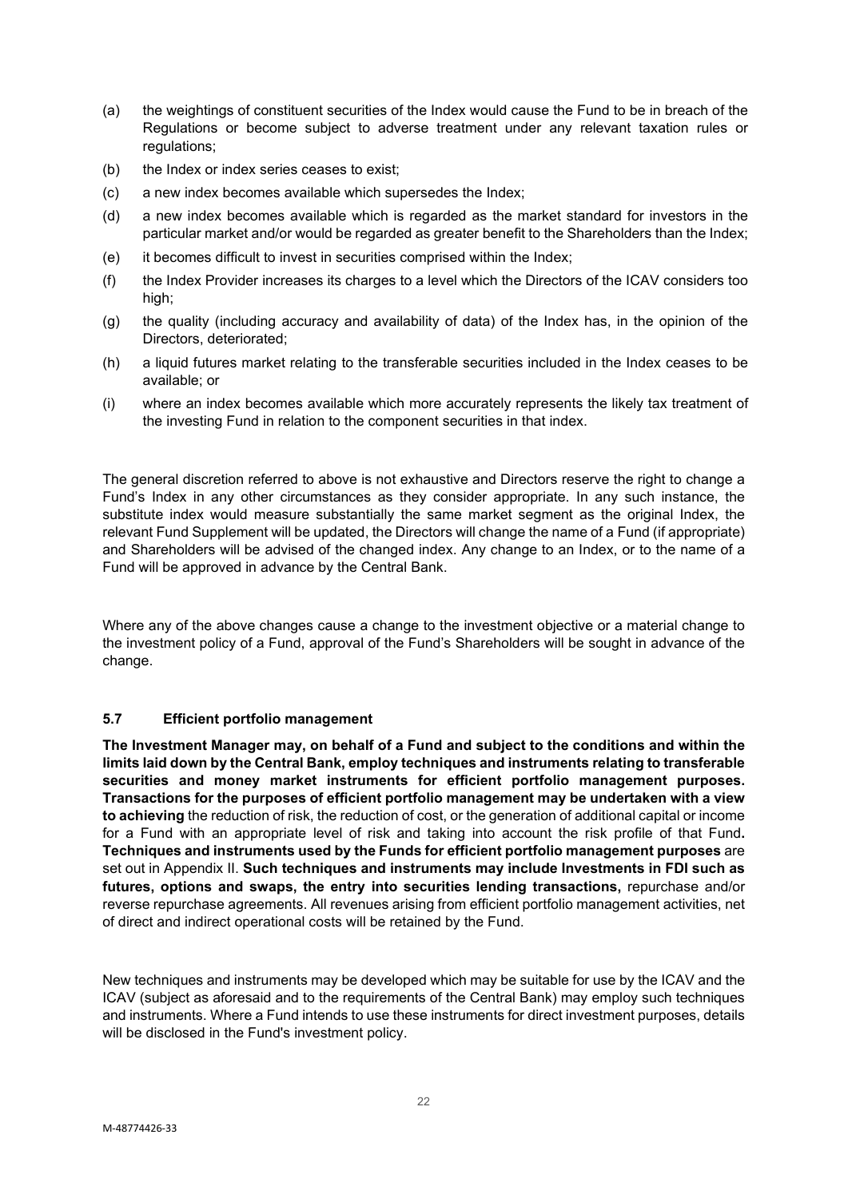(a) the weightings of constituent securities of the Index would cause the Fund to be in breach of the Regulations or become subject to adverse treatment under any relevant taxation rules or regulations;

(b) the Index or index series ceases to exist;

(c) a new index becomes available which supersedes the Index;

(d) a new index becomes available which is regarded as the market standard for investors in the particular market and/or would be regarded as greater benefit to the Shareholders than the Index;

(e) it becomes difficult to invest in securities comprised within the Index;

(f) the Index Provider increases its charges to a level which the Directors of the ICAV considers too high;

(g) the quality (including accuracy and availability of data) of the Index has, in the opinion of the Directors, deteriorated;

(h) a liquid futures market relating to the transferable securities included in the Index ceases to be available; or

(i) where an index becomes available which more accurately represents the likely tax treatment of the investing Fund in relation to the component securities in that index.

The general discretion referred to above is not exhaustive and Directors reserve the right to change a Fund's Index in any other circumstances as they consider appropriate. In any such instance, the substitute index would measure substantially the same market segment as the original Index, the relevant Fund Supplement will be updated, the Directors will change the name of a Fund (if appropriate) and Shareholders will be advised of the changed index. Any change to an Index, or to the name of a Fund will be approved in advance by the Central Bank.

Where any of the above changes cause a change to the investment objective or a material change to the investment policy of a Fund, approval of the Fund's Shareholders will be sought in advance of the change.

### 5.7 Efficient portfolio management

**The Investment Manager may, on behalf of a Fund and subject to the conditions and within the limits laid down by the Central Bank, employ techniques and instruments relating to transferable securities and money market instruments for efficient portfolio management purposes. Transactions for the purposes of efficient portfolio management may be undertaken with a view to achieving** the reduction of risk, the reduction of cost, or the generation of additional capital or income for a Fund with an appropriate level of risk and taking into account the risk profile of that Fund**. Techniques and instruments used by the Funds for efficient portfolio management purposes** are set out in Appendix II. **Such techniques and instruments may include Investments in FDI such as futures, options and swaps, the entry into securities lending transactions,** repurchase and/or reverse repurchase agreements. All revenues arising from efficient portfolio management activities, net of direct and indirect operational costs will be retained by the Fund.

New techniques and instruments may be developed which may be suitable for use by the ICAV and the ICAV (subject as aforesaid and to the requirements of the Central Bank) may employ such techniques and instruments. Where a Fund intends to use these instruments for direct investment purposes, details will be disclosed in the Fund's investment policy.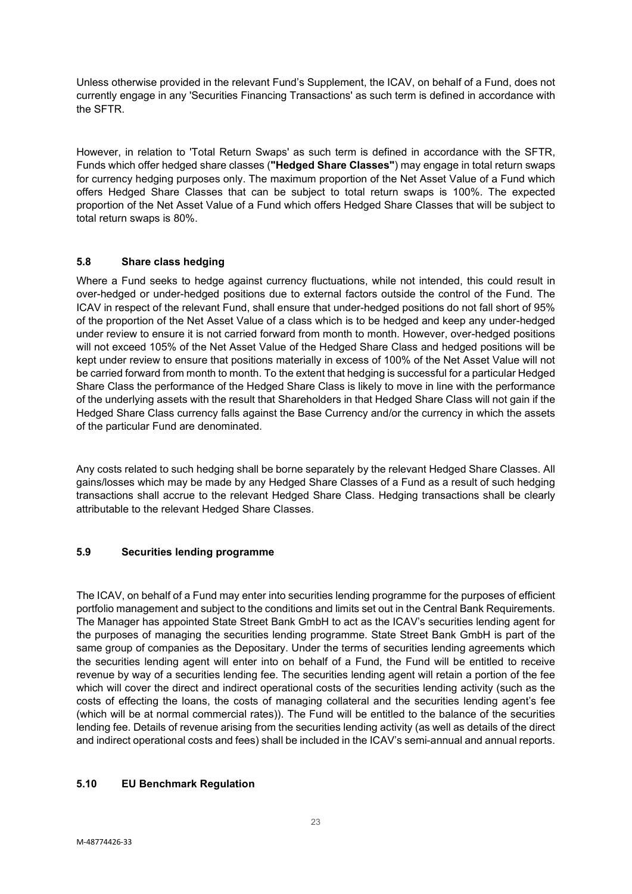Unless otherwise provided in the relevant Fund's Supplement, the ICAV, on behalf of a Fund, does not currently engage in any 'Securities Financing Transactions' as such term is defined in accordance with the SFTR.

However, in relation to 'Total Return Swaps' as such term is defined in accordance with the SFTR, Funds which offer hedged share classes (**"Hedged Share Classes"**) may engage in total return swaps for currency hedging purposes only. The maximum proportion of the Net Asset Value of a Fund which offers Hedged Share Classes that can be subject to total return swaps is 100%. The expected proportion of the Net Asset Value of a Fund which offers Hedged Share Classes that will be subject to total return swaps is 80%.

### 5.8 Share class hedging

Where a Fund seeks to hedge against currency fluctuations, while not intended, this could result in over-hedged or under-hedged positions due to external factors outside the control of the Fund. The ICAV in respect of the relevant Fund, shall ensure that under-hedged positions do not fall short of 95% of the proportion of the Net Asset Value of a class which is to be hedged and keep any under-hedged under review to ensure it is not carried forward from month to month. However, over-hedged positions will not exceed 105% of the Net Asset Value of the Hedged Share Class and hedged positions will be kept under review to ensure that positions materially in excess of 100% of the Net Asset Value will not be carried forward from month to month. To the extent that hedging is successful for a particular Hedged Share Class the performance of the Hedged Share Class is likely to move in line with the performance of the underlying assets with the result that Shareholders in that Hedged Share Class will not gain if the Hedged Share Class currency falls against the Base Currency and/or the currency in which the assets of the particular Fund are denominated.

Any costs related to such hedging shall be borne separately by the relevant Hedged Share Classes. All gains/losses which may be made by any Hedged Share Classes of a Fund as a result of such hedging transactions shall accrue to the relevant Hedged Share Class. Hedging transactions shall be clearly attributable to the relevant Hedged Share Classes.

### 5.9 Securities lending programme

The ICAV, on behalf of a Fund may enter into securities lending programme for the purposes of efficient portfolio management and subject to the conditions and limits set out in the Central Bank Requirements. The Manager has appointed State Street Bank GmbH to act as the ICAV's securities lending agent for the purposes of managing the securities lending programme. State Street Bank GmbH is part of the same group of companies as the Depositary. Under the terms of securities lending agreements which the securities lending agent will enter into on behalf of a Fund, the Fund will be entitled to receive revenue by way of a securities lending fee. The securities lending agent will retain a portion of the fee which will cover the direct and indirect operational costs of the securities lending activity (such as the costs of effecting the loans, the costs of managing collateral and the securities lending agent's fee (which will be at normal commercial rates)). The Fund will be entitled to the balance of the securities lending fee. Details of revenue arising from the securities lending activity (as well as details of the direct and indirect operational costs and fees) shall be included in the ICAV's semi-annual and annual reports.

### 5.10 EU Benchmark Regulation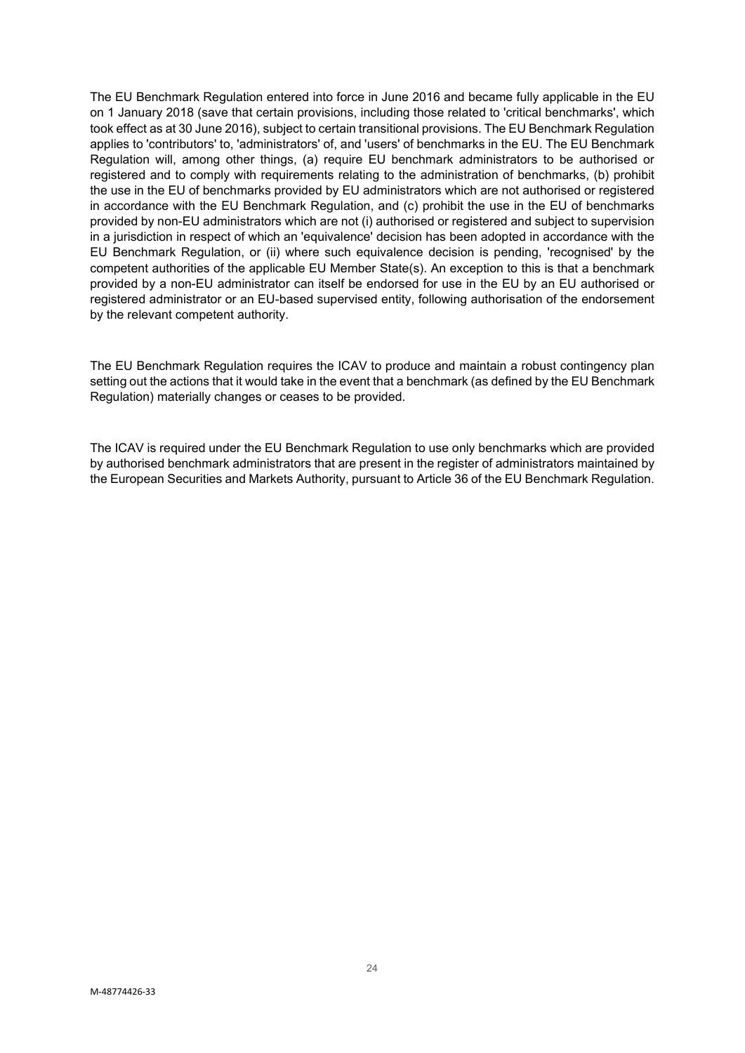The EU Benchmark Regulation entered into force in June 2016 and became fully applicable in the EU on 1 January 2018 (save that certain provisions, including those related to 'critical benchmarks', which took effect as at 30 June 2016), subject to certain transitional provisions. The EU Benchmark Regulation applies to 'contributors' to, 'administrators' of, and 'users' of benchmarks in the EU. The EU Benchmark Regulation will, among other things, (a) require EU benchmark administrators to be authorised or registered and to comply with requirements relating to the administration of benchmarks, (b) prohibit the use in the EU of benchmarks provided by EU administrators which are not authorised or registered in accordance with the EU Benchmark Regulation, and (c) prohibit the use in the EU of benchmarks provided by non-EU administrators which are not (i) authorised or registered and subject to supervision in a jurisdiction in respect of which an 'equivalence' decision has been adopted in accordance with the EU Benchmark Regulation, or (ii) where such equivalence decision is pending, 'recognised' by the competent authorities of the applicable EU Member State(s). An exception to this is that a benchmark provided by a non-EU administrator can itself be endorsed for use in the EU by an EU authorised or registered administrator or an EU-based supervised entity, following authorisation of the endorsement by the relevant competent authority.

The EU Benchmark Regulation requires the ICAV to produce and maintain a robust contingency plan setting out the actions that it would take in the event that a benchmark (as defined by the EU Benchmark Regulation) materially changes or ceases to be provided.

The ICAV is required under the EU Benchmark Regulation to use only benchmarks which are provided by authorised benchmark administrators that are present in the register of administrators maintained by the European Securities and Markets Authority, pursuant to Article 36 of the EU Benchmark Regulation.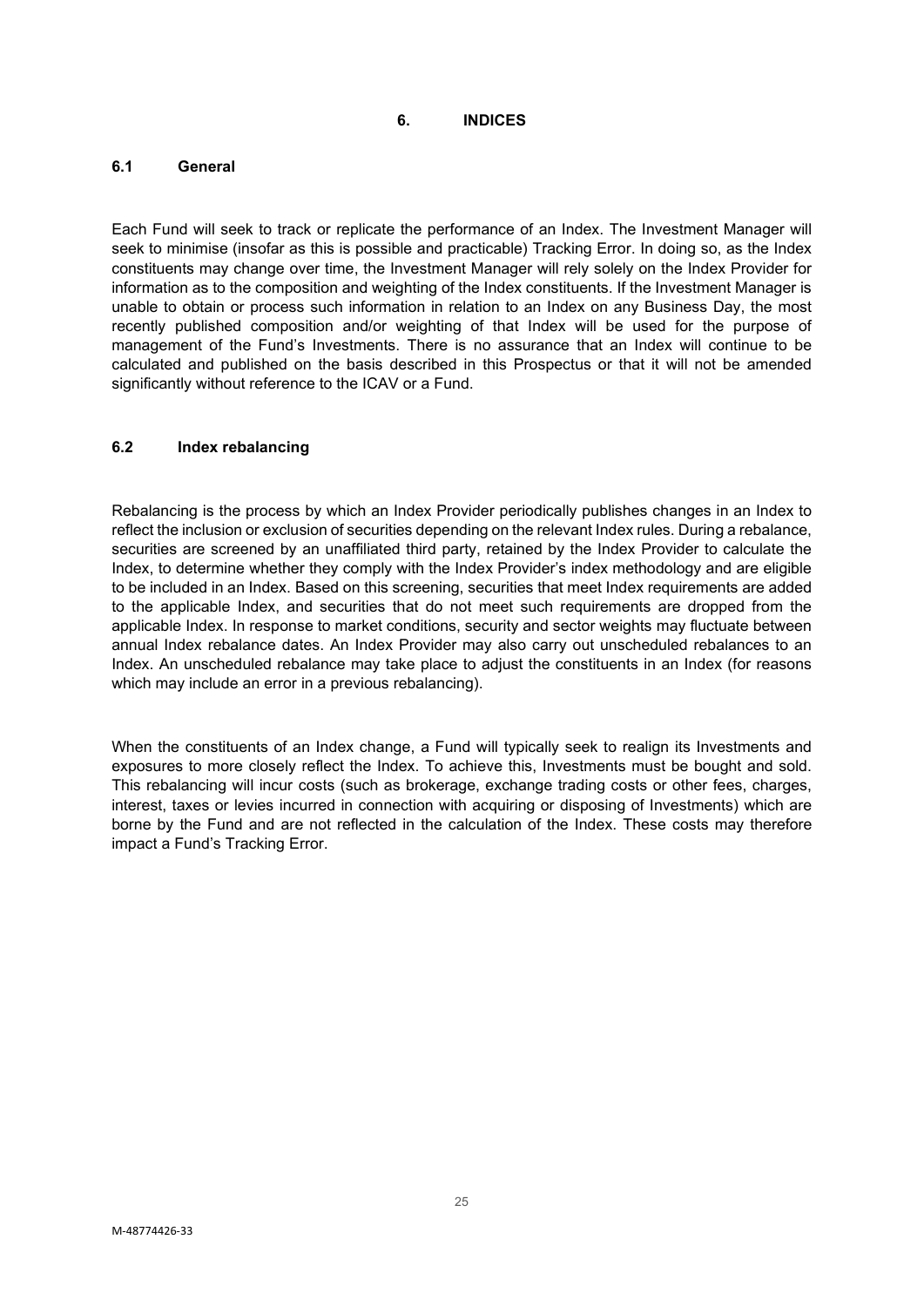# 6. INDICES

## 6.1 General

Each Fund will seek to track or replicate the performance of an Index. The Investment Manager will seek to minimise (insofar as this is possible and practicable) Tracking Error. In doing so, as the Index constituents may change over time, the Investment Manager will rely solely on the Index Provider for information as to the composition and weighting of the Index constituents. If the Investment Manager is unable to obtain or process such information in relation to an Index on any Business Day, the most recently published composition and/or weighting of that Index will be used for the purpose of management of the Fund's Investments. There is no assurance that an Index will continue to be calculated and published on the basis described in this Prospectus or that it will not be amended significantly without reference to the ICAV or a Fund.

## 6.2 Index rebalancing

Rebalancing is the process by which an Index Provider periodically publishes changes in an Index to reflect the inclusion or exclusion of securities depending on the relevant Index rules. During a rebalance, securities are screened by an unaffiliated third party, retained by the Index Provider to calculate the Index, to determine whether they comply with the Index Provider's index methodology and are eligible to be included in an Index. Based on this screening, securities that meet Index requirements are added to the applicable Index, and securities that do not meet such requirements are dropped from the applicable Index. In response to market conditions, security and sector weights may fluctuate between annual Index rebalance dates. An Index Provider may also carry out unscheduled rebalances to an Index. An unscheduled rebalance may take place to adjust the constituents in an Index (for reasons which may include an error in a previous rebalancing).

When the constituents of an Index change, a Fund will typically seek to realign its Investments and exposures to more closely reflect the Index. To achieve this, Investments must be bought and sold. This rebalancing will incur costs (such as brokerage, exchange trading costs or other fees, charges, interest, taxes or levies incurred in connection with acquiring or disposing of Investments) which are borne by the Fund and are not reflected in the calculation of the Index. These costs may therefore impact a Fund's Tracking Error.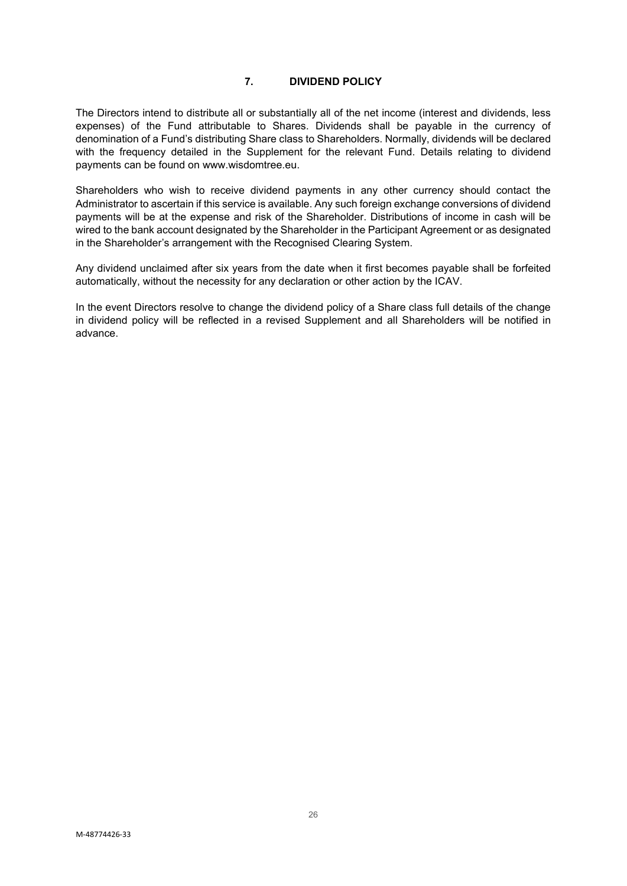## 7. DIVIDEND POLICY

The Directors intend to distribute all or substantially all of the net income (interest and dividends, less expenses) of the Fund attributable to Shares. Dividends shall be payable in the currency of denomination of a Fund's distributing Share class to Shareholders. Normally, dividends will be declared with the frequency detailed in the Supplement for the relevant Fund. Details relating to dividend payments can be found on www.wisdomtree.eu.

Shareholders who wish to receive dividend payments in any other currency should contact the Administrator to ascertain if this service is available. Any such foreign exchange conversions of dividend payments will be at the expense and risk of the Shareholder. Distributions of income in cash will be wired to the bank account designated by the Shareholder in the Participant Agreement or as designated in the Shareholder's arrangement with the Recognised Clearing System.

Any dividend unclaimed after six years from the date when it first becomes payable shall be forfeited automatically, without the necessity for any declaration or other action by the ICAV.

In the event Directors resolve to change the dividend policy of a Share class full details of the change in dividend policy will be reflected in a revised Supplement and all Shareholders will be notified in advance.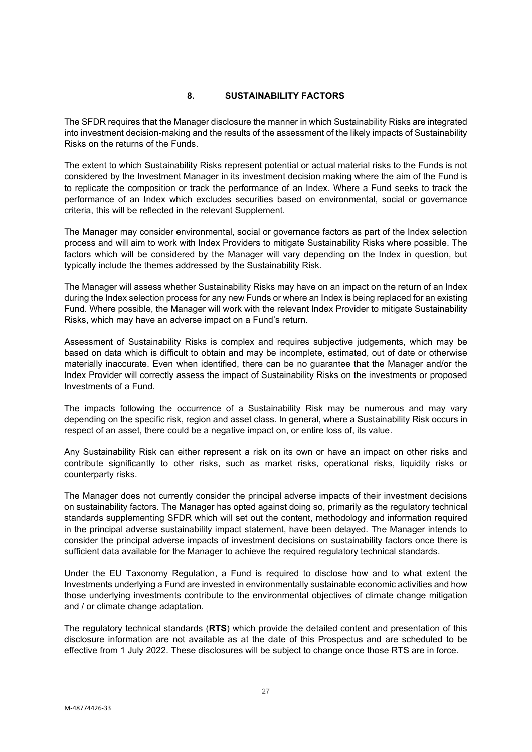## 8. SUSTAINABILITY FACTORS

The SFDR requires that the Manager disclosure the manner in which Sustainability Risks are integrated into investment decision-making and the results of the assessment of the likely impacts of Sustainability Risks on the returns of the Funds.

The extent to which Sustainability Risks represent potential or actual material risks to the Funds is not considered by the Investment Manager in its investment decision making where the aim of the Fund is to replicate the composition or track the performance of an Index. Where a Fund seeks to track the performance of an Index which excludes securities based on environmental, social or governance criteria, this will be reflected in the relevant Supplement.

The Manager may consider environmental, social or governance factors as part of the Index selection process and will aim to work with Index Providers to mitigate Sustainability Risks where possible. The factors which will be considered by the Manager will vary depending on the Index in question, but typically include the themes addressed by the Sustainability Risk.

The Manager will assess whether Sustainability Risks may have on an impact on the return of an Index during the Index selection process for any new Funds or where an Index is being replaced for an existing Fund. Where possible, the Manager will work with the relevant Index Provider to mitigate Sustainability Risks, which may have an adverse impact on a Fund's return.

Assessment of Sustainability Risks is complex and requires subjective judgements, which may be based on data which is difficult to obtain and may be incomplete, estimated, out of date or otherwise materially inaccurate. Even when identified, there can be no guarantee that the Manager and/or the Index Provider will correctly assess the impact of Sustainability Risks on the investments or proposed Investments of a Fund.

The impacts following the occurrence of a Sustainability Risk may be numerous and may vary depending on the specific risk, region and asset class. In general, where a Sustainability Risk occurs in respect of an asset, there could be a negative impact on, or entire loss of, its value.

Any Sustainability Risk can either represent a risk on its own or have an impact on other risks and contribute significantly to other risks, such as market risks, operational risks, liquidity risks or counterparty risks.

The Manager does not currently consider the principal adverse impacts of their investment decisions on sustainability factors. The Manager has opted against doing so, primarily as the regulatory technical standards supplementing SFDR which will set out the content, methodology and information required in the principal adverse sustainability impact statement, have been delayed. The Manager intends to consider the principal adverse impacts of investment decisions on sustainability factors once there is sufficient data available for the Manager to achieve the required regulatory technical standards.

Under the EU Taxonomy Regulation, a Fund is required to disclose how and to what extent the Investments underlying a Fund are invested in environmentally sustainable economic activities and how those underlying investments contribute to the environmental objectives of climate change mitigation and / or climate change adaptation.

The regulatory technical standards (**RTS**) which provide the detailed content and presentation of this disclosure information are not available as at the date of this Prospectus and are scheduled to be effective from 1 July 2022. These disclosures will be subject to change once those RTS are in force.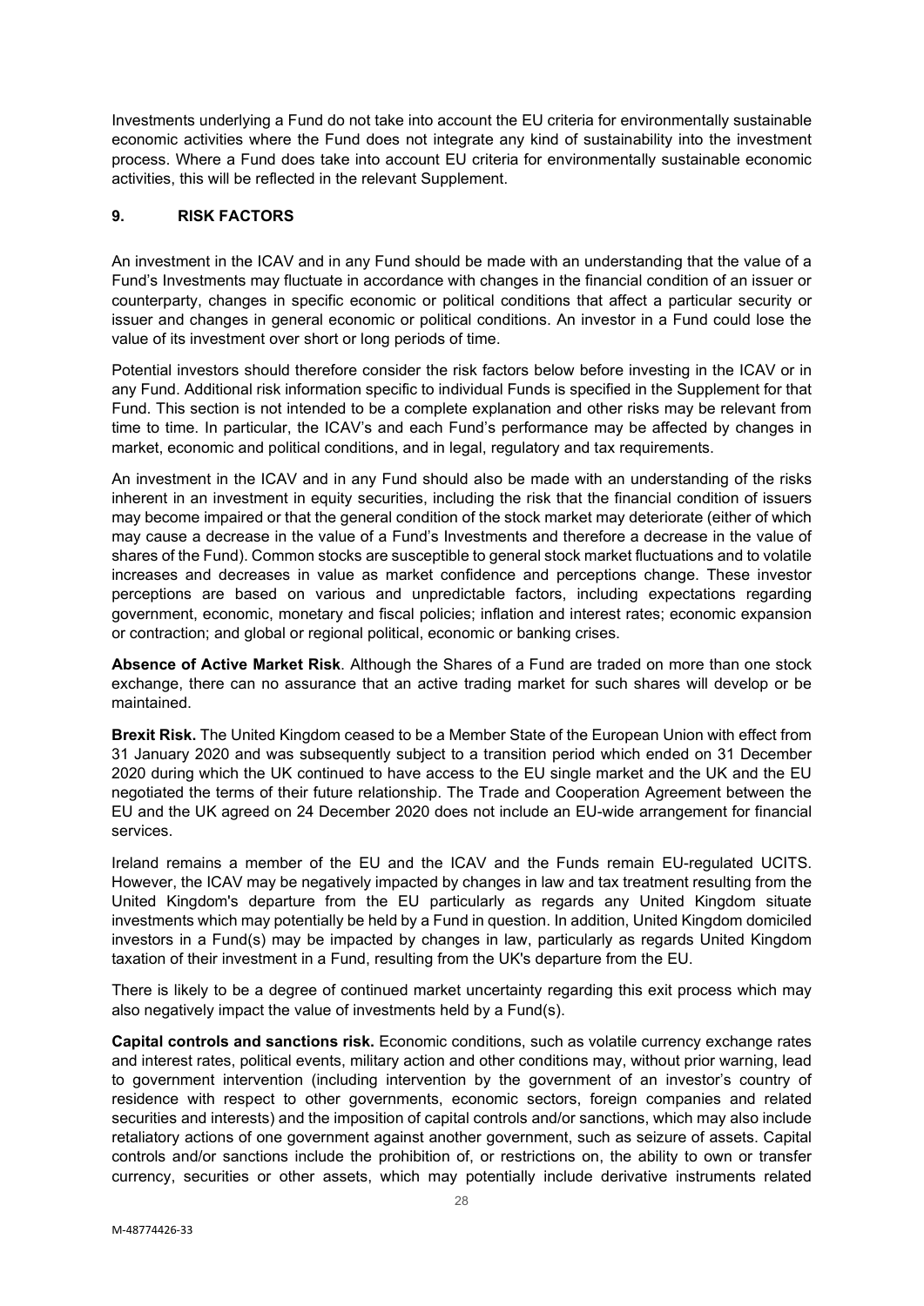Investments underlying a Fund do not take into account the EU criteria for environmentally sustainable economic activities where the Fund does not integrate any kind of sustainability into the investment process. Where a Fund does take into account EU criteria for environmentally sustainable economic activities, this will be reflected in the relevant Supplement.

## 9. RISK FACTORS

An investment in the ICAV and in any Fund should be made with an understanding that the value of a Fund's Investments may fluctuate in accordance with changes in the financial condition of an issuer or counterparty, changes in specific economic or political conditions that affect a particular security or issuer and changes in general economic or political conditions. An investor in a Fund could lose the value of its investment over short or long periods of time.

Potential investors should therefore consider the risk factors below before investing in the ICAV or in any Fund. Additional risk information specific to individual Funds is specified in the Supplement for that Fund. This section is not intended to be a complete explanation and other risks may be relevant from time to time. In particular, the ICAV's and each Fund's performance may be affected by changes in market, economic and political conditions, and in legal, regulatory and tax requirements.

An investment in the ICAV and in any Fund should also be made with an understanding of the risks inherent in an investment in equity securities, including the risk that the financial condition of issuers may become impaired or that the general condition of the stock market may deteriorate (either of which may cause a decrease in the value of a Fund's Investments and therefore a decrease in the value of shares of the Fund). Common stocks are susceptible to general stock market fluctuations and to volatile increases and decreases in value as market confidence and perceptions change. These investor perceptions are based on various and unpredictable factors, including expectations regarding government, economic, monetary and fiscal policies; inflation and interest rates; economic expansion or contraction; and global or regional political, economic or banking crises.

**Absence of Active Market Risk**. Although the Shares of a Fund are traded on more than one stock exchange, there can no assurance that an active trading market for such shares will develop or be maintained.

**Brexit Risk.** The United Kingdom ceased to be a Member State of the European Union with effect from 31 January 2020 and was subsequently subject to a transition period which ended on 31 December 2020 during which the UK continued to have access to the EU single market and the UK and the EU negotiated the terms of their future relationship. The Trade and Cooperation Agreement between the EU and the UK agreed on 24 December 2020 does not include an EU-wide arrangement for financial services.

Ireland remains a member of the EU and the ICAV and the Funds remain EU-regulated UCITS. However, the ICAV may be negatively impacted by changes in law and tax treatment resulting from the United Kingdom's departure from the EU particularly as regards any United Kingdom situate investments which may potentially be held by a Fund in question. In addition, United Kingdom domiciled investors in a Fund(s) may be impacted by changes in law, particularly as regards United Kingdom taxation of their investment in a Fund, resulting from the UK's departure from the EU.

There is likely to be a degree of continued market uncertainty regarding this exit process which may also negatively impact the value of investments held by a Fund(s).

**Capital controls and sanctions risk.** Economic conditions, such as volatile currency exchange rates and interest rates, political events, military action and other conditions may, without prior warning, lead to government intervention (including intervention by the government of an investor's country of residence with respect to other governments, economic sectors, foreign companies and related securities and interests) and the imposition of capital controls and/or sanctions, which may also include retaliatory actions of one government against another government, such as seizure of assets. Capital controls and/or sanctions include the prohibition of, or restrictions on, the ability to own or transfer currency, securities or other assets, which may potentially include derivative instruments related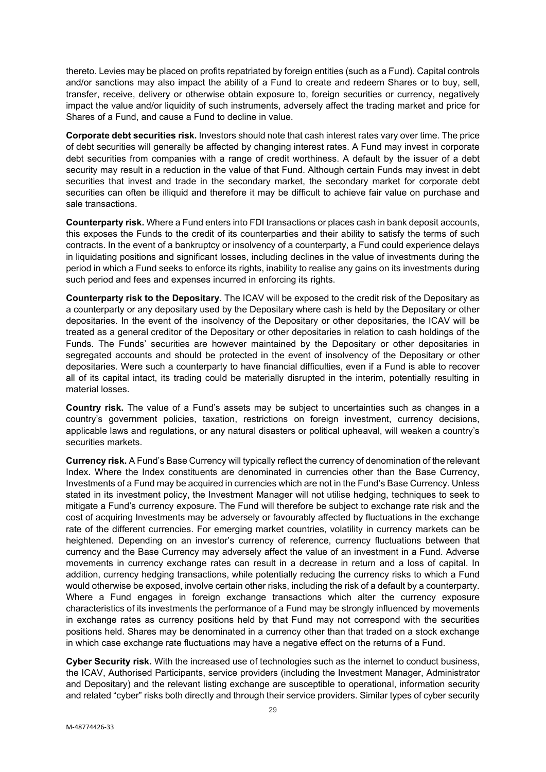thereto. Levies may be placed on profits repatriated by foreign entities (such as a Fund). Capital controls and/or sanctions may also impact the ability of a Fund to create and redeem Shares or to buy, sell, transfer, receive, delivery or otherwise obtain exposure to, foreign securities or currency, negatively impact the value and/or liquidity of such instruments, adversely affect the trading market and price for Shares of a Fund, and cause a Fund to decline in value.

**Corporate debt securities risk.** Investors should note that cash interest rates vary over time. The price of debt securities will generally be affected by changing interest rates. A Fund may invest in corporate debt securities from companies with a range of credit worthiness. A default by the issuer of a debt security may result in a reduction in the value of that Fund. Although certain Funds may invest in debt securities that invest and trade in the secondary market, the secondary market for corporate debt securities can often be illiquid and therefore it may be difficult to achieve fair value on purchase and sale transactions.

**Counterparty risk.** Where a Fund enters into FDI transactions or places cash in bank deposit accounts, this exposes the Funds to the credit of its counterparties and their ability to satisfy the terms of such contracts. In the event of a bankruptcy or insolvency of a counterparty, a Fund could experience delays in liquidating positions and significant losses, including declines in the value of investments during the period in which a Fund seeks to enforce its rights, inability to realise any gains on its investments during such period and fees and expenses incurred in enforcing its rights.

**Counterparty risk to the Depositary**. The ICAV will be exposed to the credit risk of the Depositary as a counterparty or any depositary used by the Depositary where cash is held by the Depositary or other depositaries. In the event of the insolvency of the Depositary or other depositaries, the ICAV will be treated as a general creditor of the Depositary or other depositaries in relation to cash holdings of the Funds. The Funds' securities are however maintained by the Depositary or other depositaries in segregated accounts and should be protected in the event of insolvency of the Depositary or other depositaries. Were such a counterparty to have financial difficulties, even if a Fund is able to recover all of its capital intact, its trading could be materially disrupted in the interim, potentially resulting in material losses.

**Country risk.** The value of a Fund's assets may be subject to uncertainties such as changes in a country's government policies, taxation, restrictions on foreign investment, currency decisions, applicable laws and regulations, or any natural disasters or political upheaval, will weaken a country's securities markets.

**Currency risk.** A Fund's Base Currency will typically reflect the currency of denomination of the relevant Index. Where the Index constituents are denominated in currencies other than the Base Currency, Investments of a Fund may be acquired in currencies which are not in the Fund's Base Currency. Unless stated in its investment policy, the Investment Manager will not utilise hedging, techniques to seek to mitigate a Fund's currency exposure. The Fund will therefore be subject to exchange rate risk and the cost of acquiring Investments may be adversely or favourably affected by fluctuations in the exchange rate of the different currencies. For emerging market countries, volatility in currency markets can be heightened. Depending on an investor's currency of reference, currency fluctuations between that currency and the Base Currency may adversely affect the value of an investment in a Fund. Adverse movements in currency exchange rates can result in a decrease in return and a loss of capital. In addition, currency hedging transactions, while potentially reducing the currency risks to which a Fund would otherwise be exposed, involve certain other risks, including the risk of a default by a counterparty. Where a Fund engages in foreign exchange transactions which alter the currency exposure characteristics of its investments the performance of a Fund may be strongly influenced by movements in exchange rates as currency positions held by that Fund may not correspond with the securities positions held. Shares may be denominated in a currency other than that traded on a stock exchange in which case exchange rate fluctuations may have a negative effect on the returns of a Fund.

**Cyber Security risk.** With the increased use of technologies such as the internet to conduct business, the ICAV, Authorised Participants, service providers (including the Investment Manager, Administrator and Depositary) and the relevant listing exchange are susceptible to operational, information security and related "cyber" risks both directly and through their service providers. Similar types of cyber security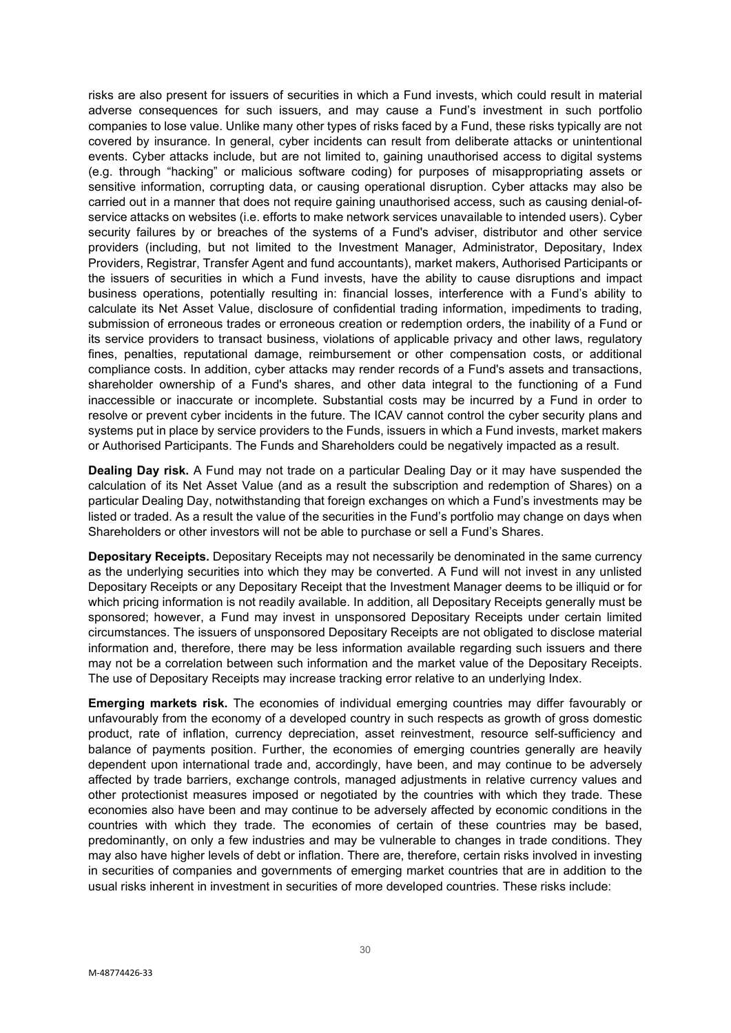risks are also present for issuers of securities in which a Fund invests, which could result in material adverse consequences for such issuers, and may cause a Fund's investment in such portfolio companies to lose value. Unlike many other types of risks faced by a Fund, these risks typically are not covered by insurance. In general, cyber incidents can result from deliberate attacks or unintentional events. Cyber attacks include, but are not limited to, gaining unauthorised access to digital systems (e.g. through "hacking" or malicious software coding) for purposes of misappropriating assets or sensitive information, corrupting data, or causing operational disruption. Cyber attacks may also be carried out in a manner that does not require gaining unauthorised access, such as causing denial-of-service attacks on websites (i.e. efforts to make network services unavailable to intended users). Cyber security failures by or breaches of the systems of a Fund's adviser, distributor and other service providers (including, but not limited to the Investment Manager, Administrator, Depositary, Index Providers, Registrar, Transfer Agent and fund accountants), market makers, Authorised Participants or the issuers of securities in which a Fund invests, have the ability to cause disruptions and impact business operations, potentially resulting in: financial losses, interference with a Fund's ability to calculate its Net Asset Value, disclosure of confidential trading information, impediments to trading, submission of erroneous trades or erroneous creation or redemption orders, the inability of a Fund or its service providers to transact business, violations of applicable privacy and other laws, regulatory fines, penalties, reputational damage, reimbursement or other compensation costs, or additional compliance costs. In addition, cyber attacks may render records of a Fund's assets and transactions, shareholder ownership of a Fund's shares, and other data integral to the functioning of a Fund inaccessible or inaccurate or incomplete. Substantial costs may be incurred by a Fund in order to resolve or prevent cyber incidents in the future. The ICAV cannot control the cyber security plans and systems put in place by service providers to the Funds, issuers in which a Fund invests, market makers or Authorised Participants. The Funds and Shareholders could be negatively impacted as a result.

**Dealing Day risk.** A Fund may not trade on a particular Dealing Day or it may have suspended the calculation of its Net Asset Value (and as a result the subscription and redemption of Shares) on a particular Dealing Day, notwithstanding that foreign exchanges on which a Fund's investments may be listed or traded. As a result the value of the securities in the Fund's portfolio may change on days when Shareholders or other investors will not be able to purchase or sell a Fund's Shares.

**Depositary Receipts.** Depositary Receipts may not necessarily be denominated in the same currency as the underlying securities into which they may be converted. A Fund will not invest in any unlisted Depositary Receipts or any Depositary Receipt that the Investment Manager deems to be illiquid or for which pricing information is not readily available. In addition, all Depositary Receipts generally must be sponsored; however, a Fund may invest in unsponsored Depositary Receipts under certain limited circumstances. The issuers of unsponsored Depositary Receipts are not obligated to disclose material information and, therefore, there may be less information available regarding such issuers and there may not be a correlation between such information and the market value of the Depositary Receipts. The use of Depositary Receipts may increase tracking error relative to an underlying Index.

**Emerging markets risk.** The economies of individual emerging countries may differ favourably or unfavourably from the economy of a developed country in such respects as growth of gross domestic product, rate of inflation, currency depreciation, asset reinvestment, resource self-sufficiency and balance of payments position. Further, the economies of emerging countries generally are heavily dependent upon international trade and, accordingly, have been, and may continue to be adversely affected by trade barriers, exchange controls, managed adjustments in relative currency values and other protectionist measures imposed or negotiated by the countries with which they trade. These economies also have been and may continue to be adversely affected by economic conditions in the countries with which they trade. The economies of certain of these countries may be based, predominantly, on only a few industries and may be vulnerable to changes in trade conditions. They may also have higher levels of debt or inflation. There are, therefore, certain risks involved in investing in securities of companies and governments of emerging market countries that are in addition to the usual risks inherent in investment in securities of more developed countries. These risks include: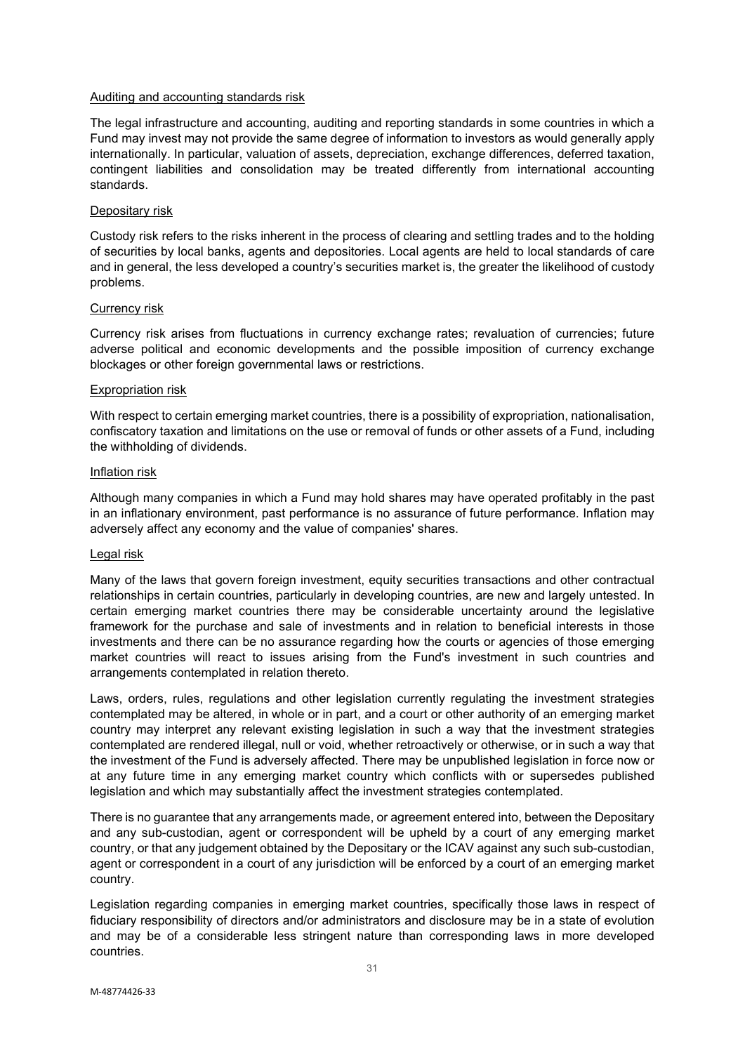Auditing and accounting standards risk

The legal infrastructure and accounting, auditing and reporting standards in some countries in which a Fund may invest may not provide the same degree of information to investors as would generally apply internationally. In particular, valuation of assets, depreciation, exchange differences, deferred taxation, contingent liabilities and consolidation may be treated differently from international accounting standards.

Depositary risk

Custody risk refers to the risks inherent in the process of clearing and settling trades and to the holding of securities by local banks, agents and depositories. Local agents are held to local standards of care and in general, the less developed a country's securities market is, the greater the likelihood of custody problems.

Currency risk

Currency risk arises from fluctuations in currency exchange rates; revaluation of currencies; future adverse political and economic developments and the possible imposition of currency exchange blockages or other foreign governmental laws or restrictions.

Expropriation risk

With respect to certain emerging market countries, there is a possibility of expropriation, nationalisation, confiscatory taxation and limitations on the use or removal of funds or other assets of a Fund, including the withholding of dividends.

Inflation risk

Although many companies in which a Fund may hold shares may have operated profitably in the past in an inflationary environment, past performance is no assurance of future performance. Inflation may adversely affect any economy and the value of companies' shares.

Legal risk

Many of the laws that govern foreign investment, equity securities transactions and other contractual relationships in certain countries, particularly in developing countries, are new and largely untested. In certain emerging market countries there may be considerable uncertainty around the legislative framework for the purchase and sale of investments and in relation to beneficial interests in those investments and there can be no assurance regarding how the courts or agencies of those emerging market countries will react to issues arising from the Fund's investment in such countries and arrangements contemplated in relation thereto.

Laws, orders, rules, regulations and other legislation currently regulating the investment strategies contemplated may be altered, in whole or in part, and a court or other authority of an emerging market country may interpret any relevant existing legislation in such a way that the investment strategies contemplated are rendered illegal, null or void, whether retroactively or otherwise, or in such a way that the investment of the Fund is adversely affected. There may be unpublished legislation in force now or at any future time in any emerging market country which conflicts with or supersedes published legislation and which may substantially affect the investment strategies contemplated.

There is no guarantee that any arrangements made, or agreement entered into, between the Depositary and any sub-custodian, agent or correspondent will be upheld by a court of any emerging market country, or that any judgement obtained by the Depositary or the ICAV against any such sub-custodian, agent or correspondent in a court of any jurisdiction will be enforced by a court of an emerging market country.

Legislation regarding companies in emerging market countries, specifically those laws in respect of fiduciary responsibility of directors and/or administrators and disclosure may be in a state of evolution and may be of a considerable less stringent nature than corresponding laws in more developed countries.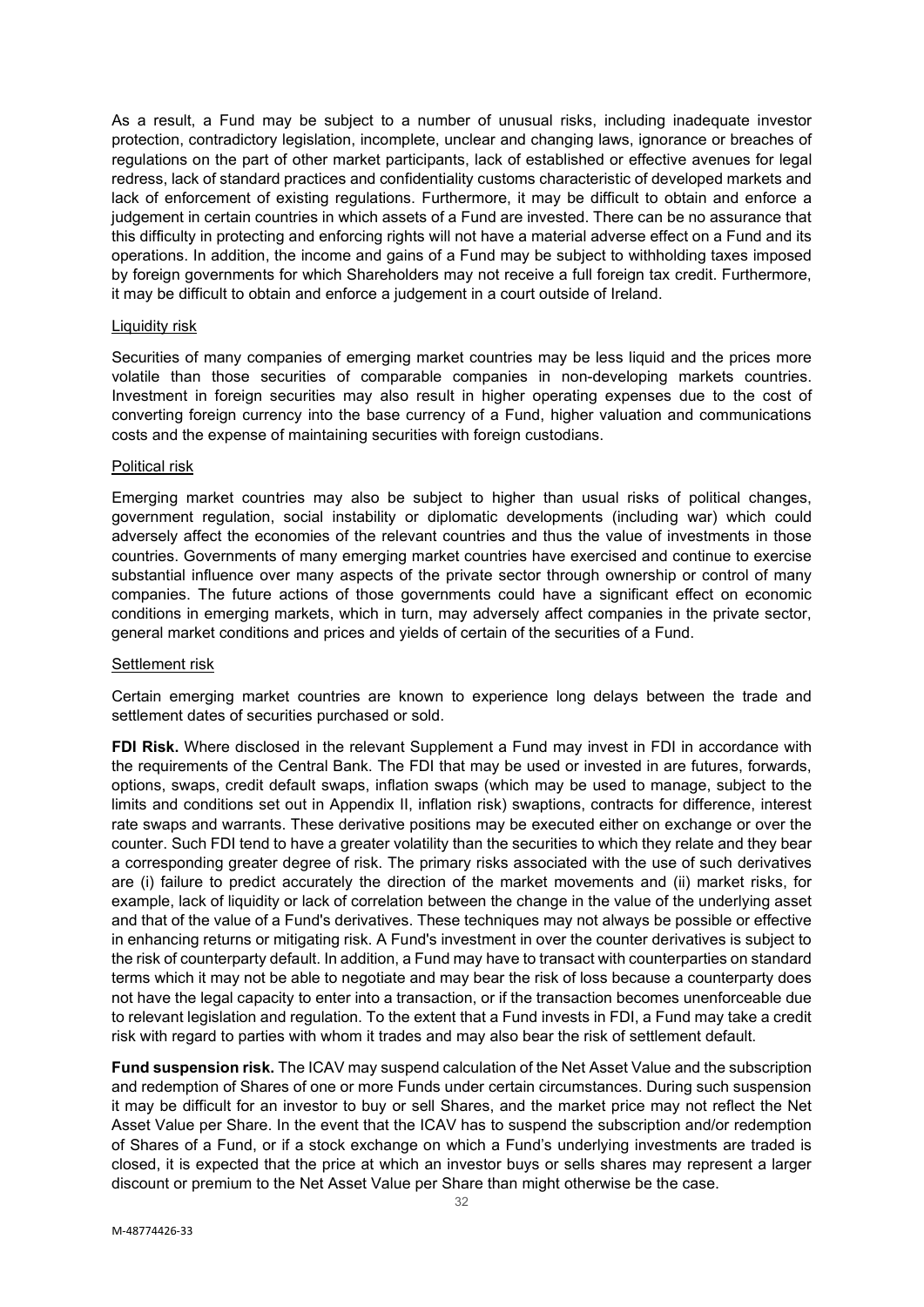As a result, a Fund may be subject to a number of unusual risks, including inadequate investor protection, contradictory legislation, incomplete, unclear and changing laws, ignorance or breaches of regulations on the part of other market participants, lack of established or effective avenues for legal redress, lack of standard practices and confidentiality customs characteristic of developed markets and lack of enforcement of existing regulations. Furthermore, it may be difficult to obtain and enforce a judgement in certain countries in which assets of a Fund are invested. There can be no assurance that this difficulty in protecting and enforcing rights will not have a material adverse effect on a Fund and its operations. In addition, the income and gains of a Fund may be subject to withholding taxes imposed by foreign governments for which Shareholders may not receive a full foreign tax credit. Furthermore, it may be difficult to obtain and enforce a judgement in a court outside of Ireland.

Liquidity risk

Securities of many companies of emerging market countries may be less liquid and the prices more volatile than those securities of comparable companies in non-developing markets countries. Investment in foreign securities may also result in higher operating expenses due to the cost of converting foreign currency into the base currency of a Fund, higher valuation and communications costs and the expense of maintaining securities with foreign custodians.

Political risk

Emerging market countries may also be subject to higher than usual risks of political changes, government regulation, social instability or diplomatic developments (including war) which could adversely affect the economies of the relevant countries and thus the value of investments in those countries. Governments of many emerging market countries have exercised and continue to exercise substantial influence over many aspects of the private sector through ownership or control of many companies. The future actions of those governments could have a significant effect on economic conditions in emerging markets, which in turn, may adversely affect companies in the private sector, general market conditions and prices and yields of certain of the securities of a Fund.

Settlement risk

Certain emerging market countries are known to experience long delays between the trade and settlement dates of securities purchased or sold.

**FDI Risk.** Where disclosed in the relevant Supplement a Fund may invest in FDI in accordance with the requirements of the Central Bank. The FDI that may be used or invested in are futures, forwards, options, swaps, credit default swaps, inflation swaps (which may be used to manage, subject to the limits and conditions set out in Appendix II, inflation risk) swaptions, contracts for difference, interest rate swaps and warrants. These derivative positions may be executed either on exchange or over the counter. Such FDI tend to have a greater volatility than the securities to which they relate and they bear a corresponding greater degree of risk. The primary risks associated with the use of such derivatives are (i) failure to predict accurately the direction of the market movements and (ii) market risks, for example, lack of liquidity or lack of correlation between the change in the value of the underlying asset and that of the value of a Fund's derivatives. These techniques may not always be possible or effective in enhancing returns or mitigating risk. A Fund's investment in over the counter derivatives is subject to the risk of counterparty default. In addition, a Fund may have to transact with counterparties on standard terms which it may not be able to negotiate and may bear the risk of loss because a counterparty does not have the legal capacity to enter into a transaction, or if the transaction becomes unenforceable due to relevant legislation and regulation. To the extent that a Fund invests in FDI, a Fund may take a credit risk with regard to parties with whom it trades and may also bear the risk of settlement default.

**Fund suspension risk.** The ICAV may suspend calculation of the Net Asset Value and the subscription and redemption of Shares of one or more Funds under certain circumstances. During such suspension it may be difficult for an investor to buy or sell Shares, and the market price may not reflect the Net Asset Value per Share. In the event that the ICAV has to suspend the subscription and/or redemption of Shares of a Fund, or if a stock exchange on which a Fund's underlying investments are traded is closed, it is expected that the price at which an investor buys or sells shares may represent a larger discount or premium to the Net Asset Value per Share than might otherwise be the case.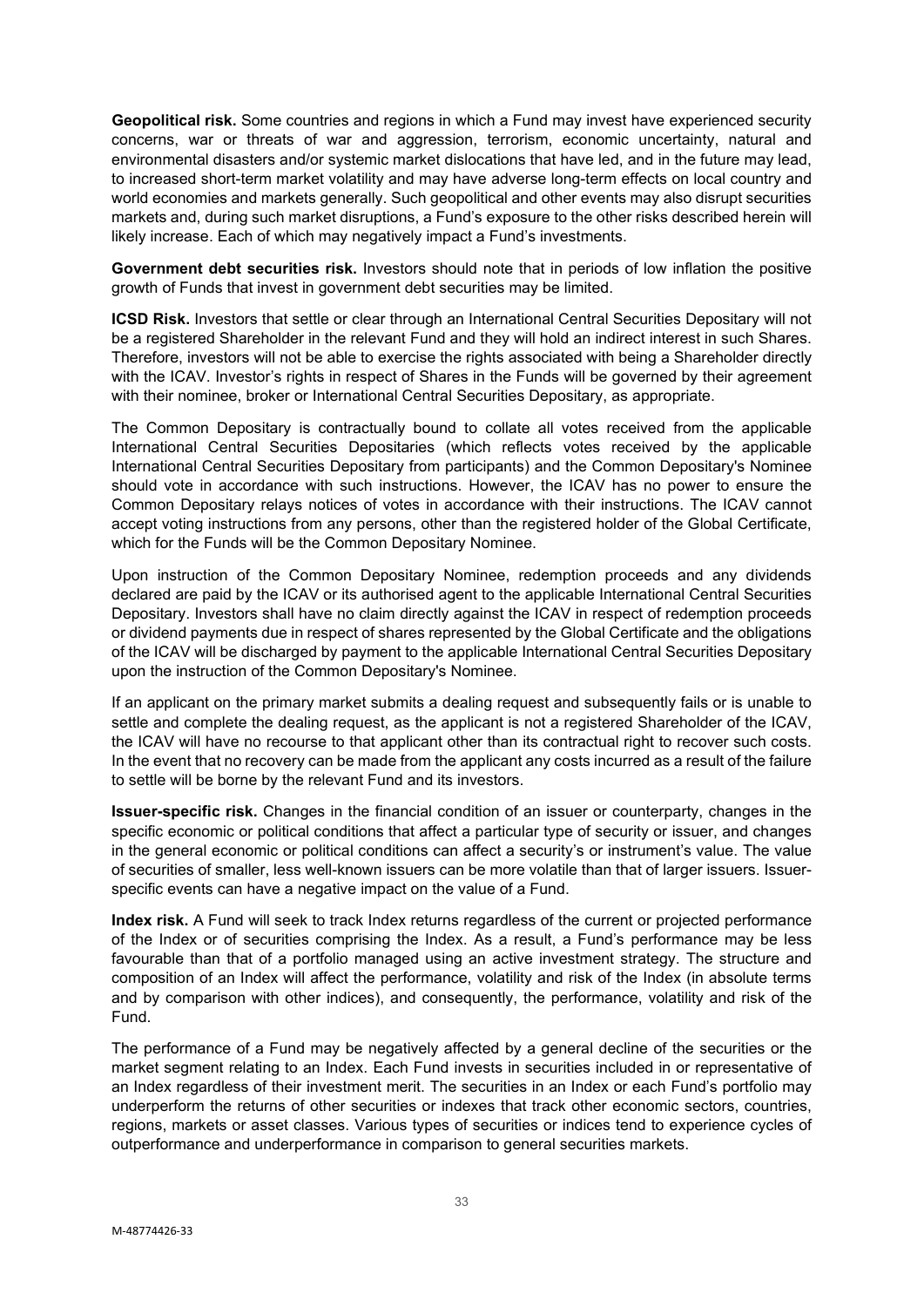**Geopolitical risk.** Some countries and regions in which a Fund may invest have experienced security concerns, war or threats of war and aggression, terrorism, economic uncertainty, natural and environmental disasters and/or systemic market dislocations that have led, and in the future may lead, to increased short-term market volatility and may have adverse long-term effects on local country and world economies and markets generally. Such geopolitical and other events may also disrupt securities markets and, during such market disruptions, a Fund's exposure to the other risks described herein will likely increase. Each of which may negatively impact a Fund's investments.

**Government debt securities risk.** Investors should note that in periods of low inflation the positive growth of Funds that invest in government debt securities may be limited.

**ICSD Risk.** Investors that settle or clear through an International Central Securities Depositary will not be a registered Shareholder in the relevant Fund and they will hold an indirect interest in such Shares. Therefore, investors will not be able to exercise the rights associated with being a Shareholder directly with the ICAV. Investor's rights in respect of Shares in the Funds will be governed by their agreement with their nominee, broker or International Central Securities Depositary, as appropriate.

The Common Depositary is contractually bound to collate all votes received from the applicable International Central Securities Depositaries (which reflects votes received by the applicable International Central Securities Depositary from participants) and the Common Depositary's Nominee should vote in accordance with such instructions. However, the ICAV has no power to ensure the Common Depositary relays notices of votes in accordance with their instructions. The ICAV cannot accept voting instructions from any persons, other than the registered holder of the Global Certificate, which for the Funds will be the Common Depositary Nominee.

Upon instruction of the Common Depositary Nominee, redemption proceeds and any dividends declared are paid by the ICAV or its authorised agent to the applicable International Central Securities Depositary. Investors shall have no claim directly against the ICAV in respect of redemption proceeds or dividend payments due in respect of shares represented by the Global Certificate and the obligations of the ICAV will be discharged by payment to the applicable International Central Securities Depositary upon the instruction of the Common Depositary's Nominee.

If an applicant on the primary market submits a dealing request and subsequently fails or is unable to settle and complete the dealing request, as the applicant is not a registered Shareholder of the ICAV, the ICAV will have no recourse to that applicant other than its contractual right to recover such costs. In the event that no recovery can be made from the applicant any costs incurred as a result of the failure to settle will be borne by the relevant Fund and its investors.

**Issuer-specific risk.** Changes in the financial condition of an issuer or counterparty, changes in the specific economic or political conditions that affect a particular type of security or issuer, and changes in the general economic or political conditions can affect a security's or instrument's value. The value of securities of smaller, less well-known issuers can be more volatile than that of larger issuers. Issuer-specific events can have a negative impact on the value of a Fund.

**Index risk.** A Fund will seek to track Index returns regardless of the current or projected performance of the Index or of securities comprising the Index. As a result, a Fund's performance may be less favourable than that of a portfolio managed using an active investment strategy. The structure and composition of an Index will affect the performance, volatility and risk of the Index (in absolute terms and by comparison with other indices), and consequently, the performance, volatility and risk of the Fund.

The performance of a Fund may be negatively affected by a general decline of the securities or the market segment relating to an Index. Each Fund invests in securities included in or representative of an Index regardless of their investment merit. The securities in an Index or each Fund's portfolio may underperform the returns of other securities or indexes that track other economic sectors, countries, regions, markets or asset classes. Various types of securities or indices tend to experience cycles of outperformance and underperformance in comparison to general securities markets.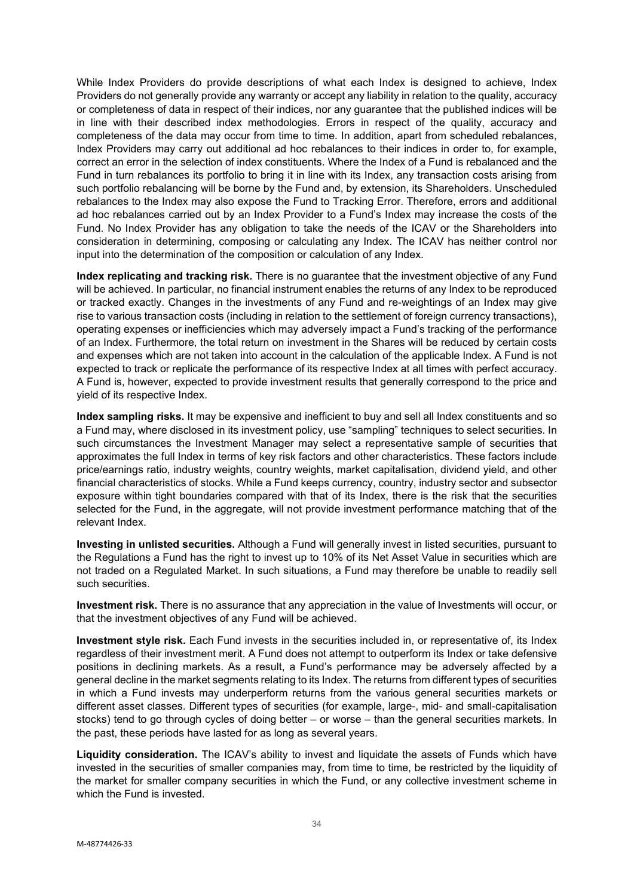While Index Providers do provide descriptions of what each Index is designed to achieve, Index Providers do not generally provide any warranty or accept any liability in relation to the quality, accuracy or completeness of data in respect of their indices, nor any guarantee that the published indices will be in line with their described index methodologies. Errors in respect of the quality, accuracy and completeness of the data may occur from time to time. In addition, apart from scheduled rebalances, Index Providers may carry out additional ad hoc rebalances to their indices in order to, for example, correct an error in the selection of index constituents. Where the Index of a Fund is rebalanced and the Fund in turn rebalances its portfolio to bring it in line with its Index, any transaction costs arising from such portfolio rebalancing will be borne by the Fund and, by extension, its Shareholders. Unscheduled rebalances to the Index may also expose the Fund to Tracking Error. Therefore, errors and additional ad hoc rebalances carried out by an Index Provider to a Fund's Index may increase the costs of the Fund. No Index Provider has any obligation to take the needs of the ICAV or the Shareholders into consideration in determining, composing or calculating any Index. The ICAV has neither control nor input into the determination of the composition or calculation of any Index.

**Index replicating and tracking risk.** There is no guarantee that the investment objective of any Fund will be achieved. In particular, no financial instrument enables the returns of any Index to be reproduced or tracked exactly. Changes in the investments of any Fund and re-weightings of an Index may give rise to various transaction costs (including in relation to the settlement of foreign currency transactions), operating expenses or inefficiencies which may adversely impact a Fund's tracking of the performance of an Index. Furthermore, the total return on investment in the Shares will be reduced by certain costs and expenses which are not taken into account in the calculation of the applicable Index. A Fund is not expected to track or replicate the performance of its respective Index at all times with perfect accuracy. A Fund is, however, expected to provide investment results that generally correspond to the price and yield of its respective Index.

**Index sampling risks.** It may be expensive and inefficient to buy and sell all Index constituents and so a Fund may, where disclosed in its investment policy, use "sampling" techniques to select securities. In such circumstances the Investment Manager may select a representative sample of securities that approximates the full Index in terms of key risk factors and other characteristics. These factors include price/earnings ratio, industry weights, country weights, market capitalisation, dividend yield, and other financial characteristics of stocks. While a Fund keeps currency, country, industry sector and subsector exposure within tight boundaries compared with that of its Index, there is the risk that the securities selected for the Fund, in the aggregate, will not provide investment performance matching that of the relevant Index.

**Investing in unlisted securities.** Although a Fund will generally invest in listed securities, pursuant to the Regulations a Fund has the right to invest up to 10% of its Net Asset Value in securities which are not traded on a Regulated Market. In such situations, a Fund may therefore be unable to readily sell such securities.

**Investment risk.** There is no assurance that any appreciation in the value of Investments will occur, or that the investment objectives of any Fund will be achieved.

**Investment style risk.** Each Fund invests in the securities included in, or representative of, its Index regardless of their investment merit. A Fund does not attempt to outperform its Index or take defensive positions in declining markets. As a result, a Fund's performance may be adversely affected by a general decline in the market segments relating to its Index. The returns from different types of securities in which a Fund invests may underperform returns from the various general securities markets or different asset classes. Different types of securities (for example, large-, mid- and small-capitalisation stocks) tend to go through cycles of doing better – or worse – than the general securities markets. In the past, these periods have lasted for as long as several years.

**Liquidity consideration.** The ICAV's ability to invest and liquidate the assets of Funds which have invested in the securities of smaller companies may, from time to time, be restricted by the liquidity of the market for smaller company securities in which the Fund, or any collective investment scheme in which the Fund is invested.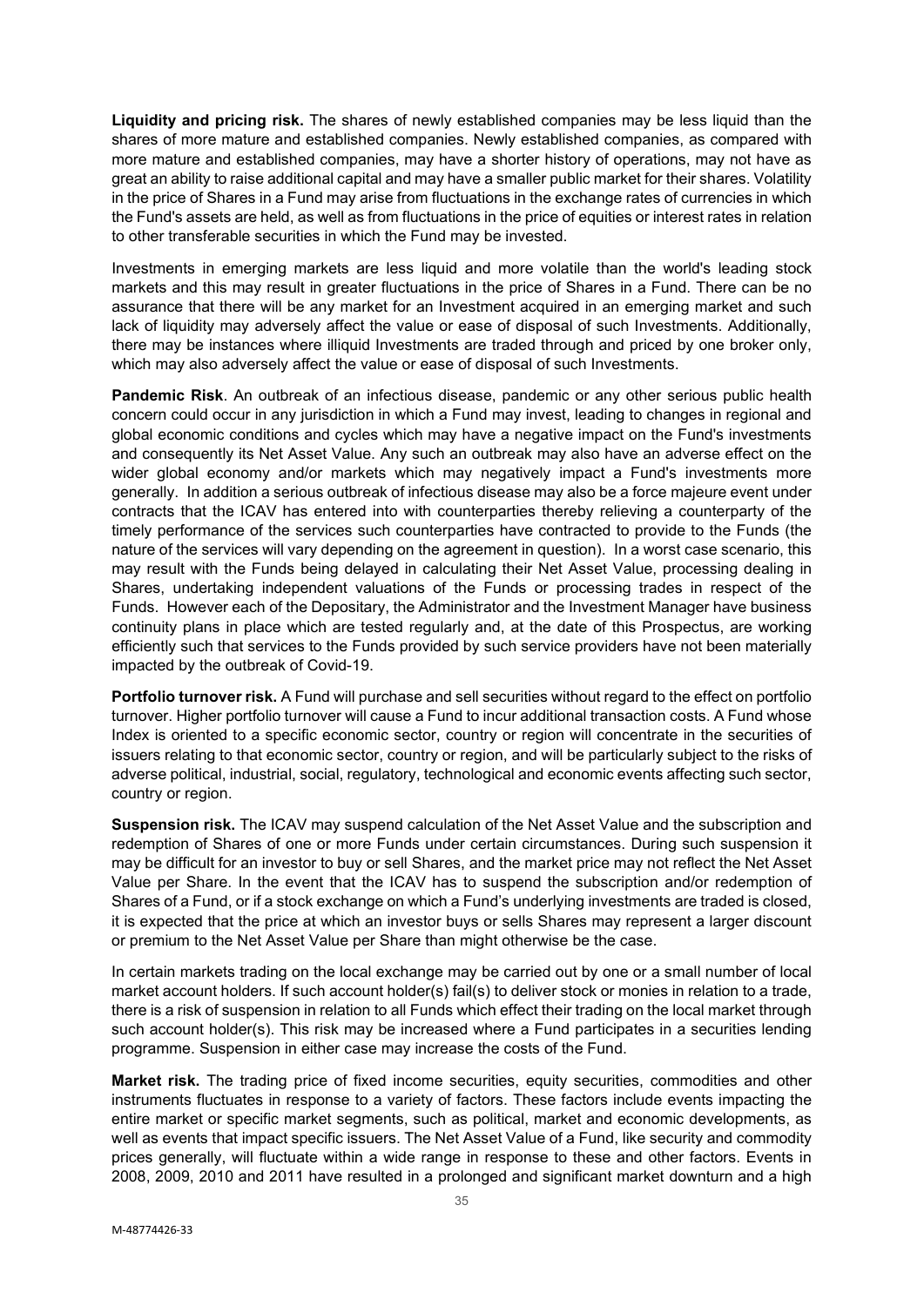**Liquidity and pricing risk.** The shares of newly established companies may be less liquid than the shares of more mature and established companies. Newly established companies, as compared with more mature and established companies, may have a shorter history of operations, may not have as great an ability to raise additional capital and may have a smaller public market for their shares. Volatility in the price of Shares in a Fund may arise from fluctuations in the exchange rates of currencies in which the Fund's assets are held, as well as from fluctuations in the price of equities or interest rates in relation to other transferable securities in which the Fund may be invested.

Investments in emerging markets are less liquid and more volatile than the world's leading stock markets and this may result in greater fluctuations in the price of Shares in a Fund. There can be no assurance that there will be any market for an Investment acquired in an emerging market and such lack of liquidity may adversely affect the value or ease of disposal of such Investments. Additionally, there may be instances where illiquid Investments are traded through and priced by one broker only, which may also adversely affect the value or ease of disposal of such Investments.

**Pandemic Risk**. An outbreak of an infectious disease, pandemic or any other serious public health concern could occur in any jurisdiction in which a Fund may invest, leading to changes in regional and global economic conditions and cycles which may have a negative impact on the Fund's investments and consequently its Net Asset Value. Any such an outbreak may also have an adverse effect on the wider global economy and/or markets which may negatively impact a Fund's investments more generally. In addition a serious outbreak of infectious disease may also be a force majeure event under contracts that the ICAV has entered into with counterparties thereby relieving a counterparty of the timely performance of the services such counterparties have contracted to provide to the Funds (the nature of the services will vary depending on the agreement in question). In a worst case scenario, this may result with the Funds being delayed in calculating their Net Asset Value, processing dealing in Shares, undertaking independent valuations of the Funds or processing trades in respect of the Funds. However each of the Depositary, the Administrator and the Investment Manager have business continuity plans in place which are tested regularly and, at the date of this Prospectus, are working efficiently such that services to the Funds provided by such service providers have not been materially impacted by the outbreak of Covid-19.

**Portfolio turnover risk.** A Fund will purchase and sell securities without regard to the effect on portfolio turnover. Higher portfolio turnover will cause a Fund to incur additional transaction costs. A Fund whose Index is oriented to a specific economic sector, country or region will concentrate in the securities of issuers relating to that economic sector, country or region, and will be particularly subject to the risks of adverse political, industrial, social, regulatory, technological and economic events affecting such sector, country or region.

**Suspension risk.** The ICAV may suspend calculation of the Net Asset Value and the subscription and redemption of Shares of one or more Funds under certain circumstances. During such suspension it may be difficult for an investor to buy or sell Shares, and the market price may not reflect the Net Asset Value per Share. In the event that the ICAV has to suspend the subscription and/or redemption of Shares of a Fund, or if a stock exchange on which a Fund's underlying investments are traded is closed, it is expected that the price at which an investor buys or sells Shares may represent a larger discount or premium to the Net Asset Value per Share than might otherwise be the case.

In certain markets trading on the local exchange may be carried out by one or a small number of local market account holders. If such account holder(s) fail(s) to deliver stock or monies in relation to a trade, there is a risk of suspension in relation to all Funds which effect their trading on the local market through such account holder(s). This risk may be increased where a Fund participates in a securities lending programme. Suspension in either case may increase the costs of the Fund.

**Market risk.** The trading price of fixed income securities, equity securities, commodities and other instruments fluctuates in response to a variety of factors. These factors include events impacting the entire market or specific market segments, such as political, market and economic developments, as well as events that impact specific issuers. The Net Asset Value of a Fund, like security and commodity prices generally, will fluctuate within a wide range in response to these and other factors. Events in 2008, 2009, 2010 and 2011 have resulted in a prolonged and significant market downturn and a high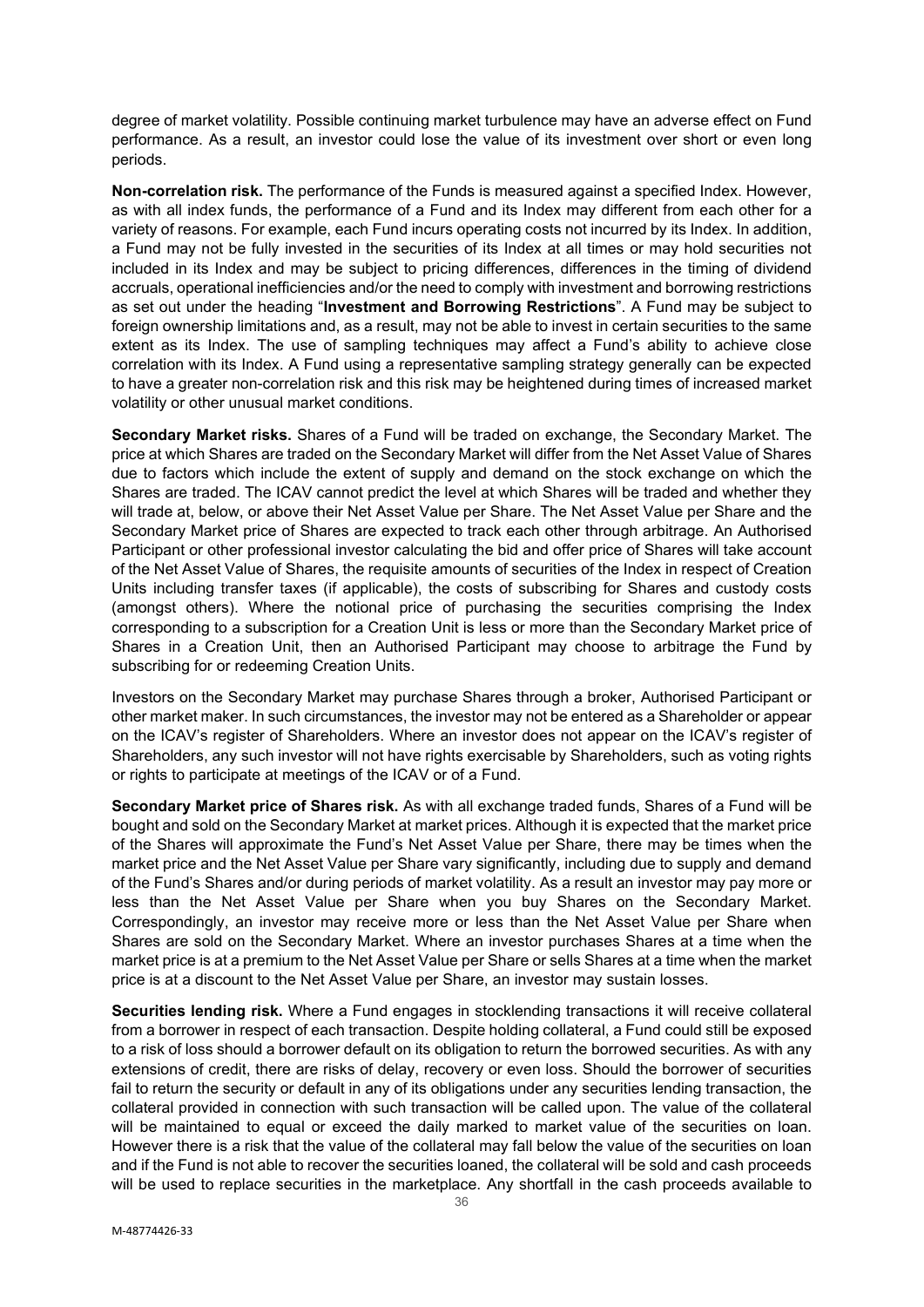degree of market volatility. Possible continuing market turbulence may have an adverse effect on Fund performance. As a result, an investor could lose the value of its investment over short or even long periods.

**Non-correlation risk.** The performance of the Funds is measured against a specified Index. However, as with all index funds, the performance of a Fund and its Index may different from each other for a variety of reasons. For example, each Fund incurs operating costs not incurred by its Index. In addition, a Fund may not be fully invested in the securities of its Index at all times or may hold securities not included in its Index and may be subject to pricing differences, differences in the timing of dividend accruals, operational inefficiencies and/or the need to comply with investment and borrowing restrictions as set out under the heading "**Investment and Borrowing Restrictions**". A Fund may be subject to foreign ownership limitations and, as a result, may not be able to invest in certain securities to the same extent as its Index. The use of sampling techniques may affect a Fund's ability to achieve close correlation with its Index. A Fund using a representative sampling strategy generally can be expected to have a greater non-correlation risk and this risk may be heightened during times of increased market volatility or other unusual market conditions.

**Secondary Market risks.** Shares of a Fund will be traded on exchange, the Secondary Market. The price at which Shares are traded on the Secondary Market will differ from the Net Asset Value of Shares due to factors which include the extent of supply and demand on the stock exchange on which the Shares are traded. The ICAV cannot predict the level at which Shares will be traded and whether they will trade at, below, or above their Net Asset Value per Share. The Net Asset Value per Share and the Secondary Market price of Shares are expected to track each other through arbitrage. An Authorised Participant or other professional investor calculating the bid and offer price of Shares will take account of the Net Asset Value of Shares, the requisite amounts of securities of the Index in respect of Creation Units including transfer taxes (if applicable), the costs of subscribing for Shares and custody costs (amongst others). Where the notional price of purchasing the securities comprising the Index corresponding to a subscription for a Creation Unit is less or more than the Secondary Market price of Shares in a Creation Unit, then an Authorised Participant may choose to arbitrage the Fund by subscribing for or redeeming Creation Units.

Investors on the Secondary Market may purchase Shares through a broker, Authorised Participant or other market maker. In such circumstances, the investor may not be entered as a Shareholder or appear on the ICAV's register of Shareholders. Where an investor does not appear on the ICAV's register of Shareholders, any such investor will not have rights exercisable by Shareholders, such as voting rights or rights to participate at meetings of the ICAV or of a Fund.

**Secondary Market price of Shares risk.** As with all exchange traded funds, Shares of a Fund will be bought and sold on the Secondary Market at market prices. Although it is expected that the market price of the Shares will approximate the Fund's Net Asset Value per Share, there may be times when the market price and the Net Asset Value per Share vary significantly, including due to supply and demand of the Fund's Shares and/or during periods of market volatility. As a result an investor may pay more or less than the Net Asset Value per Share when you buy Shares on the Secondary Market. Correspondingly, an investor may receive more or less than the Net Asset Value per Share when Shares are sold on the Secondary Market. Where an investor purchases Shares at a time when the market price is at a premium to the Net Asset Value per Share or sells Shares at a time when the market price is at a discount to the Net Asset Value per Share, an investor may sustain losses.

**Securities lending risk.** Where a Fund engages in stocklending transactions it will receive collateral from a borrower in respect of each transaction. Despite holding collateral, a Fund could still be exposed to a risk of loss should a borrower default on its obligation to return the borrowed securities. As with any extensions of credit, there are risks of delay, recovery or even loss. Should the borrower of securities fail to return the security or default in any of its obligations under any securities lending transaction, the collateral provided in connection with such transaction will be called upon. The value of the collateral will be maintained to equal or exceed the daily marked to market value of the securities on loan. However there is a risk that the value of the collateral may fall below the value of the securities on loan and if the Fund is not able to recover the securities loaned, the collateral will be sold and cash proceeds will be used to replace securities in the marketplace. Any shortfall in the cash proceeds available to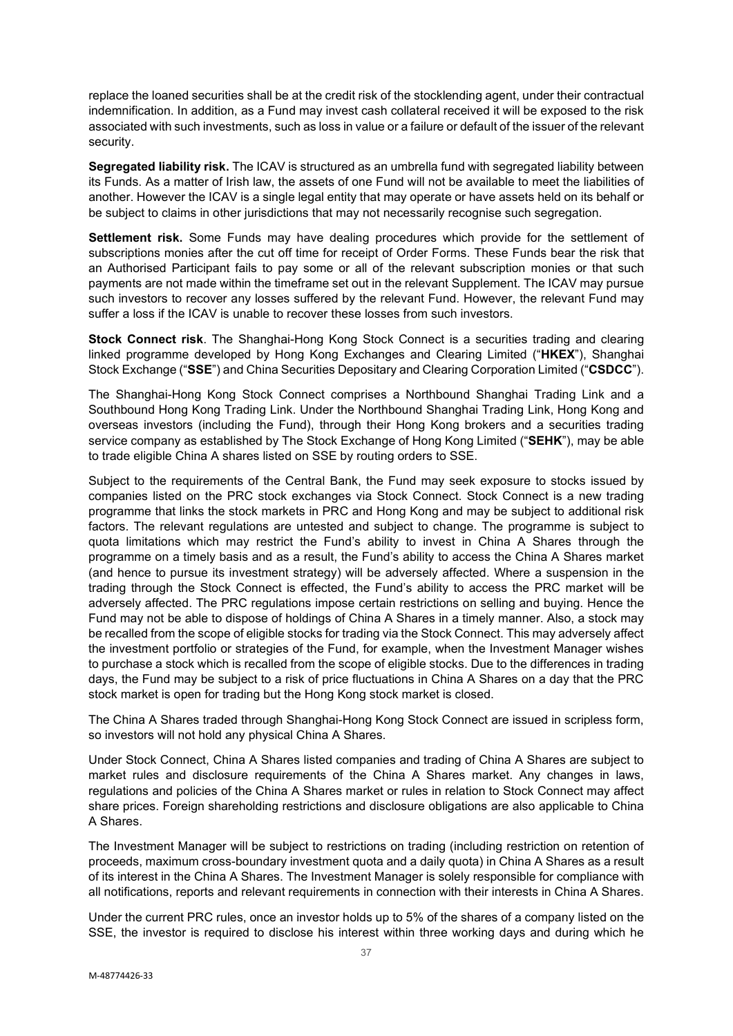replace the loaned securities shall be at the credit risk of the stocklending agent, under their contractual indemnification. In addition, as a Fund may invest cash collateral received it will be exposed to the risk associated with such investments, such as loss in value or a failure or default of the issuer of the relevant security.

**Segregated liability risk.** The ICAV is structured as an umbrella fund with segregated liability between its Funds. As a matter of Irish law, the assets of one Fund will not be available to meet the liabilities of another. However the ICAV is a single legal entity that may operate or have assets held on its behalf or be subject to claims in other jurisdictions that may not necessarily recognise such segregation.

**Settlement risk.** Some Funds may have dealing procedures which provide for the settlement of subscriptions monies after the cut off time for receipt of Order Forms. These Funds bear the risk that an Authorised Participant fails to pay some or all of the relevant subscription monies or that such payments are not made within the timeframe set out in the relevant Supplement. The ICAV may pursue such investors to recover any losses suffered by the relevant Fund. However, the relevant Fund may suffer a loss if the ICAV is unable to recover these losses from such investors.

**Stock Connect risk**. The Shanghai-Hong Kong Stock Connect is a securities trading and clearing linked programme developed by Hong Kong Exchanges and Clearing Limited ("**HKEX**"), Shanghai Stock Exchange ("**SSE**") and China Securities Depositary and Clearing Corporation Limited ("**CSDCC**").

The Shanghai-Hong Kong Stock Connect comprises a Northbound Shanghai Trading Link and a Southbound Hong Kong Trading Link. Under the Northbound Shanghai Trading Link, Hong Kong and overseas investors (including the Fund), through their Hong Kong brokers and a securities trading service company as established by The Stock Exchange of Hong Kong Limited ("**SEHK**"), may be able to trade eligible China A shares listed on SSE by routing orders to SSE.

Subject to the requirements of the Central Bank, the Fund may seek exposure to stocks issued by companies listed on the PRC stock exchanges via Stock Connect. Stock Connect is a new trading programme that links the stock markets in PRC and Hong Kong and may be subject to additional risk factors. The relevant regulations are untested and subject to change. The programme is subject to quota limitations which may restrict the Fund's ability to invest in China A Shares through the programme on a timely basis and as a result, the Fund's ability to access the China A Shares market (and hence to pursue its investment strategy) will be adversely affected. Where a suspension in the trading through the Stock Connect is effected, the Fund's ability to access the PRC market will be adversely affected. The PRC regulations impose certain restrictions on selling and buying. Hence the Fund may not be able to dispose of holdings of China A Shares in a timely manner. Also, a stock may be recalled from the scope of eligible stocks for trading via the Stock Connect. This may adversely affect the investment portfolio or strategies of the Fund, for example, when the Investment Manager wishes to purchase a stock which is recalled from the scope of eligible stocks. Due to the differences in trading days, the Fund may be subject to a risk of price fluctuations in China A Shares on a day that the PRC stock market is open for trading but the Hong Kong stock market is closed.

The China A Shares traded through Shanghai-Hong Kong Stock Connect are issued in scripless form, so investors will not hold any physical China A Shares.

Under Stock Connect, China A Shares listed companies and trading of China A Shares are subject to market rules and disclosure requirements of the China A Shares market. Any changes in laws, regulations and policies of the China A Shares market or rules in relation to Stock Connect may affect share prices. Foreign shareholding restrictions and disclosure obligations are also applicable to China A Shares.

The Investment Manager will be subject to restrictions on trading (including restriction on retention of proceeds, maximum cross-boundary investment quota and a daily quota) in China A Shares as a result of its interest in the China A Shares. The Investment Manager is solely responsible for compliance with all notifications, reports and relevant requirements in connection with their interests in China A Shares.

Under the current PRC rules, once an investor holds up to 5% of the shares of a company listed on the SSE, the investor is required to disclose his interest within three working days and during which he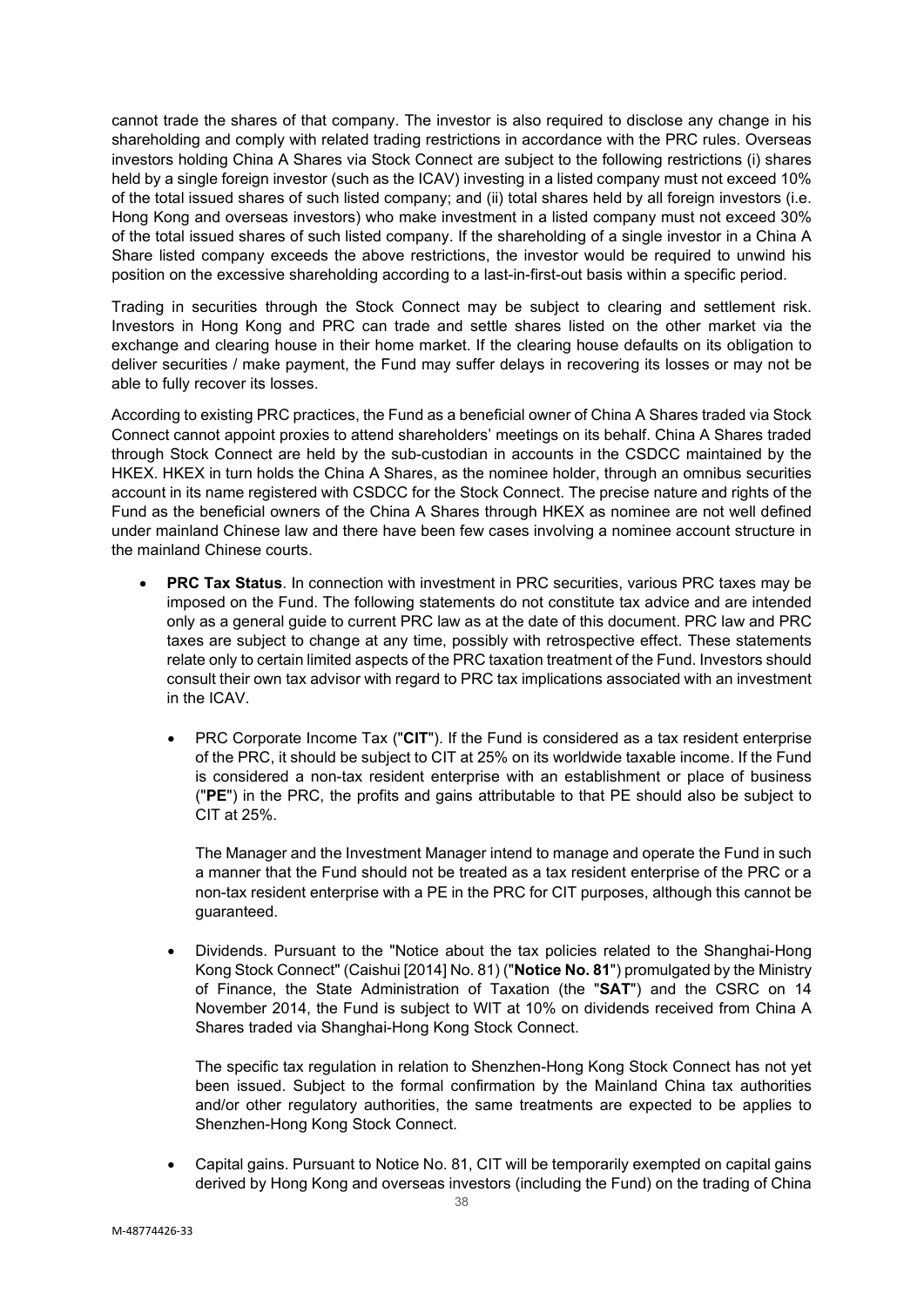cannot trade the shares of that company. The investor is also required to disclose any change in his shareholding and comply with related trading restrictions in accordance with the PRC rules. Overseas investors holding China A Shares via Stock Connect are subject to the following restrictions (i) shares held by a single foreign investor (such as the ICAV) investing in a listed company must not exceed 10% of the total issued shares of such listed company; and (ii) total shares held by all foreign investors (i.e. Hong Kong and overseas investors) who make investment in a listed company must not exceed 30% of the total issued shares of such listed company. If the shareholding of a single investor in a China A Share listed company exceeds the above restrictions, the investor would be required to unwind his position on the excessive shareholding according to a last-in-first-out basis within a specific period.

Trading in securities through the Stock Connect may be subject to clearing and settlement risk. Investors in Hong Kong and PRC can trade and settle shares listed on the other market via the exchange and clearing house in their home market. If the clearing house defaults on its obligation to deliver securities / make payment, the Fund may suffer delays in recovering its losses or may not be able to fully recover its losses.

According to existing PRC practices, the Fund as a beneficial owner of China A Shares traded via Stock Connect cannot appoint proxies to attend shareholders' meetings on its behalf. China A Shares traded through Stock Connect are held by the sub-custodian in accounts in the CSDCC maintained by the HKEX. HKEX in turn holds the China A Shares, as the nominee holder, through an omnibus securities account in its name registered with CSDCC for the Stock Connect. The precise nature and rights of the Fund as the beneficial owners of the China A Shares through HKEX as nominee are not well defined under mainland Chinese law and there have been few cases involving a nominee account structure in the mainland Chinese courts.

- **PRC Tax Status**. In connection with investment in PRC securities, various PRC taxes may be imposed on the Fund. The following statements do not constitute tax advice and are intended only as a general guide to current PRC law as at the date of this document. PRC law and PRC taxes are subject to change at any time, possibly with retrospective effect. These statements relate only to certain limited aspects of the PRC taxation treatment of the Fund. Investors should consult their own tax advisor with regard to PRC tax implications associated with an investment in the ICAV.

  - PRC Corporate Income Tax ("**CIT**"). If the Fund is considered as a tax resident enterprise of the PRC, it should be subject to CIT at 25% on its worldwide taxable income. If the Fund is considered a non-tax resident enterprise with an establishment or place of business ("**PE**") in the PRC, the profits and gains attributable to that PE should also be subject to CIT at 25%.

    The Manager and the Investment Manager intend to manage and operate the Fund in such a manner that the Fund should not be treated as a tax resident enterprise of the PRC or a non-tax resident enterprise with a PE in the PRC for CIT purposes, although this cannot be guaranteed.

  - Dividends. Pursuant to the "Notice about the tax policies related to the Shanghai-Hong Kong Stock Connect" (Caishui [2014] No. 81) ("**Notice No. 81**") promulgated by the Ministry of Finance, the State Administration of Taxation (the "**SAT**") and the CSRC on 14 November 2014, the Fund is subject to WIT at 10% on dividends received from China A Shares traded via Shanghai-Hong Kong Stock Connect.

    The specific tax regulation in relation to Shenzhen-Hong Kong Stock Connect has not yet been issued. Subject to the formal confirmation by the Mainland China tax authorities and/or other regulatory authorities, the same treatments are expected to be applies to Shenzhen-Hong Kong Stock Connect.

  - Capital gains. Pursuant to Notice No. 81, CIT will be temporarily exempted on capital gains derived by Hong Kong and overseas investors (including the Fund) on the trading of China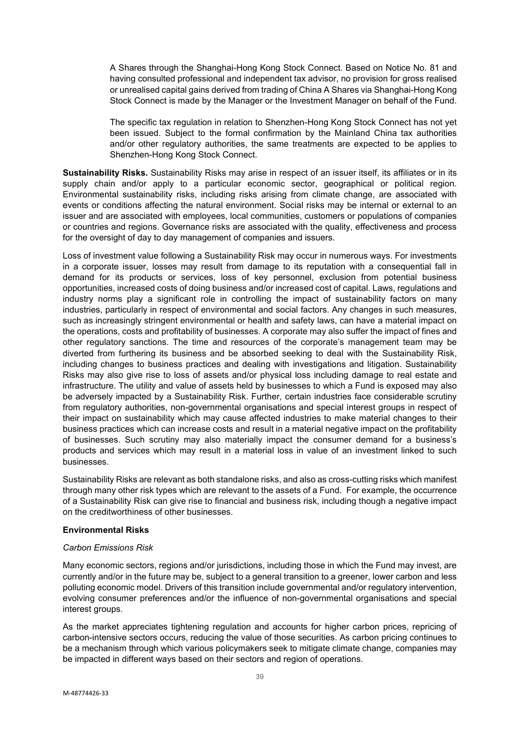A Shares through the Shanghai-Hong Kong Stock Connect. Based on Notice No. 81 and having consulted professional and independent tax advisor, no provision for gross realised or unrealised capital gains derived from trading of China A Shares via Shanghai-Hong Kong Stock Connect is made by the Manager or the Investment Manager on behalf of the Fund.

The specific tax regulation in relation to Shenzhen-Hong Kong Stock Connect has not yet been issued. Subject to the formal confirmation by the Mainland China tax authorities and/or other regulatory authorities, the same treatments are expected to be applies to Shenzhen-Hong Kong Stock Connect.

**Sustainability Risks.** Sustainability Risks may arise in respect of an issuer itself, its affiliates or in its supply chain and/or apply to a particular economic sector, geographical or political region. Environmental sustainability risks, including risks arising from climate change, are associated with events or conditions affecting the natural environment. Social risks may be internal or external to an issuer and are associated with employees, local communities, customers or populations of companies or countries and regions. Governance risks are associated with the quality, effectiveness and process for the oversight of day to day management of companies and issuers.

Loss of investment value following a Sustainability Risk may occur in numerous ways. For investments in a corporate issuer, losses may result from damage to its reputation with a consequential fall in demand for its products or services, loss of key personnel, exclusion from potential business opportunities, increased costs of doing business and/or increased cost of capital. Laws, regulations and industry norms play a significant role in controlling the impact of sustainability factors on many industries, particularly in respect of environmental and social factors. Any changes in such measures, such as increasingly stringent environmental or health and safety laws, can have a material impact on the operations, costs and profitability of businesses. A corporate may also suffer the impact of fines and other regulatory sanctions. The time and resources of the corporate's management team may be diverted from furthering its business and be absorbed seeking to deal with the Sustainability Risk, including changes to business practices and dealing with investigations and litigation. Sustainability Risks may also give rise to loss of assets and/or physical loss including damage to real estate and infrastructure. The utility and value of assets held by businesses to which a Fund is exposed may also be adversely impacted by a Sustainability Risk. Further, certain industries face considerable scrutiny from regulatory authorities, non-governmental organisations and special interest groups in respect of their impact on sustainability which may cause affected industries to make material changes to their business practices which can increase costs and result in a material negative impact on the profitability of businesses. Such scrutiny may also materially impact the consumer demand for a business's products and services which may result in a material loss in value of an investment linked to such businesses.

Sustainability Risks are relevant as both standalone risks, and also as cross-cutting risks which manifest through many other risk types which are relevant to the assets of a Fund. For example, the occurrence of a Sustainability Risk can give rise to financial and business risk, including though a negative impact on the creditworthiness of other businesses.

**Environmental Risks**

*Carbon Emissions Risk*

Many economic sectors, regions and/or jurisdictions, including those in which the Fund may invest, are currently and/or in the future may be, subject to a general transition to a greener, lower carbon and less polluting economic model. Drivers of this transition include governmental and/or regulatory intervention, evolving consumer preferences and/or the influence of non-governmental organisations and special interest groups.

As the market appreciates tightening regulation and accounts for higher carbon prices, repricing of carbon-intensive sectors occurs, reducing the value of those securities. As carbon pricing continues to be a mechanism through which various policymakers seek to mitigate climate change, companies may be impacted in different ways based on their sectors and region of operations.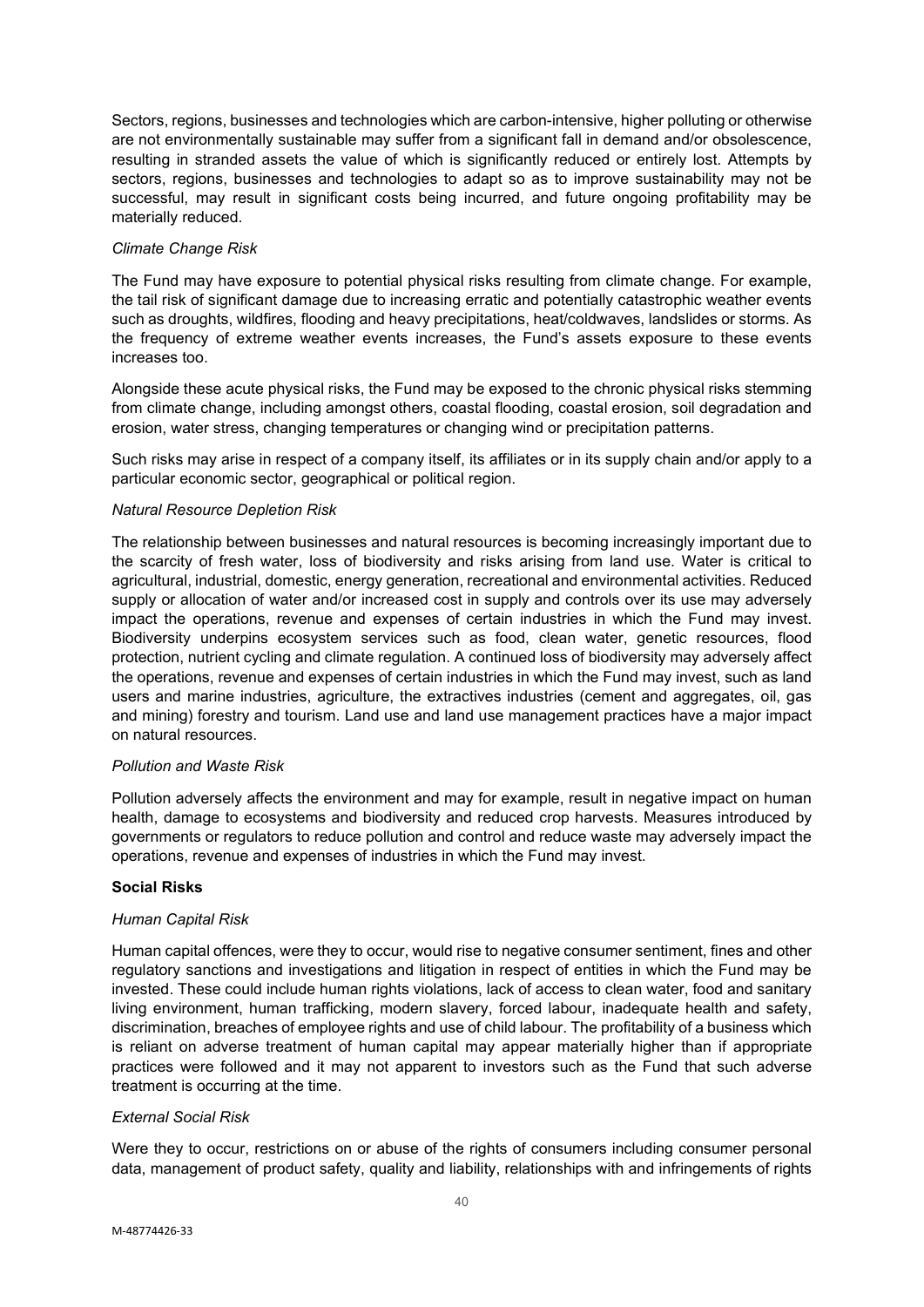Sectors, regions, businesses and technologies which are carbon-intensive, higher polluting or otherwise are not environmentally sustainable may suffer from a significant fall in demand and/or obsolescence, resulting in stranded assets the value of which is significantly reduced or entirely lost. Attempts by sectors, regions, businesses and technologies to adapt so as to improve sustainability may not be successful, may result in significant costs being incurred, and future ongoing profitability may be materially reduced.

*Climate Change Risk*

The Fund may have exposure to potential physical risks resulting from climate change. For example, the tail risk of significant damage due to increasing erratic and potentially catastrophic weather events such as droughts, wildfires, flooding and heavy precipitations, heat/coldwaves, landslides or storms. As the frequency of extreme weather events increases, the Fund's assets exposure to these events increases too.

Alongside these acute physical risks, the Fund may be exposed to the chronic physical risks stemming from climate change, including amongst others, coastal flooding, coastal erosion, soil degradation and erosion, water stress, changing temperatures or changing wind or precipitation patterns.

Such risks may arise in respect of a company itself, its affiliates or in its supply chain and/or apply to a particular economic sector, geographical or political region.

*Natural Resource Depletion Risk*

The relationship between businesses and natural resources is becoming increasingly important due to the scarcity of fresh water, loss of biodiversity and risks arising from land use. Water is critical to agricultural, industrial, domestic, energy generation, recreational and environmental activities. Reduced supply or allocation of water and/or increased cost in supply and controls over its use may adversely impact the operations, revenue and expenses of certain industries in which the Fund may invest. Biodiversity underpins ecosystem services such as food, clean water, genetic resources, flood protection, nutrient cycling and climate regulation. A continued loss of biodiversity may adversely affect the operations, revenue and expenses of certain industries in which the Fund may invest, such as land users and marine industries, agriculture, the extractives industries (cement and aggregates, oil, gas and mining) forestry and tourism. Land use and land use management practices have a major impact on natural resources.

*Pollution and Waste Risk*

Pollution adversely affects the environment and may for example, result in negative impact on human health, damage to ecosystems and biodiversity and reduced crop harvests. Measures introduced by governments or regulators to reduce pollution and control and reduce waste may adversely impact the operations, revenue and expenses of industries in which the Fund may invest.

**Social Risks**

*Human Capital Risk*

Human capital offences, were they to occur, would rise to negative consumer sentiment, fines and other regulatory sanctions and investigations and litigation in respect of entities in which the Fund may be invested. These could include human rights violations, lack of access to clean water, food and sanitary living environment, human trafficking, modern slavery, forced labour, inadequate health and safety, discrimination, breaches of employee rights and use of child labour. The profitability of a business which is reliant on adverse treatment of human capital may appear materially higher than if appropriate practices were followed and it may not apparent to investors such as the Fund that such adverse treatment is occurring at the time.

*External Social Risk*

Were they to occur, restrictions on or abuse of the rights of consumers including consumer personal data, management of product safety, quality and liability, relationships with and infringements of rights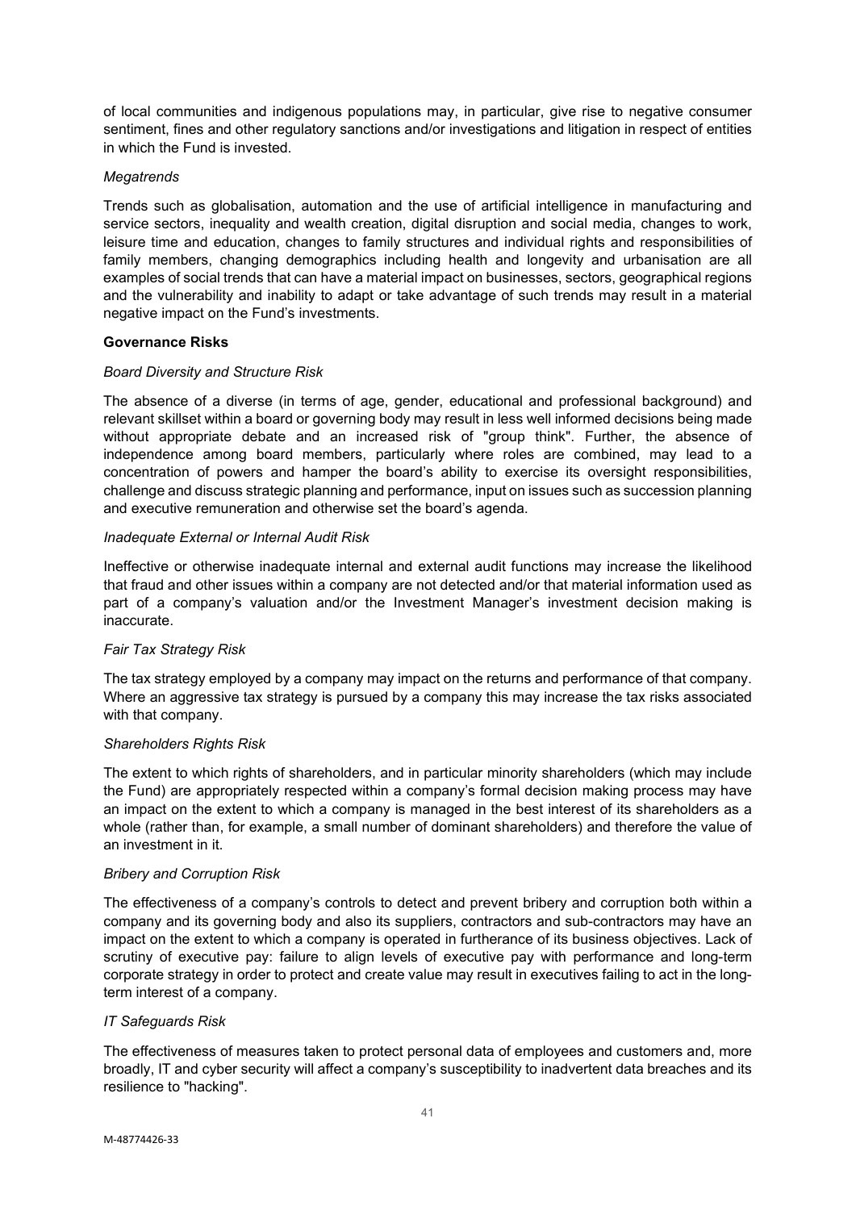of local communities and indigenous populations may, in particular, give rise to negative consumer sentiment, fines and other regulatory sanctions and/or investigations and litigation in respect of entities in which the Fund is invested.

*Megatrends*

Trends such as globalisation, automation and the use of artificial intelligence in manufacturing and service sectors, inequality and wealth creation, digital disruption and social media, changes to work, leisure time and education, changes to family structures and individual rights and responsibilities of family members, changing demographics including health and longevity and urbanisation are all examples of social trends that can have a material impact on businesses, sectors, geographical regions and the vulnerability and inability to adapt or take advantage of such trends may result in a material negative impact on the Fund's investments.

**Governance Risks**

*Board Diversity and Structure Risk*

The absence of a diverse (in terms of age, gender, educational and professional background) and relevant skillset within a board or governing body may result in less well informed decisions being made without appropriate debate and an increased risk of "group think". Further, the absence of independence among board members, particularly where roles are combined, may lead to a concentration of powers and hamper the board's ability to exercise its oversight responsibilities, challenge and discuss strategic planning and performance, input on issues such as succession planning and executive remuneration and otherwise set the board's agenda.

*Inadequate External or Internal Audit Risk*

Ineffective or otherwise inadequate internal and external audit functions may increase the likelihood that fraud and other issues within a company are not detected and/or that material information used as part of a company's valuation and/or the Investment Manager's investment decision making is inaccurate.

*Fair Tax Strategy Risk*

The tax strategy employed by a company may impact on the returns and performance of that company. Where an aggressive tax strategy is pursued by a company this may increase the tax risks associated with that company.

*Shareholders Rights Risk*

The extent to which rights of shareholders, and in particular minority shareholders (which may include the Fund) are appropriately respected within a company's formal decision making process may have an impact on the extent to which a company is managed in the best interest of its shareholders as a whole (rather than, for example, a small number of dominant shareholders) and therefore the value of an investment in it.

*Bribery and Corruption Risk*

The effectiveness of a company's controls to detect and prevent bribery and corruption both within a company and its governing body and also its suppliers, contractors and sub-contractors may have an impact on the extent to which a company is operated in furtherance of its business objectives. Lack of scrutiny of executive pay: failure to align levels of executive pay with performance and long-term corporate strategy in order to protect and create value may result in executives failing to act in the long-term interest of a company.

*IT Safeguards Risk*

The effectiveness of measures taken to protect personal data of employees and customers and, more broadly, IT and cyber security will affect a company's susceptibility to inadvertent data breaches and its resilience to "hacking".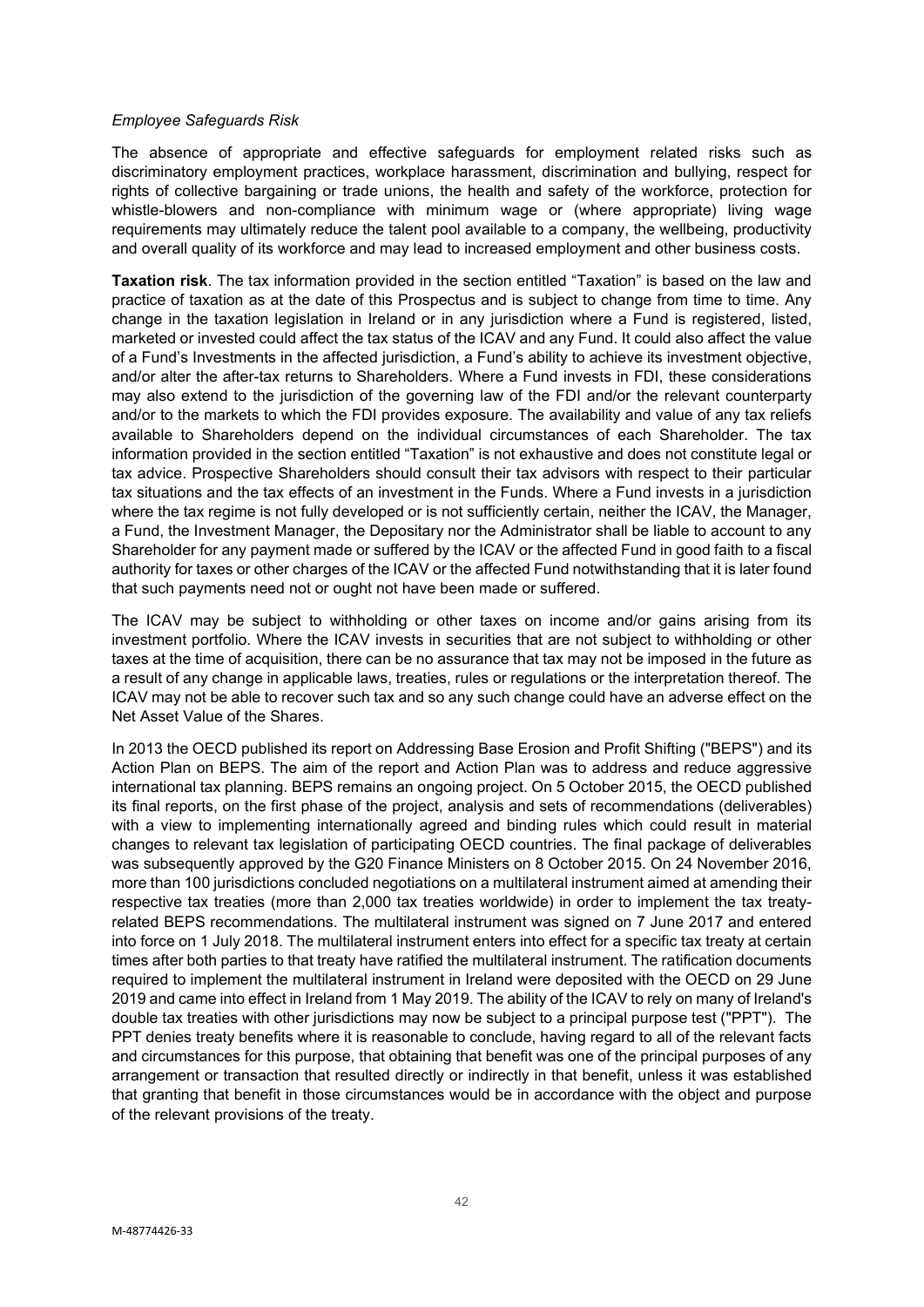*Employee Safeguards Risk*

The absence of appropriate and effective safeguards for employment related risks such as discriminatory employment practices, workplace harassment, discrimination and bullying, respect for rights of collective bargaining or trade unions, the health and safety of the workforce, protection for whistle-blowers and non-compliance with minimum wage or (where appropriate) living wage requirements may ultimately reduce the talent pool available to a company, the wellbeing, productivity and overall quality of its workforce and may lead to increased employment and other business costs.

**Taxation risk**. The tax information provided in the section entitled "Taxation" is based on the law and practice of taxation as at the date of this Prospectus and is subject to change from time to time. Any change in the taxation legislation in Ireland or in any jurisdiction where a Fund is registered, listed, marketed or invested could affect the tax status of the ICAV and any Fund. It could also affect the value of a Fund's Investments in the affected jurisdiction, a Fund's ability to achieve its investment objective, and/or alter the after-tax returns to Shareholders. Where a Fund invests in FDI, these considerations may also extend to the jurisdiction of the governing law of the FDI and/or the relevant counterparty and/or to the markets to which the FDI provides exposure. The availability and value of any tax reliefs available to Shareholders depend on the individual circumstances of each Shareholder. The tax information provided in the section entitled "Taxation" is not exhaustive and does not constitute legal or tax advice. Prospective Shareholders should consult their tax advisors with respect to their particular tax situations and the tax effects of an investment in the Funds. Where a Fund invests in a jurisdiction where the tax regime is not fully developed or is not sufficiently certain, neither the ICAV, the Manager, a Fund, the Investment Manager, the Depositary nor the Administrator shall be liable to account to any Shareholder for any payment made or suffered by the ICAV or the affected Fund in good faith to a fiscal authority for taxes or other charges of the ICAV or the affected Fund notwithstanding that it is later found that such payments need not or ought not have been made or suffered.

The ICAV may be subject to withholding or other taxes on income and/or gains arising from its investment portfolio. Where the ICAV invests in securities that are not subject to withholding or other taxes at the time of acquisition, there can be no assurance that tax may not be imposed in the future as a result of any change in applicable laws, treaties, rules or regulations or the interpretation thereof. The ICAV may not be able to recover such tax and so any such change could have an adverse effect on the Net Asset Value of the Shares.

In 2013 the OECD published its report on Addressing Base Erosion and Profit Shifting ("BEPS") and its Action Plan on BEPS. The aim of the report and Action Plan was to address and reduce aggressive international tax planning. BEPS remains an ongoing project. On 5 October 2015, the OECD published its final reports, on the first phase of the project, analysis and sets of recommendations (deliverables) with a view to implementing internationally agreed and binding rules which could result in material changes to relevant tax legislation of participating OECD countries. The final package of deliverables was subsequently approved by the G20 Finance Ministers on 8 October 2015. On 24 November 2016, more than 100 jurisdictions concluded negotiations on a multilateral instrument aimed at amending their respective tax treaties (more than 2,000 tax treaties worldwide) in order to implement the tax treaty-related BEPS recommendations. The multilateral instrument was signed on 7 June 2017 and entered into force on 1 July 2018. The multilateral instrument enters into effect for a specific tax treaty at certain times after both parties to that treaty have ratified the multilateral instrument. The ratification documents required to implement the multilateral instrument in Ireland were deposited with the OECD on 29 June 2019 and came into effect in Ireland from 1 May 2019. The ability of the ICAV to rely on many of Ireland's double tax treaties with other jurisdictions may now be subject to a principal purpose test ("PPT"). The PPT denies treaty benefits where it is reasonable to conclude, having regard to all of the relevant facts and circumstances for this purpose, that obtaining that benefit was one of the principal purposes of any arrangement or transaction that resulted directly or indirectly in that benefit, unless it was established that granting that benefit in those circumstances would be in accordance with the object and purpose of the relevant provisions of the treaty.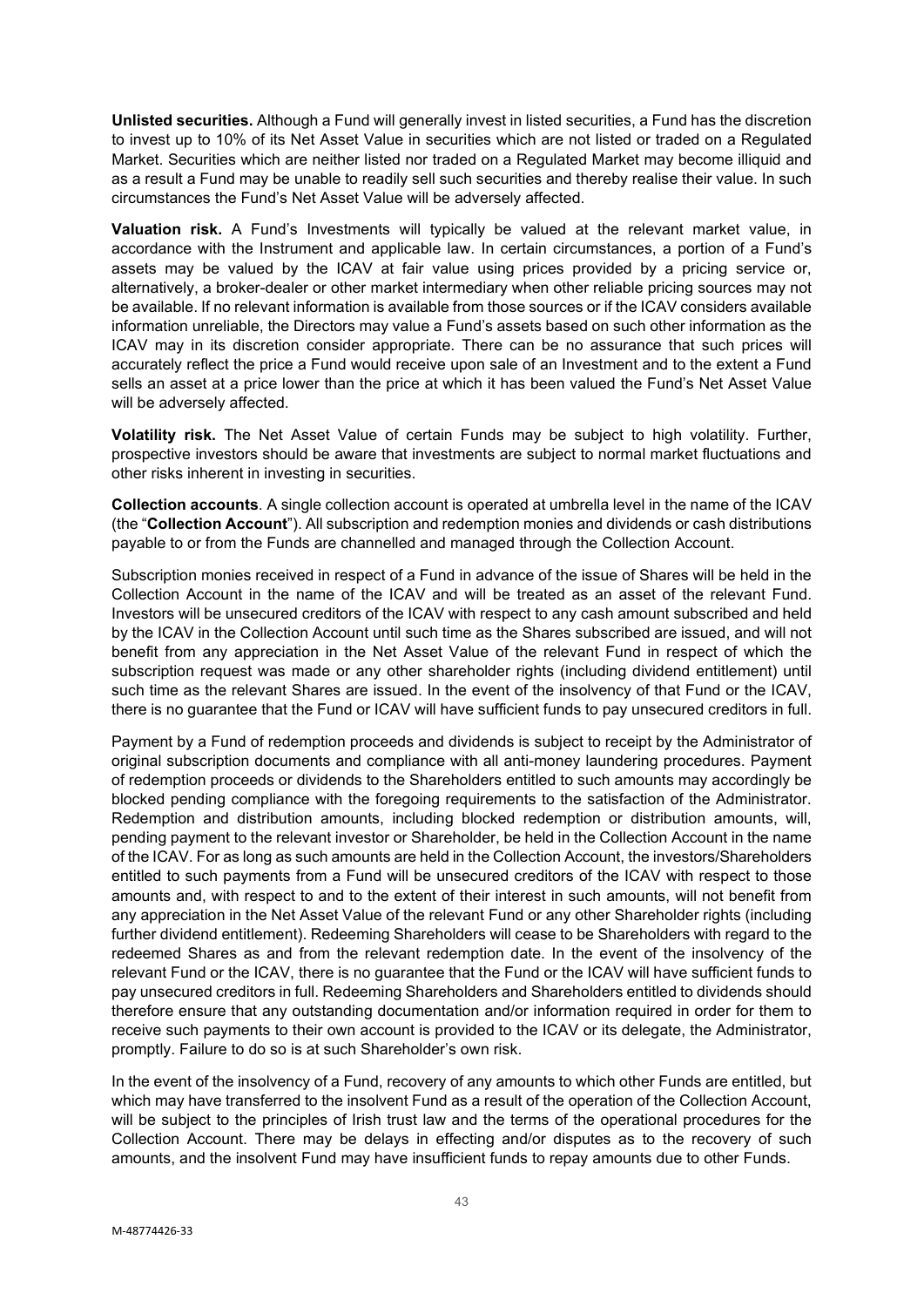**Unlisted securities.** Although a Fund will generally invest in listed securities, a Fund has the discretion to invest up to 10% of its Net Asset Value in securities which are not listed or traded on a Regulated Market. Securities which are neither listed nor traded on a Regulated Market may become illiquid and as a result a Fund may be unable to readily sell such securities and thereby realise their value. In such circumstances the Fund's Net Asset Value will be adversely affected.

**Valuation risk.** A Fund's Investments will typically be valued at the relevant market value, in accordance with the Instrument and applicable law. In certain circumstances, a portion of a Fund's assets may be valued by the ICAV at fair value using prices provided by a pricing service or, alternatively, a broker-dealer or other market intermediary when other reliable pricing sources may not be available. If no relevant information is available from those sources or if the ICAV considers available information unreliable, the Directors may value a Fund's assets based on such other information as the ICAV may in its discretion consider appropriate. There can be no assurance that such prices will accurately reflect the price a Fund would receive upon sale of an Investment and to the extent a Fund sells an asset at a price lower than the price at which it has been valued the Fund's Net Asset Value will be adversely affected.

**Volatility risk.** The Net Asset Value of certain Funds may be subject to high volatility. Further, prospective investors should be aware that investments are subject to normal market fluctuations and other risks inherent in investing in securities.

**Collection accounts**. A single collection account is operated at umbrella level in the name of the ICAV (the "**Collection Account**"). All subscription and redemption monies and dividends or cash distributions payable to or from the Funds are channelled and managed through the Collection Account.

Subscription monies received in respect of a Fund in advance of the issue of Shares will be held in the Collection Account in the name of the ICAV and will be treated as an asset of the relevant Fund. Investors will be unsecured creditors of the ICAV with respect to any cash amount subscribed and held by the ICAV in the Collection Account until such time as the Shares subscribed are issued, and will not benefit from any appreciation in the Net Asset Value of the relevant Fund in respect of which the subscription request was made or any other shareholder rights (including dividend entitlement) until such time as the relevant Shares are issued. In the event of the insolvency of that Fund or the ICAV, there is no guarantee that the Fund or ICAV will have sufficient funds to pay unsecured creditors in full.

Payment by a Fund of redemption proceeds and dividends is subject to receipt by the Administrator of original subscription documents and compliance with all anti-money laundering procedures. Payment of redemption proceeds or dividends to the Shareholders entitled to such amounts may accordingly be blocked pending compliance with the foregoing requirements to the satisfaction of the Administrator. Redemption and distribution amounts, including blocked redemption or distribution amounts, will, pending payment to the relevant investor or Shareholder, be held in the Collection Account in the name of the ICAV. For as long as such amounts are held in the Collection Account, the investors/Shareholders entitled to such payments from a Fund will be unsecured creditors of the ICAV with respect to those amounts and, with respect to and to the extent of their interest in such amounts, will not benefit from any appreciation in the Net Asset Value of the relevant Fund or any other Shareholder rights (including further dividend entitlement). Redeeming Shareholders will cease to be Shareholders with regard to the redeemed Shares as and from the relevant redemption date. In the event of the insolvency of the relevant Fund or the ICAV, there is no guarantee that the Fund or the ICAV will have sufficient funds to pay unsecured creditors in full. Redeeming Shareholders and Shareholders entitled to dividends should therefore ensure that any outstanding documentation and/or information required in order for them to receive such payments to their own account is provided to the ICAV or its delegate, the Administrator, promptly. Failure to do so is at such Shareholder's own risk.

In the event of the insolvency of a Fund, recovery of any amounts to which other Funds are entitled, but which may have transferred to the insolvent Fund as a result of the operation of the Collection Account, will be subject to the principles of Irish trust law and the terms of the operational procedures for the Collection Account. There may be delays in effecting and/or disputes as to the recovery of such amounts, and the insolvent Fund may have insufficient funds to repay amounts due to other Funds.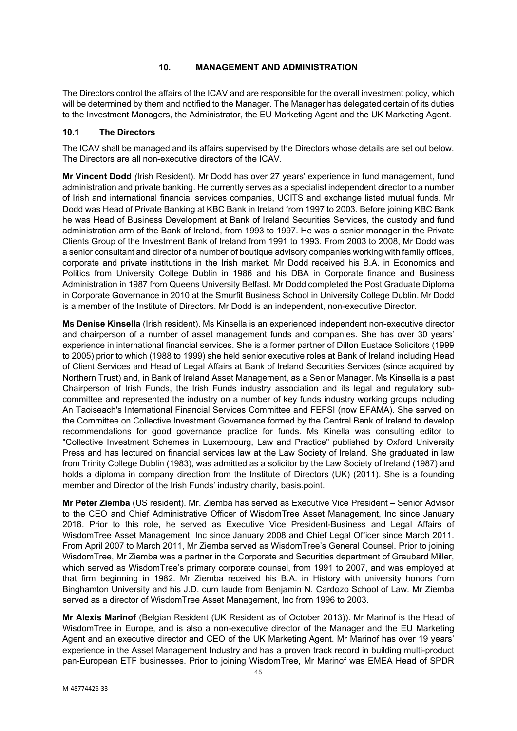## 10. MANAGEMENT AND ADMINISTRATION

The Directors control the affairs of the ICAV and are responsible for the overall investment policy, which will be determined by them and notified to the Manager. The Manager has delegated certain of its duties to the Investment Managers, the Administrator, the EU Marketing Agent and the UK Marketing Agent.

### 10.1 The Directors

The ICAV shall be managed and its affairs supervised by the Directors whose details are set out below. The Directors are all non-executive directors of the ICAV.

**Mr Vincent Dodd** *(*Irish Resident). Mr Dodd has over 27 years' experience in fund management, fund administration and private banking. He currently serves as a specialist independent director to a number of Irish and international financial services companies, UCITS and exchange listed mutual funds. Mr Dodd was Head of Private Banking at KBC Bank in Ireland from 1997 to 2003. Before joining KBC Bank he was Head of Business Development at Bank of Ireland Securities Services, the custody and fund administration arm of the Bank of Ireland, from 1993 to 1997. He was a senior manager in the Private Clients Group of the Investment Bank of Ireland from 1991 to 1993. From 2003 to 2008, Mr Dodd was a senior consultant and director of a number of boutique advisory companies working with family offices, corporate and private institutions in the Irish market. Mr Dodd received his B.A. in Economics and Politics from University College Dublin in 1986 and his DBA in Corporate finance and Business Administration in 1987 from Queens University Belfast. Mr Dodd completed the Post Graduate Diploma in Corporate Governance in 2010 at the Smurfit Business School in University College Dublin. Mr Dodd is a member of the Institute of Directors. Mr Dodd is an independent, non-executive Director.

**Ms Denise Kinsella** (Irish resident). Ms Kinsella is an experienced independent non-executive director and chairperson of a number of asset management funds and companies. She has over 30 years' experience in international financial services. She is a former partner of Dillon Eustace Solicitors (1999 to 2005) prior to which (1988 to 1999) she held senior executive roles at Bank of Ireland including Head of Client Services and Head of Legal Affairs at Bank of Ireland Securities Services (since acquired by Northern Trust) and, in Bank of Ireland Asset Management, as a Senior Manager. Ms Kinsella is a past Chairperson of Irish Funds, the Irish Funds industry association and its legal and regulatory sub-committee and represented the industry on a number of key funds industry working groups including An Taoiseach's International Financial Services Committee and FEFSI (now EFAMA). She served on the Committee on Collective Investment Governance formed by the Central Bank of Ireland to develop recommendations for good governance practice for funds. Ms Kinella was consulting editor to "Collective Investment Schemes in Luxembourg, Law and Practice" published by Oxford University Press and has lectured on financial services law at the Law Society of Ireland. She graduated in law from Trinity College Dublin (1983), was admitted as a solicitor by the Law Society of Ireland (1987) and holds a diploma in company direction from the Institute of Directors (UK) (2011). She is a founding member and Director of the Irish Funds' industry charity, basis.point.

**Mr Peter Ziemba** (US resident). Mr. Ziemba has served as Executive Vice President – Senior Advisor to the CEO and Chief Administrative Officer of WisdomTree Asset Management, Inc since January 2018. Prior to this role, he served as Executive Vice President-Business and Legal Affairs of WisdomTree Asset Management, Inc since January 2008 and Chief Legal Officer since March 2011. From April 2007 to March 2011, Mr Ziemba served as WisdomTree's General Counsel. Prior to joining WisdomTree, Mr Ziemba was a partner in the Corporate and Securities department of Graubard Miller, which served as WisdomTree's primary corporate counsel, from 1991 to 2007, and was employed at that firm beginning in 1982. Mr Ziemba received his B.A. in History with university honors from Binghamton University and his J.D. cum laude from Benjamin N. Cardozo School of Law. Mr Ziemba served as a director of WisdomTree Asset Management, Inc from 1996 to 2003.

**Mr Alexis Marinof** (Belgian Resident (UK Resident as of October 2013)). Mr Marinof is the Head of WisdomTree in Europe, and is also a non-executive director of the Manager and the EU Marketing Agent and an executive director and CEO of the UK Marketing Agent. Mr Marinof has over 19 years' experience in the Asset Management Industry and has a proven track record in building multi-product pan-European ETF businesses. Prior to joining WisdomTree, Mr Marinof was EMEA Head of SPDR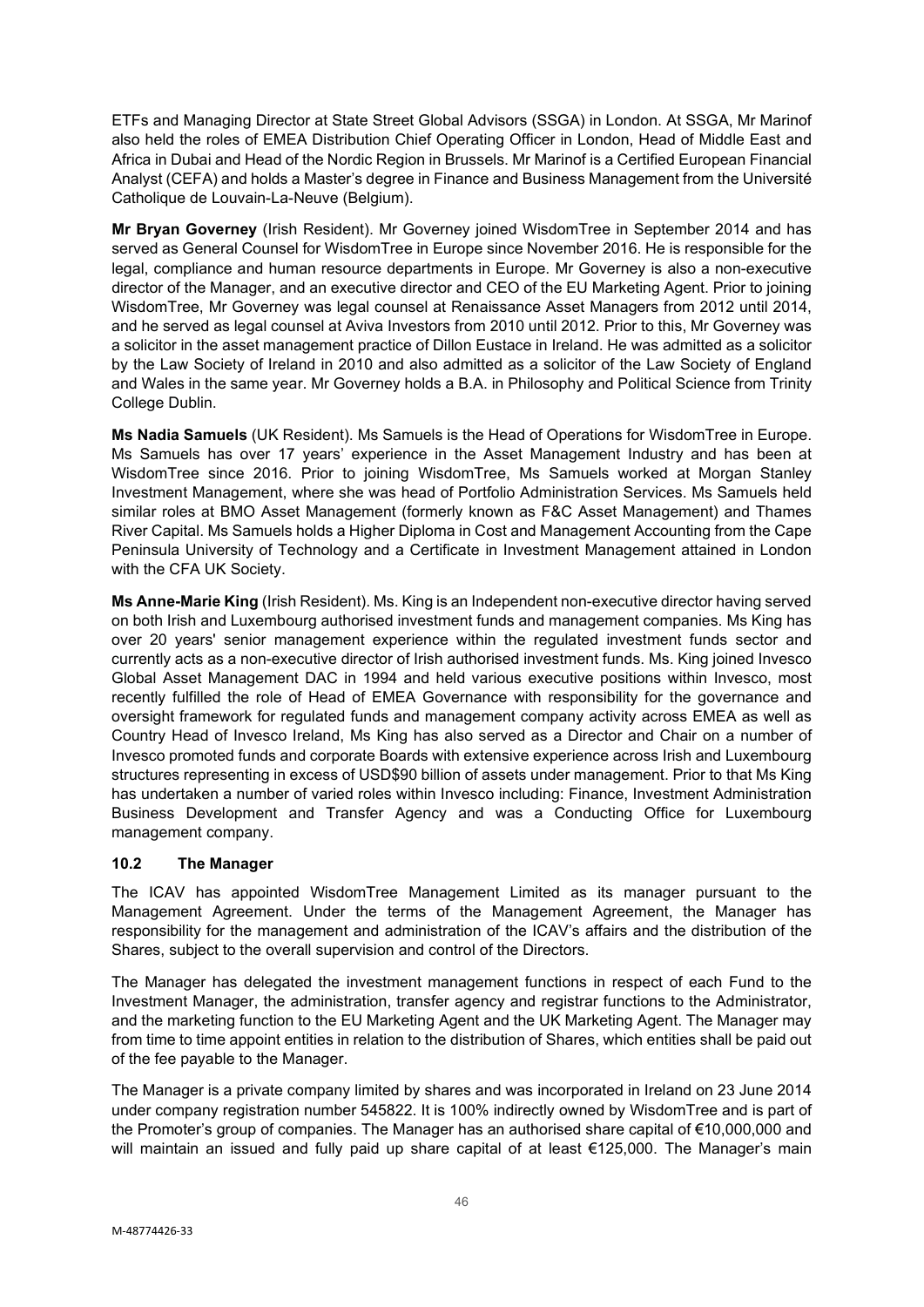ETFs and Managing Director at State Street Global Advisors (SSGA) in London. At SSGA, Mr Marinof also held the roles of EMEA Distribution Chief Operating Officer in London, Head of Middle East and Africa in Dubai and Head of the Nordic Region in Brussels. Mr Marinof is a Certified European Financial Analyst (CEFA) and holds a Master's degree in Finance and Business Management from the Université Catholique de Louvain-La-Neuve (Belgium).

**Mr Bryan Governey** (Irish Resident). Mr Governey joined WisdomTree in September 2014 and has served as General Counsel for WisdomTree in Europe since November 2016. He is responsible for the legal, compliance and human resource departments in Europe. Mr Governey is also a non-executive director of the Manager, and an executive director and CEO of the EU Marketing Agent. Prior to joining WisdomTree, Mr Governey was legal counsel at Renaissance Asset Managers from 2012 until 2014, and he served as legal counsel at Aviva Investors from 2010 until 2012. Prior to this, Mr Governey was a solicitor in the asset management practice of Dillon Eustace in Ireland. He was admitted as a solicitor by the Law Society of Ireland in 2010 and also admitted as a solicitor of the Law Society of England and Wales in the same year. Mr Governey holds a B.A. in Philosophy and Political Science from Trinity College Dublin.

**Ms Nadia Samuels** (UK Resident). Ms Samuels is the Head of Operations for WisdomTree in Europe. Ms Samuels has over 17 years' experience in the Asset Management Industry and has been at WisdomTree since 2016. Prior to joining WisdomTree, Ms Samuels worked at Morgan Stanley Investment Management, where she was head of Portfolio Administration Services. Ms Samuels held similar roles at BMO Asset Management (formerly known as F&C Asset Management) and Thames River Capital. Ms Samuels holds a Higher Diploma in Cost and Management Accounting from the Cape Peninsula University of Technology and a Certificate in Investment Management attained in London with the CFA UK Society.

**Ms Anne-Marie King** (Irish Resident). Ms. King is an Independent non-executive director having served on both Irish and Luxembourg authorised investment funds and management companies. Ms King has over 20 years' senior management experience within the regulated investment funds sector and currently acts as a non-executive director of Irish authorised investment funds. Ms. King joined Invesco Global Asset Management DAC in 1994 and held various executive positions within Invesco, most recently fulfilled the role of Head of EMEA Governance with responsibility for the governance and oversight framework for regulated funds and management company activity across EMEA as well as Country Head of Invesco Ireland, Ms King has also served as a Director and Chair on a number of Invesco promoted funds and corporate Boards with extensive experience across Irish and Luxembourg structures representing in excess of USD$90 billion of assets under management. Prior to that Ms King has undertaken a number of varied roles within Invesco including: Finance, Investment Administration Business Development and Transfer Agency and was a Conducting Office for Luxembourg management company.

### 10.2 The Manager

The ICAV has appointed WisdomTree Management Limited as its manager pursuant to the Management Agreement. Under the terms of the Management Agreement, the Manager has responsibility for the management and administration of the ICAV's affairs and the distribution of the Shares, subject to the overall supervision and control of the Directors.

The Manager has delegated the investment management functions in respect of each Fund to the Investment Manager, the administration, transfer agency and registrar functions to the Administrator, and the marketing function to the EU Marketing Agent and the UK Marketing Agent. The Manager may from time to time appoint entities in relation to the distribution of Shares, which entities shall be paid out of the fee payable to the Manager.

The Manager is a private company limited by shares and was incorporated in Ireland on 23 June 2014 under company registration number 545822. It is 100% indirectly owned by WisdomTree and is part of the Promoter's group of companies. The Manager has an authorised share capital of €10,000,000 and will maintain an issued and fully paid up share capital of at least €125,000. The Manager's main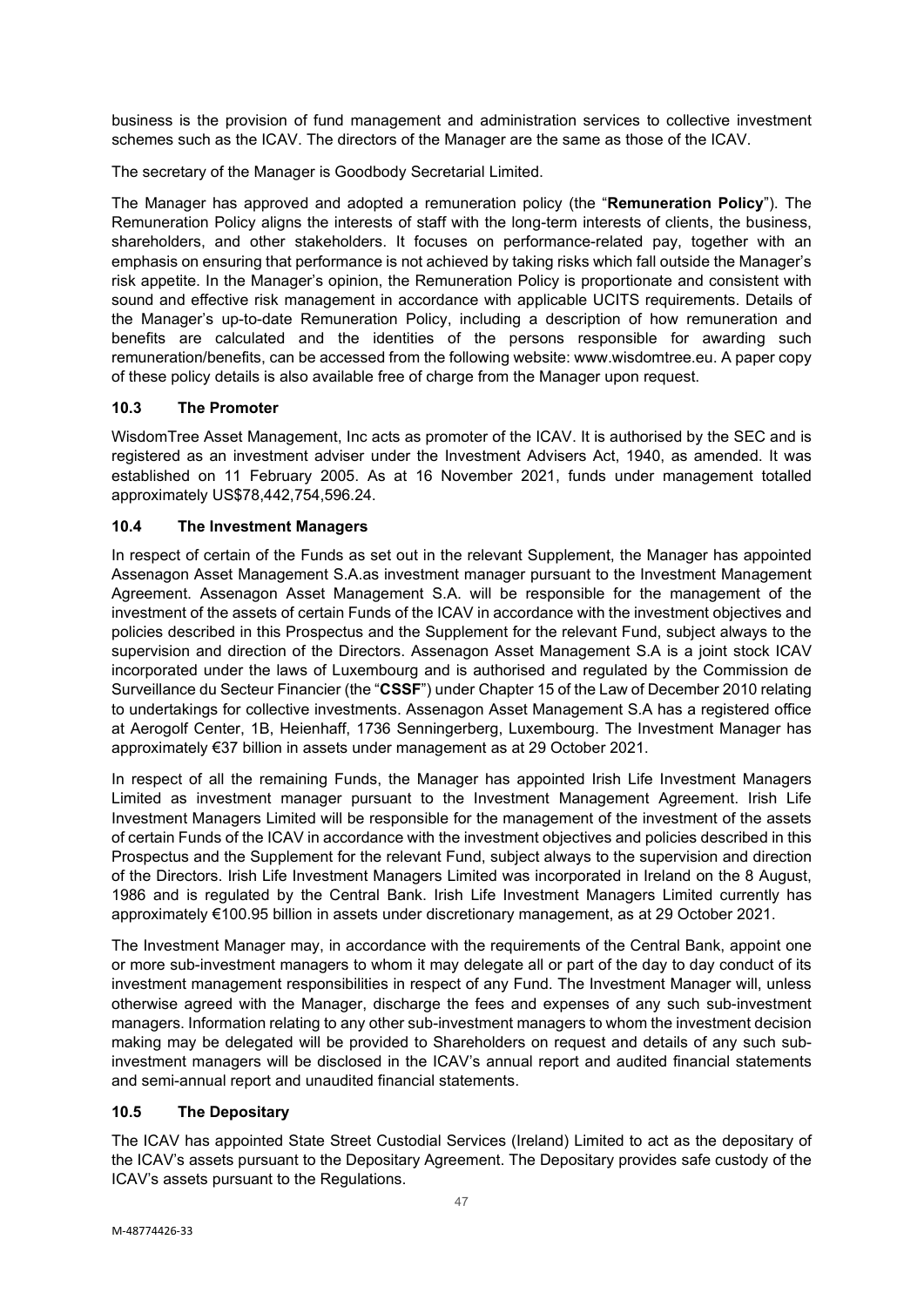business is the provision of fund management and administration services to collective investment schemes such as the ICAV. The directors of the Manager are the same as those of the ICAV.

The secretary of the Manager is Goodbody Secretarial Limited.

The Manager has approved and adopted a remuneration policy (the "**Remuneration Policy**"). The Remuneration Policy aligns the interests of staff with the long-term interests of clients, the business, shareholders, and other stakeholders. It focuses on performance-related pay, together with an emphasis on ensuring that performance is not achieved by taking risks which fall outside the Manager's risk appetite. In the Manager's opinion, the Remuneration Policy is proportionate and consistent with sound and effective risk management in accordance with applicable UCITS requirements. Details of the Manager's up-to-date Remuneration Policy, including a description of how remuneration and benefits are calculated and the identities of the persons responsible for awarding such remuneration/benefits, can be accessed from the following website: www.wisdomtree.eu. A paper copy of these policy details is also available free of charge from the Manager upon request.

### 10.3 The Promoter

WisdomTree Asset Management, Inc acts as promoter of the ICAV. It is authorised by the SEC and is registered as an investment adviser under the Investment Advisers Act, 1940, as amended. It was established on 11 February 2005. As at 16 November 2021, funds under management totalled approximately US$78,442,754,596.24.

### 10.4 The Investment Managers

In respect of certain of the Funds as set out in the relevant Supplement, the Manager has appointed Assenagon Asset Management S.A.as investment manager pursuant to the Investment Management Agreement. Assenagon Asset Management S.A. will be responsible for the management of the investment of the assets of certain Funds of the ICAV in accordance with the investment objectives and policies described in this Prospectus and the Supplement for the relevant Fund, subject always to the supervision and direction of the Directors. Assenagon Asset Management S.A is a joint stock ICAV incorporated under the laws of Luxembourg and is authorised and regulated by the Commission de Surveillance du Secteur Financier (the "**CSSF**") under Chapter 15 of the Law of December 2010 relating to undertakings for collective investments. Assenagon Asset Management S.A has a registered office at Aerogolf Center, 1B, Heienhaff, 1736 Senningerberg, Luxembourg. The Investment Manager has approximately €37 billion in assets under management as at 29 October 2021.

In respect of all the remaining Funds, the Manager has appointed Irish Life Investment Managers Limited as investment manager pursuant to the Investment Management Agreement. Irish Life Investment Managers Limited will be responsible for the management of the investment of the assets of certain Funds of the ICAV in accordance with the investment objectives and policies described in this Prospectus and the Supplement for the relevant Fund, subject always to the supervision and direction of the Directors. Irish Life Investment Managers Limited was incorporated in Ireland on the 8 August, 1986 and is regulated by the Central Bank. Irish Life Investment Managers Limited currently has approximately €100.95 billion in assets under discretionary management, as at 29 October 2021.

The Investment Manager may, in accordance with the requirements of the Central Bank, appoint one or more sub-investment managers to whom it may delegate all or part of the day to day conduct of its investment management responsibilities in respect of any Fund. The Investment Manager will, unless otherwise agreed with the Manager, discharge the fees and expenses of any such sub-investment managers. Information relating to any other sub-investment managers to whom the investment decision making may be delegated will be provided to Shareholders on request and details of any such sub-investment managers will be disclosed in the ICAV's annual report and audited financial statements and semi-annual report and unaudited financial statements.

### 10.5 The Depositary

The ICAV has appointed State Street Custodial Services (Ireland) Limited to act as the depositary of the ICAV's assets pursuant to the Depositary Agreement. The Depositary provides safe custody of the ICAV's assets pursuant to the Regulations.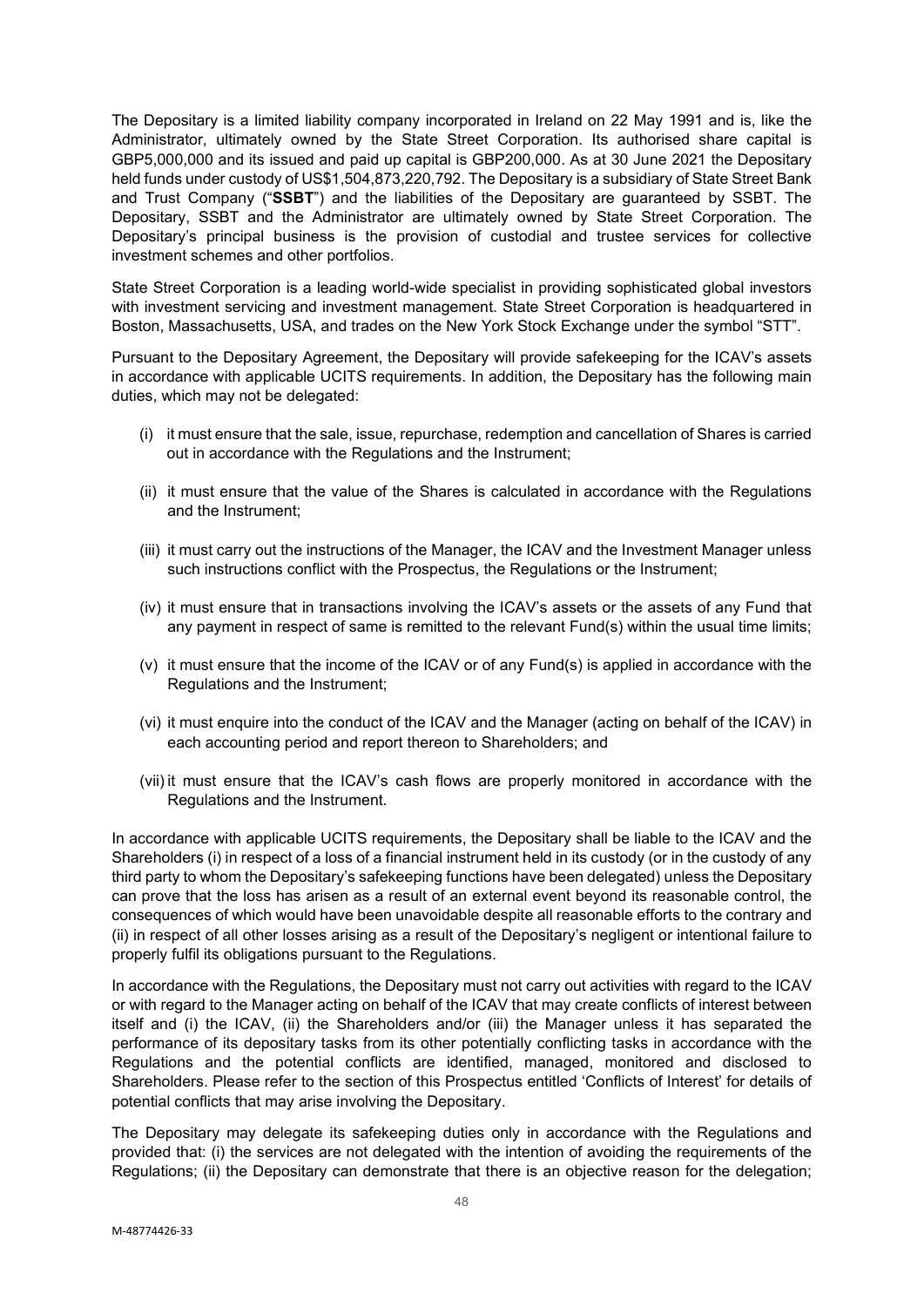The Depositary is a limited liability company incorporated in Ireland on 22 May 1991 and is, like the Administrator, ultimately owned by the State Street Corporation. Its authorised share capital is GBP5,000,000 and its issued and paid up capital is GBP200,000. As at 30 June 2021 the Depositary held funds under custody of US$1,504,873,220,792. The Depositary is a subsidiary of State Street Bank and Trust Company ("**SSBT**") and the liabilities of the Depositary are guaranteed by SSBT. The Depositary, SSBT and the Administrator are ultimately owned by State Street Corporation. The Depositary's principal business is the provision of custodial and trustee services for collective investment schemes and other portfolios.

State Street Corporation is a leading world-wide specialist in providing sophisticated global investors with investment servicing and investment management. State Street Corporation is headquartered in Boston, Massachusetts, USA, and trades on the New York Stock Exchange under the symbol "STT".

Pursuant to the Depositary Agreement, the Depositary will provide safekeeping for the ICAV's assets in accordance with applicable UCITS requirements. In addition, the Depositary has the following main duties, which may not be delegated:

(i) it must ensure that the sale, issue, repurchase, redemption and cancellation of Shares is carried out in accordance with the Regulations and the Instrument;

(ii) it must ensure that the value of the Shares is calculated in accordance with the Regulations and the Instrument;

(iii) it must carry out the instructions of the Manager, the ICAV and the Investment Manager unless such instructions conflict with the Prospectus, the Regulations or the Instrument;

(iv) it must ensure that in transactions involving the ICAV's assets or the assets of any Fund that any payment in respect of same is remitted to the relevant Fund(s) within the usual time limits;

(v) it must ensure that the income of the ICAV or of any Fund(s) is applied in accordance with the Regulations and the Instrument;

(vi) it must enquire into the conduct of the ICAV and the Manager (acting on behalf of the ICAV) in each accounting period and report thereon to Shareholders; and

(vii) it must ensure that the ICAV's cash flows are properly monitored in accordance with the Regulations and the Instrument.

In accordance with applicable UCITS requirements, the Depositary shall be liable to the ICAV and the Shareholders (i) in respect of a loss of a financial instrument held in its custody (or in the custody of any third party to whom the Depositary's safekeeping functions have been delegated) unless the Depositary can prove that the loss has arisen as a result of an external event beyond its reasonable control, the consequences of which would have been unavoidable despite all reasonable efforts to the contrary and (ii) in respect of all other losses arising as a result of the Depositary's negligent or intentional failure to properly fulfil its obligations pursuant to the Regulations.

In accordance with the Regulations, the Depositary must not carry out activities with regard to the ICAV or with regard to the Manager acting on behalf of the ICAV that may create conflicts of interest between itself and (i) the ICAV, (ii) the Shareholders and/or (iii) the Manager unless it has separated the performance of its depositary tasks from its other potentially conflicting tasks in accordance with the Regulations and the potential conflicts are identified, managed, monitored and disclosed to Shareholders. Please refer to the section of this Prospectus entitled 'Conflicts of Interest' for details of potential conflicts that may arise involving the Depositary.

The Depositary may delegate its safekeeping duties only in accordance with the Regulations and provided that: (i) the services are not delegated with the intention of avoiding the requirements of the Regulations; (ii) the Depositary can demonstrate that there is an objective reason for the delegation;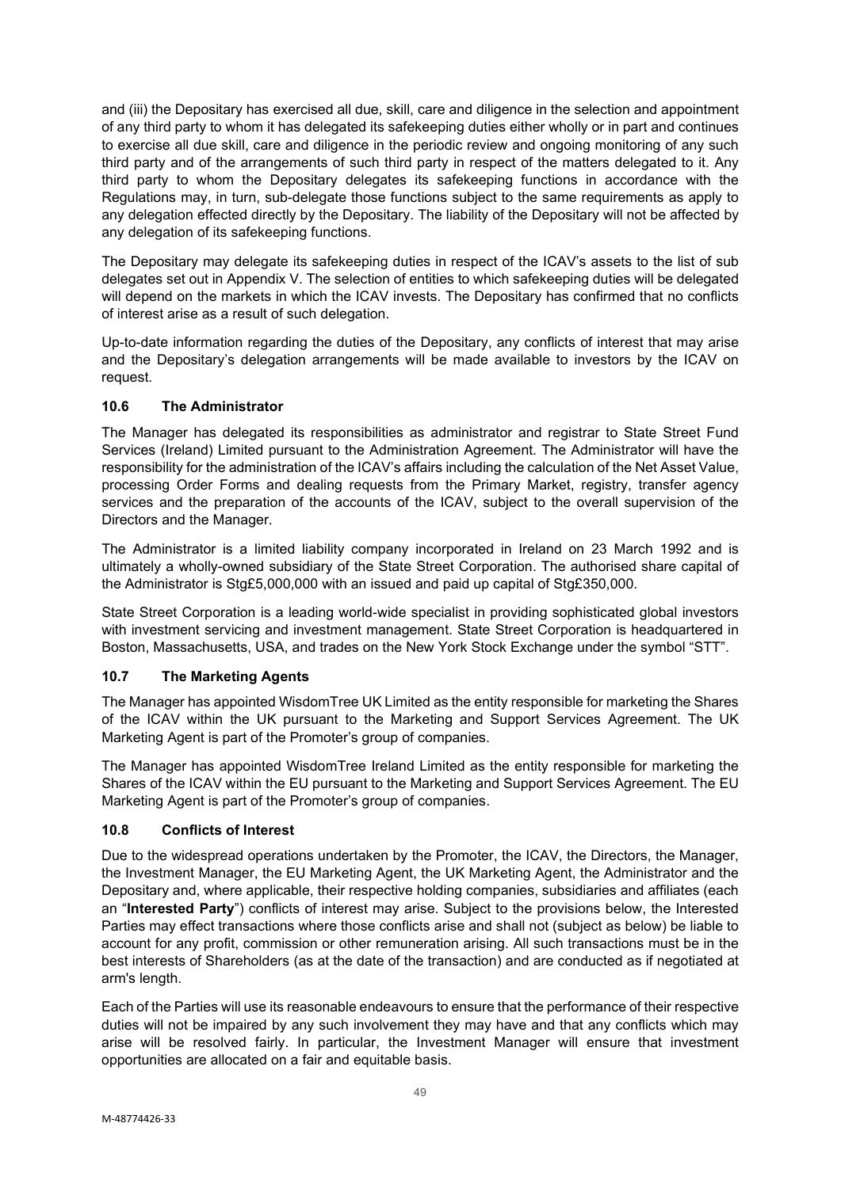and (iii) the Depositary has exercised all due, skill, care and diligence in the selection and appointment of any third party to whom it has delegated its safekeeping duties either wholly or in part and continues to exercise all due skill, care and diligence in the periodic review and ongoing monitoring of any such third party and of the arrangements of such third party in respect of the matters delegated to it. Any third party to whom the Depositary delegates its safekeeping functions in accordance with the Regulations may, in turn, sub-delegate those functions subject to the same requirements as apply to any delegation effected directly by the Depositary. The liability of the Depositary will not be affected by any delegation of its safekeeping functions.

The Depositary may delegate its safekeeping duties in respect of the ICAV's assets to the list of sub delegates set out in Appendix V. The selection of entities to which safekeeping duties will be delegated will depend on the markets in which the ICAV invests. The Depositary has confirmed that no conflicts of interest arise as a result of such delegation.

Up-to-date information regarding the duties of the Depositary, any conflicts of interest that may arise and the Depositary's delegation arrangements will be made available to investors by the ICAV on request.

### 10.6 The Administrator

The Manager has delegated its responsibilities as administrator and registrar to State Street Fund Services (Ireland) Limited pursuant to the Administration Agreement. The Administrator will have the responsibility for the administration of the ICAV's affairs including the calculation of the Net Asset Value, processing Order Forms and dealing requests from the Primary Market, registry, transfer agency services and the preparation of the accounts of the ICAV, subject to the overall supervision of the Directors and the Manager.

The Administrator is a limited liability company incorporated in Ireland on 23 March 1992 and is ultimately a wholly-owned subsidiary of the State Street Corporation. The authorised share capital of the Administrator is Stg£5,000,000 with an issued and paid up capital of Stg£350,000.

State Street Corporation is a leading world-wide specialist in providing sophisticated global investors with investment servicing and investment management. State Street Corporation is headquartered in Boston, Massachusetts, USA, and trades on the New York Stock Exchange under the symbol "STT".

### 10.7 The Marketing Agents

The Manager has appointed WisdomTree UK Limited as the entity responsible for marketing the Shares of the ICAV within the UK pursuant to the Marketing and Support Services Agreement. The UK Marketing Agent is part of the Promoter's group of companies.

The Manager has appointed WisdomTree Ireland Limited as the entity responsible for marketing the Shares of the ICAV within the EU pursuant to the Marketing and Support Services Agreement. The EU Marketing Agent is part of the Promoter's group of companies.

### 10.8 Conflicts of Interest

Due to the widespread operations undertaken by the Promoter, the ICAV, the Directors, the Manager, the Investment Manager, the EU Marketing Agent, the UK Marketing Agent, the Administrator and the Depositary and, where applicable, their respective holding companies, subsidiaries and affiliates (each an "**Interested Party**") conflicts of interest may arise. Subject to the provisions below, the Interested Parties may effect transactions where those conflicts arise and shall not (subject as below) be liable to account for any profit, commission or other remuneration arising. All such transactions must be in the best interests of Shareholders (as at the date of the transaction) and are conducted as if negotiated at arm's length.

Each of the Parties will use its reasonable endeavours to ensure that the performance of their respective duties will not be impaired by any such involvement they may have and that any conflicts which may arise will be resolved fairly. In particular, the Investment Manager will ensure that investment opportunities are allocated on a fair and equitable basis.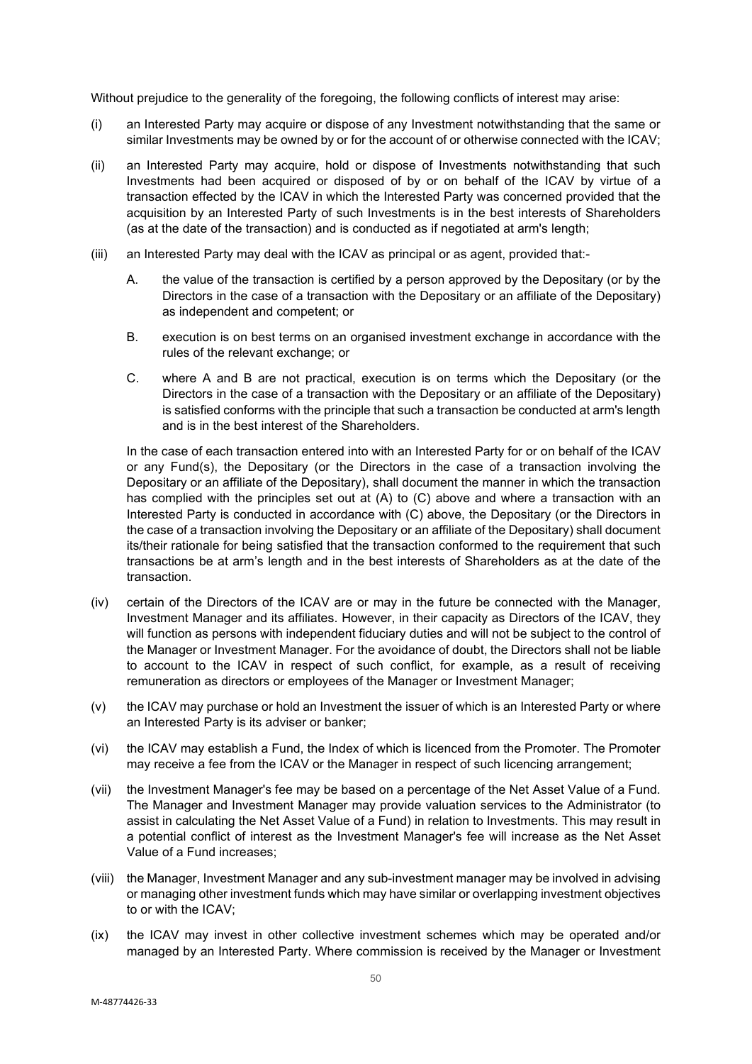Without prejudice to the generality of the foregoing, the following conflicts of interest may arise:

(i) an Interested Party may acquire or dispose of any Investment notwithstanding that the same or similar Investments may be owned by or for the account of or otherwise connected with the ICAV;

(ii) an Interested Party may acquire, hold or dispose of Investments notwithstanding that such Investments had been acquired or disposed of by or on behalf of the ICAV by virtue of a transaction effected by the ICAV in which the Interested Party was concerned provided that the acquisition by an Interested Party of such Investments is in the best interests of Shareholders (as at the date of the transaction) and is conducted as if negotiated at arm's length;

(iii) an Interested Party may deal with the ICAV as principal or as agent, provided that:-

   A. the value of the transaction is certified by a person approved by the Depositary (or by the Directors in the case of a transaction with the Depositary or an affiliate of the Depositary) as independent and competent; or

   B. execution is on best terms on an organised investment exchange in accordance with the rules of the relevant exchange; or

   C. where A and B are not practical, execution is on terms which the Depositary (or the Directors in the case of a transaction with the Depositary or an affiliate of the Depositary) is satisfied conforms with the principle that such a transaction be conducted at arm's length and is in the best interest of the Shareholders.

   In the case of each transaction entered into with an Interested Party for or on behalf of the ICAV or any Fund(s), the Depositary (or the Directors in the case of a transaction involving the Depositary or an affiliate of the Depositary), shall document the manner in which the transaction has complied with the principles set out at (A) to (C) above and where a transaction with an Interested Party is conducted in accordance with (C) above, the Depositary (or the Directors in the case of a transaction involving the Depositary or an affiliate of the Depositary) shall document its/their rationale for being satisfied that the transaction conformed to the requirement that such transactions be at arm's length and in the best interests of Shareholders as at the date of the transaction.

(iv) certain of the Directors of the ICAV are or may in the future be connected with the Manager, Investment Manager and its affiliates. However, in their capacity as Directors of the ICAV, they will function as persons with independent fiduciary duties and will not be subject to the control of the Manager or Investment Manager. For the avoidance of doubt, the Directors shall not be liable to account to the ICAV in respect of such conflict, for example, as a result of receiving remuneration as directors or employees of the Manager or Investment Manager;

(v) the ICAV may purchase or hold an Investment the issuer of which is an Interested Party or where an Interested Party is its adviser or banker;

(vi) the ICAV may establish a Fund, the Index of which is licenced from the Promoter. The Promoter may receive a fee from the ICAV or the Manager in respect of such licencing arrangement;

(vii) the Investment Manager's fee may be based on a percentage of the Net Asset Value of a Fund. The Manager and Investment Manager may provide valuation services to the Administrator (to assist in calculating the Net Asset Value of a Fund) in relation to Investments. This may result in a potential conflict of interest as the Investment Manager's fee will increase as the Net Asset Value of a Fund increases;

(viii) the Manager, Investment Manager and any sub-investment manager may be involved in advising or managing other investment funds which may have similar or overlapping investment objectives to or with the ICAV;

(ix) the ICAV may invest in other collective investment schemes which may be operated and/or managed by an Interested Party. Where commission is received by the Manager or Investment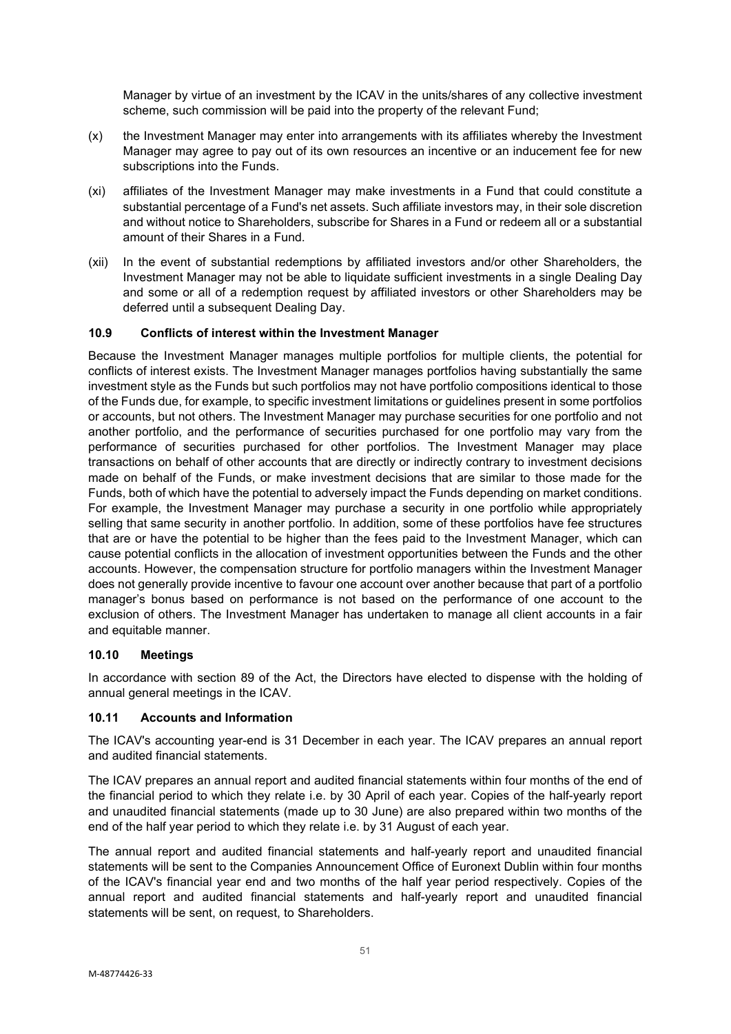Manager by virtue of an investment by the ICAV in the units/shares of any collective investment scheme, such commission will be paid into the property of the relevant Fund;

(x) the Investment Manager may enter into arrangements with its affiliates whereby the Investment Manager may agree to pay out of its own resources an incentive or an inducement fee for new subscriptions into the Funds.

(xi) affiliates of the Investment Manager may make investments in a Fund that could constitute a substantial percentage of a Fund's net assets. Such affiliate investors may, in their sole discretion and without notice to Shareholders, subscribe for Shares in a Fund or redeem all or a substantial amount of their Shares in a Fund.

(xii) In the event of substantial redemptions by affiliated investors and/or other Shareholders, the Investment Manager may not be able to liquidate sufficient investments in a single Dealing Day and some or all of a redemption request by affiliated investors or other Shareholders may be deferred until a subsequent Dealing Day.

### 10.9 Conflicts of interest within the Investment Manager

Because the Investment Manager manages multiple portfolios for multiple clients, the potential for conflicts of interest exists. The Investment Manager manages portfolios having substantially the same investment style as the Funds but such portfolios may not have portfolio compositions identical to those of the Funds due, for example, to specific investment limitations or guidelines present in some portfolios or accounts, but not others. The Investment Manager may purchase securities for one portfolio and not another portfolio, and the performance of securities purchased for one portfolio may vary from the performance of securities purchased for other portfolios. The Investment Manager may place transactions on behalf of other accounts that are directly or indirectly contrary to investment decisions made on behalf of the Funds, or make investment decisions that are similar to those made for the Funds, both of which have the potential to adversely impact the Funds depending on market conditions. For example, the Investment Manager may purchase a security in one portfolio while appropriately selling that same security in another portfolio. In addition, some of these portfolios have fee structures that are or have the potential to be higher than the fees paid to the Investment Manager, which can cause potential conflicts in the allocation of investment opportunities between the Funds and the other accounts. However, the compensation structure for portfolio managers within the Investment Manager does not generally provide incentive to favour one account over another because that part of a portfolio manager's bonus based on performance is not based on the performance of one account to the exclusion of others. The Investment Manager has undertaken to manage all client accounts in a fair and equitable manner.

### 10.10 Meetings

In accordance with section 89 of the Act, the Directors have elected to dispense with the holding of annual general meetings in the ICAV.

### 10.11 Accounts and Information

The ICAV's accounting year-end is 31 December in each year. The ICAV prepares an annual report and audited financial statements.

The ICAV prepares an annual report and audited financial statements within four months of the end of the financial period to which they relate i.e. by 30 April of each year. Copies of the half-yearly report and unaudited financial statements (made up to 30 June) are also prepared within two months of the end of the half year period to which they relate i.e. by 31 August of each year.

The annual report and audited financial statements and half-yearly report and unaudited financial statements will be sent to the Companies Announcement Office of Euronext Dublin within four months of the ICAV's financial year end and two months of the half year period respectively. Copies of the annual report and audited financial statements and half-yearly report and unaudited financial statements will be sent, on request, to Shareholders.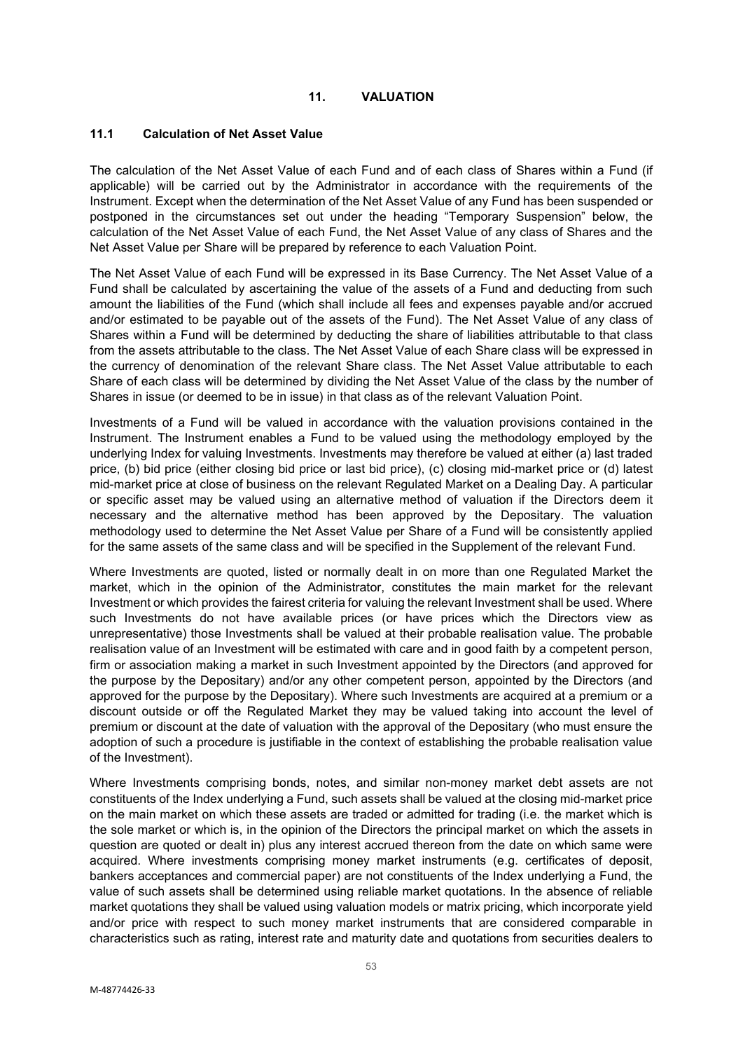## 11. VALUATION

### 11.1 Calculation of Net Asset Value

The calculation of the Net Asset Value of each Fund and of each class of Shares within a Fund (if applicable) will be carried out by the Administrator in accordance with the requirements of the Instrument. Except when the determination of the Net Asset Value of any Fund has been suspended or postponed in the circumstances set out under the heading "Temporary Suspension" below, the calculation of the Net Asset Value of each Fund, the Net Asset Value of any class of Shares and the Net Asset Value per Share will be prepared by reference to each Valuation Point.

The Net Asset Value of each Fund will be expressed in its Base Currency. The Net Asset Value of a Fund shall be calculated by ascertaining the value of the assets of a Fund and deducting from such amount the liabilities of the Fund (which shall include all fees and expenses payable and/or accrued and/or estimated to be payable out of the assets of the Fund). The Net Asset Value of any class of Shares within a Fund will be determined by deducting the share of liabilities attributable to that class from the assets attributable to the class. The Net Asset Value of each Share class will be expressed in the currency of denomination of the relevant Share class. The Net Asset Value attributable to each Share of each class will be determined by dividing the Net Asset Value of the class by the number of Shares in issue (or deemed to be in issue) in that class as of the relevant Valuation Point.

Investments of a Fund will be valued in accordance with the valuation provisions contained in the Instrument. The Instrument enables a Fund to be valued using the methodology employed by the underlying Index for valuing Investments. Investments may therefore be valued at either (a) last traded price, (b) bid price (either closing bid price or last bid price), (c) closing mid-market price or (d) latest mid-market price at close of business on the relevant Regulated Market on a Dealing Day. A particular or specific asset may be valued using an alternative method of valuation if the Directors deem it necessary and the alternative method has been approved by the Depositary. The valuation methodology used to determine the Net Asset Value per Share of a Fund will be consistently applied for the same assets of the same class and will be specified in the Supplement of the relevant Fund.

Where Investments are quoted, listed or normally dealt in on more than one Regulated Market the market, which in the opinion of the Administrator, constitutes the main market for the relevant Investment or which provides the fairest criteria for valuing the relevant Investment shall be used. Where such Investments do not have available prices (or have prices which the Directors view as unrepresentative) those Investments shall be valued at their probable realisation value. The probable realisation value of an Investment will be estimated with care and in good faith by a competent person, firm or association making a market in such Investment appointed by the Directors (and approved for the purpose by the Depositary) and/or any other competent person, appointed by the Directors (and approved for the purpose by the Depositary). Where such Investments are acquired at a premium or a discount outside or off the Regulated Market they may be valued taking into account the level of premium or discount at the date of valuation with the approval of the Depositary (who must ensure the adoption of such a procedure is justifiable in the context of establishing the probable realisation value of the Investment).

Where Investments comprising bonds, notes, and similar non-money market debt assets are not constituents of the Index underlying a Fund, such assets shall be valued at the closing mid-market price on the main market on which these assets are traded or admitted for trading (i.e. the market which is the sole market or which is, in the opinion of the Directors the principal market on which the assets in question are quoted or dealt in) plus any interest accrued thereon from the date on which same were acquired. Where investments comprising money market instruments (e.g. certificates of deposit, bankers acceptances and commercial paper) are not constituents of the Index underlying a Fund, the value of such assets shall be determined using reliable market quotations. In the absence of reliable market quotations they shall be valued using valuation models or matrix pricing, which incorporate yield and/or price with respect to such money market instruments that are considered comparable in characteristics such as rating, interest rate and maturity date and quotations from securities dealers to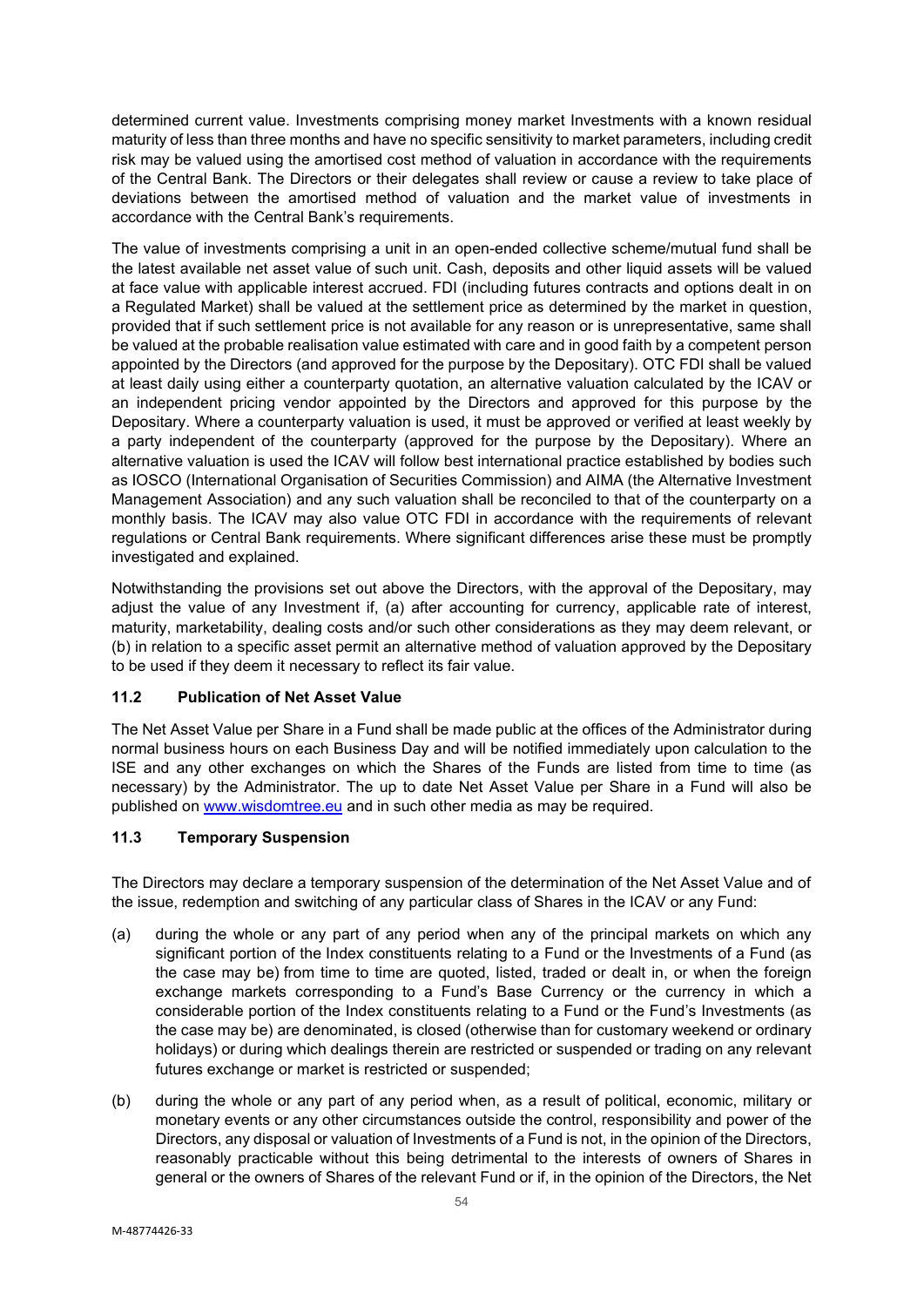determined current value. Investments comprising money market Investments with a known residual maturity of less than three months and have no specific sensitivity to market parameters, including credit risk may be valued using the amortised cost method of valuation in accordance with the requirements of the Central Bank. The Directors or their delegates shall review or cause a review to take place of deviations between the amortised method of valuation and the market value of investments in accordance with the Central Bank's requirements.

The value of investments comprising a unit in an open-ended collective scheme/mutual fund shall be the latest available net asset value of such unit. Cash, deposits and other liquid assets will be valued at face value with applicable interest accrued. FDI (including futures contracts and options dealt in on a Regulated Market) shall be valued at the settlement price as determined by the market in question, provided that if such settlement price is not available for any reason or is unrepresentative, same shall be valued at the probable realisation value estimated with care and in good faith by a competent person appointed by the Directors (and approved for the purpose by the Depositary). OTC FDI shall be valued at least daily using either a counterparty quotation, an alternative valuation calculated by the ICAV or an independent pricing vendor appointed by the Directors and approved for this purpose by the Depositary. Where a counterparty valuation is used, it must be approved or verified at least weekly by a party independent of the counterparty (approved for the purpose by the Depositary). Where an alternative valuation is used the ICAV will follow best international practice established by bodies such as IOSCO (International Organisation of Securities Commission) and AIMA (the Alternative Investment Management Association) and any such valuation shall be reconciled to that of the counterparty on a monthly basis. The ICAV may also value OTC FDI in accordance with the requirements of relevant regulations or Central Bank requirements. Where significant differences arise these must be promptly investigated and explained.

Notwithstanding the provisions set out above the Directors, with the approval of the Depositary, may adjust the value of any Investment if, (a) after accounting for currency, applicable rate of interest, maturity, marketability, dealing costs and/or such other considerations as they may deem relevant, or (b) in relation to a specific asset permit an alternative method of valuation approved by the Depositary to be used if they deem it necessary to reflect its fair value.

### 11.2 Publication of Net Asset Value

The Net Asset Value per Share in a Fund shall be made public at the offices of the Administrator during normal business hours on each Business Day and will be notified immediately upon calculation to the ISE and any other exchanges on which the Shares of the Funds are listed from time to time (as necessary) by the Administrator. The up to date Net Asset Value per Share in a Fund will also be published on www.wisdomtree.eu and in such other media as may be required.

### 11.3 Temporary Suspension

The Directors may declare a temporary suspension of the determination of the Net Asset Value and of the issue, redemption and switching of any particular class of Shares in the ICAV or any Fund:

(a) during the whole or any part of any period when any of the principal markets on which any significant portion of the Index constituents relating to a Fund or the Investments of a Fund (as the case may be) from time to time are quoted, listed, traded or dealt in, or when the foreign exchange markets corresponding to a Fund's Base Currency or the currency in which a considerable portion of the Index constituents relating to a Fund or the Fund's Investments (as the case may be) are denominated, is closed (otherwise than for customary weekend or ordinary holidays) or during which dealings therein are restricted or suspended or trading on any relevant futures exchange or market is restricted or suspended;

(b) during the whole or any part of any period when, as a result of political, economic, military or monetary events or any other circumstances outside the control, responsibility and power of the Directors, any disposal or valuation of Investments of a Fund is not, in the opinion of the Directors, reasonably practicable without this being detrimental to the interests of owners of Shares in general or the owners of Shares of the relevant Fund or if, in the opinion of the Directors, the Net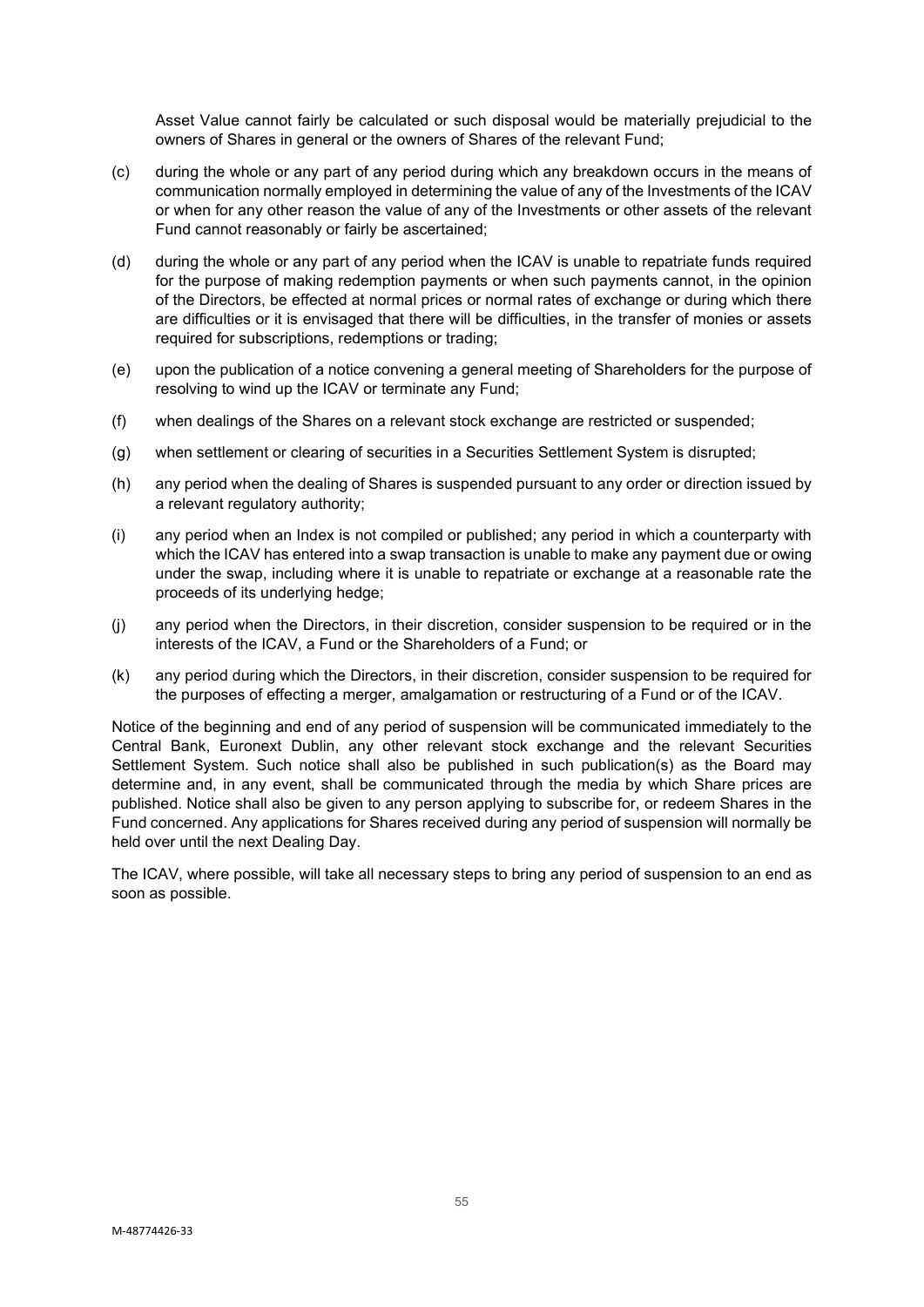Asset Value cannot fairly be calculated or such disposal would be materially prejudicial to the owners of Shares in general or the owners of Shares of the relevant Fund;

(c) during the whole or any part of any period during which any breakdown occurs in the means of communication normally employed in determining the value of any of the Investments of the ICAV or when for any other reason the value of any of the Investments or other assets of the relevant Fund cannot reasonably or fairly be ascertained;

(d) during the whole or any part of any period when the ICAV is unable to repatriate funds required for the purpose of making redemption payments or when such payments cannot, in the opinion of the Directors, be effected at normal prices or normal rates of exchange or during which there are difficulties or it is envisaged that there will be difficulties, in the transfer of monies or assets required for subscriptions, redemptions or trading;

(e) upon the publication of a notice convening a general meeting of Shareholders for the purpose of resolving to wind up the ICAV or terminate any Fund;

(f) when dealings of the Shares on a relevant stock exchange are restricted or suspended;

(g) when settlement or clearing of securities in a Securities Settlement System is disrupted;

(h) any period when the dealing of Shares is suspended pursuant to any order or direction issued by a relevant regulatory authority;

(i) any period when an Index is not compiled or published; any period in which a counterparty with which the ICAV has entered into a swap transaction is unable to make any payment due or owing under the swap, including where it is unable to repatriate or exchange at a reasonable rate the proceeds of its underlying hedge;

(j) any period when the Directors, in their discretion, consider suspension to be required or in the interests of the ICAV, a Fund or the Shareholders of a Fund; or

(k) any period during which the Directors, in their discretion, consider suspension to be required for the purposes of effecting a merger, amalgamation or restructuring of a Fund or of the ICAV.

Notice of the beginning and end of any period of suspension will be communicated immediately to the Central Bank, Euronext Dublin, any other relevant stock exchange and the relevant Securities Settlement System. Such notice shall also be published in such publication(s) as the Board may determine and, in any event, shall be communicated through the media by which Share prices are published. Notice shall also be given to any person applying to subscribe for, or redeem Shares in the Fund concerned. Any applications for Shares received during any period of suspension will normally be held over until the next Dealing Day.

The ICAV, where possible, will take all necessary steps to bring any period of suspension to an end as soon as possible.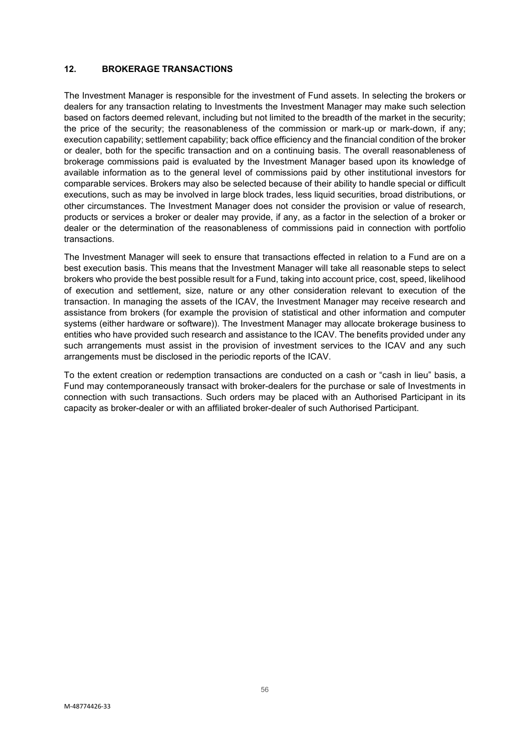## 12. BROKERAGE TRANSACTIONS

The Investment Manager is responsible for the investment of Fund assets. In selecting the brokers or dealers for any transaction relating to Investments the Investment Manager may make such selection based on factors deemed relevant, including but not limited to the breadth of the market in the security; the price of the security; the reasonableness of the commission or mark-up or mark-down, if any; execution capability; settlement capability; back office efficiency and the financial condition of the broker or dealer, both for the specific transaction and on a continuing basis. The overall reasonableness of brokerage commissions paid is evaluated by the Investment Manager based upon its knowledge of available information as to the general level of commissions paid by other institutional investors for comparable services. Brokers may also be selected because of their ability to handle special or difficult executions, such as may be involved in large block trades, less liquid securities, broad distributions, or other circumstances. The Investment Manager does not consider the provision or value of research, products or services a broker or dealer may provide, if any, as a factor in the selection of a broker or dealer or the determination of the reasonableness of commissions paid in connection with portfolio transactions.

The Investment Manager will seek to ensure that transactions effected in relation to a Fund are on a best execution basis. This means that the Investment Manager will take all reasonable steps to select brokers who provide the best possible result for a Fund, taking into account price, cost, speed, likelihood of execution and settlement, size, nature or any other consideration relevant to execution of the transaction. In managing the assets of the ICAV, the Investment Manager may receive research and assistance from brokers (for example the provision of statistical and other information and computer systems (either hardware or software)). The Investment Manager may allocate brokerage business to entities who have provided such research and assistance to the ICAV. The benefits provided under any such arrangements must assist in the provision of investment services to the ICAV and any such arrangements must be disclosed in the periodic reports of the ICAV.

To the extent creation or redemption transactions are conducted on a cash or "cash in lieu" basis, a Fund may contemporaneously transact with broker-dealers for the purchase or sale of Investments in connection with such transactions. Such orders may be placed with an Authorised Participant in its capacity as broker-dealer or with an affiliated broker-dealer of such Authorised Participant.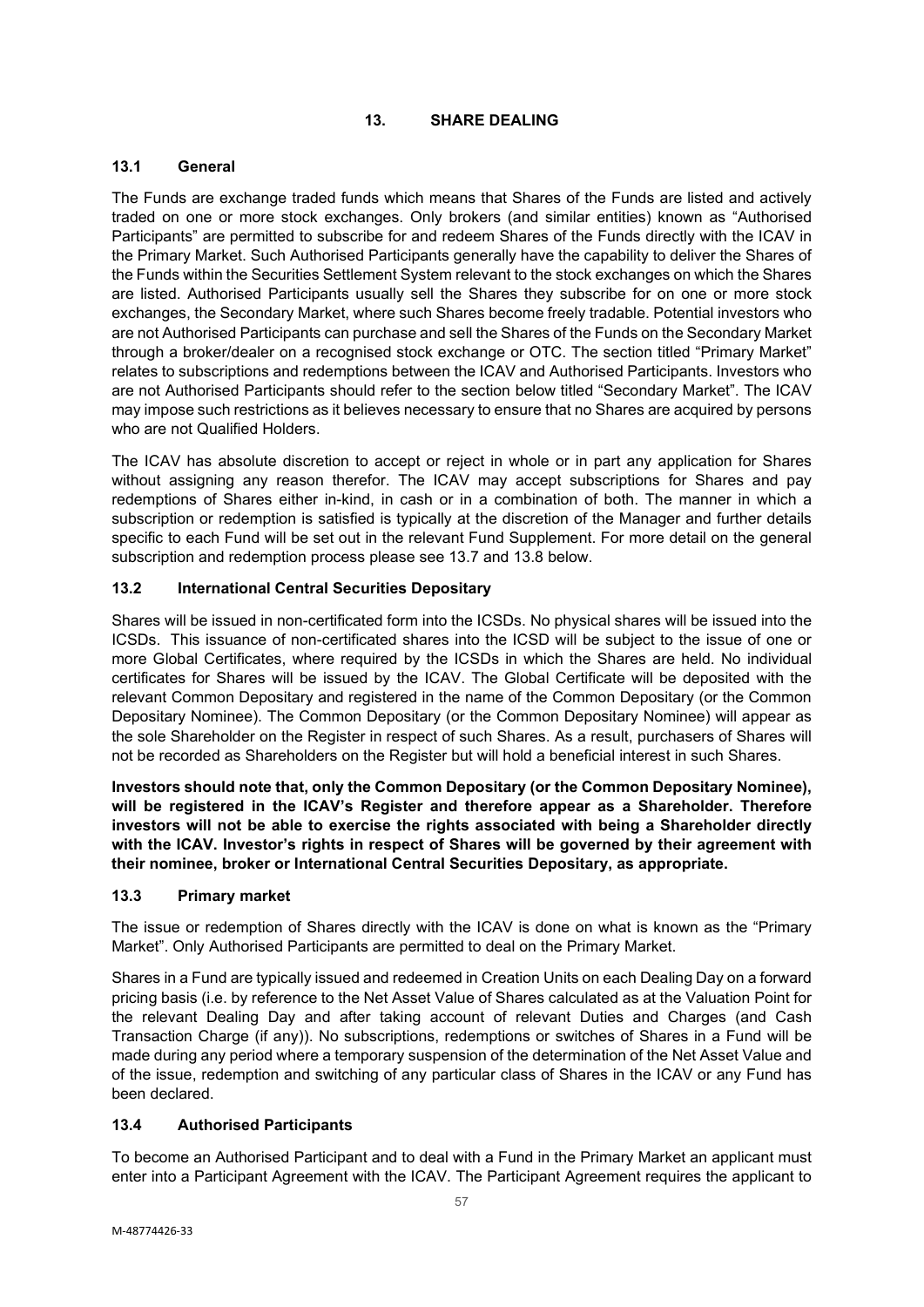## 13. SHARE DEALING

### 13.1 General

The Funds are exchange traded funds which means that Shares of the Funds are listed and actively traded on one or more stock exchanges. Only brokers (and similar entities) known as "Authorised Participants" are permitted to subscribe for and redeem Shares of the Funds directly with the ICAV in the Primary Market. Such Authorised Participants generally have the capability to deliver the Shares of the Funds within the Securities Settlement System relevant to the stock exchanges on which the Shares are listed. Authorised Participants usually sell the Shares they subscribe for on one or more stock exchanges, the Secondary Market, where such Shares become freely tradable. Potential investors who are not Authorised Participants can purchase and sell the Shares of the Funds on the Secondary Market through a broker/dealer on a recognised stock exchange or OTC. The section titled "Primary Market" relates to subscriptions and redemptions between the ICAV and Authorised Participants. Investors who are not Authorised Participants should refer to the section below titled "Secondary Market". The ICAV may impose such restrictions as it believes necessary to ensure that no Shares are acquired by persons who are not Qualified Holders.

The ICAV has absolute discretion to accept or reject in whole or in part any application for Shares without assigning any reason therefor. The ICAV may accept subscriptions for Shares and pay redemptions of Shares either in-kind, in cash or in a combination of both. The manner in which a subscription or redemption is satisfied is typically at the discretion of the Manager and further details specific to each Fund will be set out in the relevant Fund Supplement. For more detail on the general subscription and redemption process please see 13.7 and 13.8 below.

### 13.2 International Central Securities Depositary

Shares will be issued in non-certificated form into the ICSDs. No physical shares will be issued into the ICSDs. This issuance of non-certificated shares into the ICSD will be subject to the issue of one or more Global Certificates, where required by the ICSDs in which the Shares are held. No individual certificates for Shares will be issued by the ICAV. The Global Certificate will be deposited with the relevant Common Depositary and registered in the name of the Common Depositary (or the Common Depositary Nominee). The Common Depositary (or the Common Depositary Nominee) will appear as the sole Shareholder on the Register in respect of such Shares. As a result, purchasers of Shares will not be recorded as Shareholders on the Register but will hold a beneficial interest in such Shares.

**Investors should note that, only the Common Depositary (or the Common Depositary Nominee), will be registered in the ICAV's Register and therefore appear as a Shareholder. Therefore investors will not be able to exercise the rights associated with being a Shareholder directly with the ICAV. Investor's rights in respect of Shares will be governed by their agreement with their nominee, broker or International Central Securities Depositary, as appropriate.**

### 13.3 Primary market

The issue or redemption of Shares directly with the ICAV is done on what is known as the "Primary Market". Only Authorised Participants are permitted to deal on the Primary Market.

Shares in a Fund are typically issued and redeemed in Creation Units on each Dealing Day on a forward pricing basis (i.e. by reference to the Net Asset Value of Shares calculated as at the Valuation Point for the relevant Dealing Day and after taking account of relevant Duties and Charges (and Cash Transaction Charge (if any)). No subscriptions, redemptions or switches of Shares in a Fund will be made during any period where a temporary suspension of the determination of the Net Asset Value and of the issue, redemption and switching of any particular class of Shares in the ICAV or any Fund has been declared.

### 13.4 Authorised Participants

To become an Authorised Participant and to deal with a Fund in the Primary Market an applicant must enter into a Participant Agreement with the ICAV. The Participant Agreement requires the applicant to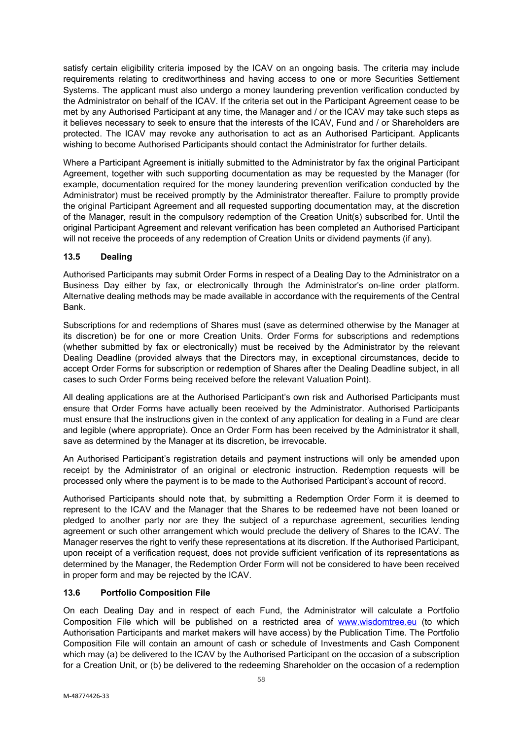satisfy certain eligibility criteria imposed by the ICAV on an ongoing basis. The criteria may include requirements relating to creditworthiness and having access to one or more Securities Settlement Systems. The applicant must also undergo a money laundering prevention verification conducted by the Administrator on behalf of the ICAV. If the criteria set out in the Participant Agreement cease to be met by any Authorised Participant at any time, the Manager and / or the ICAV may take such steps as it believes necessary to seek to ensure that the interests of the ICAV, Fund and / or Shareholders are protected. The ICAV may revoke any authorisation to act as an Authorised Participant. Applicants wishing to become Authorised Participants should contact the Administrator for further details.

Where a Participant Agreement is initially submitted to the Administrator by fax the original Participant Agreement, together with such supporting documentation as may be requested by the Manager (for example, documentation required for the money laundering prevention verification conducted by the Administrator) must be received promptly by the Administrator thereafter. Failure to promptly provide the original Participant Agreement and all requested supporting documentation may, at the discretion of the Manager, result in the compulsory redemption of the Creation Unit(s) subscribed for. Until the original Participant Agreement and relevant verification has been completed an Authorised Participant will not receive the proceeds of any redemption of Creation Units or dividend payments (if any).

### 13.5 Dealing

Authorised Participants may submit Order Forms in respect of a Dealing Day to the Administrator on a Business Day either by fax, or electronically through the Administrator's on-line order platform. Alternative dealing methods may be made available in accordance with the requirements of the Central Bank.

Subscriptions for and redemptions of Shares must (save as determined otherwise by the Manager at its discretion) be for one or more Creation Units. Order Forms for subscriptions and redemptions (whether submitted by fax or electronically) must be received by the Administrator by the relevant Dealing Deadline (provided always that the Directors may, in exceptional circumstances, decide to accept Order Forms for subscription or redemption of Shares after the Dealing Deadline subject, in all cases to such Order Forms being received before the relevant Valuation Point).

All dealing applications are at the Authorised Participant's own risk and Authorised Participants must ensure that Order Forms have actually been received by the Administrator. Authorised Participants must ensure that the instructions given in the context of any application for dealing in a Fund are clear and legible (where appropriate). Once an Order Form has been received by the Administrator it shall, save as determined by the Manager at its discretion, be irrevocable.

An Authorised Participant's registration details and payment instructions will only be amended upon receipt by the Administrator of an original or electronic instruction. Redemption requests will be processed only where the payment is to be made to the Authorised Participant's account of record.

Authorised Participants should note that, by submitting a Redemption Order Form it is deemed to represent to the ICAV and the Manager that the Shares to be redeemed have not been loaned or pledged to another party nor are they the subject of a repurchase agreement, securities lending agreement or such other arrangement which would preclude the delivery of Shares to the ICAV. The Manager reserves the right to verify these representations at its discretion. If the Authorised Participant, upon receipt of a verification request, does not provide sufficient verification of its representations as determined by the Manager, the Redemption Order Form will not be considered to have been received in proper form and may be rejected by the ICAV.

### 13.6 Portfolio Composition File

On each Dealing Day and in respect of each Fund, the Administrator will calculate a Portfolio Composition File which will be published on a restricted area of www.wisdomtree.eu (to which Authorisation Participants and market makers will have access) by the Publication Time. The Portfolio Composition File will contain an amount of cash or schedule of Investments and Cash Component which may (a) be delivered to the ICAV by the Authorised Participant on the occasion of a subscription for a Creation Unit, or (b) be delivered to the redeeming Shareholder on the occasion of a redemption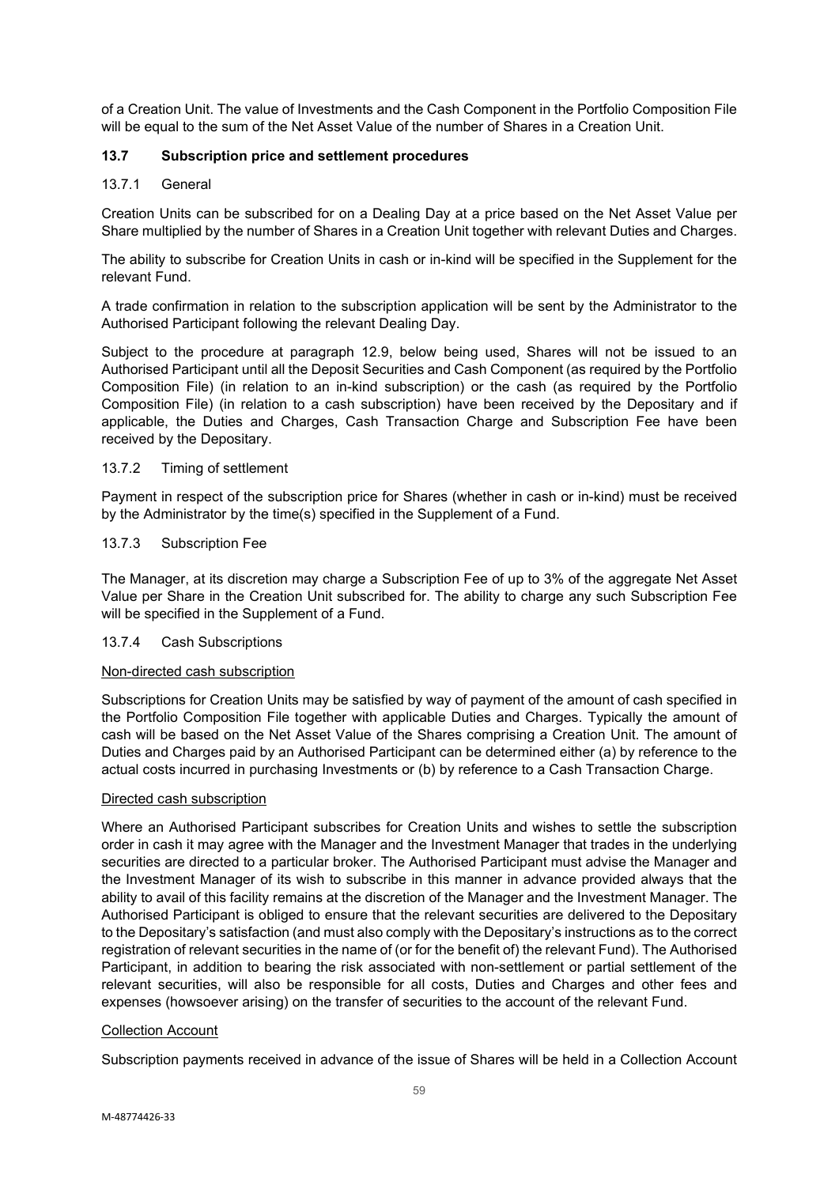of a Creation Unit. The value of Investments and the Cash Component in the Portfolio Composition File will be equal to the sum of the Net Asset Value of the number of Shares in a Creation Unit.

## 13.7 Subscription price and settlement procedures

### 13.7.1 General

Creation Units can be subscribed for on a Dealing Day at a price based on the Net Asset Value per Share multiplied by the number of Shares in a Creation Unit together with relevant Duties and Charges.

The ability to subscribe for Creation Units in cash or in-kind will be specified in the Supplement for the relevant Fund.

A trade confirmation in relation to the subscription application will be sent by the Administrator to the Authorised Participant following the relevant Dealing Day.

Subject to the procedure at paragraph 12.9, below being used, Shares will not be issued to an Authorised Participant until all the Deposit Securities and Cash Component (as required by the Portfolio Composition File) (in relation to an in-kind subscription) or the cash (as required by the Portfolio Composition File) (in relation to a cash subscription) have been received by the Depositary and if applicable, the Duties and Charges, Cash Transaction Charge and Subscription Fee have been received by the Depositary.

### 13.7.2 Timing of settlement

Payment in respect of the subscription price for Shares (whether in cash or in-kind) must be received by the Administrator by the time(s) specified in the Supplement of a Fund.

### 13.7.3 Subscription Fee

The Manager, at its discretion may charge a Subscription Fee of up to 3% of the aggregate Net Asset Value per Share in the Creation Unit subscribed for. The ability to charge any such Subscription Fee will be specified in the Supplement of a Fund.

### 13.7.4 Cash Subscriptions

Non-directed cash subscription

Subscriptions for Creation Units may be satisfied by way of payment of the amount of cash specified in the Portfolio Composition File together with applicable Duties and Charges. Typically the amount of cash will be based on the Net Asset Value of the Shares comprising a Creation Unit. The amount of Duties and Charges paid by an Authorised Participant can be determined either (a) by reference to the actual costs incurred in purchasing Investments or (b) by reference to a Cash Transaction Charge.

Directed cash subscription

Where an Authorised Participant subscribes for Creation Units and wishes to settle the subscription order in cash it may agree with the Manager and the Investment Manager that trades in the underlying securities are directed to a particular broker. The Authorised Participant must advise the Manager and the Investment Manager of its wish to subscribe in this manner in advance provided always that the ability to avail of this facility remains at the discretion of the Manager and the Investment Manager. The Authorised Participant is obliged to ensure that the relevant securities are delivered to the Depositary to the Depositary's satisfaction (and must also comply with the Depositary's instructions as to the correct registration of relevant securities in the name of (or for the benefit of) the relevant Fund). The Authorised Participant, in addition to bearing the risk associated with non-settlement or partial settlement of the relevant securities, will also be responsible for all costs, Duties and Charges and other fees and expenses (howsoever arising) on the transfer of securities to the account of the relevant Fund.

Collection Account

Subscription payments received in advance of the issue of Shares will be held in a Collection Account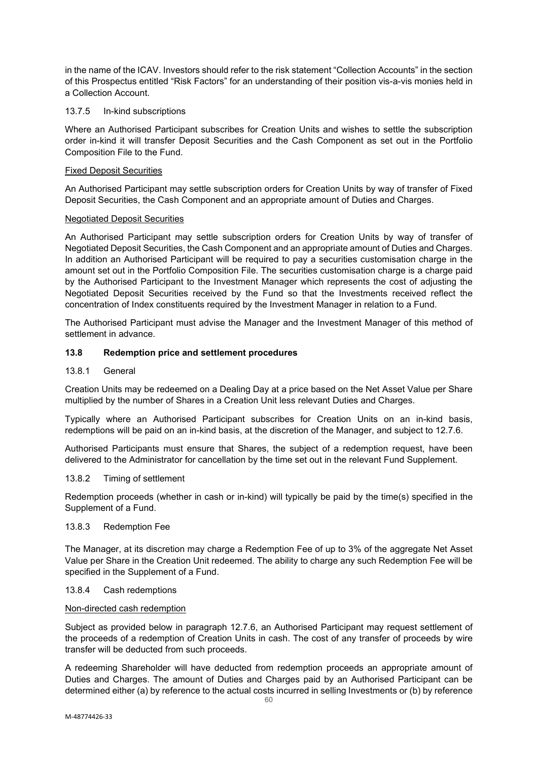in the name of the ICAV. Investors should refer to the risk statement "Collection Accounts" in the section of this Prospectus entitled "Risk Factors" for an understanding of their position vis-a-vis monies held in a Collection Account.

13.7.5 In-kind subscriptions

Where an Authorised Participant subscribes for Creation Units and wishes to settle the subscription order in-kind it will transfer Deposit Securities and the Cash Component as set out in the Portfolio Composition File to the Fund.

Fixed Deposit Securities

An Authorised Participant may settle subscription orders for Creation Units by way of transfer of Fixed Deposit Securities, the Cash Component and an appropriate amount of Duties and Charges.

Negotiated Deposit Securities

An Authorised Participant may settle subscription orders for Creation Units by way of transfer of Negotiated Deposit Securities, the Cash Component and an appropriate amount of Duties and Charges. In addition an Authorised Participant will be required to pay a securities customisation charge in the amount set out in the Portfolio Composition File. The securities customisation charge is a charge paid by the Authorised Participant to the Investment Manager which represents the cost of adjusting the Negotiated Deposit Securities received by the Fund so that the Investments received reflect the concentration of Index constituents required by the Investment Manager in relation to a Fund.

The Authorised Participant must advise the Manager and the Investment Manager of this method of settlement in advance.

## 13.8 Redemption price and settlement procedures

13.8.1 General

Creation Units may be redeemed on a Dealing Day at a price based on the Net Asset Value per Share multiplied by the number of Shares in a Creation Unit less relevant Duties and Charges.

Typically where an Authorised Participant subscribes for Creation Units on an in-kind basis, redemptions will be paid on an in-kind basis, at the discretion of the Manager, and subject to 12.7.6.

Authorised Participants must ensure that Shares, the subject of a redemption request, have been delivered to the Administrator for cancellation by the time set out in the relevant Fund Supplement.

13.8.2 Timing of settlement

Redemption proceeds (whether in cash or in-kind) will typically be paid by the time(s) specified in the Supplement of a Fund.

13.8.3 Redemption Fee

The Manager, at its discretion may charge a Redemption Fee of up to 3% of the aggregate Net Asset Value per Share in the Creation Unit redeemed. The ability to charge any such Redemption Fee will be specified in the Supplement of a Fund.

13.8.4 Cash redemptions

Non-directed cash redemption

Subject as provided below in paragraph 12.7.6, an Authorised Participant may request settlement of the proceeds of a redemption of Creation Units in cash. The cost of any transfer of proceeds by wire transfer will be deducted from such proceeds.

A redeeming Shareholder will have deducted from redemption proceeds an appropriate amount of Duties and Charges. The amount of Duties and Charges paid by an Authorised Participant can be determined either (a) by reference to the actual costs incurred in selling Investments or (b) by reference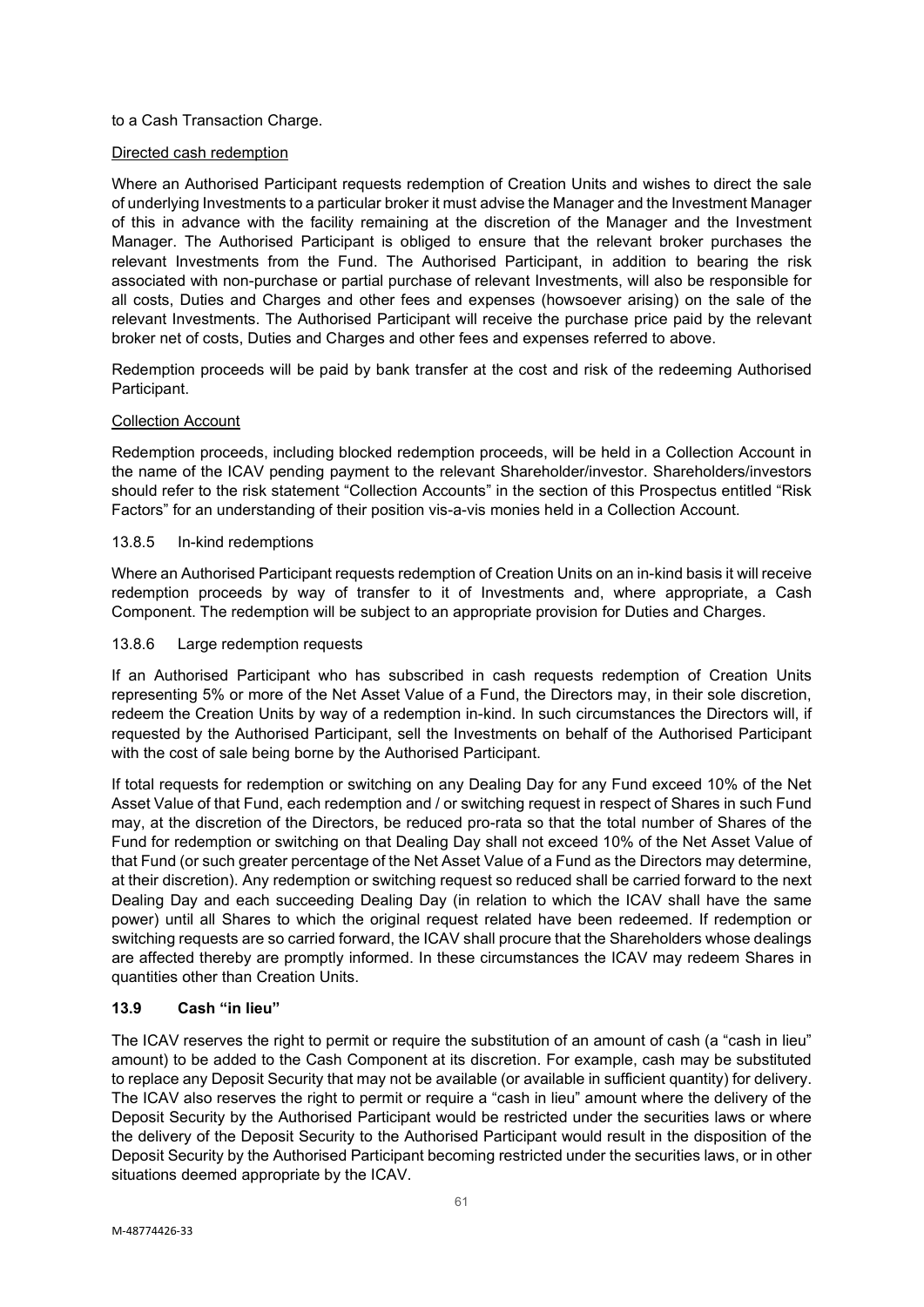to a Cash Transaction Charge.

Directed cash redemption

Where an Authorised Participant requests redemption of Creation Units and wishes to direct the sale of underlying Investments to a particular broker it must advise the Manager and the Investment Manager of this in advance with the facility remaining at the discretion of the Manager and the Investment Manager. The Authorised Participant is obliged to ensure that the relevant broker purchases the relevant Investments from the Fund. The Authorised Participant, in addition to bearing the risk associated with non-purchase or partial purchase of relevant Investments, will also be responsible for all costs, Duties and Charges and other fees and expenses (howsoever arising) on the sale of the relevant Investments. The Authorised Participant will receive the purchase price paid by the relevant broker net of costs, Duties and Charges and other fees and expenses referred to above.

Redemption proceeds will be paid by bank transfer at the cost and risk of the redeeming Authorised Participant.

Collection Account

Redemption proceeds, including blocked redemption proceeds, will be held in a Collection Account in the name of the ICAV pending payment to the relevant Shareholder/investor. Shareholders/investors should refer to the risk statement "Collection Accounts" in the section of this Prospectus entitled "Risk Factors" for an understanding of their position vis-a-vis monies held in a Collection Account.

13.8.5 In-kind redemptions

Where an Authorised Participant requests redemption of Creation Units on an in-kind basis it will receive redemption proceeds by way of transfer to it of Investments and, where appropriate, a Cash Component. The redemption will be subject to an appropriate provision for Duties and Charges.

13.8.6 Large redemption requests

If an Authorised Participant who has subscribed in cash requests redemption of Creation Units representing 5% or more of the Net Asset Value of a Fund, the Directors may, in their sole discretion, redeem the Creation Units by way of a redemption in-kind. In such circumstances the Directors will, if requested by the Authorised Participant, sell the Investments on behalf of the Authorised Participant with the cost of sale being borne by the Authorised Participant.

If total requests for redemption or switching on any Dealing Day for any Fund exceed 10% of the Net Asset Value of that Fund, each redemption and / or switching request in respect of Shares in such Fund may, at the discretion of the Directors, be reduced pro-rata so that the total number of Shares of the Fund for redemption or switching on that Dealing Day shall not exceed 10% of the Net Asset Value of that Fund (or such greater percentage of the Net Asset Value of a Fund as the Directors may determine, at their discretion). Any redemption or switching request so reduced shall be carried forward to the next Dealing Day and each succeeding Dealing Day (in relation to which the ICAV shall have the same power) until all Shares to which the original request related have been redeemed. If redemption or switching requests are so carried forward, the ICAV shall procure that the Shareholders whose dealings are affected thereby are promptly informed. In these circumstances the ICAV may redeem Shares in quantities other than Creation Units.

## 13.9 Cash "in lieu"

The ICAV reserves the right to permit or require the substitution of an amount of cash (a "cash in lieu" amount) to be added to the Cash Component at its discretion. For example, cash may be substituted to replace any Deposit Security that may not be available (or available in sufficient quantity) for delivery. The ICAV also reserves the right to permit or require a "cash in lieu" amount where the delivery of the Deposit Security by the Authorised Participant would be restricted under the securities laws or where the delivery of the Deposit Security to the Authorised Participant would result in the disposition of the Deposit Security by the Authorised Participant becoming restricted under the securities laws, or in other situations deemed appropriate by the ICAV.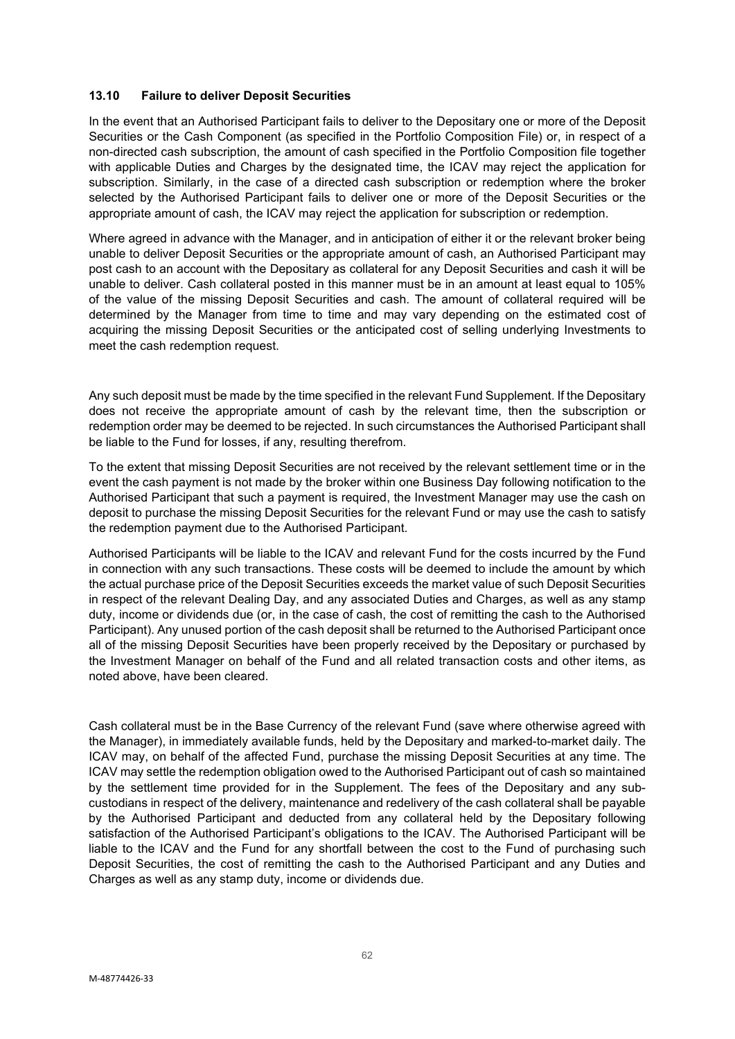### 13.10 Failure to deliver Deposit Securities

In the event that an Authorised Participant fails to deliver to the Depositary one or more of the Deposit Securities or the Cash Component (as specified in the Portfolio Composition File) or, in respect of a non-directed cash subscription, the amount of cash specified in the Portfolio Composition file together with applicable Duties and Charges by the designated time, the ICAV may reject the application for subscription. Similarly, in the case of a directed cash subscription or redemption where the broker selected by the Authorised Participant fails to deliver one or more of the Deposit Securities or the appropriate amount of cash, the ICAV may reject the application for subscription or redemption.

Where agreed in advance with the Manager, and in anticipation of either it or the relevant broker being unable to deliver Deposit Securities or the appropriate amount of cash, an Authorised Participant may post cash to an account with the Depositary as collateral for any Deposit Securities and cash it will be unable to deliver. Cash collateral posted in this manner must be in an amount at least equal to 105% of the value of the missing Deposit Securities and cash. The amount of collateral required will be determined by the Manager from time to time and may vary depending on the estimated cost of acquiring the missing Deposit Securities or the anticipated cost of selling underlying Investments to meet the cash redemption request.

Any such deposit must be made by the time specified in the relevant Fund Supplement. If the Depositary does not receive the appropriate amount of cash by the relevant time, then the subscription or redemption order may be deemed to be rejected. In such circumstances the Authorised Participant shall be liable to the Fund for losses, if any, resulting therefrom.

To the extent that missing Deposit Securities are not received by the relevant settlement time or in the event the cash payment is not made by the broker within one Business Day following notification to the Authorised Participant that such a payment is required, the Investment Manager may use the cash on deposit to purchase the missing Deposit Securities for the relevant Fund or may use the cash to satisfy the redemption payment due to the Authorised Participant.

Authorised Participants will be liable to the ICAV and relevant Fund for the costs incurred by the Fund in connection with any such transactions. These costs will be deemed to include the amount by which the actual purchase price of the Deposit Securities exceeds the market value of such Deposit Securities in respect of the relevant Dealing Day, and any associated Duties and Charges, as well as any stamp duty, income or dividends due (or, in the case of cash, the cost of remitting the cash to the Authorised Participant). Any unused portion of the cash deposit shall be returned to the Authorised Participant once all of the missing Deposit Securities have been properly received by the Depositary or purchased by the Investment Manager on behalf of the Fund and all related transaction costs and other items, as noted above, have been cleared.

Cash collateral must be in the Base Currency of the relevant Fund (save where otherwise agreed with the Manager), in immediately available funds, held by the Depositary and marked-to-market daily. The ICAV may, on behalf of the affected Fund, purchase the missing Deposit Securities at any time. The ICAV may settle the redemption obligation owed to the Authorised Participant out of cash so maintained by the settlement time provided for in the Supplement. The fees of the Depositary and any sub-custodians in respect of the delivery, maintenance and redelivery of the cash collateral shall be payable by the Authorised Participant and deducted from any collateral held by the Depositary following satisfaction of the Authorised Participant's obligations to the ICAV. The Authorised Participant will be liable to the ICAV and the Fund for any shortfall between the cost to the Fund of purchasing such Deposit Securities, the cost of remitting the cash to the Authorised Participant and any Duties and Charges as well as any stamp duty, income or dividends due.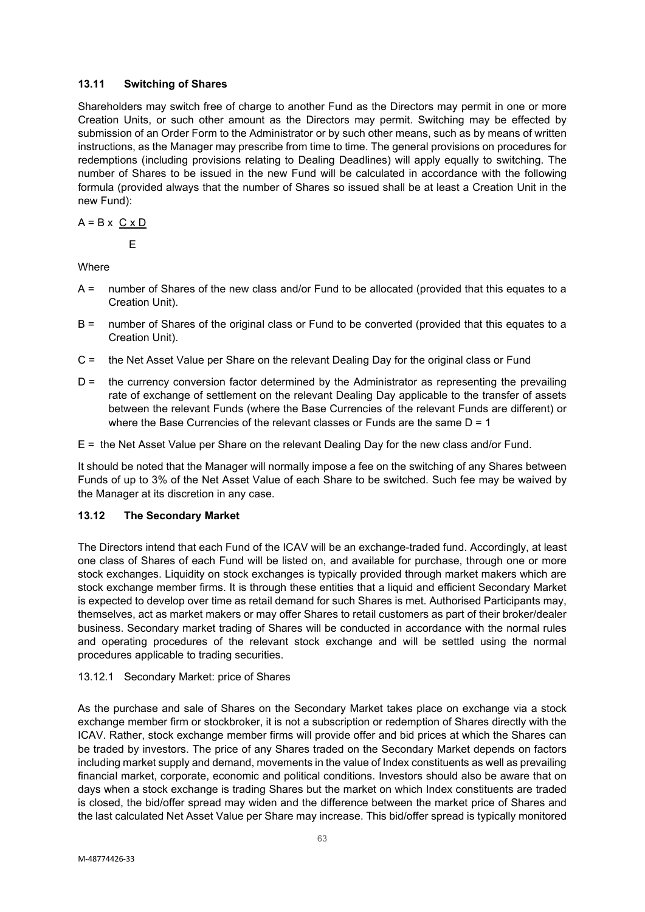### 13.11 Switching of Shares

Shareholders may switch free of charge to another Fund as the Directors may permit in one or more Creation Units, or such other amount as the Directors may permit. Switching may be effected by submission of an Order Form to the Administrator or by such other means, such as by means of written instructions, as the Manager may prescribe from time to time. The general provisions on procedures for redemptions (including provisions relating to Dealing Deadlines) will apply equally to switching. The number of Shares to be issued in the new Fund will be calculated in accordance with the following formula (provided always that the number of Shares so issued shall be at least a Creation Unit in the new Fund):

$$A = B \times \frac{C \times D}{E}$$

Where

- A = number of Shares of the new class and/or Fund to be allocated (provided that this equates to a Creation Unit).
- B = number of Shares of the original class or Fund to be converted (provided that this equates to a Creation Unit).
- C = the Net Asset Value per Share on the relevant Dealing Day for the original class or Fund
- D = the currency conversion factor determined by the Administrator as representing the prevailing rate of exchange of settlement on the relevant Dealing Day applicable to the transfer of assets between the relevant Funds (where the Base Currencies of the relevant Funds are different) or where the Base Currencies of the relevant classes or Funds are the same D = 1
- E = the Net Asset Value per Share on the relevant Dealing Day for the new class and/or Fund.

It should be noted that the Manager will normally impose a fee on the switching of any Shares between Funds of up to 3% of the Net Asset Value of each Share to be switched. Such fee may be waived by the Manager at its discretion in any case.

### 13.12 The Secondary Market

The Directors intend that each Fund of the ICAV will be an exchange-traded fund. Accordingly, at least one class of Shares of each Fund will be listed on, and available for purchase, through one or more stock exchanges. Liquidity on stock exchanges is typically provided through market makers which are stock exchange member firms. It is through these entities that a liquid and efficient Secondary Market is expected to develop over time as retail demand for such Shares is met. Authorised Participants may, themselves, act as market makers or may offer Shares to retail customers as part of their broker/dealer business. Secondary market trading of Shares will be conducted in accordance with the normal rules and operating procedures of the relevant stock exchange and will be settled using the normal procedures applicable to trading securities.

13.12.1 Secondary Market: price of Shares

As the purchase and sale of Shares on the Secondary Market takes place on exchange via a stock exchange member firm or stockbroker, it is not a subscription or redemption of Shares directly with the ICAV. Rather, stock exchange member firms will provide offer and bid prices at which the Shares can be traded by investors. The price of any Shares traded on the Secondary Market depends on factors including market supply and demand, movements in the value of Index constituents as well as prevailing financial market, corporate, economic and political conditions. Investors should also be aware that on days when a stock exchange is trading Shares but the market on which Index constituents are traded is closed, the bid/offer spread may widen and the difference between the market price of Shares and the last calculated Net Asset Value per Share may increase. This bid/offer spread is typically monitored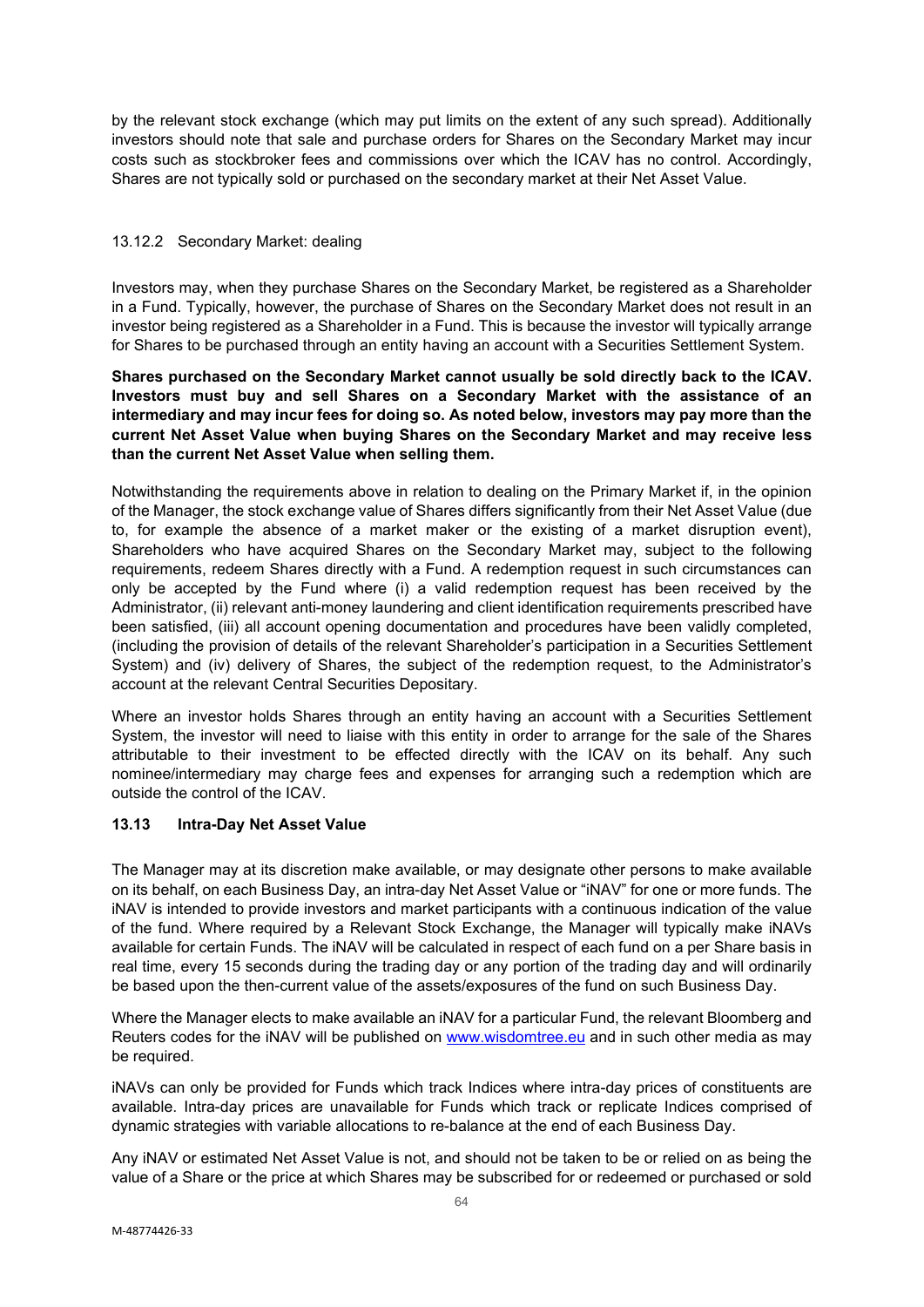by the relevant stock exchange (which may put limits on the extent of any such spread). Additionally investors should note that sale and purchase orders for Shares on the Secondary Market may incur costs such as stockbroker fees and commissions over which the ICAV has no control. Accordingly, Shares are not typically sold or purchased on the secondary market at their Net Asset Value.

#### 13.12.2 Secondary Market: dealing

Investors may, when they purchase Shares on the Secondary Market, be registered as a Shareholder in a Fund. Typically, however, the purchase of Shares on the Secondary Market does not result in an investor being registered as a Shareholder in a Fund. This is because the investor will typically arrange for Shares to be purchased through an entity having an account with a Securities Settlement System.

**Shares purchased on the Secondary Market cannot usually be sold directly back to the ICAV. Investors must buy and sell Shares on a Secondary Market with the assistance of an intermediary and may incur fees for doing so. As noted below, investors may pay more than the current Net Asset Value when buying Shares on the Secondary Market and may receive less than the current Net Asset Value when selling them.**

Notwithstanding the requirements above in relation to dealing on the Primary Market if, in the opinion of the Manager, the stock exchange value of Shares differs significantly from their Net Asset Value (due to, for example the absence of a market maker or the existing of a market disruption event), Shareholders who have acquired Shares on the Secondary Market may, subject to the following requirements, redeem Shares directly with a Fund. A redemption request in such circumstances can only be accepted by the Fund where (i) a valid redemption request has been received by the Administrator, (ii) relevant anti-money laundering and client identification requirements prescribed have been satisfied, (iii) all account opening documentation and procedures have been validly completed, (including the provision of details of the relevant Shareholder's participation in a Securities Settlement System) and (iv) delivery of Shares, the subject of the redemption request, to the Administrator's account at the relevant Central Securities Depositary.

Where an investor holds Shares through an entity having an account with a Securities Settlement System, the investor will need to liaise with this entity in order to arrange for the sale of the Shares attributable to their investment to be effected directly with the ICAV on its behalf. Any such nominee/intermediary may charge fees and expenses for arranging such a redemption which are outside the control of the ICAV.

### 13.13 Intra-Day Net Asset Value

The Manager may at its discretion make available, or may designate other persons to make available on its behalf, on each Business Day, an intra-day Net Asset Value or "iNAV" for one or more funds. The iNAV is intended to provide investors and market participants with a continuous indication of the value of the fund. Where required by a Relevant Stock Exchange, the Manager will typically make iNAVs available for certain Funds. The iNAV will be calculated in respect of each fund on a per Share basis in real time, every 15 seconds during the trading day or any portion of the trading day and will ordinarily be based upon the then-current value of the assets/exposures of the fund on such Business Day.

Where the Manager elects to make available an iNAV for a particular Fund, the relevant Bloomberg and Reuters codes for the iNAV will be published on www.wisdomtree.eu and in such other media as may be required.

iNAVs can only be provided for Funds which track Indices where intra-day prices of constituents are available. Intra-day prices are unavailable for Funds which track or replicate Indices comprised of dynamic strategies with variable allocations to re-balance at the end of each Business Day.

Any iNAV or estimated Net Asset Value is not, and should not be taken to be or relied on as being the value of a Share or the price at which Shares may be subscribed for or redeemed or purchased or sold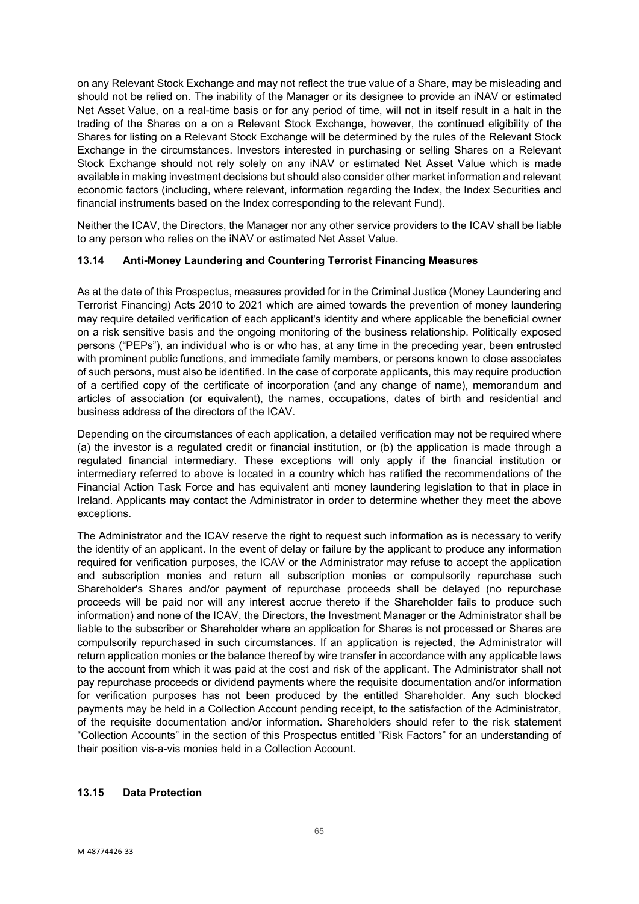on any Relevant Stock Exchange and may not reflect the true value of a Share, may be misleading and should not be relied on. The inability of the Manager or its designee to provide an iNAV or estimated Net Asset Value, on a real-time basis or for any period of time, will not in itself result in a halt in the trading of the Shares on a on a Relevant Stock Exchange, however, the continued eligibility of the Shares for listing on a Relevant Stock Exchange will be determined by the rules of the Relevant Stock Exchange in the circumstances. Investors interested in purchasing or selling Shares on a Relevant Stock Exchange should not rely solely on any iNAV or estimated Net Asset Value which is made available in making investment decisions but should also consider other market information and relevant economic factors (including, where relevant, information regarding the Index, the Index Securities and financial instruments based on the Index corresponding to the relevant Fund).

Neither the ICAV, the Directors, the Manager nor any other service providers to the ICAV shall be liable to any person who relies on the iNAV or estimated Net Asset Value.

### 13.14 Anti-Money Laundering and Countering Terrorist Financing Measures

As at the date of this Prospectus, measures provided for in the Criminal Justice (Money Laundering and Terrorist Financing) Acts 2010 to 2021 which are aimed towards the prevention of money laundering may require detailed verification of each applicant's identity and where applicable the beneficial owner on a risk sensitive basis and the ongoing monitoring of the business relationship. Politically exposed persons ("PEPs"), an individual who is or who has, at any time in the preceding year, been entrusted with prominent public functions, and immediate family members, or persons known to close associates of such persons, must also be identified. In the case of corporate applicants, this may require production of a certified copy of the certificate of incorporation (and any change of name), memorandum and articles of association (or equivalent), the names, occupations, dates of birth and residential and business address of the directors of the ICAV.

Depending on the circumstances of each application, a detailed verification may not be required where (a) the investor is a regulated credit or financial institution, or (b) the application is made through a regulated financial intermediary. These exceptions will only apply if the financial institution or intermediary referred to above is located in a country which has ratified the recommendations of the Financial Action Task Force and has equivalent anti money laundering legislation to that in place in Ireland. Applicants may contact the Administrator in order to determine whether they meet the above exceptions.

The Administrator and the ICAV reserve the right to request such information as is necessary to verify the identity of an applicant. In the event of delay or failure by the applicant to produce any information required for verification purposes, the ICAV or the Administrator may refuse to accept the application and subscription monies and return all subscription monies or compulsorily repurchase such Shareholder's Shares and/or payment of repurchase proceeds shall be delayed (no repurchase proceeds will be paid nor will any interest accrue thereto if the Shareholder fails to produce such information) and none of the ICAV, the Directors, the Investment Manager or the Administrator shall be liable to the subscriber or Shareholder where an application for Shares is not processed or Shares are compulsorily repurchased in such circumstances. If an application is rejected, the Administrator will return application monies or the balance thereof by wire transfer in accordance with any applicable laws to the account from which it was paid at the cost and risk of the applicant. The Administrator shall not pay repurchase proceeds or dividend payments where the requisite documentation and/or information for verification purposes has not been produced by the entitled Shareholder. Any such blocked payments may be held in a Collection Account pending receipt, to the satisfaction of the Administrator, of the requisite documentation and/or information. Shareholders should refer to the risk statement "Collection Accounts" in the section of this Prospectus entitled "Risk Factors" for an understanding of their position vis-a-vis monies held in a Collection Account.

### 13.15 Data Protection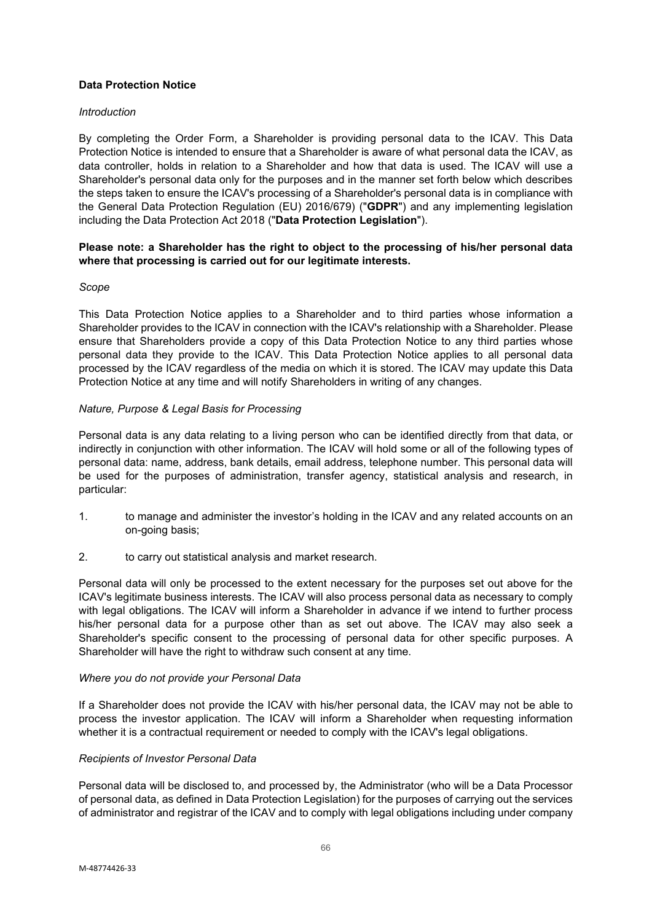**Data Protection Notice**

*Introduction*

By completing the Order Form, a Shareholder is providing personal data to the ICAV. This Data Protection Notice is intended to ensure that a Shareholder is aware of what personal data the ICAV, as data controller, holds in relation to a Shareholder and how that data is used. The ICAV will use a Shareholder's personal data only for the purposes and in the manner set forth below which describes the steps taken to ensure the ICAV's processing of a Shareholder's personal data is in compliance with the General Data Protection Regulation (EU) 2016/679) ("**GDPR**") and any implementing legislation including the Data Protection Act 2018 ("**Data Protection Legislation**").

**Please note: a Shareholder has the right to object to the processing of his/her personal data where that processing is carried out for our legitimate interests.**

*Scope*

This Data Protection Notice applies to a Shareholder and to third parties whose information a Shareholder provides to the ICAV in connection with the ICAV's relationship with a Shareholder. Please ensure that Shareholders provide a copy of this Data Protection Notice to any third parties whose personal data they provide to the ICAV. This Data Protection Notice applies to all personal data processed by the ICAV regardless of the media on which it is stored. The ICAV may update this Data Protection Notice at any time and will notify Shareholders in writing of any changes.

*Nature, Purpose & Legal Basis for Processing*

Personal data is any data relating to a living person who can be identified directly from that data, or indirectly in conjunction with other information. The ICAV will hold some or all of the following types of personal data: name, address, bank details, email address, telephone number. This personal data will be used for the purposes of administration, transfer agency, statistical analysis and research, in particular:

1. to manage and administer the investor's holding in the ICAV and any related accounts on an on-going basis;
2. to carry out statistical analysis and market research.

Personal data will only be processed to the extent necessary for the purposes set out above for the ICAV's legitimate business interests. The ICAV will also process personal data as necessary to comply with legal obligations. The ICAV will inform a Shareholder in advance if we intend to further process his/her personal data for a purpose other than as set out above. The ICAV may also seek a Shareholder's specific consent to the processing of personal data for other specific purposes. A Shareholder will have the right to withdraw such consent at any time.

*Where you do not provide your Personal Data*

If a Shareholder does not provide the ICAV with his/her personal data, the ICAV may not be able to process the investor application. The ICAV will inform a Shareholder when requesting information whether it is a contractual requirement or needed to comply with the ICAV's legal obligations.

*Recipients of Investor Personal Data*

Personal data will be disclosed to, and processed by, the Administrator (who will be a Data Processor of personal data, as defined in Data Protection Legislation) for the purposes of carrying out the services of administrator and registrar of the ICAV and to comply with legal obligations including under company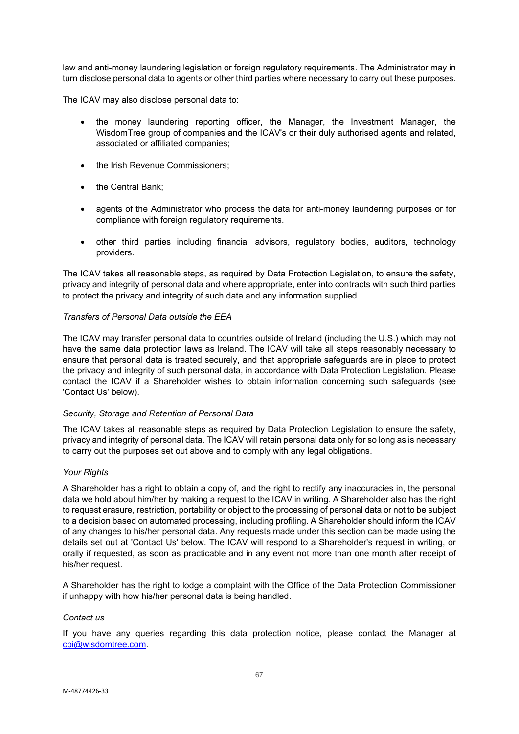law and anti-money laundering legislation or foreign regulatory requirements. The Administrator may in turn disclose personal data to agents or other third parties where necessary to carry out these purposes.

The ICAV may also disclose personal data to:

- the money laundering reporting officer, the Manager, the Investment Manager, the WisdomTree group of companies and the ICAV's or their duly authorised agents and related, associated or affiliated companies;
- the Irish Revenue Commissioners;
- the Central Bank;
- agents of the Administrator who process the data for anti-money laundering purposes or for compliance with foreign regulatory requirements.
- other third parties including financial advisors, regulatory bodies, auditors, technology providers.

The ICAV takes all reasonable steps, as required by Data Protection Legislation, to ensure the safety, privacy and integrity of personal data and where appropriate, enter into contracts with such third parties to protect the privacy and integrity of such data and any information supplied.

*Transfers of Personal Data outside the EEA*

The ICAV may transfer personal data to countries outside of Ireland (including the U.S.) which may not have the same data protection laws as Ireland. The ICAV will take all steps reasonably necessary to ensure that personal data is treated securely, and that appropriate safeguards are in place to protect the privacy and integrity of such personal data, in accordance with Data Protection Legislation. Please contact the ICAV if a Shareholder wishes to obtain information concerning such safeguards (see 'Contact Us' below).

*Security, Storage and Retention of Personal Data*

The ICAV takes all reasonable steps as required by Data Protection Legislation to ensure the safety, privacy and integrity of personal data. The ICAV will retain personal data only for so long as is necessary to carry out the purposes set out above and to comply with any legal obligations.

*Your Rights*

A Shareholder has a right to obtain a copy of, and the right to rectify any inaccuracies in, the personal data we hold about him/her by making a request to the ICAV in writing. A Shareholder also has the right to request erasure, restriction, portability or object to the processing of personal data or not to be subject to a decision based on automated processing, including profiling. A Shareholder should inform the ICAV of any changes to his/her personal data. Any requests made under this section can be made using the details set out at 'Contact Us' below. The ICAV will respond to a Shareholder's request in writing, or orally if requested, as soon as practicable and in any event not more than one month after receipt of his/her request.

A Shareholder has the right to lodge a complaint with the Office of the Data Protection Commissioner if unhappy with how his/her personal data is being handled.

*Contact us*

If you have any queries regarding this data protection notice, please contact the Manager at cbi@wisdomtree.com.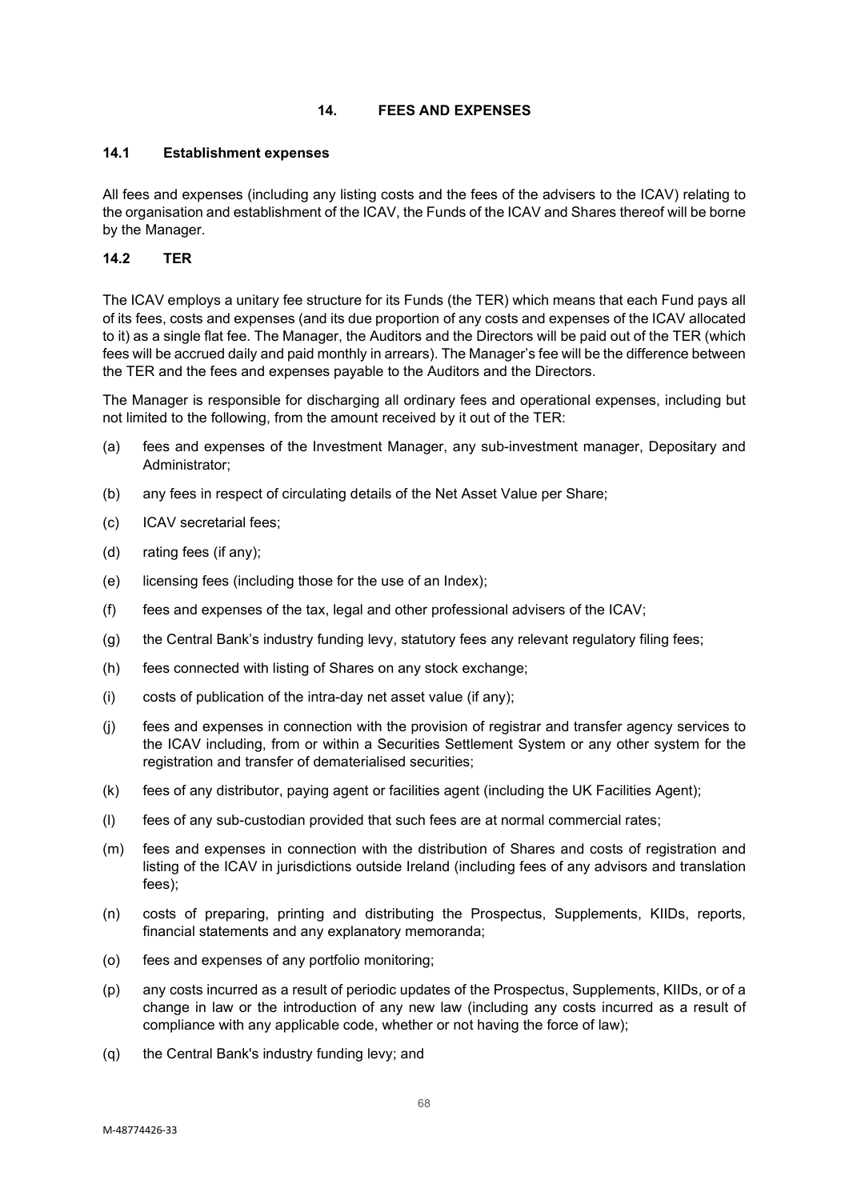## 14. FEES AND EXPENSES

### 14.1 Establishment expenses

All fees and expenses (including any listing costs and the fees of the advisers to the ICAV) relating to the organisation and establishment of the ICAV, the Funds of the ICAV and Shares thereof will be borne by the Manager.

### 14.2 TER

The ICAV employs a unitary fee structure for its Funds (the TER) which means that each Fund pays all of its fees, costs and expenses (and its due proportion of any costs and expenses of the ICAV allocated to it) as a single flat fee. The Manager, the Auditors and the Directors will be paid out of the TER (which fees will be accrued daily and paid monthly in arrears). The Manager's fee will be the difference between the TER and the fees and expenses payable to the Auditors and the Directors.

The Manager is responsible for discharging all ordinary fees and operational expenses, including but not limited to the following, from the amount received by it out of the TER:

(a) fees and expenses of the Investment Manager, any sub-investment manager, Depositary and Administrator;

(b) any fees in respect of circulating details of the Net Asset Value per Share;

(c) ICAV secretarial fees;

(d) rating fees (if any);

(e) licensing fees (including those for the use of an Index);

(f) fees and expenses of the tax, legal and other professional advisers of the ICAV;

(g) the Central Bank's industry funding levy, statutory fees any relevant regulatory filing fees;

(h) fees connected with listing of Shares on any stock exchange;

(i) costs of publication of the intra-day net asset value (if any);

(j) fees and expenses in connection with the provision of registrar and transfer agency services to the ICAV including, from or within a Securities Settlement System or any other system for the registration and transfer of dematerialised securities;

(k) fees of any distributor, paying agent or facilities agent (including the UK Facilities Agent);

(l) fees of any sub-custodian provided that such fees are at normal commercial rates;

(m) fees and expenses in connection with the distribution of Shares and costs of registration and listing of the ICAV in jurisdictions outside Ireland (including fees of any advisors and translation fees);

(n) costs of preparing, printing and distributing the Prospectus, Supplements, KIIDs, reports, financial statements and any explanatory memoranda;

(o) fees and expenses of any portfolio monitoring;

(p) any costs incurred as a result of periodic updates of the Prospectus, Supplements, KIIDs, or of a change in law or the introduction of any new law (including any costs incurred as a result of compliance with any applicable code, whether or not having the force of law);

(q) the Central Bank's industry funding levy; and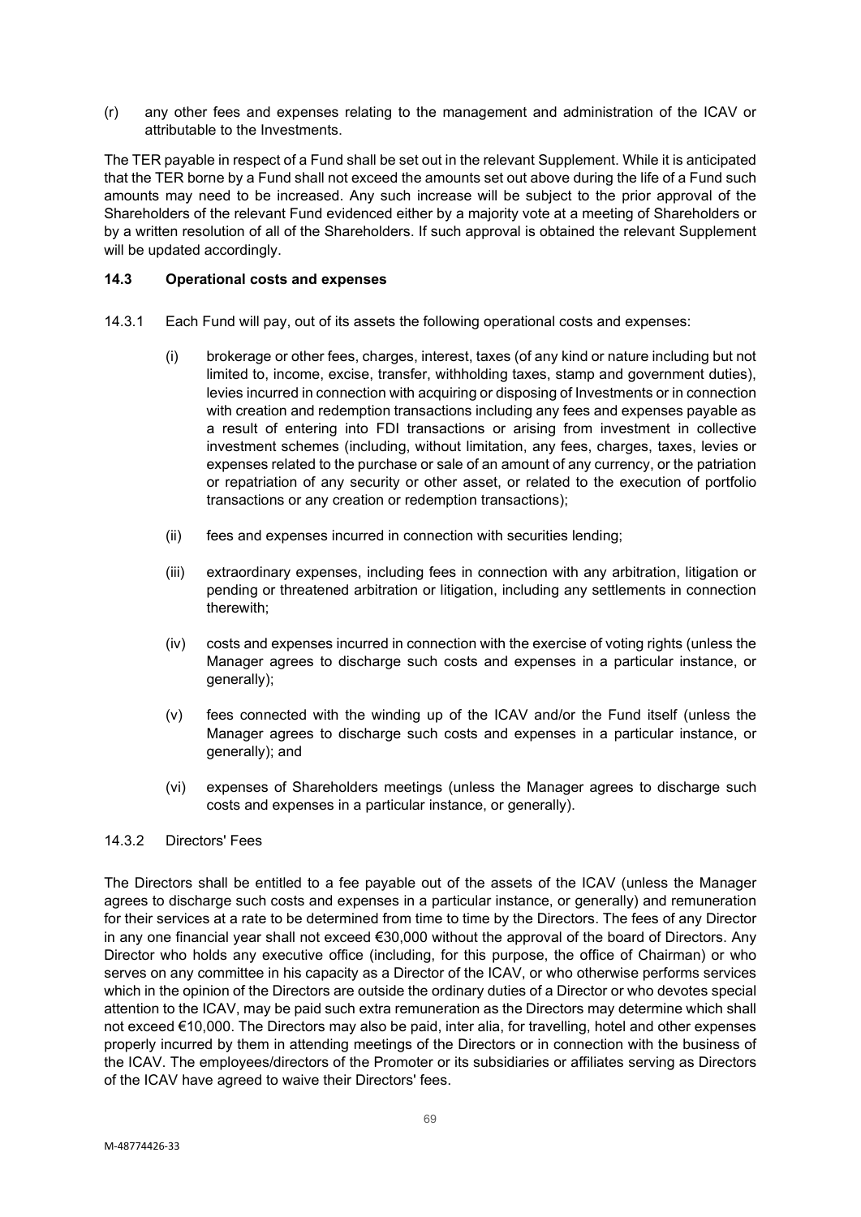(r) any other fees and expenses relating to the management and administration of the ICAV or attributable to the Investments.

The TER payable in respect of a Fund shall be set out in the relevant Supplement. While it is anticipated that the TER borne by a Fund shall not exceed the amounts set out above during the life of a Fund such amounts may need to be increased. Any such increase will be subject to the prior approval of the Shareholders of the relevant Fund evidenced either by a majority vote at a meeting of Shareholders or by a written resolution of all of the Shareholders. If such approval is obtained the relevant Supplement will be updated accordingly.

### 14.3 Operational costs and expenses

14.3.1 Each Fund will pay, out of its assets the following operational costs and expenses:

(i) brokerage or other fees, charges, interest, taxes (of any kind or nature including but not limited to, income, excise, transfer, withholding taxes, stamp and government duties), levies incurred in connection with acquiring or disposing of Investments or in connection with creation and redemption transactions including any fees and expenses payable as a result of entering into FDI transactions or arising from investment in collective investment schemes (including, without limitation, any fees, charges, taxes, levies or expenses related to the purchase or sale of an amount of any currency, or the patriation or repatriation of any security or other asset, or related to the execution of portfolio transactions or any creation or redemption transactions);

(ii) fees and expenses incurred in connection with securities lending;

(iii) extraordinary expenses, including fees in connection with any arbitration, litigation or pending or threatened arbitration or litigation, including any settlements in connection therewith;

(iv) costs and expenses incurred in connection with the exercise of voting rights (unless the Manager agrees to discharge such costs and expenses in a particular instance, or generally);

(v) fees connected with the winding up of the ICAV and/or the Fund itself (unless the Manager agrees to discharge such costs and expenses in a particular instance, or generally); and

(vi) expenses of Shareholders meetings (unless the Manager agrees to discharge such costs and expenses in a particular instance, or generally).

14.3.2 Directors' Fees

The Directors shall be entitled to a fee payable out of the assets of the ICAV (unless the Manager agrees to discharge such costs and expenses in a particular instance, or generally) and remuneration for their services at a rate to be determined from time to time by the Directors. The fees of any Director in any one financial year shall not exceed €30,000 without the approval of the board of Directors. Any Director who holds any executive office (including, for this purpose, the office of Chairman) or who serves on any committee in his capacity as a Director of the ICAV, or who otherwise performs services which in the opinion of the Directors are outside the ordinary duties of a Director or who devotes special attention to the ICAV, may be paid such extra remuneration as the Directors may determine which shall not exceed €10,000. The Directors may also be paid, inter alia, for travelling, hotel and other expenses properly incurred by them in attending meetings of the Directors or in connection with the business of the ICAV. The employees/directors of the Promoter or its subsidiaries or affiliates serving as Directors of the ICAV have agreed to waive their Directors' fees.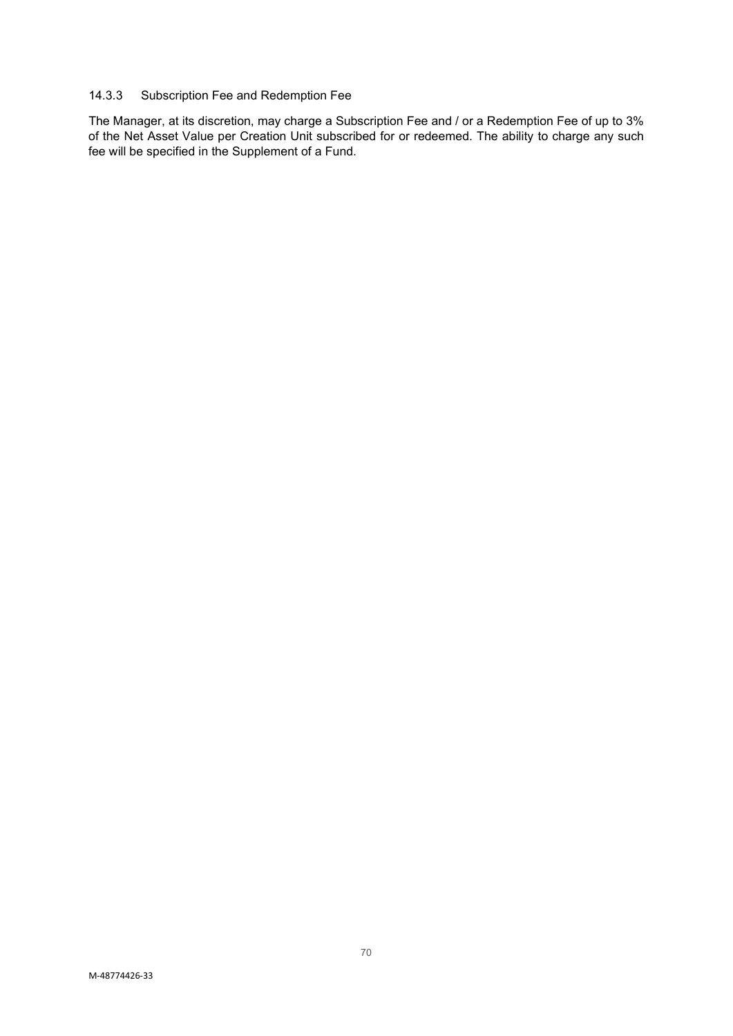### 14.3.3 Subscription Fee and Redemption Fee

The Manager, at its discretion, may charge a Subscription Fee and / or a Redemption Fee of up to 3% of the Net Asset Value per Creation Unit subscribed for or redeemed. The ability to charge any such fee will be specified in the Supplement of a Fund.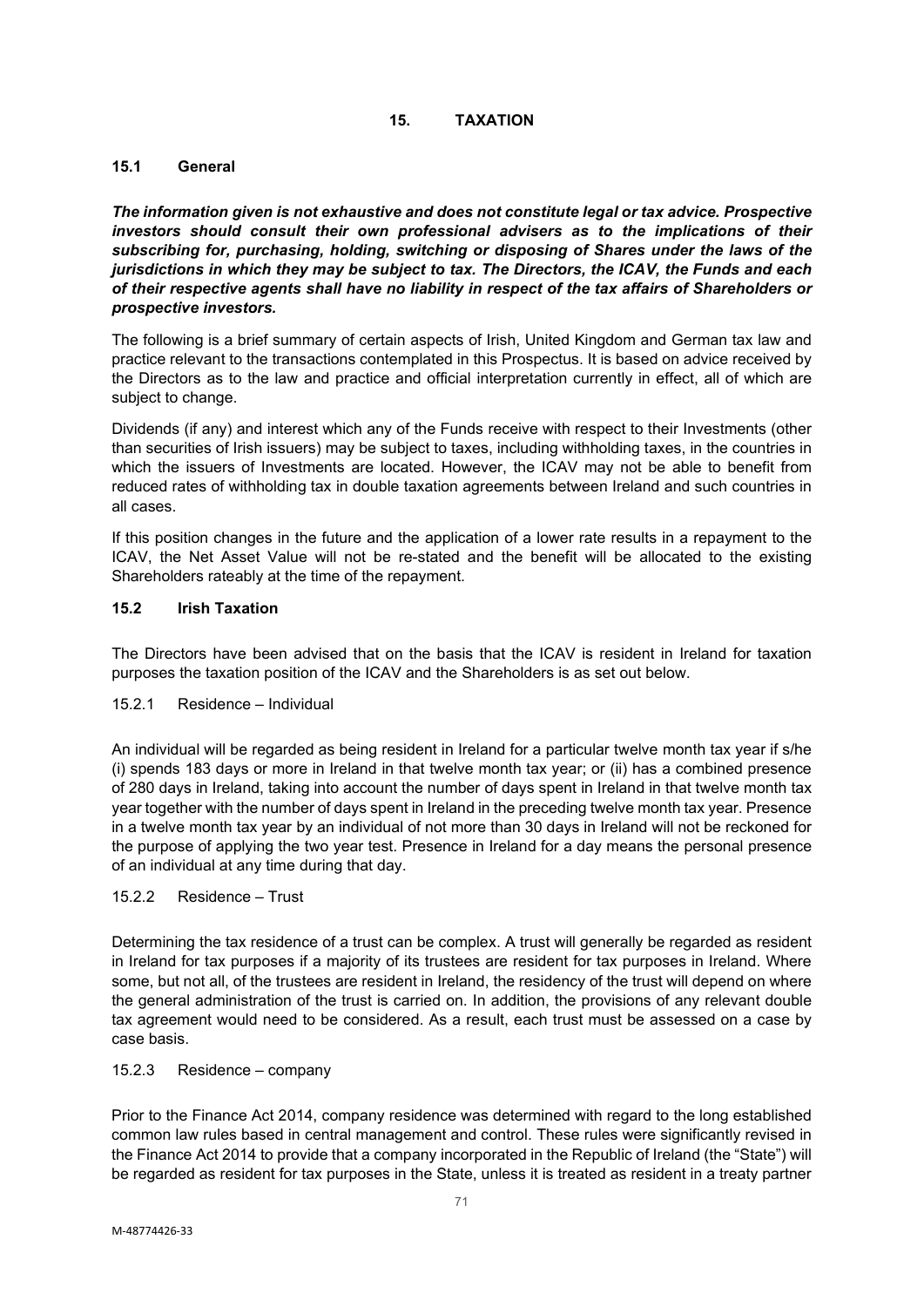## 15. TAXATION

### 15.1 General

***The information given is not exhaustive and does not constitute legal or tax advice. Prospective investors should consult their own professional advisers as to the implications of their subscribing for, purchasing, holding, switching or disposing of Shares under the laws of the jurisdictions in which they may be subject to tax. The Directors, the ICAV, the Funds and each of their respective agents shall have no liability in respect of the tax affairs of Shareholders or prospective investors.***

The following is a brief summary of certain aspects of Irish, United Kingdom and German tax law and practice relevant to the transactions contemplated in this Prospectus. It is based on advice received by the Directors as to the law and practice and official interpretation currently in effect, all of which are subject to change.

Dividends (if any) and interest which any of the Funds receive with respect to their Investments (other than securities of Irish issuers) may be subject to taxes, including withholding taxes, in the countries in which the issuers of Investments are located. However, the ICAV may not be able to benefit from reduced rates of withholding tax in double taxation agreements between Ireland and such countries in all cases.

If this position changes in the future and the application of a lower rate results in a repayment to the ICAV, the Net Asset Value will not be re-stated and the benefit will be allocated to the existing Shareholders rateably at the time of the repayment.

### 15.2 Irish Taxation

The Directors have been advised that on the basis that the ICAV is resident in Ireland for taxation purposes the taxation position of the ICAV and the Shareholders is as set out below.

15.2.1 Residence – Individual

An individual will be regarded as being resident in Ireland for a particular twelve month tax year if s/he (i) spends 183 days or more in Ireland in that twelve month tax year; or (ii) has a combined presence of 280 days in Ireland, taking into account the number of days spent in Ireland in that twelve month tax year together with the number of days spent in Ireland in the preceding twelve month tax year. Presence in a twelve month tax year by an individual of not more than 30 days in Ireland will not be reckoned for the purpose of applying the two year test. Presence in Ireland for a day means the personal presence of an individual at any time during that day.

15.2.2 Residence – Trust

Determining the tax residence of a trust can be complex. A trust will generally be regarded as resident in Ireland for tax purposes if a majority of its trustees are resident for tax purposes in Ireland. Where some, but not all, of the trustees are resident in Ireland, the residency of the trust will depend on where the general administration of the trust is carried on. In addition, the provisions of any relevant double tax agreement would need to be considered. As a result, each trust must be assessed on a case by case basis.

15.2.3 Residence – company

Prior to the Finance Act 2014, company residence was determined with regard to the long established common law rules based in central management and control. These rules were significantly revised in the Finance Act 2014 to provide that a company incorporated in the Republic of Ireland (the "State") will be regarded as resident for tax purposes in the State, unless it is treated as resident in a treaty partner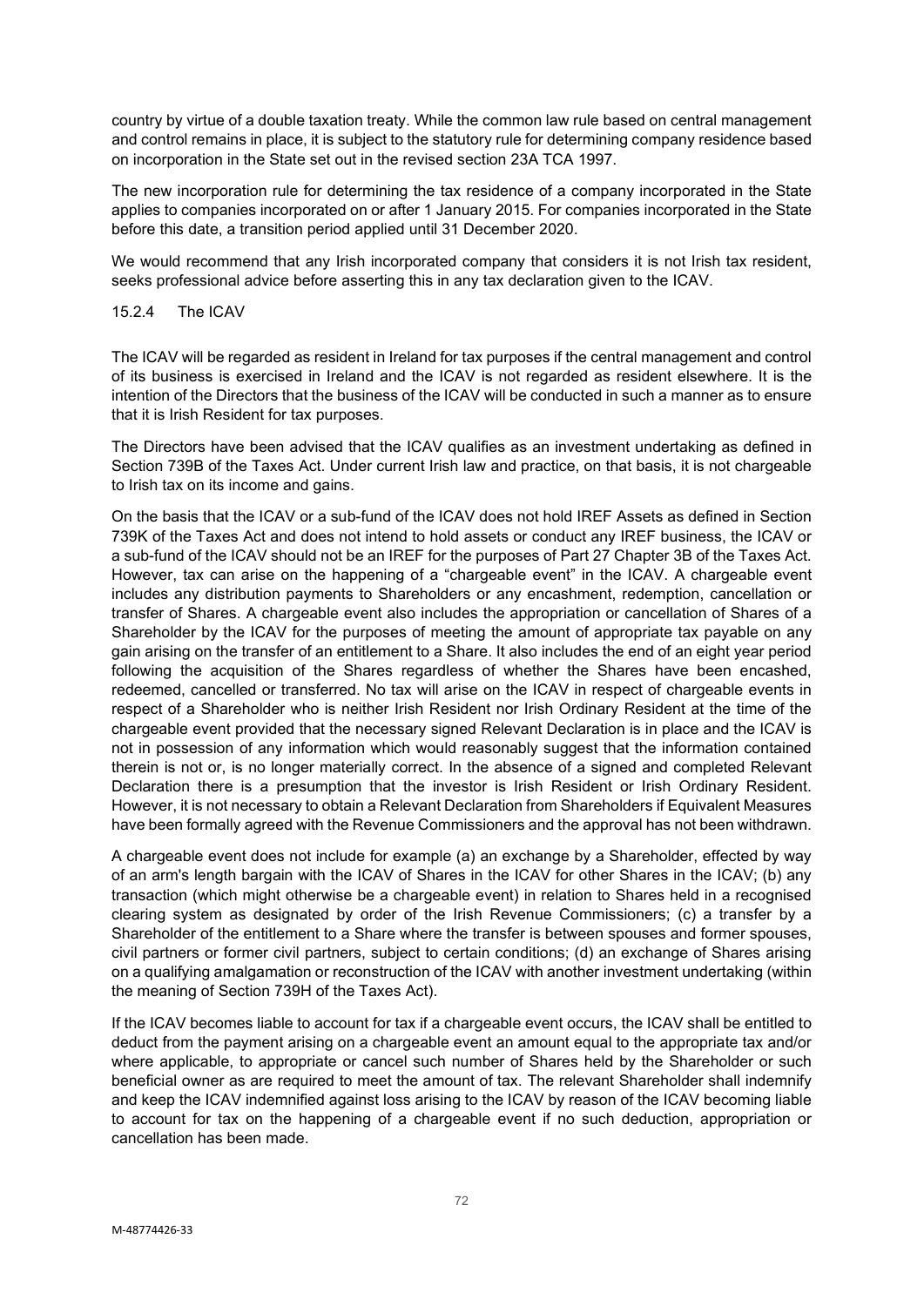country by virtue of a double taxation treaty. While the common law rule based on central management and control remains in place, it is subject to the statutory rule for determining company residence based on incorporation in the State set out in the revised section 23A TCA 1997.

The new incorporation rule for determining the tax residence of a company incorporated in the State applies to companies incorporated on or after 1 January 2015. For companies incorporated in the State before this date, a transition period applied until 31 December 2020.

We would recommend that any Irish incorporated company that considers it is not Irish tax resident, seeks professional advice before asserting this in any tax declaration given to the ICAV.

#### 15.2.4 The ICAV

The ICAV will be regarded as resident in Ireland for tax purposes if the central management and control of its business is exercised in Ireland and the ICAV is not regarded as resident elsewhere. It is the intention of the Directors that the business of the ICAV will be conducted in such a manner as to ensure that it is Irish Resident for tax purposes.

The Directors have been advised that the ICAV qualifies as an investment undertaking as defined in Section 739B of the Taxes Act. Under current Irish law and practice, on that basis, it is not chargeable to Irish tax on its income and gains.

On the basis that the ICAV or a sub-fund of the ICAV does not hold IREF Assets as defined in Section 739K of the Taxes Act and does not intend to hold assets or conduct any IREF business, the ICAV or a sub-fund of the ICAV should not be an IREF for the purposes of Part 27 Chapter 3B of the Taxes Act. However, tax can arise on the happening of a "chargeable event" in the ICAV. A chargeable event includes any distribution payments to Shareholders or any encashment, redemption, cancellation or transfer of Shares. A chargeable event also includes the appropriation or cancellation of Shares of a Shareholder by the ICAV for the purposes of meeting the amount of appropriate tax payable on any gain arising on the transfer of an entitlement to a Share. It also includes the end of an eight year period following the acquisition of the Shares regardless of whether the Shares have been encashed, redeemed, cancelled or transferred. No tax will arise on the ICAV in respect of chargeable events in respect of a Shareholder who is neither Irish Resident nor Irish Ordinary Resident at the time of the chargeable event provided that the necessary signed Relevant Declaration is in place and the ICAV is not in possession of any information which would reasonably suggest that the information contained therein is not or, is no longer materially correct. In the absence of a signed and completed Relevant Declaration there is a presumption that the investor is Irish Resident or Irish Ordinary Resident. However, it is not necessary to obtain a Relevant Declaration from Shareholders if Equivalent Measures have been formally agreed with the Revenue Commissioners and the approval has not been withdrawn.

A chargeable event does not include for example (a) an exchange by a Shareholder, effected by way of an arm's length bargain with the ICAV of Shares in the ICAV for other Shares in the ICAV; (b) any transaction (which might otherwise be a chargeable event) in relation to Shares held in a recognised clearing system as designated by order of the Irish Revenue Commissioners; (c) a transfer by a Shareholder of the entitlement to a Share where the transfer is between spouses and former spouses, civil partners or former civil partners, subject to certain conditions; (d) an exchange of Shares arising on a qualifying amalgamation or reconstruction of the ICAV with another investment undertaking (within the meaning of Section 739H of the Taxes Act).

If the ICAV becomes liable to account for tax if a chargeable event occurs, the ICAV shall be entitled to deduct from the payment arising on a chargeable event an amount equal to the appropriate tax and/or where applicable, to appropriate or cancel such number of Shares held by the Shareholder or such beneficial owner as are required to meet the amount of tax. The relevant Shareholder shall indemnify and keep the ICAV indemnified against loss arising to the ICAV by reason of the ICAV becoming liable to account for tax on the happening of a chargeable event if no such deduction, appropriation or cancellation has been made.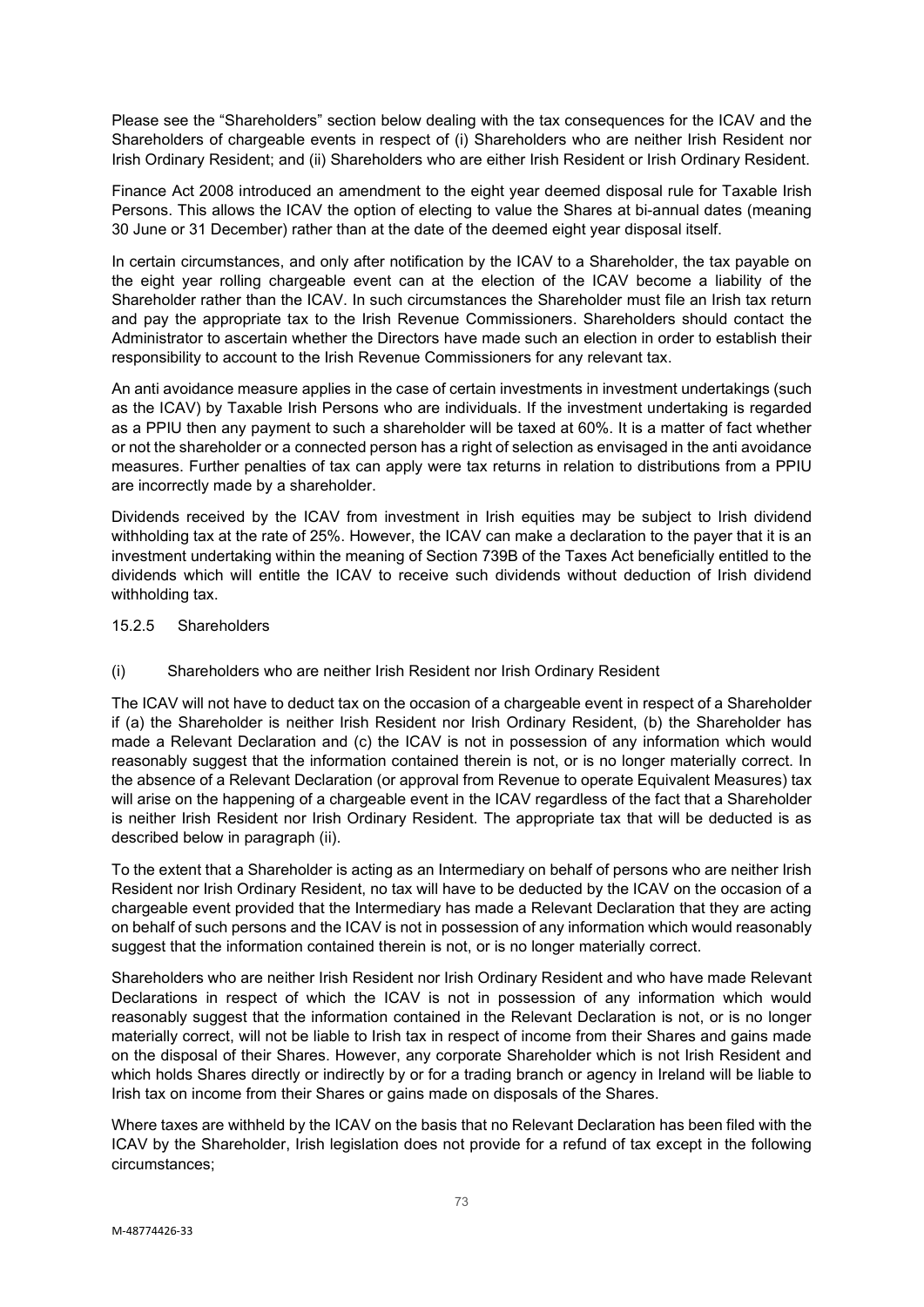Please see the "Shareholders" section below dealing with the tax consequences for the ICAV and the Shareholders of chargeable events in respect of (i) Shareholders who are neither Irish Resident nor Irish Ordinary Resident; and (ii) Shareholders who are either Irish Resident or Irish Ordinary Resident.

Finance Act 2008 introduced an amendment to the eight year deemed disposal rule for Taxable Irish Persons. This allows the ICAV the option of electing to value the Shares at bi-annual dates (meaning 30 June or 31 December) rather than at the date of the deemed eight year disposal itself.

In certain circumstances, and only after notification by the ICAV to a Shareholder, the tax payable on the eight year rolling chargeable event can at the election of the ICAV become a liability of the Shareholder rather than the ICAV. In such circumstances the Shareholder must file an Irish tax return and pay the appropriate tax to the Irish Revenue Commissioners. Shareholders should contact the Administrator to ascertain whether the Directors have made such an election in order to establish their responsibility to account to the Irish Revenue Commissioners for any relevant tax.

An anti avoidance measure applies in the case of certain investments in investment undertakings (such as the ICAV) by Taxable Irish Persons who are individuals. If the investment undertaking is regarded as a PPIU then any payment to such a shareholder will be taxed at 60%. It is a matter of fact whether or not the shareholder or a connected person has a right of selection as envisaged in the anti avoidance measures. Further penalties of tax can apply were tax returns in relation to distributions from a PPIU are incorrectly made by a shareholder.

Dividends received by the ICAV from investment in Irish equities may be subject to Irish dividend withholding tax at the rate of 25%. However, the ICAV can make a declaration to the payer that it is an investment undertaking within the meaning of Section 739B of the Taxes Act beneficially entitled to the dividends which will entitle the ICAV to receive such dividends without deduction of Irish dividend withholding tax.

### 15.2.5 Shareholders

#### (i) Shareholders who are neither Irish Resident nor Irish Ordinary Resident

The ICAV will not have to deduct tax on the occasion of a chargeable event in respect of a Shareholder if (a) the Shareholder is neither Irish Resident nor Irish Ordinary Resident, (b) the Shareholder has made a Relevant Declaration and (c) the ICAV is not in possession of any information which would reasonably suggest that the information contained therein is not, or is no longer materially correct. In the absence of a Relevant Declaration (or approval from Revenue to operate Equivalent Measures) tax will arise on the happening of a chargeable event in the ICAV regardless of the fact that a Shareholder is neither Irish Resident nor Irish Ordinary Resident. The appropriate tax that will be deducted is as described below in paragraph (ii).

To the extent that a Shareholder is acting as an Intermediary on behalf of persons who are neither Irish Resident nor Irish Ordinary Resident, no tax will have to be deducted by the ICAV on the occasion of a chargeable event provided that the Intermediary has made a Relevant Declaration that they are acting on behalf of such persons and the ICAV is not in possession of any information which would reasonably suggest that the information contained therein is not, or is no longer materially correct.

Shareholders who are neither Irish Resident nor Irish Ordinary Resident and who have made Relevant Declarations in respect of which the ICAV is not in possession of any information which would reasonably suggest that the information contained in the Relevant Declaration is not, or is no longer materially correct, will not be liable to Irish tax in respect of income from their Shares and gains made on the disposal of their Shares. However, any corporate Shareholder which is not Irish Resident and which holds Shares directly or indirectly by or for a trading branch or agency in Ireland will be liable to Irish tax on income from their Shares or gains made on disposals of the Shares.

Where taxes are withheld by the ICAV on the basis that no Relevant Declaration has been filed with the ICAV by the Shareholder, Irish legislation does not provide for a refund of tax except in the following circumstances;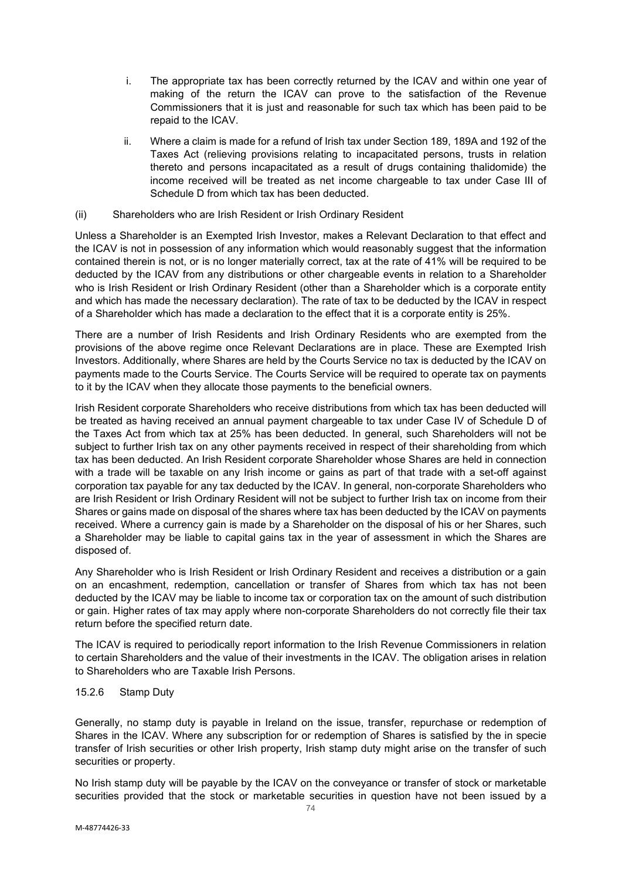i. The appropriate tax has been correctly returned by the ICAV and within one year of making of the return the ICAV can prove to the satisfaction of the Revenue Commissioners that it is just and reasonable for such tax which has been paid to be repaid to the ICAV.

ii. Where a claim is made for a refund of Irish tax under Section 189, 189A and 192 of the Taxes Act (relieving provisions relating to incapacitated persons, trusts in relation thereto and persons incapacitated as a result of drugs containing thalidomide) the income received will be treated as net income chargeable to tax under Case III of Schedule D from which tax has been deducted.

(ii) Shareholders who are Irish Resident or Irish Ordinary Resident

Unless a Shareholder is an Exempted Irish Investor, makes a Relevant Declaration to that effect and the ICAV is not in possession of any information which would reasonably suggest that the information contained therein is not, or is no longer materially correct, tax at the rate of 41% will be required to be deducted by the ICAV from any distributions or other chargeable events in relation to a Shareholder who is Irish Resident or Irish Ordinary Resident (other than a Shareholder which is a corporate entity and which has made the necessary declaration). The rate of tax to be deducted by the ICAV in respect of a Shareholder which has made a declaration to the effect that it is a corporate entity is 25%.

There are a number of Irish Residents and Irish Ordinary Residents who are exempted from the provisions of the above regime once Relevant Declarations are in place. These are Exempted Irish Investors. Additionally, where Shares are held by the Courts Service no tax is deducted by the ICAV on payments made to the Courts Service. The Courts Service will be required to operate tax on payments to it by the ICAV when they allocate those payments to the beneficial owners.

Irish Resident corporate Shareholders who receive distributions from which tax has been deducted will be treated as having received an annual payment chargeable to tax under Case IV of Schedule D of the Taxes Act from which tax at 25% has been deducted. In general, such Shareholders will not be subject to further Irish tax on any other payments received in respect of their shareholding from which tax has been deducted. An Irish Resident corporate Shareholder whose Shares are held in connection with a trade will be taxable on any Irish income or gains as part of that trade with a set-off against corporation tax payable for any tax deducted by the ICAV. In general, non-corporate Shareholders who are Irish Resident or Irish Ordinary Resident will not be subject to further Irish tax on income from their Shares or gains made on disposal of the shares where tax has been deducted by the ICAV on payments received. Where a currency gain is made by a Shareholder on the disposal of his or her Shares, such a Shareholder may be liable to capital gains tax in the year of assessment in which the Shares are disposed of.

Any Shareholder who is Irish Resident or Irish Ordinary Resident and receives a distribution or a gain on an encashment, redemption, cancellation or transfer of Shares from which tax has not been deducted by the ICAV may be liable to income tax or corporation tax on the amount of such distribution or gain. Higher rates of tax may apply where non-corporate Shareholders do not correctly file their tax return before the specified return date.

The ICAV is required to periodically report information to the Irish Revenue Commissioners in relation to certain Shareholders and the value of their investments in the ICAV. The obligation arises in relation to Shareholders who are Taxable Irish Persons.

15.2.6 Stamp Duty

Generally, no stamp duty is payable in Ireland on the issue, transfer, repurchase or redemption of Shares in the ICAV. Where any subscription for or redemption of Shares is satisfied by the in specie transfer of Irish securities or other Irish property, Irish stamp duty might arise on the transfer of such securities or property.

No Irish stamp duty will be payable by the ICAV on the conveyance or transfer of stock or marketable securities provided that the stock or marketable securities in question have not been issued by a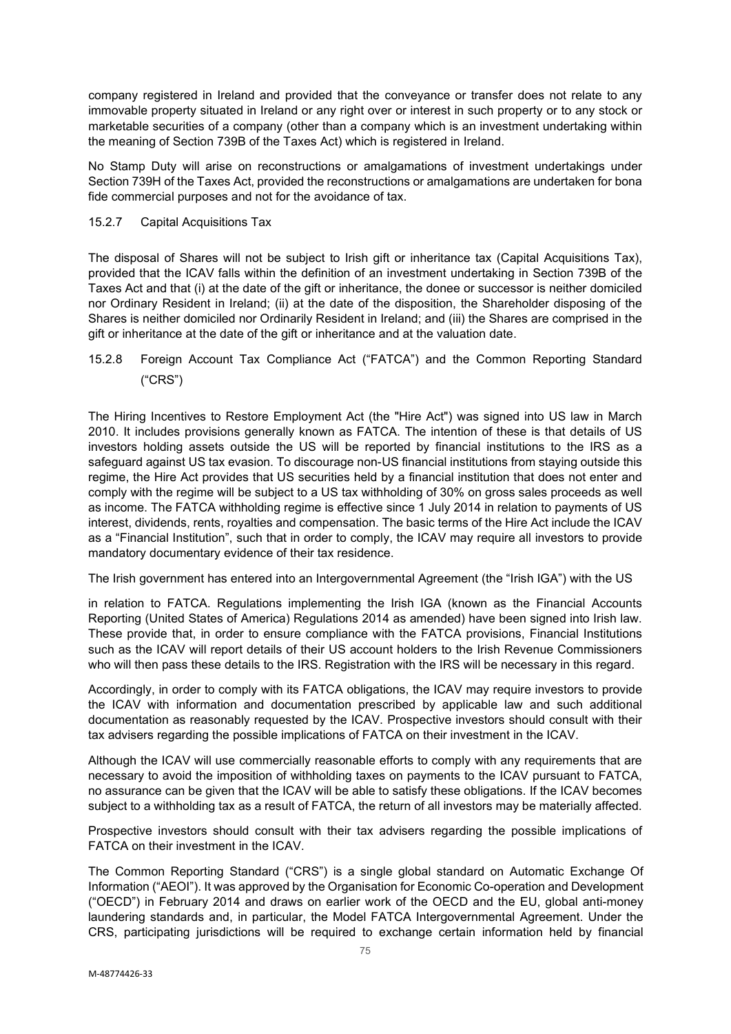company registered in Ireland and provided that the conveyance or transfer does not relate to any immovable property situated in Ireland or any right over or interest in such property or to any stock or marketable securities of a company (other than a company which is an investment undertaking within the meaning of Section 739B of the Taxes Act) which is registered in Ireland.

No Stamp Duty will arise on reconstructions or amalgamations of investment undertakings under Section 739H of the Taxes Act, provided the reconstructions or amalgamations are undertaken for bona fide commercial purposes and not for the avoidance of tax.

#### 15.2.7 Capital Acquisitions Tax

The disposal of Shares will not be subject to Irish gift or inheritance tax (Capital Acquisitions Tax), provided that the ICAV falls within the definition of an investment undertaking in Section 739B of the Taxes Act and that (i) at the date of the gift or inheritance, the donee or successor is neither domiciled nor Ordinary Resident in Ireland; (ii) at the date of the disposition, the Shareholder disposing of the Shares is neither domiciled nor Ordinarily Resident in Ireland; and (iii) the Shares are comprised in the gift or inheritance at the date of the gift or inheritance and at the valuation date.

#### 15.2.8 Foreign Account Tax Compliance Act ("FATCA") and the Common Reporting Standard ("CRS")

The Hiring Incentives to Restore Employment Act (the "Hire Act") was signed into US law in March 2010. It includes provisions generally known as FATCA. The intention of these is that details of US investors holding assets outside the US will be reported by financial institutions to the IRS as a safeguard against US tax evasion. To discourage non-US financial institutions from staying outside this regime, the Hire Act provides that US securities held by a financial institution that does not enter and comply with the regime will be subject to a US tax withholding of 30% on gross sales proceeds as well as income. The FATCA withholding regime is effective since 1 July 2014 in relation to payments of US interest, dividends, rents, royalties and compensation. The basic terms of the Hire Act include the ICAV as a "Financial Institution", such that in order to comply, the ICAV may require all investors to provide mandatory documentary evidence of their tax residence.

The Irish government has entered into an Intergovernmental Agreement (the "Irish IGA") with the US in relation to FATCA. Regulations implementing the Irish IGA (known as the Financial Accounts Reporting (United States of America) Regulations 2014 as amended) have been signed into Irish law. These provide that, in order to ensure compliance with the FATCA provisions, Financial Institutions such as the ICAV will report details of their US account holders to the Irish Revenue Commissioners who will then pass these details to the IRS. Registration with the IRS will be necessary in this regard.

Accordingly, in order to comply with its FATCA obligations, the ICAV may require investors to provide the ICAV with information and documentation prescribed by applicable law and such additional documentation as reasonably requested by the ICAV. Prospective investors should consult with their tax advisers regarding the possible implications of FATCA on their investment in the ICAV.

Although the ICAV will use commercially reasonable efforts to comply with any requirements that are necessary to avoid the imposition of withholding taxes on payments to the ICAV pursuant to FATCA, no assurance can be given that the ICAV will be able to satisfy these obligations. If the ICAV becomes subject to a withholding tax as a result of FATCA, the return of all investors may be materially affected.

Prospective investors should consult with their tax advisers regarding the possible implications of FATCA on their investment in the ICAV.

The Common Reporting Standard ("CRS") is a single global standard on Automatic Exchange Of Information ("AEOI"). It was approved by the Organisation for Economic Co-operation and Development ("OECD") in February 2014 and draws on earlier work of the OECD and the EU, global anti-money laundering standards and, in particular, the Model FATCA Intergovernmental Agreement. Under the CRS, participating jurisdictions will be required to exchange certain information held by financial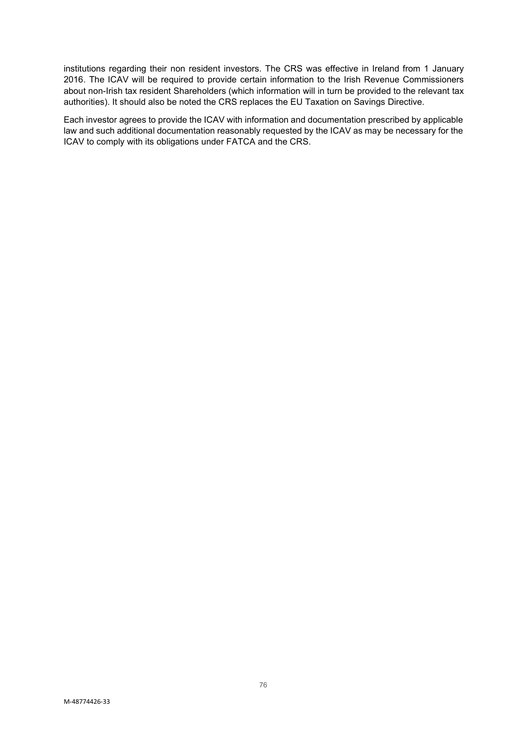institutions regarding their non resident investors. The CRS was effective in Ireland from 1 January 2016. The ICAV will be required to provide certain information to the Irish Revenue Commissioners about non-Irish tax resident Shareholders (which information will in turn be provided to the relevant tax authorities). It should also be noted the CRS replaces the EU Taxation on Savings Directive.

Each investor agrees to provide the ICAV with information and documentation prescribed by applicable law and such additional documentation reasonably requested by the ICAV as may be necessary for the ICAV to comply with its obligations under FATCA and the CRS.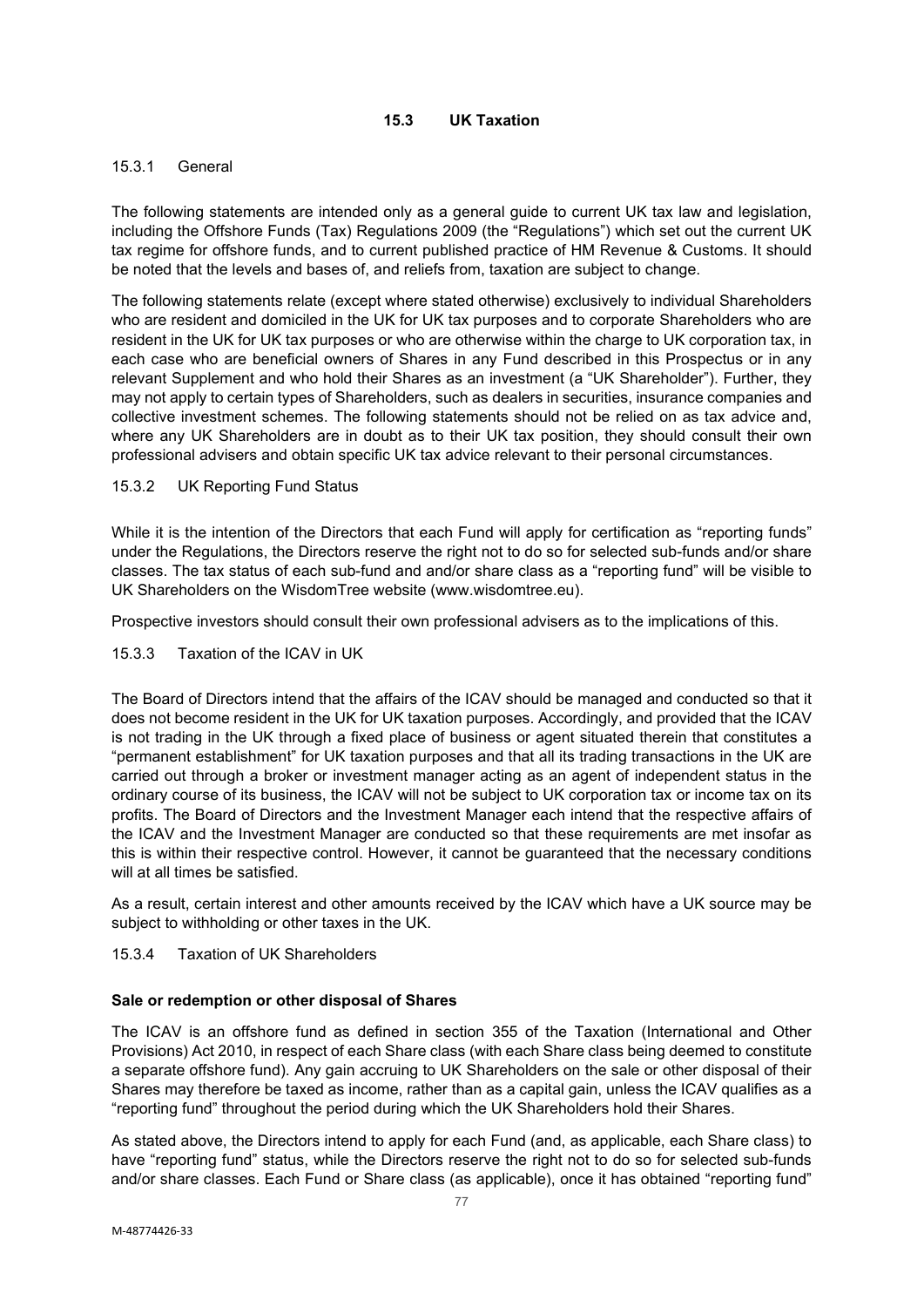## 15.3 UK Taxation

### 15.3.1 General

The following statements are intended only as a general guide to current UK tax law and legislation, including the Offshore Funds (Tax) Regulations 2009 (the "Regulations") which set out the current UK tax regime for offshore funds, and to current published practice of HM Revenue & Customs. It should be noted that the levels and bases of, and reliefs from, taxation are subject to change.

The following statements relate (except where stated otherwise) exclusively to individual Shareholders who are resident and domiciled in the UK for UK tax purposes and to corporate Shareholders who are resident in the UK for UK tax purposes or who are otherwise within the charge to UK corporation tax, in each case who are beneficial owners of Shares in any Fund described in this Prospectus or in any relevant Supplement and who hold their Shares as an investment (a "UK Shareholder"). Further, they may not apply to certain types of Shareholders, such as dealers in securities, insurance companies and collective investment schemes. The following statements should not be relied on as tax advice and, where any UK Shareholders are in doubt as to their UK tax position, they should consult their own professional advisers and obtain specific UK tax advice relevant to their personal circumstances.

### 15.3.2 UK Reporting Fund Status

While it is the intention of the Directors that each Fund will apply for certification as "reporting funds" under the Regulations, the Directors reserve the right not to do so for selected sub-funds and/or share classes. The tax status of each sub-fund and and/or share class as a "reporting fund" will be visible to UK Shareholders on the WisdomTree website (www.wisdomtree.eu).

Prospective investors should consult their own professional advisers as to the implications of this.

### 15.3.3 Taxation of the ICAV in UK

The Board of Directors intend that the affairs of the ICAV should be managed and conducted so that it does not become resident in the UK for UK taxation purposes. Accordingly, and provided that the ICAV is not trading in the UK through a fixed place of business or agent situated therein that constitutes a "permanent establishment" for UK taxation purposes and that all its trading transactions in the UK are carried out through a broker or investment manager acting as an agent of independent status in the ordinary course of its business, the ICAV will not be subject to UK corporation tax or income tax on its profits. The Board of Directors and the Investment Manager each intend that the respective affairs of the ICAV and the Investment Manager are conducted so that these requirements are met insofar as this is within their respective control. However, it cannot be guaranteed that the necessary conditions will at all times be satisfied.

As a result, certain interest and other amounts received by the ICAV which have a UK source may be subject to withholding or other taxes in the UK.

### 15.3.4 Taxation of UK Shareholders

**Sale or redemption or other disposal of Shares**

The ICAV is an offshore fund as defined in section 355 of the Taxation (International and Other Provisions) Act 2010, in respect of each Share class (with each Share class being deemed to constitute a separate offshore fund). Any gain accruing to UK Shareholders on the sale or other disposal of their Shares may therefore be taxed as income, rather than as a capital gain, unless the ICAV qualifies as a "reporting fund" throughout the period during which the UK Shareholders hold their Shares.

As stated above, the Directors intend to apply for each Fund (and, as applicable, each Share class) to have "reporting fund" status, while the Directors reserve the right not to do so for selected sub-funds and/or share classes. Each Fund or Share class (as applicable), once it has obtained "reporting fund"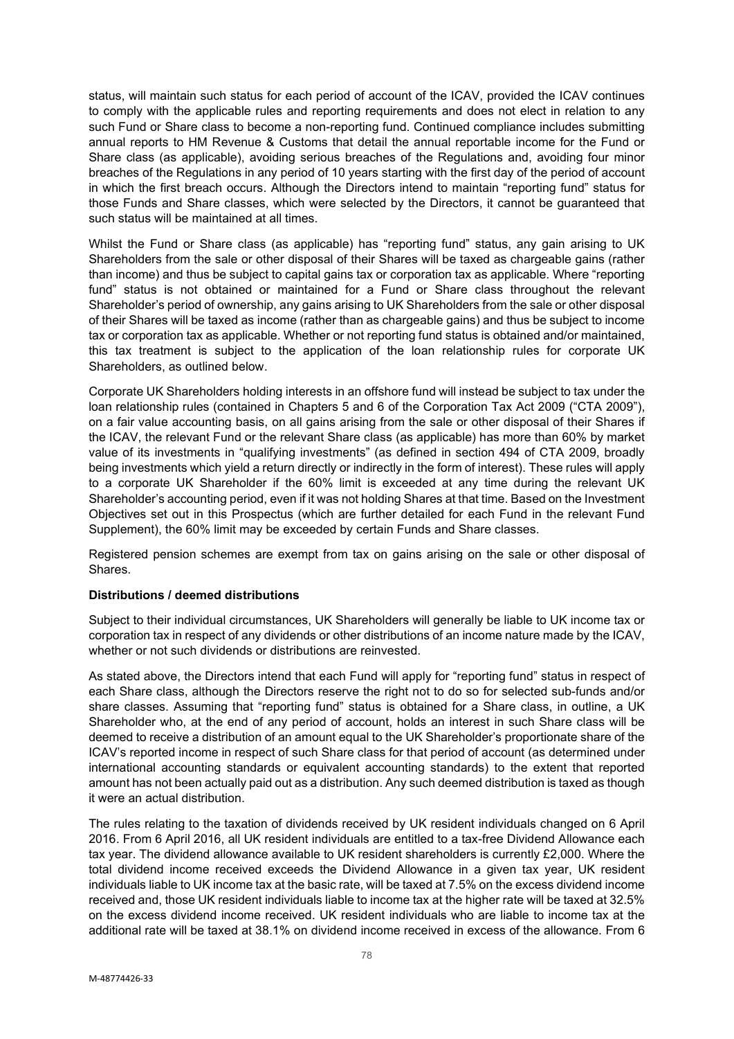status, will maintain such status for each period of account of the ICAV, provided the ICAV continues to comply with the applicable rules and reporting requirements and does not elect in relation to any such Fund or Share class to become a non-reporting fund. Continued compliance includes submitting annual reports to HM Revenue & Customs that detail the annual reportable income for the Fund or Share class (as applicable), avoiding serious breaches of the Regulations and, avoiding four minor breaches of the Regulations in any period of 10 years starting with the first day of the period of account in which the first breach occurs. Although the Directors intend to maintain "reporting fund" status for those Funds and Share classes, which were selected by the Directors, it cannot be guaranteed that such status will be maintained at all times.

Whilst the Fund or Share class (as applicable) has "reporting fund" status, any gain arising to UK Shareholders from the sale or other disposal of their Shares will be taxed as chargeable gains (rather than income) and thus be subject to capital gains tax or corporation tax as applicable. Where "reporting fund" status is not obtained or maintained for a Fund or Share class throughout the relevant Shareholder's period of ownership, any gains arising to UK Shareholders from the sale or other disposal of their Shares will be taxed as income (rather than as chargeable gains) and thus be subject to income tax or corporation tax as applicable. Whether or not reporting fund status is obtained and/or maintained, this tax treatment is subject to the application of the loan relationship rules for corporate UK Shareholders, as outlined below.

Corporate UK Shareholders holding interests in an offshore fund will instead be subject to tax under the loan relationship rules (contained in Chapters 5 and 6 of the Corporation Tax Act 2009 ("CTA 2009"), on a fair value accounting basis, on all gains arising from the sale or other disposal of their Shares if the ICAV, the relevant Fund or the relevant Share class (as applicable) has more than 60% by market value of its investments in "qualifying investments" (as defined in section 494 of CTA 2009, broadly being investments which yield a return directly or indirectly in the form of interest). These rules will apply to a corporate UK Shareholder if the 60% limit is exceeded at any time during the relevant UK Shareholder's accounting period, even if it was not holding Shares at that time. Based on the Investment Objectives set out in this Prospectus (which are further detailed for each Fund in the relevant Fund Supplement), the 60% limit may be exceeded by certain Funds and Share classes.

Registered pension schemes are exempt from tax on gains arising on the sale or other disposal of Shares.

**Distributions / deemed distributions**

Subject to their individual circumstances, UK Shareholders will generally be liable to UK income tax or corporation tax in respect of any dividends or other distributions of an income nature made by the ICAV, whether or not such dividends or distributions are reinvested.

As stated above, the Directors intend that each Fund will apply for "reporting fund" status in respect of each Share class, although the Directors reserve the right not to do so for selected sub-funds and/or share classes. Assuming that "reporting fund" status is obtained for a Share class, in outline, a UK Shareholder who, at the end of any period of account, holds an interest in such Share class will be deemed to receive a distribution of an amount equal to the UK Shareholder's proportionate share of the ICAV's reported income in respect of such Share class for that period of account (as determined under international accounting standards or equivalent accounting standards) to the extent that reported amount has not been actually paid out as a distribution. Any such deemed distribution is taxed as though it were an actual distribution.

The rules relating to the taxation of dividends received by UK resident individuals changed on 6 April 2016. From 6 April 2016, all UK resident individuals are entitled to a tax-free Dividend Allowance each tax year. The dividend allowance available to UK resident shareholders is currently £2,000. Where the total dividend income received exceeds the Dividend Allowance in a given tax year, UK resident individuals liable to UK income tax at the basic rate, will be taxed at 7.5% on the excess dividend income received and, those UK resident individuals liable to income tax at the higher rate will be taxed at 32.5% on the excess dividend income received. UK resident individuals who are liable to income tax at the additional rate will be taxed at 38.1% on dividend income received in excess of the allowance. From 6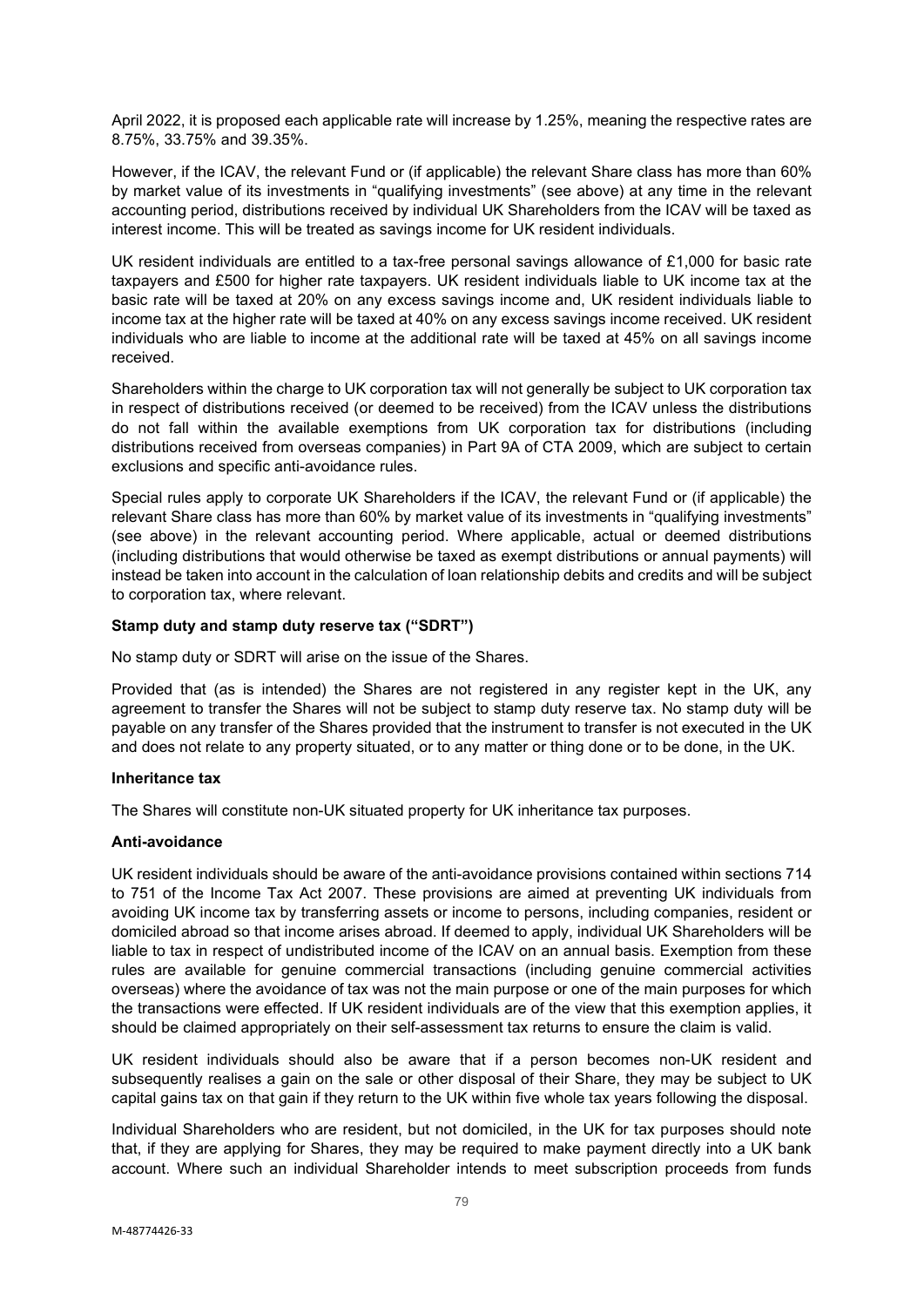April 2022, it is proposed each applicable rate will increase by 1.25%, meaning the respective rates are 8.75%, 33.75% and 39.35%.

However, if the ICAV, the relevant Fund or (if applicable) the relevant Share class has more than 60% by market value of its investments in "qualifying investments" (see above) at any time in the relevant accounting period, distributions received by individual UK Shareholders from the ICAV will be taxed as interest income. This will be treated as savings income for UK resident individuals.

UK resident individuals are entitled to a tax-free personal savings allowance of £1,000 for basic rate taxpayers and £500 for higher rate taxpayers. UK resident individuals liable to UK income tax at the basic rate will be taxed at 20% on any excess savings income and, UK resident individuals liable to income tax at the higher rate will be taxed at 40% on any excess savings income received. UK resident individuals who are liable to income at the additional rate will be taxed at 45% on all savings income received.

Shareholders within the charge to UK corporation tax will not generally be subject to UK corporation tax in respect of distributions received (or deemed to be received) from the ICAV unless the distributions do not fall within the available exemptions from UK corporation tax for distributions (including distributions received from overseas companies) in Part 9A of CTA 2009, which are subject to certain exclusions and specific anti-avoidance rules.

Special rules apply to corporate UK Shareholders if the ICAV, the relevant Fund or (if applicable) the relevant Share class has more than 60% by market value of its investments in "qualifying investments" (see above) in the relevant accounting period. Where applicable, actual or deemed distributions (including distributions that would otherwise be taxed as exempt distributions or annual payments) will instead be taken into account in the calculation of loan relationship debits and credits and will be subject to corporation tax, where relevant.

**Stamp duty and stamp duty reserve tax ("SDRT")**

No stamp duty or SDRT will arise on the issue of the Shares.

Provided that (as is intended) the Shares are not registered in any register kept in the UK, any agreement to transfer the Shares will not be subject to stamp duty reserve tax. No stamp duty will be payable on any transfer of the Shares provided that the instrument to transfer is not executed in the UK and does not relate to any property situated, or to any matter or thing done or to be done, in the UK.

**Inheritance tax**

The Shares will constitute non-UK situated property for UK inheritance tax purposes.

**Anti-avoidance**

UK resident individuals should be aware of the anti-avoidance provisions contained within sections 714 to 751 of the Income Tax Act 2007. These provisions are aimed at preventing UK individuals from avoiding UK income tax by transferring assets or income to persons, including companies, resident or domiciled abroad so that income arises abroad. If deemed to apply, individual UK Shareholders will be liable to tax in respect of undistributed income of the ICAV on an annual basis. Exemption from these rules are available for genuine commercial transactions (including genuine commercial activities overseas) where the avoidance of tax was not the main purpose or one of the main purposes for which the transactions were effected. If UK resident individuals are of the view that this exemption applies, it should be claimed appropriately on their self-assessment tax returns to ensure the claim is valid.

UK resident individuals should also be aware that if a person becomes non-UK resident and subsequently realises a gain on the sale or other disposal of their Share, they may be subject to UK capital gains tax on that gain if they return to the UK within five whole tax years following the disposal.

Individual Shareholders who are resident, but not domiciled, in the UK for tax purposes should note that, if they are applying for Shares, they may be required to make payment directly into a UK bank account. Where such an individual Shareholder intends to meet subscription proceeds from funds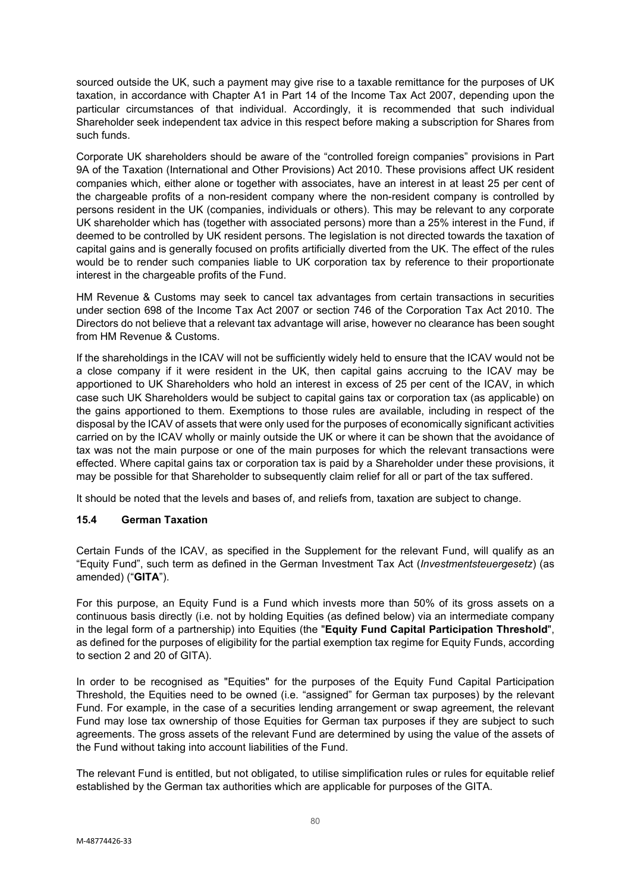sourced outside the UK, such a payment may give rise to a taxable remittance for the purposes of UK taxation, in accordance with Chapter A1 in Part 14 of the Income Tax Act 2007, depending upon the particular circumstances of that individual. Accordingly, it is recommended that such individual Shareholder seek independent tax advice in this respect before making a subscription for Shares from such funds.

Corporate UK shareholders should be aware of the "controlled foreign companies" provisions in Part 9A of the Taxation (International and Other Provisions) Act 2010. These provisions affect UK resident companies which, either alone or together with associates, have an interest in at least 25 per cent of the chargeable profits of a non-resident company where the non-resident company is controlled by persons resident in the UK (companies, individuals or others). This may be relevant to any corporate UK shareholder which has (together with associated persons) more than a 25% interest in the Fund, if deemed to be controlled by UK resident persons. The legislation is not directed towards the taxation of capital gains and is generally focused on profits artificially diverted from the UK. The effect of the rules would be to render such companies liable to UK corporation tax by reference to their proportionate interest in the chargeable profits of the Fund.

HM Revenue & Customs may seek to cancel tax advantages from certain transactions in securities under section 698 of the Income Tax Act 2007 or section 746 of the Corporation Tax Act 2010. The Directors do not believe that a relevant tax advantage will arise, however no clearance has been sought from HM Revenue & Customs.

If the shareholdings in the ICAV will not be sufficiently widely held to ensure that the ICAV would not be a close company if it were resident in the UK, then capital gains accruing to the ICAV may be apportioned to UK Shareholders who hold an interest in excess of 25 per cent of the ICAV, in which case such UK Shareholders would be subject to capital gains tax or corporation tax (as applicable) on the gains apportioned to them. Exemptions to those rules are available, including in respect of the disposal by the ICAV of assets that were only used for the purposes of economically significant activities carried on by the ICAV wholly or mainly outside the UK or where it can be shown that the avoidance of tax was not the main purpose or one of the main purposes for which the relevant transactions were effected. Where capital gains tax or corporation tax is paid by a Shareholder under these provisions, it may be possible for that Shareholder to subsequently claim relief for all or part of the tax suffered.

It should be noted that the levels and bases of, and reliefs from, taxation are subject to change.

### 15.4 German Taxation

Certain Funds of the ICAV, as specified in the Supplement for the relevant Fund, will qualify as an "Equity Fund", such term as defined in the German Investment Tax Act (*Investmentsteuergesetz*) (as amended) ("**GITA**").

For this purpose, an Equity Fund is a Fund which invests more than 50% of its gross assets on a continuous basis directly (i.e. not by holding Equities (as defined below) via an intermediate company in the legal form of a partnership) into Equities (the "**Equity Fund Capital Participation Threshold**", as defined for the purposes of eligibility for the partial exemption tax regime for Equity Funds, according to section 2 and 20 of GITA).

In order to be recognised as "Equities" for the purposes of the Equity Fund Capital Participation Threshold, the Equities need to be owned (i.e. "assigned" for German tax purposes) by the relevant Fund. For example, in the case of a securities lending arrangement or swap agreement, the relevant Fund may lose tax ownership of those Equities for German tax purposes if they are subject to such agreements. The gross assets of the relevant Fund are determined by using the value of the assets of the Fund without taking into account liabilities of the Fund.

The relevant Fund is entitled, but not obligated, to utilise simplification rules or rules for equitable relief established by the German tax authorities which are applicable for purposes of the GITA.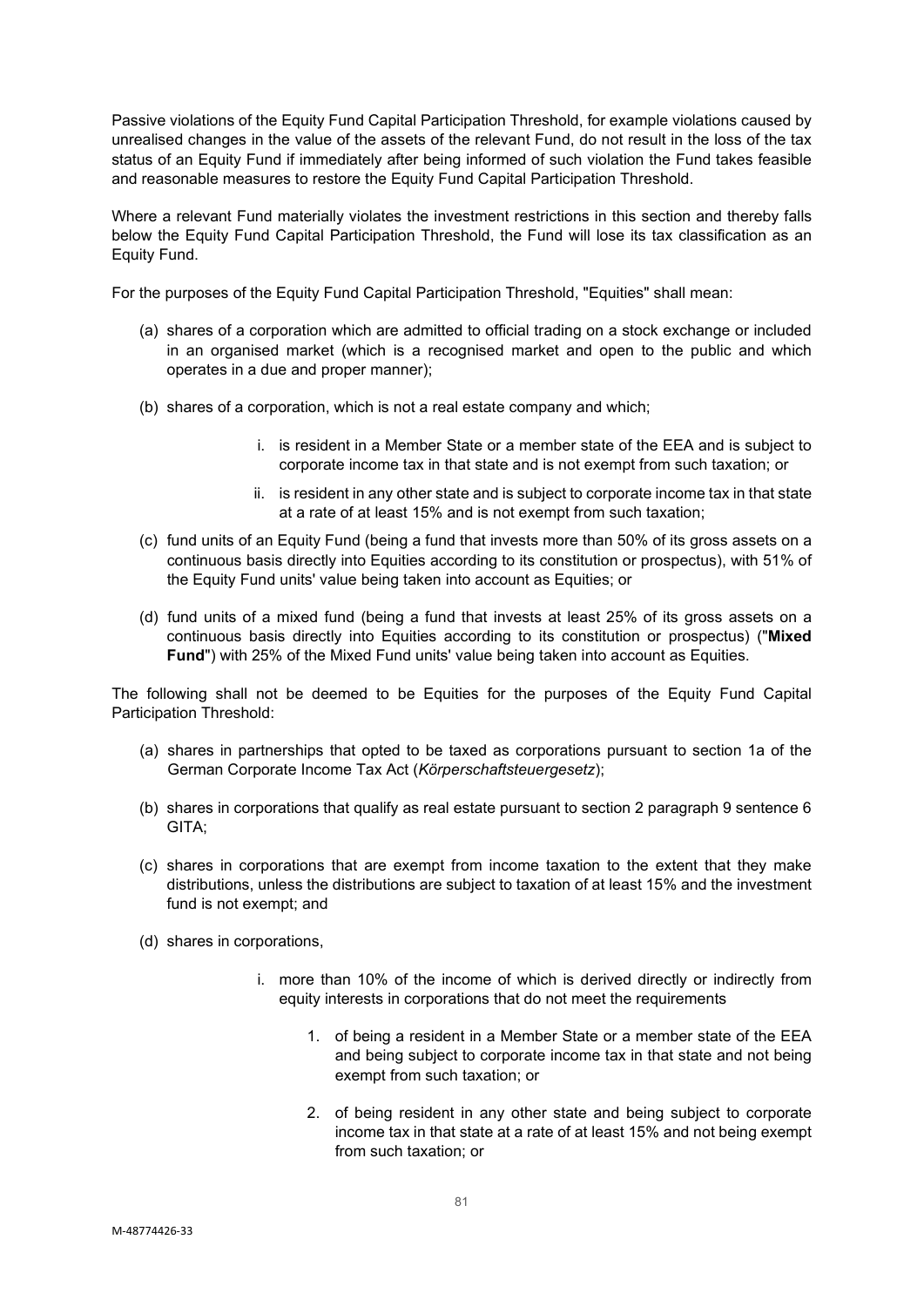Passive violations of the Equity Fund Capital Participation Threshold, for example violations caused by unrealised changes in the value of the assets of the relevant Fund, do not result in the loss of the tax status of an Equity Fund if immediately after being informed of such violation the Fund takes feasible and reasonable measures to restore the Equity Fund Capital Participation Threshold.

Where a relevant Fund materially violates the investment restrictions in this section and thereby falls below the Equity Fund Capital Participation Threshold, the Fund will lose its tax classification as an Equity Fund.

For the purposes of the Equity Fund Capital Participation Threshold, "Equities" shall mean:

(a) shares of a corporation which are admitted to official trading on a stock exchange or included in an organised market (which is a recognised market and open to the public and which operates in a due and proper manner);

(b) shares of a corporation, which is not a real estate company and which;

  i. is resident in a Member State or a member state of the EEA and is subject to corporate income tax in that state and is not exempt from such taxation; or

  ii. is resident in any other state and is subject to corporate income tax in that state at a rate of at least 15% and is not exempt from such taxation;

(c) fund units of an Equity Fund (being a fund that invests more than 50% of its gross assets on a continuous basis directly into Equities according to its constitution or prospectus), with 51% of the Equity Fund units' value being taken into account as Equities; or

(d) fund units of a mixed fund (being a fund that invests at least 25% of its gross assets on a continuous basis directly into Equities according to its constitution or prospectus) ("**Mixed Fund**") with 25% of the Mixed Fund units' value being taken into account as Equities.

The following shall not be deemed to be Equities for the purposes of the Equity Fund Capital Participation Threshold:

(a) shares in partnerships that opted to be taxed as corporations pursuant to section 1a of the German Corporate Income Tax Act (*Körperschaftsteuergesetz*);

(b) shares in corporations that qualify as real estate pursuant to section 2 paragraph 9 sentence 6 GITA;

(c) shares in corporations that are exempt from income taxation to the extent that they make distributions, unless the distributions are subject to taxation of at least 15% and the investment fund is not exempt; and

(d) shares in corporations,

  i. more than 10% of the income of which is derived directly or indirectly from equity interests in corporations that do not meet the requirements

    1. of being a resident in a Member State or a member state of the EEA and being subject to corporate income tax in that state and not being exempt from such taxation; or

    2. of being resident in any other state and being subject to corporate income tax in that state at a rate of at least 15% and not being exempt from such taxation; or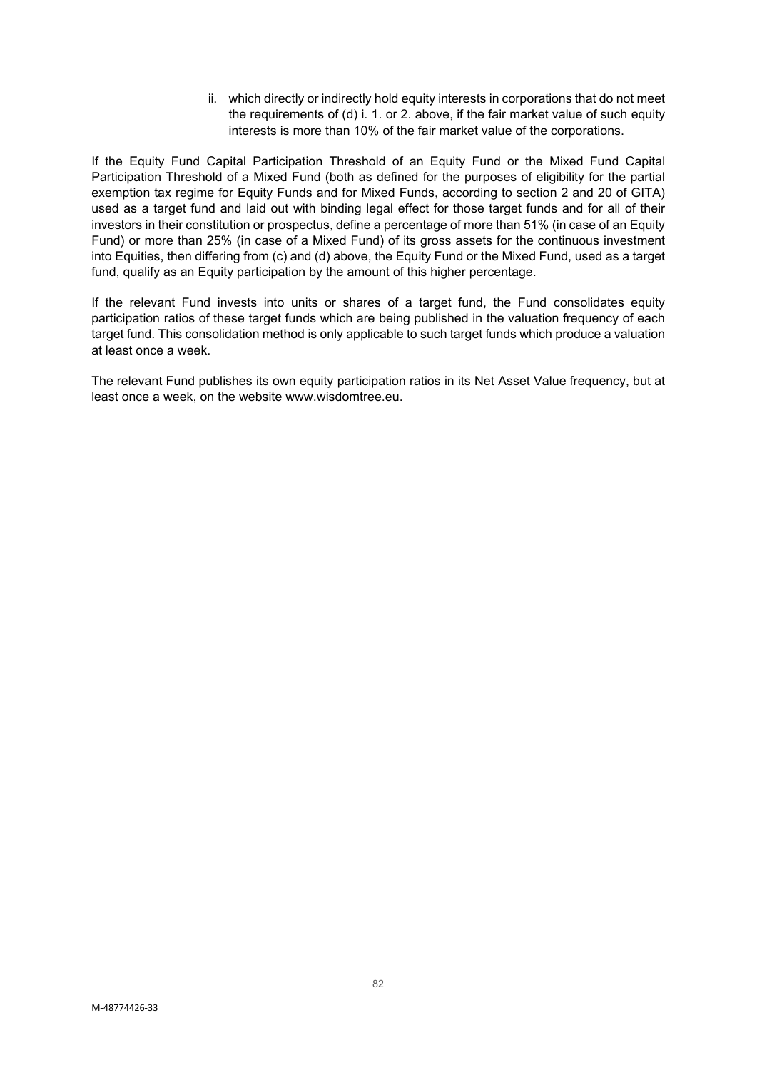ii. which directly or indirectly hold equity interests in corporations that do not meet the requirements of (d) i. 1. or 2. above, if the fair market value of such equity interests is more than 10% of the fair market value of the corporations.

If the Equity Fund Capital Participation Threshold of an Equity Fund or the Mixed Fund Capital Participation Threshold of a Mixed Fund (both as defined for the purposes of eligibility for the partial exemption tax regime for Equity Funds and for Mixed Funds, according to section 2 and 20 of GITA) used as a target fund and laid out with binding legal effect for those target funds and for all of their investors in their constitution or prospectus, define a percentage of more than 51% (in case of an Equity Fund) or more than 25% (in case of a Mixed Fund) of its gross assets for the continuous investment into Equities, then differing from (c) and (d) above, the Equity Fund or the Mixed Fund, used as a target fund, qualify as an Equity participation by the amount of this higher percentage.

If the relevant Fund invests into units or shares of a target fund, the Fund consolidates equity participation ratios of these target funds which are being published in the valuation frequency of each target fund. This consolidation method is only applicable to such target funds which produce a valuation at least once a week.

The relevant Fund publishes its own equity participation ratios in its Net Asset Value frequency, but at least once a week, on the website www.wisdomtree.eu.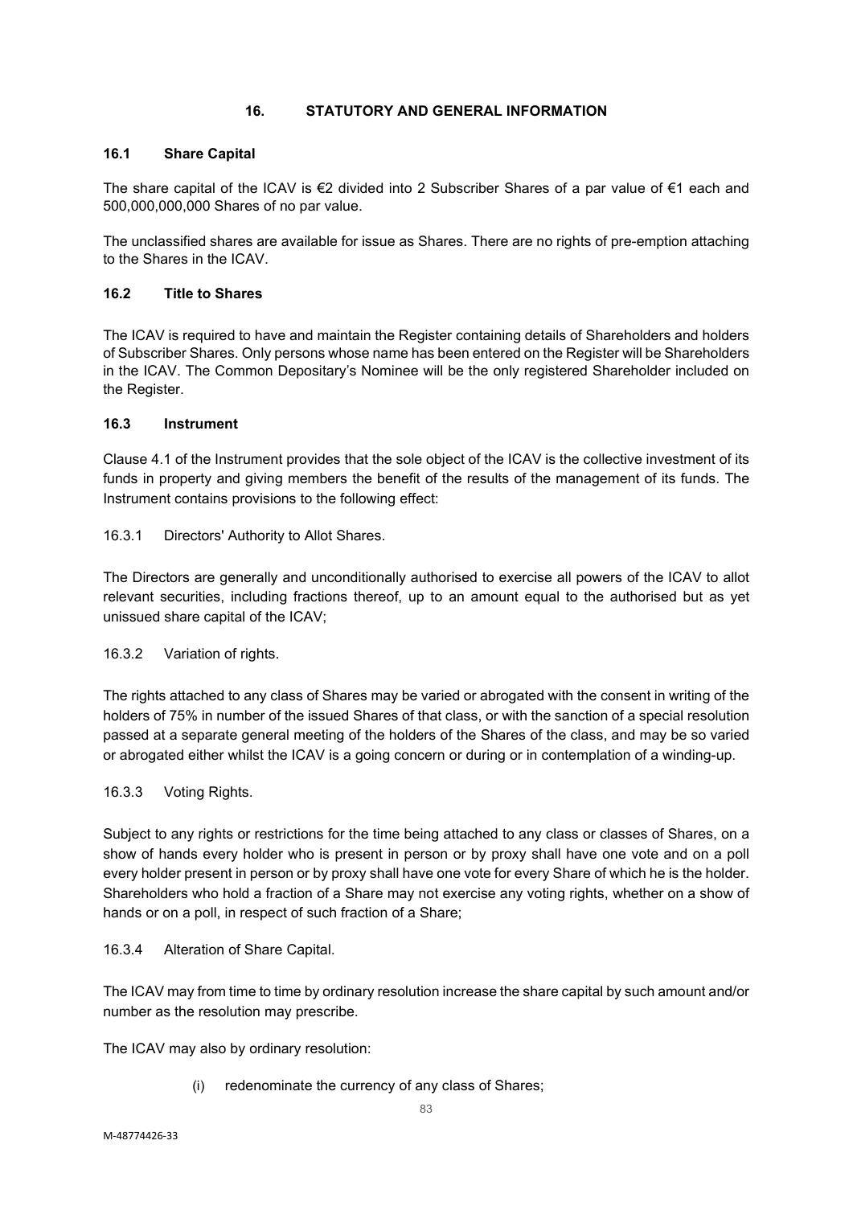## 16. STATUTORY AND GENERAL INFORMATION

### 16.1 Share Capital

The share capital of the ICAV is €2 divided into 2 Subscriber Shares of a par value of €1 each and 500,000,000,000 Shares of no par value.

The unclassified shares are available for issue as Shares. There are no rights of pre-emption attaching to the Shares in the ICAV.

### 16.2 Title to Shares

The ICAV is required to have and maintain the Register containing details of Shareholders and holders of Subscriber Shares. Only persons whose name has been entered on the Register will be Shareholders in the ICAV. The Common Depositary's Nominee will be the only registered Shareholder included on the Register.

### 16.3 Instrument

Clause 4.1 of the Instrument provides that the sole object of the ICAV is the collective investment of its funds in property and giving members the benefit of the results of the management of its funds. The Instrument contains provisions to the following effect:

16.3.1 Directors' Authority to Allot Shares.

The Directors are generally and unconditionally authorised to exercise all powers of the ICAV to allot relevant securities, including fractions thereof, up to an amount equal to the authorised but as yet unissued share capital of the ICAV;

16.3.2 Variation of rights.

The rights attached to any class of Shares may be varied or abrogated with the consent in writing of the holders of 75% in number of the issued Shares of that class, or with the sanction of a special resolution passed at a separate general meeting of the holders of the Shares of the class, and may be so varied or abrogated either whilst the ICAV is a going concern or during or in contemplation of a winding-up.

16.3.3 Voting Rights.

Subject to any rights or restrictions for the time being attached to any class or classes of Shares, on a show of hands every holder who is present in person or by proxy shall have one vote and on a poll every holder present in person or by proxy shall have one vote for every Share of which he is the holder. Shareholders who hold a fraction of a Share may not exercise any voting rights, whether on a show of hands or on a poll, in respect of such fraction of a Share;

16.3.4 Alteration of Share Capital.

The ICAV may from time to time by ordinary resolution increase the share capital by such amount and/or number as the resolution may prescribe.

The ICAV may also by ordinary resolution:

(i) redenominate the currency of any class of Shares;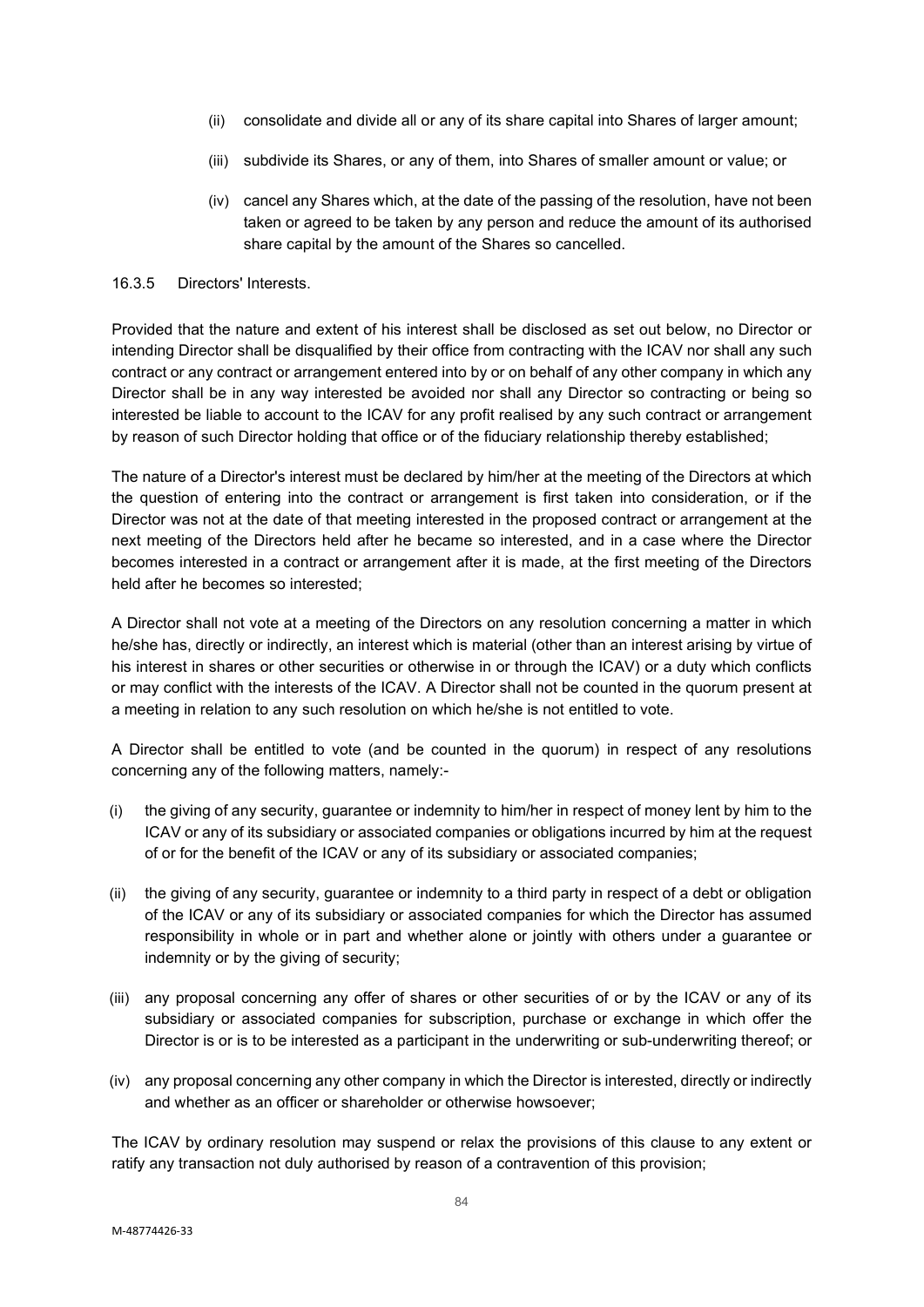(ii) consolidate and divide all or any of its share capital into Shares of larger amount;

(iii) subdivide its Shares, or any of them, into Shares of smaller amount or value; or

(iv) cancel any Shares which, at the date of the passing of the resolution, have not been taken or agreed to be taken by any person and reduce the amount of its authorised share capital by the amount of the Shares so cancelled.

16.3.5 Directors' Interests.

Provided that the nature and extent of his interest shall be disclosed as set out below, no Director or intending Director shall be disqualified by their office from contracting with the ICAV nor shall any such contract or any contract or arrangement entered into by or on behalf of any other company in which any Director shall be in any way interested be avoided nor shall any Director so contracting or being so interested be liable to account to the ICAV for any profit realised by any such contract or arrangement by reason of such Director holding that office or of the fiduciary relationship thereby established;

The nature of a Director's interest must be declared by him/her at the meeting of the Directors at which the question of entering into the contract or arrangement is first taken into consideration, or if the Director was not at the date of that meeting interested in the proposed contract or arrangement at the next meeting of the Directors held after he became so interested, and in a case where the Director becomes interested in a contract or arrangement after it is made, at the first meeting of the Directors held after he becomes so interested;

A Director shall not vote at a meeting of the Directors on any resolution concerning a matter in which he/she has, directly or indirectly, an interest which is material (other than an interest arising by virtue of his interest in shares or other securities or otherwise in or through the ICAV) or a duty which conflicts or may conflict with the interests of the ICAV. A Director shall not be counted in the quorum present at a meeting in relation to any such resolution on which he/she is not entitled to vote.

A Director shall be entitled to vote (and be counted in the quorum) in respect of any resolutions concerning any of the following matters, namely:-

(i) the giving of any security, guarantee or indemnity to him/her in respect of money lent by him to the ICAV or any of its subsidiary or associated companies or obligations incurred by him at the request of or for the benefit of the ICAV or any of its subsidiary or associated companies;

(ii) the giving of any security, guarantee or indemnity to a third party in respect of a debt or obligation of the ICAV or any of its subsidiary or associated companies for which the Director has assumed responsibility in whole or in part and whether alone or jointly with others under a guarantee or indemnity or by the giving of security;

(iii) any proposal concerning any offer of shares or other securities of or by the ICAV or any of its subsidiary or associated companies for subscription, purchase or exchange in which offer the Director is or is to be interested as a participant in the underwriting or sub-underwriting thereof; or

(iv) any proposal concerning any other company in which the Director is interested, directly or indirectly and whether as an officer or shareholder or otherwise howsoever;

The ICAV by ordinary resolution may suspend or relax the provisions of this clause to any extent or ratify any transaction not duly authorised by reason of a contravention of this provision;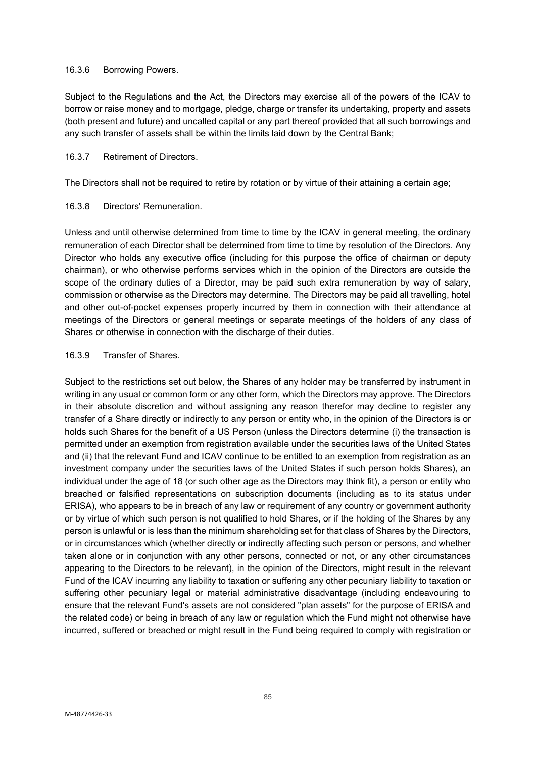#### 16.3.6 Borrowing Powers.

Subject to the Regulations and the Act, the Directors may exercise all of the powers of the ICAV to borrow or raise money and to mortgage, pledge, charge or transfer its undertaking, property and assets (both present and future) and uncalled capital or any part thereof provided that all such borrowings and any such transfer of assets shall be within the limits laid down by the Central Bank;

#### 16.3.7 Retirement of Directors.

The Directors shall not be required to retire by rotation or by virtue of their attaining a certain age;

#### 16.3.8 Directors' Remuneration.

Unless and until otherwise determined from time to time by the ICAV in general meeting, the ordinary remuneration of each Director shall be determined from time to time by resolution of the Directors. Any Director who holds any executive office (including for this purpose the office of chairman or deputy chairman), or who otherwise performs services which in the opinion of the Directors are outside the scope of the ordinary duties of a Director, may be paid such extra remuneration by way of salary, commission or otherwise as the Directors may determine. The Directors may be paid all travelling, hotel and other out-of-pocket expenses properly incurred by them in connection with their attendance at meetings of the Directors or general meetings or separate meetings of the holders of any class of Shares or otherwise in connection with the discharge of their duties.

#### 16.3.9 Transfer of Shares.

Subject to the restrictions set out below, the Shares of any holder may be transferred by instrument in writing in any usual or common form or any other form, which the Directors may approve. The Directors in their absolute discretion and without assigning any reason therefor may decline to register any transfer of a Share directly or indirectly to any person or entity who, in the opinion of the Directors is or holds such Shares for the benefit of a US Person (unless the Directors determine (i) the transaction is permitted under an exemption from registration available under the securities laws of the United States and (ii) that the relevant Fund and ICAV continue to be entitled to an exemption from registration as an investment company under the securities laws of the United States if such person holds Shares), an individual under the age of 18 (or such other age as the Directors may think fit), a person or entity who breached or falsified representations on subscription documents (including as to its status under ERISA), who appears to be in breach of any law or requirement of any country or government authority or by virtue of which such person is not qualified to hold Shares, or if the holding of the Shares by any person is unlawful or is less than the minimum shareholding set for that class of Shares by the Directors, or in circumstances which (whether directly or indirectly affecting such person or persons, and whether taken alone or in conjunction with any other persons, connected or not, or any other circumstances appearing to the Directors to be relevant), in the opinion of the Directors, might result in the relevant Fund of the ICAV incurring any liability to taxation or suffering any other pecuniary liability to taxation or suffering other pecuniary legal or material administrative disadvantage (including endeavouring to ensure that the relevant Fund's assets are not considered "plan assets" for the purpose of ERISA and the related code) or being in breach of any law or regulation which the Fund might not otherwise have incurred, suffered or breached or might result in the Fund being required to comply with registration or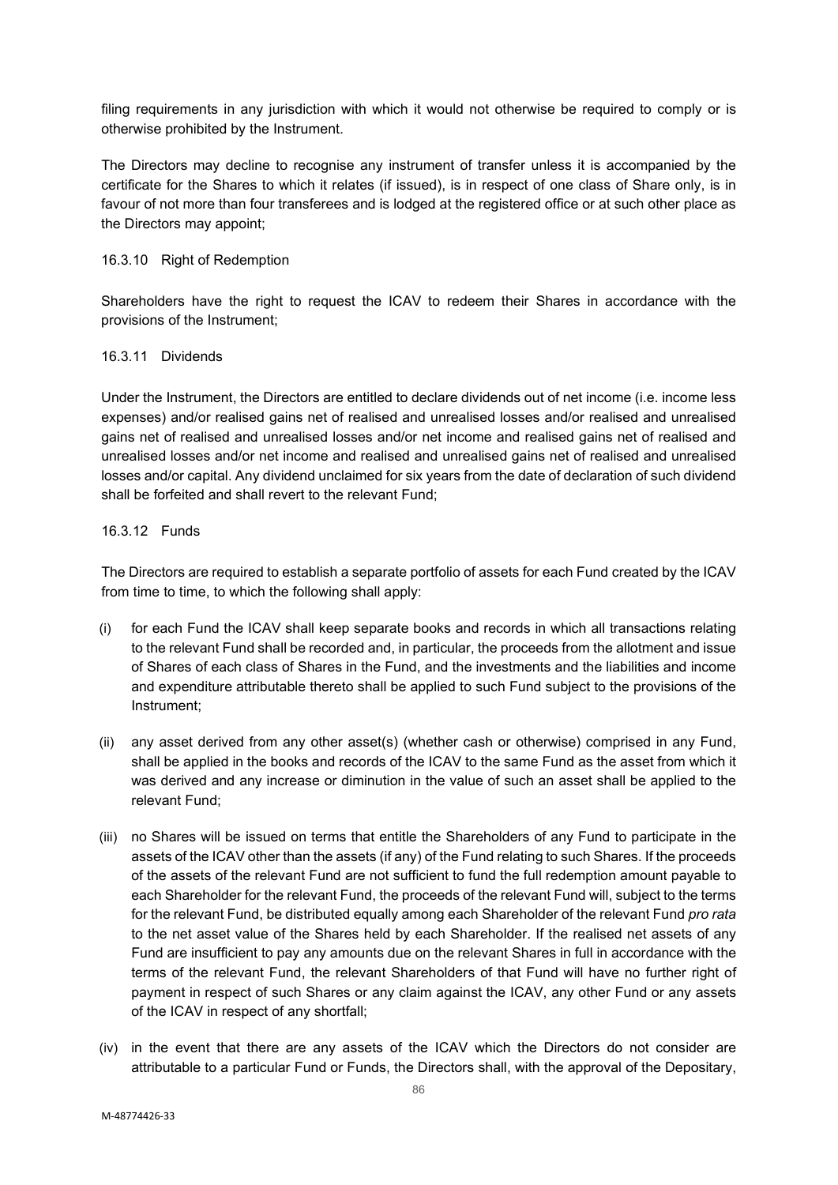filing requirements in any jurisdiction with which it would not otherwise be required to comply or is otherwise prohibited by the Instrument.

The Directors may decline to recognise any instrument of transfer unless it is accompanied by the certificate for the Shares to which it relates (if issued), is in respect of one class of Share only, is in favour of not more than four transferees and is lodged at the registered office or at such other place as the Directors may appoint;

16.3.10 Right of Redemption

Shareholders have the right to request the ICAV to redeem their Shares in accordance with the provisions of the Instrument;

16.3.11 Dividends

Under the Instrument, the Directors are entitled to declare dividends out of net income (i.e. income less expenses) and/or realised gains net of realised and unrealised losses and/or realised and unrealised gains net of realised and unrealised losses and/or net income and realised gains net of realised and unrealised losses and/or net income and realised and unrealised gains net of realised and unrealised losses and/or capital. Any dividend unclaimed for six years from the date of declaration of such dividend shall be forfeited and shall revert to the relevant Fund;

16.3.12 Funds

The Directors are required to establish a separate portfolio of assets for each Fund created by the ICAV from time to time, to which the following shall apply:

(i) for each Fund the ICAV shall keep separate books and records in which all transactions relating to the relevant Fund shall be recorded and, in particular, the proceeds from the allotment and issue of Shares of each class of Shares in the Fund, and the investments and the liabilities and income and expenditure attributable thereto shall be applied to such Fund subject to the provisions of the Instrument;

(ii) any asset derived from any other asset(s) (whether cash or otherwise) comprised in any Fund, shall be applied in the books and records of the ICAV to the same Fund as the asset from which it was derived and any increase or diminution in the value of such an asset shall be applied to the relevant Fund;

(iii) no Shares will be issued on terms that entitle the Shareholders of any Fund to participate in the assets of the ICAV other than the assets (if any) of the Fund relating to such Shares. If the proceeds of the assets of the relevant Fund are not sufficient to fund the full redemption amount payable to each Shareholder for the relevant Fund, the proceeds of the relevant Fund will, subject to the terms for the relevant Fund, be distributed equally among each Shareholder of the relevant Fund *pro rata* to the net asset value of the Shares held by each Shareholder. If the realised net assets of any Fund are insufficient to pay any amounts due on the relevant Shares in full in accordance with the terms of the relevant Fund, the relevant Shareholders of that Fund will have no further right of payment in respect of such Shares or any claim against the ICAV, any other Fund or any assets of the ICAV in respect of any shortfall;

(iv) in the event that there are any assets of the ICAV which the Directors do not consider are attributable to a particular Fund or Funds, the Directors shall, with the approval of the Depositary,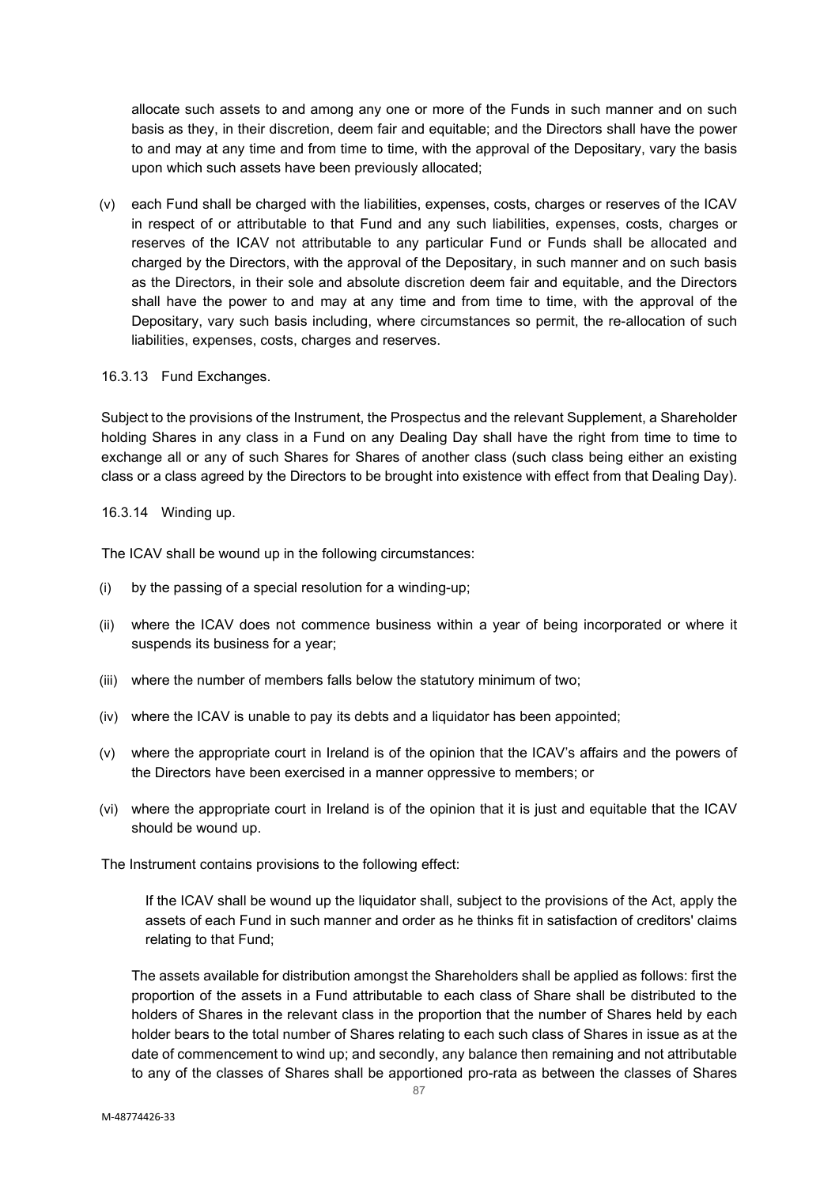allocate such assets to and among any one or more of the Funds in such manner and on such basis as they, in their discretion, deem fair and equitable; and the Directors shall have the power to and may at any time and from time to time, with the approval of the Depositary, vary the basis upon which such assets have been previously allocated;

(v) each Fund shall be charged with the liabilities, expenses, costs, charges or reserves of the ICAV in respect of or attributable to that Fund and any such liabilities, expenses, costs, charges or reserves of the ICAV not attributable to any particular Fund or Funds shall be allocated and charged by the Directors, with the approval of the Depositary, in such manner and on such basis as the Directors, in their sole and absolute discretion deem fair and equitable, and the Directors shall have the power to and may at any time and from time to time, with the approval of the Depositary, vary such basis including, where circumstances so permit, the re-allocation of such liabilities, expenses, costs, charges and reserves.

16.3.13 Fund Exchanges.

Subject to the provisions of the Instrument, the Prospectus and the relevant Supplement, a Shareholder holding Shares in any class in a Fund on any Dealing Day shall have the right from time to time to exchange all or any of such Shares for Shares of another class (such class being either an existing class or a class agreed by the Directors to be brought into existence with effect from that Dealing Day).

16.3.14 Winding up.

The ICAV shall be wound up in the following circumstances:

(i) by the passing of a special resolution for a winding-up;

(ii) where the ICAV does not commence business within a year of being incorporated or where it suspends its business for a year;

(iii) where the number of members falls below the statutory minimum of two;

(iv) where the ICAV is unable to pay its debts and a liquidator has been appointed;

(v) where the appropriate court in Ireland is of the opinion that the ICAV's affairs and the powers of the Directors have been exercised in a manner oppressive to members; or

(vi) where the appropriate court in Ireland is of the opinion that it is just and equitable that the ICAV should be wound up.

The Instrument contains provisions to the following effect:

> If the ICAV shall be wound up the liquidator shall, subject to the provisions of the Act, apply the assets of each Fund in such manner and order as he thinks fit in satisfaction of creditors' claims relating to that Fund;

The assets available for distribution amongst the Shareholders shall be applied as follows: first the proportion of the assets in a Fund attributable to each class of Share shall be distributed to the holders of Shares in the relevant class in the proportion that the number of Shares held by each holder bears to the total number of Shares relating to each such class of Shares in issue as at the date of commencement to wind up; and secondly, any balance then remaining and not attributable to any of the classes of Shares shall be apportioned pro-rata as between the classes of Shares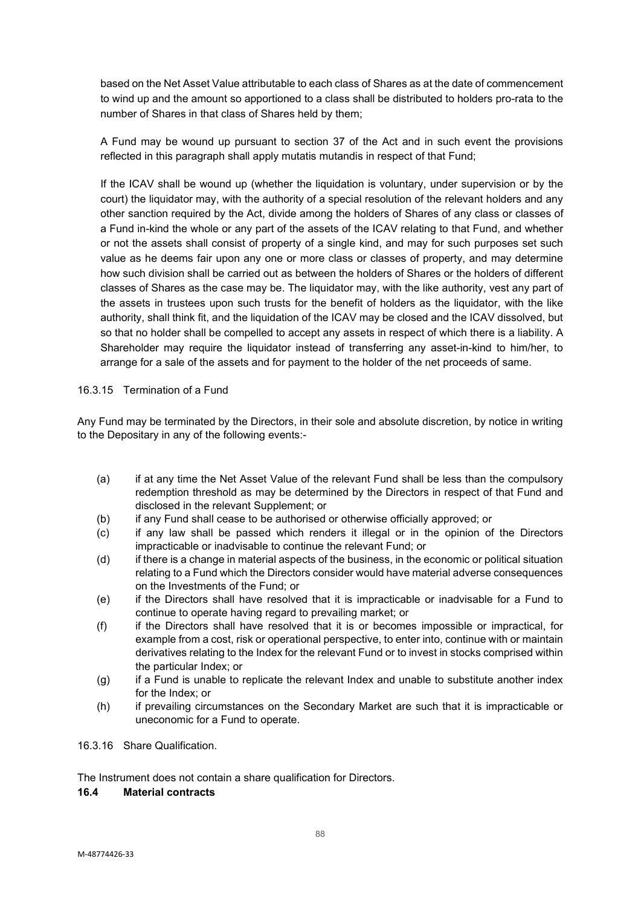based on the Net Asset Value attributable to each class of Shares as at the date of commencement to wind up and the amount so apportioned to a class shall be distributed to holders pro-rata to the number of Shares in that class of Shares held by them;

A Fund may be wound up pursuant to section 37 of the Act and in such event the provisions reflected in this paragraph shall apply mutatis mutandis in respect of that Fund;

If the ICAV shall be wound up (whether the liquidation is voluntary, under supervision or by the court) the liquidator may, with the authority of a special resolution of the relevant holders and any other sanction required by the Act, divide among the holders of Shares of any class or classes of a Fund in-kind the whole or any part of the assets of the ICAV relating to that Fund, and whether or not the assets shall consist of property of a single kind, and may for such purposes set such value as he deems fair upon any one or more class or classes of property, and may determine how such division shall be carried out as between the holders of Shares or the holders of different classes of Shares as the case may be. The liquidator may, with the like authority, vest any part of the assets in trustees upon such trusts for the benefit of holders as the liquidator, with the like authority, shall think fit, and the liquidation of the ICAV may be closed and the ICAV dissolved, but so that no holder shall be compelled to accept any assets in respect of which there is a liability. A Shareholder may require the liquidator instead of transferring any asset-in-kind to him/her, to arrange for a sale of the assets and for payment to the holder of the net proceeds of same.

16.3.15 Termination of a Fund

Any Fund may be terminated by the Directors, in their sole and absolute discretion, by notice in writing to the Depositary in any of the following events:-

(a) if at any time the Net Asset Value of the relevant Fund shall be less than the compulsory redemption threshold as may be determined by the Directors in respect of that Fund and disclosed in the relevant Supplement; or
(b) if any Fund shall cease to be authorised or otherwise officially approved; or
(c) if any law shall be passed which renders it illegal or in the opinion of the Directors impracticable or inadvisable to continue the relevant Fund; or
(d) if there is a change in material aspects of the business, in the economic or political situation relating to a Fund which the Directors consider would have material adverse consequences on the Investments of the Fund; or
(e) if the Directors shall have resolved that it is impracticable or inadvisable for a Fund to continue to operate having regard to prevailing market; or
(f) if the Directors shall have resolved that it is or becomes impossible or impractical, for example from a cost, risk or operational perspective, to enter into, continue with or maintain derivatives relating to the Index for the relevant Fund or to invest in stocks comprised within the particular Index; or
(g) if a Fund is unable to replicate the relevant Index and unable to substitute another index for the Index; or
(h) if prevailing circumstances on the Secondary Market are such that it is impracticable or uneconomic for a Fund to operate.

16.3.16 Share Qualification.

The Instrument does not contain a share qualification for Directors.

**16.4 Material contracts**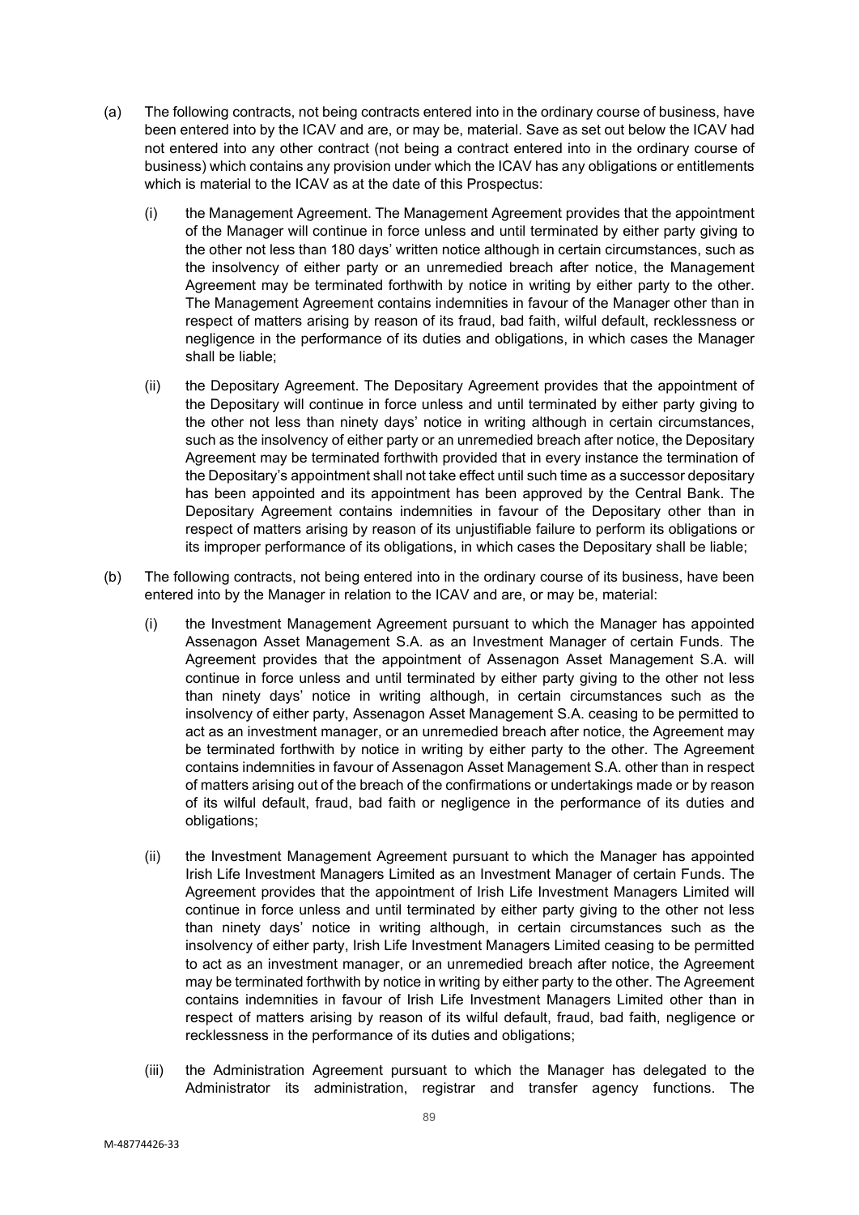(a) The following contracts, not being contracts entered into in the ordinary course of business, have been entered into by the ICAV and are, or may be, material. Save as set out below the ICAV had not entered into any other contract (not being a contract entered into in the ordinary course of business) which contains any provision under which the ICAV has any obligations or entitlements which is material to the ICAV as at the date of this Prospectus:

   (i) the Management Agreement. The Management Agreement provides that the appointment of the Manager will continue in force unless and until terminated by either party giving to the other not less than 180 days' written notice although in certain circumstances, such as the insolvency of either party or an unremedied breach after notice, the Management Agreement may be terminated forthwith by notice in writing by either party to the other. The Management Agreement contains indemnities in favour of the Manager other than in respect of matters arising by reason of its fraud, bad faith, wilful default, recklessness or negligence in the performance of its duties and obligations, in which cases the Manager shall be liable;

   (ii) the Depositary Agreement. The Depositary Agreement provides that the appointment of the Depositary will continue in force unless and until terminated by either party giving to the other not less than ninety days' notice in writing although in certain circumstances, such as the insolvency of either party or an unremedied breach after notice, the Depositary Agreement may be terminated forthwith provided that in every instance the termination of the Depositary's appointment shall not take effect until such time as a successor depositary has been appointed and its appointment has been approved by the Central Bank. The Depositary Agreement contains indemnities in favour of the Depositary other than in respect of matters arising by reason of its unjustifiable failure to perform its obligations or its improper performance of its obligations, in which cases the Depositary shall be liable;

(b) The following contracts, not being entered into in the ordinary course of its business, have been entered into by the Manager in relation to the ICAV and are, or may be, material:

   (i) the Investment Management Agreement pursuant to which the Manager has appointed Assenagon Asset Management S.A. as an Investment Manager of certain Funds. The Agreement provides that the appointment of Assenagon Asset Management S.A. will continue in force unless and until terminated by either party giving to the other not less than ninety days' notice in writing although, in certain circumstances such as the insolvency of either party, Assenagon Asset Management S.A. ceasing to be permitted to act as an investment manager, or an unremedied breach after notice, the Agreement may be terminated forthwith by notice in writing by either party to the other. The Agreement contains indemnities in favour of Assenagon Asset Management S.A. other than in respect of matters arising out of the breach of the confirmations or undertakings made or by reason of its wilful default, fraud, bad faith or negligence in the performance of its duties and obligations;

   (ii) the Investment Management Agreement pursuant to which the Manager has appointed Irish Life Investment Managers Limited as an Investment Manager of certain Funds. The Agreement provides that the appointment of Irish Life Investment Managers Limited will continue in force unless and until terminated by either party giving to the other not less than ninety days' notice in writing although, in certain circumstances such as the insolvency of either party, Irish Life Investment Managers Limited ceasing to be permitted to act as an investment manager, or an unremedied breach after notice, the Agreement may be terminated forthwith by notice in writing by either party to the other. The Agreement contains indemnities in favour of Irish Life Investment Managers Limited other than in respect of matters arising by reason of its wilful default, fraud, bad faith, negligence or recklessness in the performance of its duties and obligations;

   (iii) the Administration Agreement pursuant to which the Manager has delegated to the Administrator its administration, registrar and transfer agency functions. The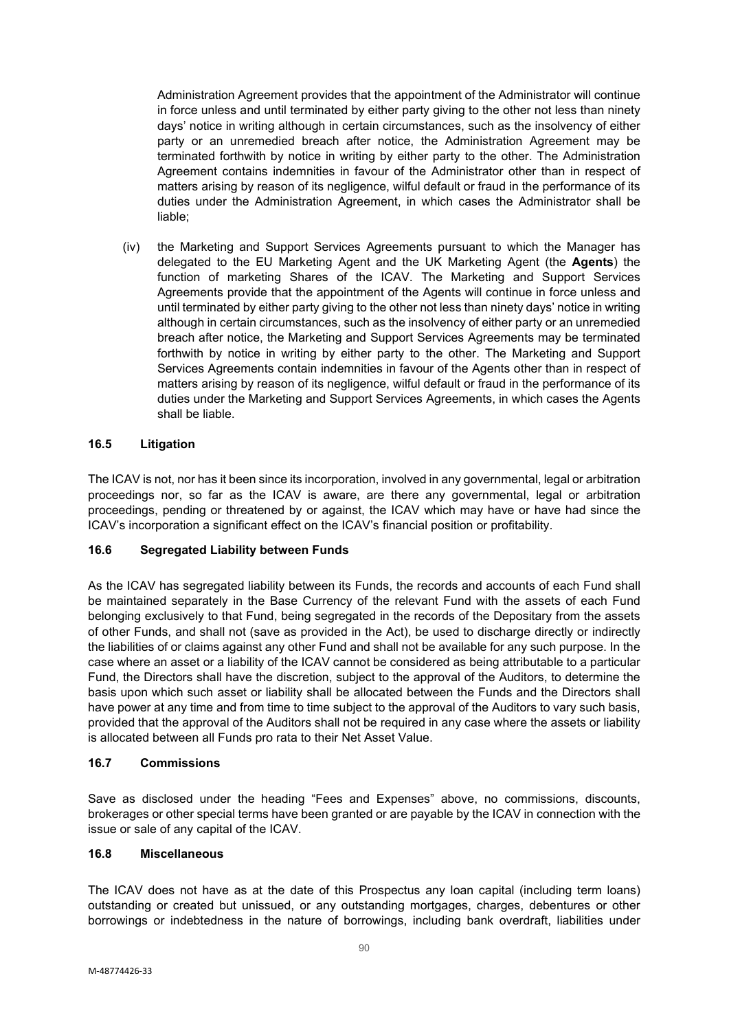Administration Agreement provides that the appointment of the Administrator will continue in force unless and until terminated by either party giving to the other not less than ninety days' notice in writing although in certain circumstances, such as the insolvency of either party or an unremedied breach after notice, the Administration Agreement may be terminated forthwith by notice in writing by either party to the other. The Administration Agreement contains indemnities in favour of the Administrator other than in respect of matters arising by reason of its negligence, wilful default or fraud in the performance of its duties under the Administration Agreement, in which cases the Administrator shall be liable;

(iv) the Marketing and Support Services Agreements pursuant to which the Manager has delegated to the EU Marketing Agent and the UK Marketing Agent (the **Agents**) the function of marketing Shares of the ICAV. The Marketing and Support Services Agreements provide that the appointment of the Agents will continue in force unless and until terminated by either party giving to the other not less than ninety days' notice in writing although in certain circumstances, such as the insolvency of either party or an unremedied breach after notice, the Marketing and Support Services Agreements may be terminated forthwith by notice in writing by either party to the other. The Marketing and Support Services Agreements contain indemnities in favour of the Agents other than in respect of matters arising by reason of its negligence, wilful default or fraud in the performance of its duties under the Marketing and Support Services Agreements, in which cases the Agents shall be liable.

### 16.5 Litigation

The ICAV is not, nor has it been since its incorporation, involved in any governmental, legal or arbitration proceedings nor, so far as the ICAV is aware, are there any governmental, legal or arbitration proceedings, pending or threatened by or against, the ICAV which may have or have had since the ICAV's incorporation a significant effect on the ICAV's financial position or profitability.

### 16.6 Segregated Liability between Funds

As the ICAV has segregated liability between its Funds, the records and accounts of each Fund shall be maintained separately in the Base Currency of the relevant Fund with the assets of each Fund belonging exclusively to that Fund, being segregated in the records of the Depositary from the assets of other Funds, and shall not (save as provided in the Act), be used to discharge directly or indirectly the liabilities of or claims against any other Fund and shall not be available for any such purpose. In the case where an asset or a liability of the ICAV cannot be considered as being attributable to a particular Fund, the Directors shall have the discretion, subject to the approval of the Auditors, to determine the basis upon which such asset or liability shall be allocated between the Funds and the Directors shall have power at any time and from time to time subject to the approval of the Auditors to vary such basis, provided that the approval of the Auditors shall not be required in any case where the assets or liability is allocated between all Funds pro rata to their Net Asset Value.

### 16.7 Commissions

Save as disclosed under the heading "Fees and Expenses" above, no commissions, discounts, brokerages or other special terms have been granted or are payable by the ICAV in connection with the issue or sale of any capital of the ICAV.

### 16.8 Miscellaneous

The ICAV does not have as at the date of this Prospectus any loan capital (including term loans) outstanding or created but unissued, or any outstanding mortgages, charges, debentures or other borrowings or indebtedness in the nature of borrowings, including bank overdraft, liabilities under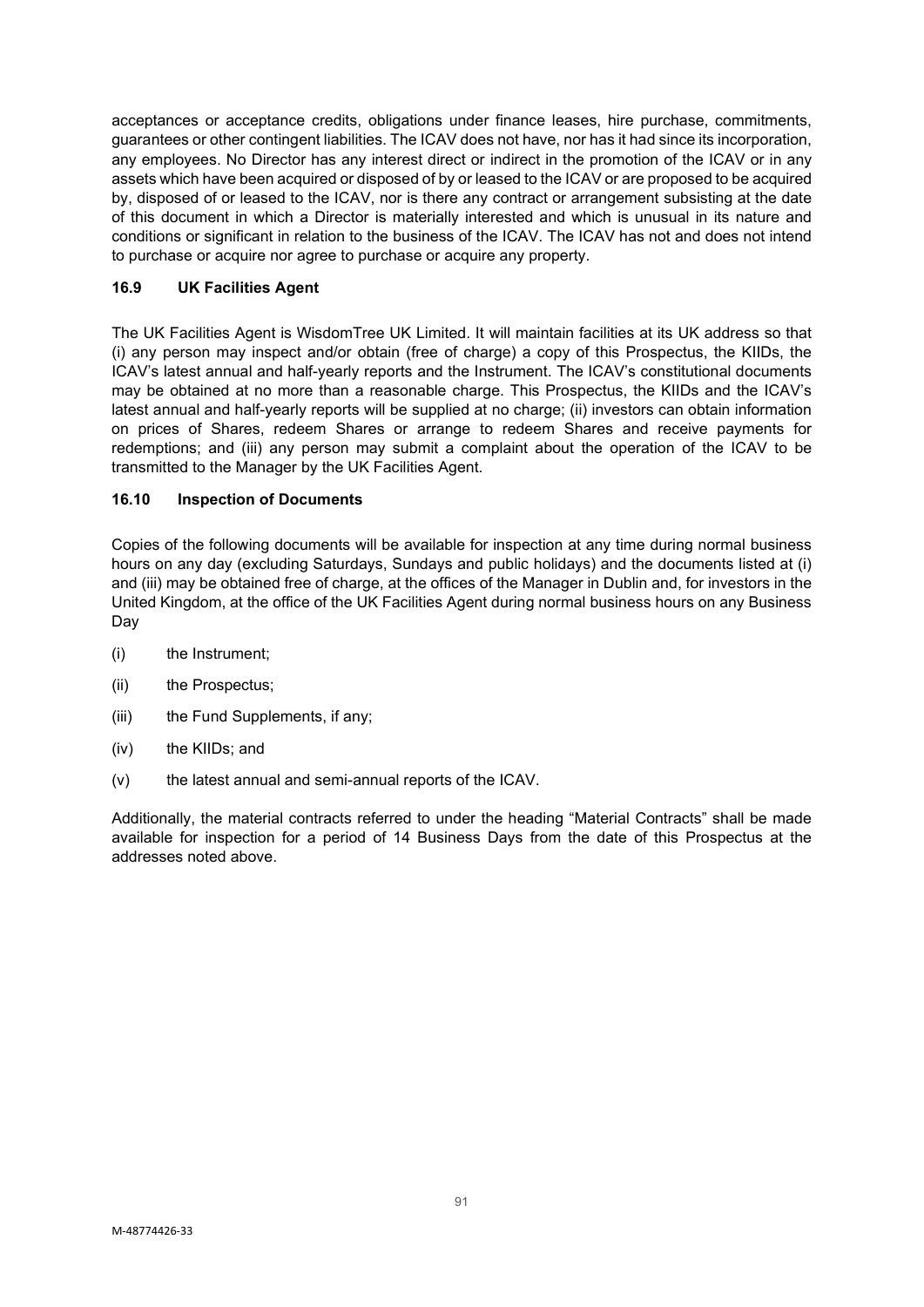acceptances or acceptance credits, obligations under finance leases, hire purchase, commitments, guarantees or other contingent liabilities. The ICAV does not have, nor has it had since its incorporation, any employees. No Director has any interest direct or indirect in the promotion of the ICAV or in any assets which have been acquired or disposed of by or leased to the ICAV or are proposed to be acquired by, disposed of or leased to the ICAV, nor is there any contract or arrangement subsisting at the date of this document in which a Director is materially interested and which is unusual in its nature and conditions or significant in relation to the business of the ICAV. The ICAV has not and does not intend to purchase or acquire nor agree to purchase or acquire any property.

### 16.9 UK Facilities Agent

The UK Facilities Agent is WisdomTree UK Limited. It will maintain facilities at its UK address so that (i) any person may inspect and/or obtain (free of charge) a copy of this Prospectus, the KIIDs, the ICAV's latest annual and half-yearly reports and the Instrument. The ICAV's constitutional documents may be obtained at no more than a reasonable charge. This Prospectus, the KIIDs and the ICAV's latest annual and half-yearly reports will be supplied at no charge; (ii) investors can obtain information on prices of Shares, redeem Shares or arrange to redeem Shares and receive payments for redemptions; and (iii) any person may submit a complaint about the operation of the ICAV to be transmitted to the Manager by the UK Facilities Agent.

### 16.10 Inspection of Documents

Copies of the following documents will be available for inspection at any time during normal business hours on any day (excluding Saturdays, Sundays and public holidays) and the documents listed at (i) and (iii) may be obtained free of charge, at the offices of the Manager in Dublin and, for investors in the United Kingdom, at the office of the UK Facilities Agent during normal business hours on any Business Day

(i) the Instrument;

(ii) the Prospectus;

(iii) the Fund Supplements, if any;

(iv) the KIIDs; and

(v) the latest annual and semi-annual reports of the ICAV.

Additionally, the material contracts referred to under the heading "Material Contracts" shall be made available for inspection for a period of 14 Business Days from the date of this Prospectus at the addresses noted above.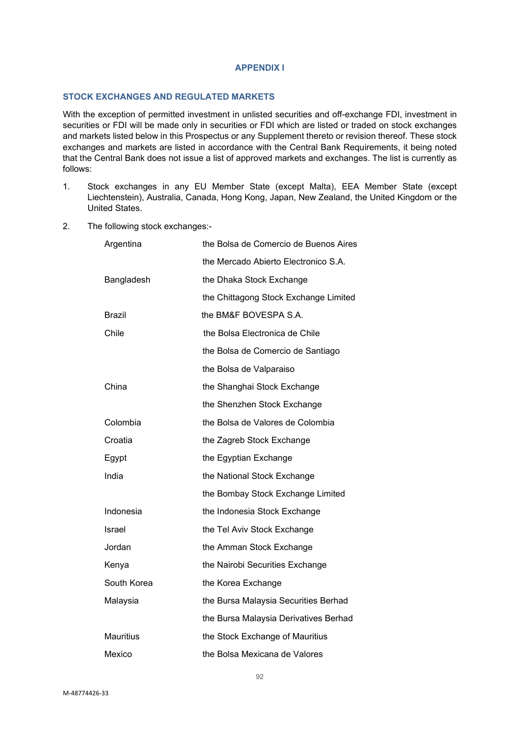## APPENDIX I

### STOCK EXCHANGES AND REGULATED MARKETS

With the exception of permitted investment in unlisted securities and off-exchange FDI, investment in securities or FDI will be made only in securities or FDI which are listed or traded on stock exchanges and markets listed below in this Prospectus or any Supplement thereto or revision thereof. These stock exchanges and markets are listed in accordance with the Central Bank Requirements, it being noted that the Central Bank does not issue a list of approved markets and exchanges. The list is currently as follows:

1. Stock exchanges in any EU Member State (except Malta), EEA Member State (except Liechtenstein), Australia, Canada, Hong Kong, Japan, New Zealand, the United Kingdom or the United States.

2. The following stock exchanges:-

| | |
|---|---|
| Argentina | the Bolsa de Comercio de Buenos Aires |
| | the Mercado Abierto Electronico S.A. |
| Bangladesh | the Dhaka Stock Exchange |
| | the Chittagong Stock Exchange Limited |
| Brazil | the BM&F BOVESPA S.A. |
| Chile | the Bolsa Electronica de Chile |
| | the Bolsa de Comercio de Santiago |
| | the Bolsa de Valparaiso |
| China | the Shanghai Stock Exchange |
| | the Shenzhen Stock Exchange |
| Colombia | the Bolsa de Valores de Colombia |
| Croatia | the Zagreb Stock Exchange |
| Egypt | the Egyptian Exchange |
| India | the National Stock Exchange |
| | the Bombay Stock Exchange Limited |
| Indonesia | the Indonesia Stock Exchange |
| Israel | the Tel Aviv Stock Exchange |
| Jordan | the Amman Stock Exchange |
| Kenya | the Nairobi Securities Exchange |
| South Korea | the Korea Exchange |
| Malaysia | the Bursa Malaysia Securities Berhad |
| | the Bursa Malaysia Derivatives Berhad |
| Mauritius | the Stock Exchange of Mauritius |
| Mexico | the Bolsa Mexicana de Valores |

M-48774426-33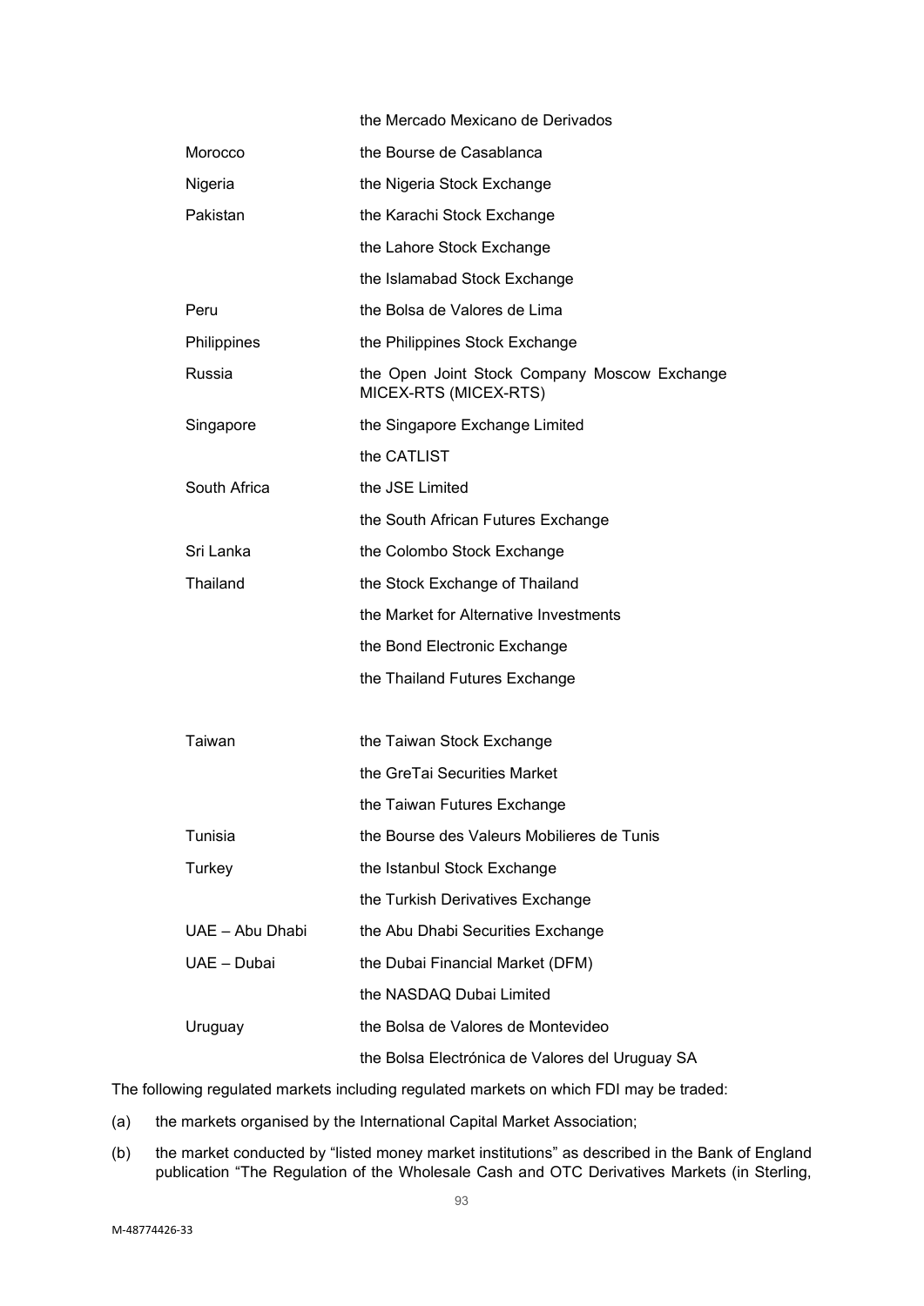| | |
|---|---|
| | the Mercado Mexicano de Derivados |
| Morocco | the Bourse de Casablanca |
| Nigeria | the Nigeria Stock Exchange |
| Pakistan | the Karachi Stock Exchange |
| | the Lahore Stock Exchange |
| | the Islamabad Stock Exchange |
| Peru | the Bolsa de Valores de Lima |
| Philippines | the Philippines Stock Exchange |
| Russia | the Open Joint Stock Company Moscow Exchange MICEX-RTS (MICEX-RTS) |
| Singapore | the Singapore Exchange Limited |
| | the CATLIST |
| South Africa | the JSE Limited |
| | the South African Futures Exchange |
| Sri Lanka | the Colombo Stock Exchange |
| Thailand | the Stock Exchange of Thailand |
| | the Market for Alternative Investments |
| | the Bond Electronic Exchange |
| | the Thailand Futures Exchange |
| Taiwan | the Taiwan Stock Exchange |
| | the GreTai Securities Market |
| | the Taiwan Futures Exchange |
| Tunisia | the Bourse des Valeurs Mobilieres de Tunis |
| Turkey | the Istanbul Stock Exchange |
| | the Turkish Derivatives Exchange |
| UAE – Abu Dhabi | the Abu Dhabi Securities Exchange |
| UAE – Dubai | the Dubai Financial Market (DFM) |
| | the NASDAQ Dubai Limited |
| Uruguay | the Bolsa de Valores de Montevideo |
| | the Bolsa Electrónica de Valores del Uruguay SA |

The following regulated markets including regulated markets on which FDI may be traded:

(a) the markets organised by the International Capital Market Association;

(b) the market conducted by "listed money market institutions" as described in the Bank of England publication "The Regulation of the Wholesale Cash and OTC Derivatives Markets (in Sterling,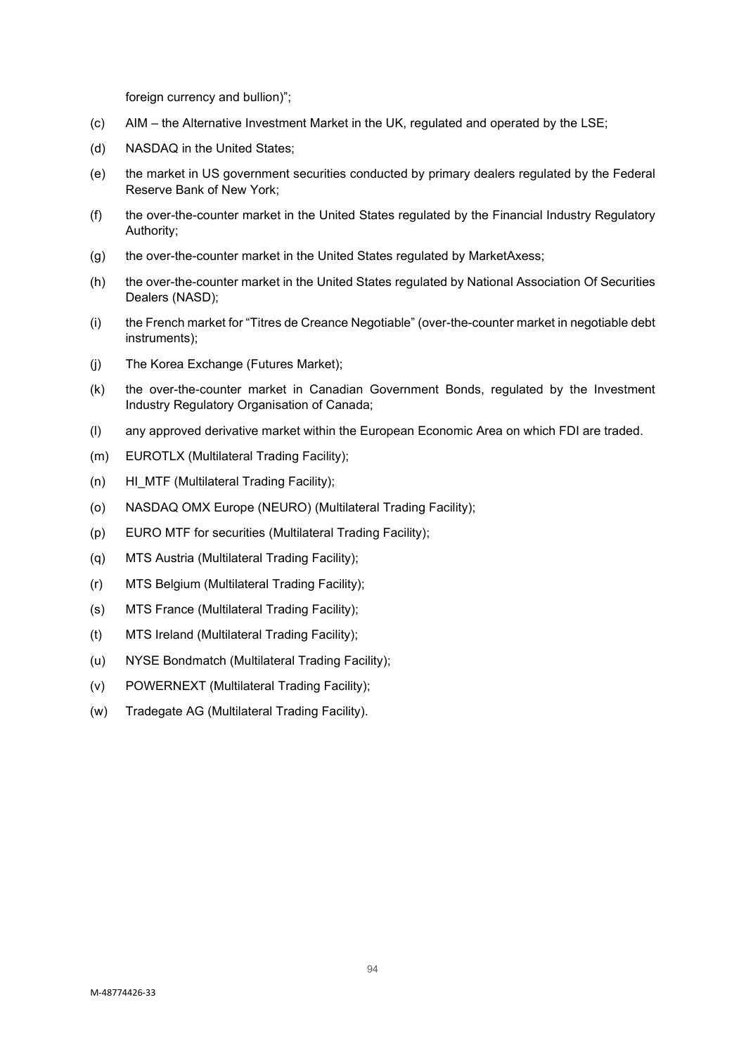foreign currency and bullion)";

(c) AIM – the Alternative Investment Market in the UK, regulated and operated by the LSE;

(d) NASDAQ in the United States;

(e) the market in US government securities conducted by primary dealers regulated by the Federal Reserve Bank of New York;

(f) the over-the-counter market in the United States regulated by the Financial Industry Regulatory Authority;

(g) the over-the-counter market in the United States regulated by MarketAxess;

(h) the over-the-counter market in the United States regulated by National Association Of Securities Dealers (NASD);

(i) the French market for "Titres de Creance Negotiable" (over-the-counter market in negotiable debt instruments);

(j) The Korea Exchange (Futures Market);

(k) the over-the-counter market in Canadian Government Bonds, regulated by the Investment Industry Regulatory Organisation of Canada;

(l) any approved derivative market within the European Economic Area on which FDI are traded.

(m) EUROTLX (Multilateral Trading Facility);

(n) HI_MTF (Multilateral Trading Facility);

(o) NASDAQ OMX Europe (NEURO) (Multilateral Trading Facility);

(p) EURO MTF for securities (Multilateral Trading Facility);

(q) MTS Austria (Multilateral Trading Facility);

(r) MTS Belgium (Multilateral Trading Facility);

(s) MTS France (Multilateral Trading Facility);

(t) MTS Ireland (Multilateral Trading Facility);

(u) NYSE Bondmatch (Multilateral Trading Facility);

(v) POWERNEXT (Multilateral Trading Facility);

(w) Tradegate AG (Multilateral Trading Facility).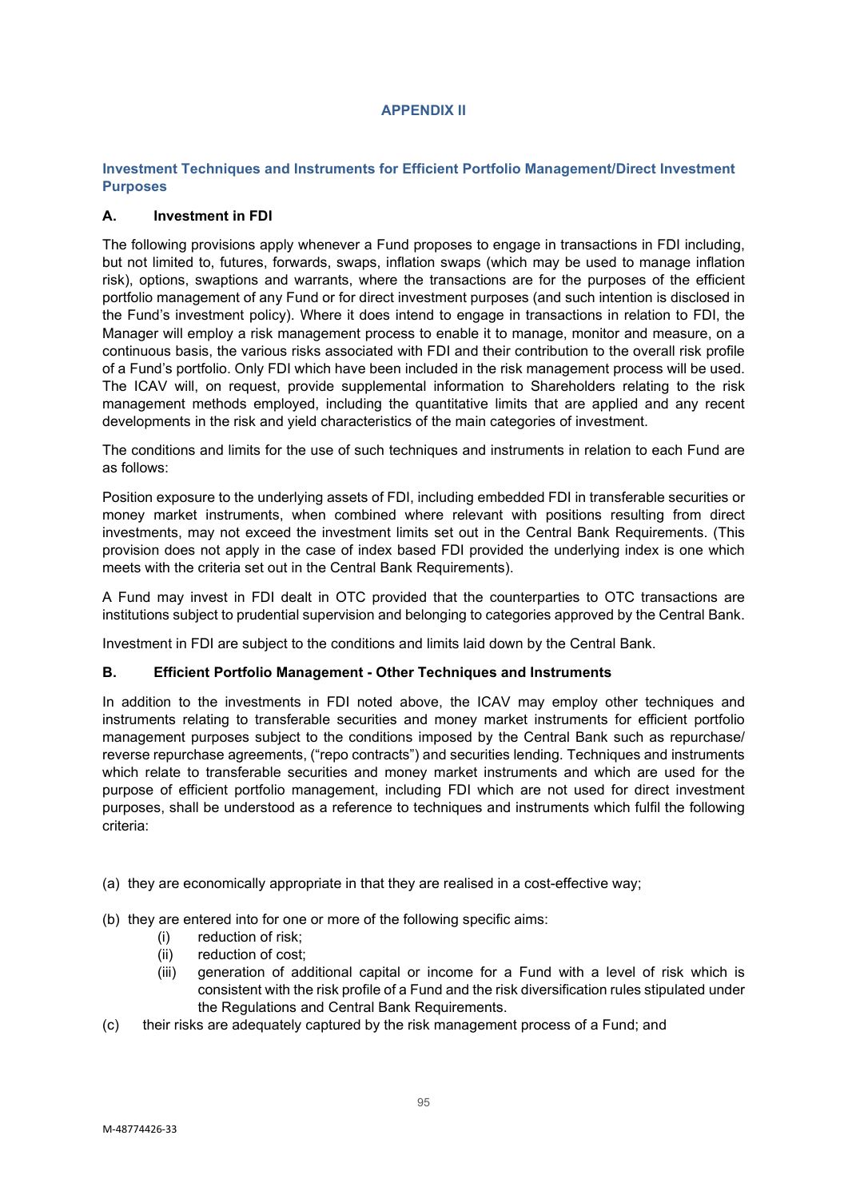## APPENDIX II

### Investment Techniques and Instruments for Efficient Portfolio Management/Direct Investment Purposes

**A. Investment in FDI**

The following provisions apply whenever a Fund proposes to engage in transactions in FDI including, but not limited to, futures, forwards, swaps, inflation swaps (which may be used to manage inflation risk), options, swaptions and warrants, where the transactions are for the purposes of the efficient portfolio management of any Fund or for direct investment purposes (and such intention is disclosed in the Fund's investment policy). Where it does intend to engage in transactions in relation to FDI, the Manager will employ a risk management process to enable it to manage, monitor and measure, on a continuous basis, the various risks associated with FDI and their contribution to the overall risk profile of a Fund's portfolio. Only FDI which have been included in the risk management process will be used. The ICAV will, on request, provide supplemental information to Shareholders relating to the risk management methods employed, including the quantitative limits that are applied and any recent developments in the risk and yield characteristics of the main categories of investment.

The conditions and limits for the use of such techniques and instruments in relation to each Fund are as follows:

Position exposure to the underlying assets of FDI, including embedded FDI in transferable securities or money market instruments, when combined where relevant with positions resulting from direct investments, may not exceed the investment limits set out in the Central Bank Requirements. (This provision does not apply in the case of index based FDI provided the underlying index is one which meets with the criteria set out in the Central Bank Requirements).

A Fund may invest in FDI dealt in OTC provided that the counterparties to OTC transactions are institutions subject to prudential supervision and belonging to categories approved by the Central Bank.

Investment in FDI are subject to the conditions and limits laid down by the Central Bank.

**B. Efficient Portfolio Management - Other Techniques and Instruments**

In addition to the investments in FDI noted above, the ICAV may employ other techniques and instruments relating to transferable securities and money market instruments for efficient portfolio management purposes subject to the conditions imposed by the Central Bank such as repurchase/ reverse repurchase agreements, ("repo contracts") and securities lending. Techniques and instruments which relate to transferable securities and money market instruments and which are used for the purpose of efficient portfolio management, including FDI which are not used for direct investment purposes, shall be understood as a reference to techniques and instruments which fulfil the following criteria:

(a) they are economically appropriate in that they are realised in a cost-effective way;

(b) they are entered into for one or more of the following specific aims:
   - (i) reduction of risk;
   - (ii) reduction of cost;
   - (iii) generation of additional capital or income for a Fund with a level of risk which is consistent with the risk profile of a Fund and the risk diversification rules stipulated under the Regulations and Central Bank Requirements.

(c) their risks are adequately captured by the risk management process of a Fund; and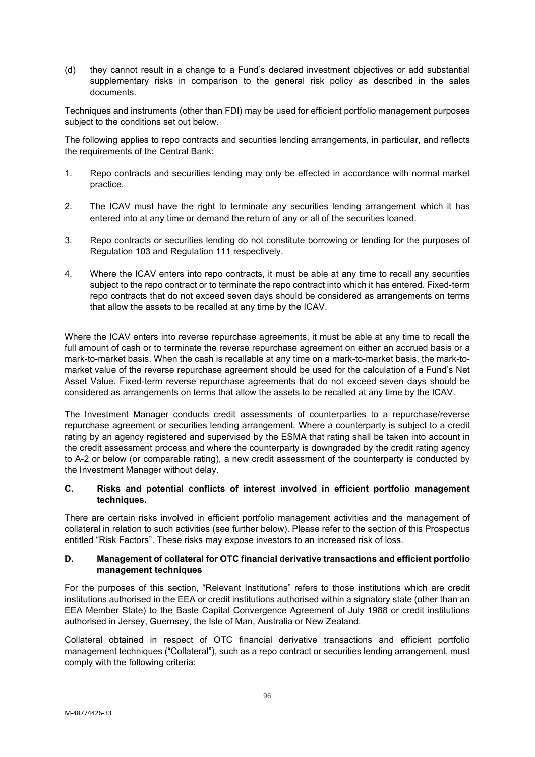(d) they cannot result in a change to a Fund's declared investment objectives or add substantial supplementary risks in comparison to the general risk policy as described in the sales documents.

Techniques and instruments (other than FDI) may be used for efficient portfolio management purposes subject to the conditions set out below.

The following applies to repo contracts and securities lending arrangements, in particular, and reflects the requirements of the Central Bank:

1. Repo contracts and securities lending may only be effected in accordance with normal market practice.

2. The ICAV must have the right to terminate any securities lending arrangement which it has entered into at any time or demand the return of any or all of the securities loaned.

3. Repo contracts or securities lending do not constitute borrowing or lending for the purposes of Regulation 103 and Regulation 111 respectively.

4. Where the ICAV enters into repo contracts, it must be able at any time to recall any securities subject to the repo contract or to terminate the repo contract into which it has entered. Fixed-term repo contracts that do not exceed seven days should be considered as arrangements on terms that allow the assets to be recalled at any time by the ICAV.

Where the ICAV enters into reverse repurchase agreements, it must be able at any time to recall the full amount of cash or to terminate the reverse repurchase agreement on either an accrued basis or a mark-to-market basis. When the cash is recallable at any time on a mark-to-market basis, the mark-to-market value of the reverse repurchase agreement should be used for the calculation of a Fund's Net Asset Value. Fixed-term reverse repurchase agreements that do not exceed seven days should be considered as arrangements on terms that allow the assets to be recalled at any time by the ICAV.

The Investment Manager conducts credit assessments of counterparties to a repurchase/reverse repurchase agreement or securities lending arrangement. Where a counterparty is subject to a credit rating by an agency registered and supervised by the ESMA that rating shall be taken into account in the credit assessment process and where the counterparty is downgraded by the credit rating agency to A-2 or below (or comparable rating), a new credit assessment of the counterparty is conducted by the Investment Manager without delay.

### C. Risks and potential conflicts of interest involved in efficient portfolio management techniques.

There are certain risks involved in efficient portfolio management activities and the management of collateral in relation to such activities (see further below). Please refer to the section of this Prospectus entitled "Risk Factors". These risks may expose investors to an increased risk of loss.

### D. Management of collateral for OTC financial derivative transactions and efficient portfolio management techniques

For the purposes of this section, "Relevant Institutions" refers to those institutions which are credit institutions authorised in the EEA or credit institutions authorised within a signatory state (other than an EEA Member State) to the Basle Capital Convergence Agreement of July 1988 or credit institutions authorised in Jersey, Guernsey, the Isle of Man, Australia or New Zealand.

Collateral obtained in respect of OTC financial derivative transactions and efficient portfolio management techniques ("Collateral"), such as a repo contract or securities lending arrangement, must comply with the following criteria: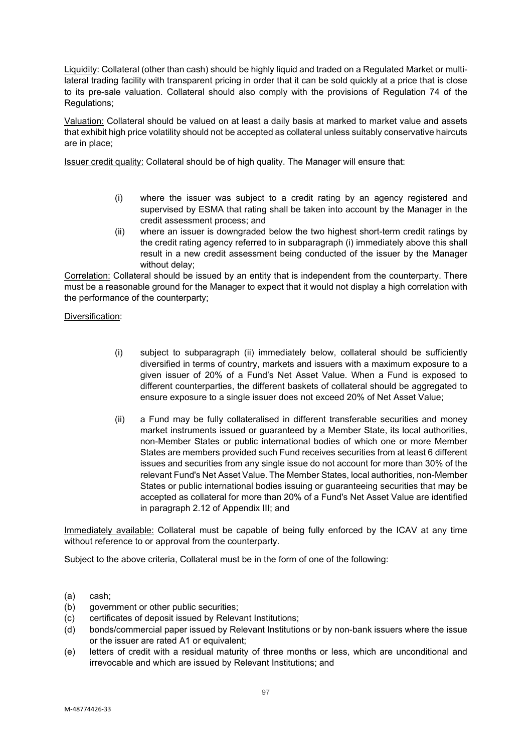Liquidity: Collateral (other than cash) should be highly liquid and traded on a Regulated Market or multi-lateral trading facility with transparent pricing in order that it can be sold quickly at a price that is close to its pre-sale valuation. Collateral should also comply with the provisions of Regulation 74 of the Regulations;

Valuation: Collateral should be valued on at least a daily basis at marked to market value and assets that exhibit high price volatility should not be accepted as collateral unless suitably conservative haircuts are in place;

Issuer credit quality: Collateral should be of high quality. The Manager will ensure that:

(i) where the issuer was subject to a credit rating by an agency registered and supervised by ESMA that rating shall be taken into account by the Manager in the credit assessment process; and

(ii) where an issuer is downgraded below the two highest short-term credit ratings by the credit rating agency referred to in subparagraph (i) immediately above this shall result in a new credit assessment being conducted of the issuer by the Manager without delay;

Correlation: Collateral should be issued by an entity that is independent from the counterparty. There must be a reasonable ground for the Manager to expect that it would not display a high correlation with the performance of the counterparty;

Diversification:

(i) subject to subparagraph (ii) immediately below, collateral should be sufficiently diversified in terms of country, markets and issuers with a maximum exposure to a given issuer of 20% of a Fund's Net Asset Value. When a Fund is exposed to different counterparties, the different baskets of collateral should be aggregated to ensure exposure to a single issuer does not exceed 20% of Net Asset Value;

(ii) a Fund may be fully collateralised in different transferable securities and money market instruments issued or guaranteed by a Member State, its local authorities, non-Member States or public international bodies of which one or more Member States are members provided such Fund receives securities from at least 6 different issues and securities from any single issue do not account for more than 30% of the relevant Fund's Net Asset Value. The Member States, local authorities, non-Member States or public international bodies issuing or guaranteeing securities that may be accepted as collateral for more than 20% of a Fund's Net Asset Value are identified in paragraph 2.12 of Appendix III; and

Immediately available: Collateral must be capable of being fully enforced by the ICAV at any time without reference to or approval from the counterparty.

Subject to the above criteria, Collateral must be in the form of one of the following:

(a) cash;
(b) government or other public securities;
(c) certificates of deposit issued by Relevant Institutions;
(d) bonds/commercial paper issued by Relevant Institutions or by non-bank issuers where the issue or the issuer are rated A1 or equivalent;
(e) letters of credit with a residual maturity of three months or less, which are unconditional and irrevocable and which are issued by Relevant Institutions; and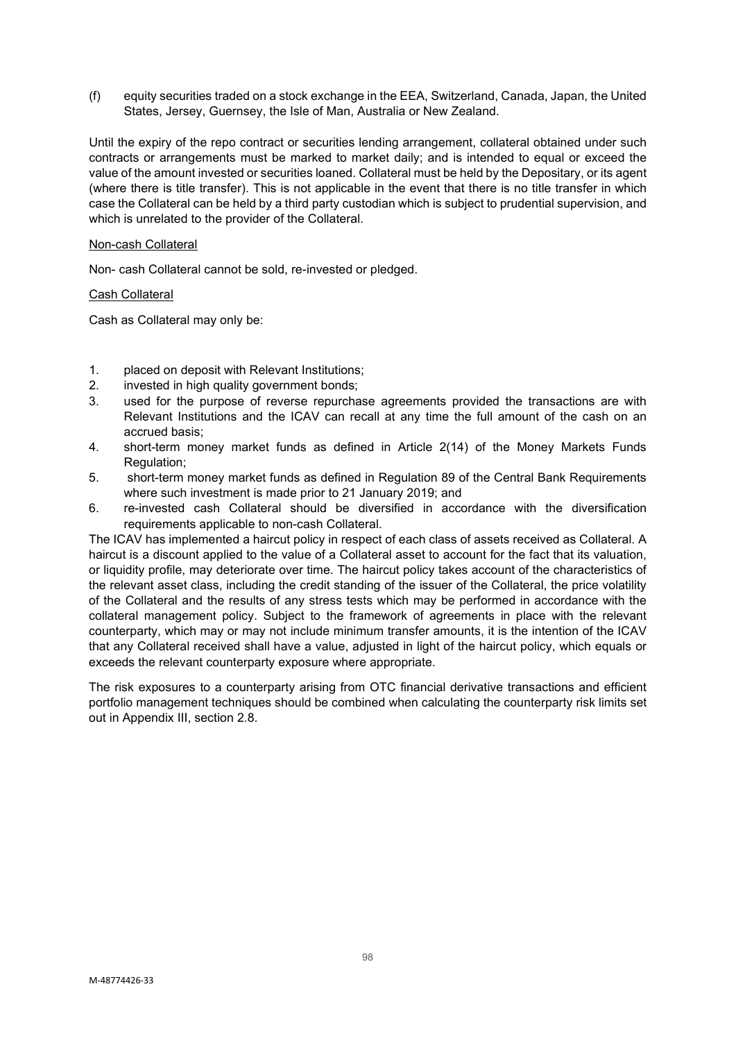(f) equity securities traded on a stock exchange in the EEA, Switzerland, Canada, Japan, the United States, Jersey, Guernsey, the Isle of Man, Australia or New Zealand.

Until the expiry of the repo contract or securities lending arrangement, collateral obtained under such contracts or arrangements must be marked to market daily; and is intended to equal or exceed the value of the amount invested or securities loaned. Collateral must be held by the Depositary, or its agent (where there is title transfer). This is not applicable in the event that there is no title transfer in which case the Collateral can be held by a third party custodian which is subject to prudential supervision, and which is unrelated to the provider of the Collateral.

Non-cash Collateral

Non- cash Collateral cannot be sold, re-invested or pledged.

Cash Collateral

Cash as Collateral may only be:

1. placed on deposit with Relevant Institutions;
2. invested in high quality government bonds;
3. used for the purpose of reverse repurchase agreements provided the transactions are with Relevant Institutions and the ICAV can recall at any time the full amount of the cash on an accrued basis;
4. short-term money market funds as defined in Article 2(14) of the Money Markets Funds Regulation;
5. short-term money market funds as defined in Regulation 89 of the Central Bank Requirements where such investment is made prior to 21 January 2019; and
6. re-invested cash Collateral should be diversified in accordance with the diversification requirements applicable to non-cash Collateral.

The ICAV has implemented a haircut policy in respect of each class of assets received as Collateral. A haircut is a discount applied to the value of a Collateral asset to account for the fact that its valuation, or liquidity profile, may deteriorate over time. The haircut policy takes account of the characteristics of the relevant asset class, including the credit standing of the issuer of the Collateral, the price volatility of the Collateral and the results of any stress tests which may be performed in accordance with the collateral management policy. Subject to the framework of agreements in place with the relevant counterparty, which may or may not include minimum transfer amounts, it is the intention of the ICAV that any Collateral received shall have a value, adjusted in light of the haircut policy, which equals or exceeds the relevant counterparty exposure where appropriate.

The risk exposures to a counterparty arising from OTC financial derivative transactions and efficient portfolio management techniques should be combined when calculating the counterparty risk limits set out in Appendix III, section 2.8.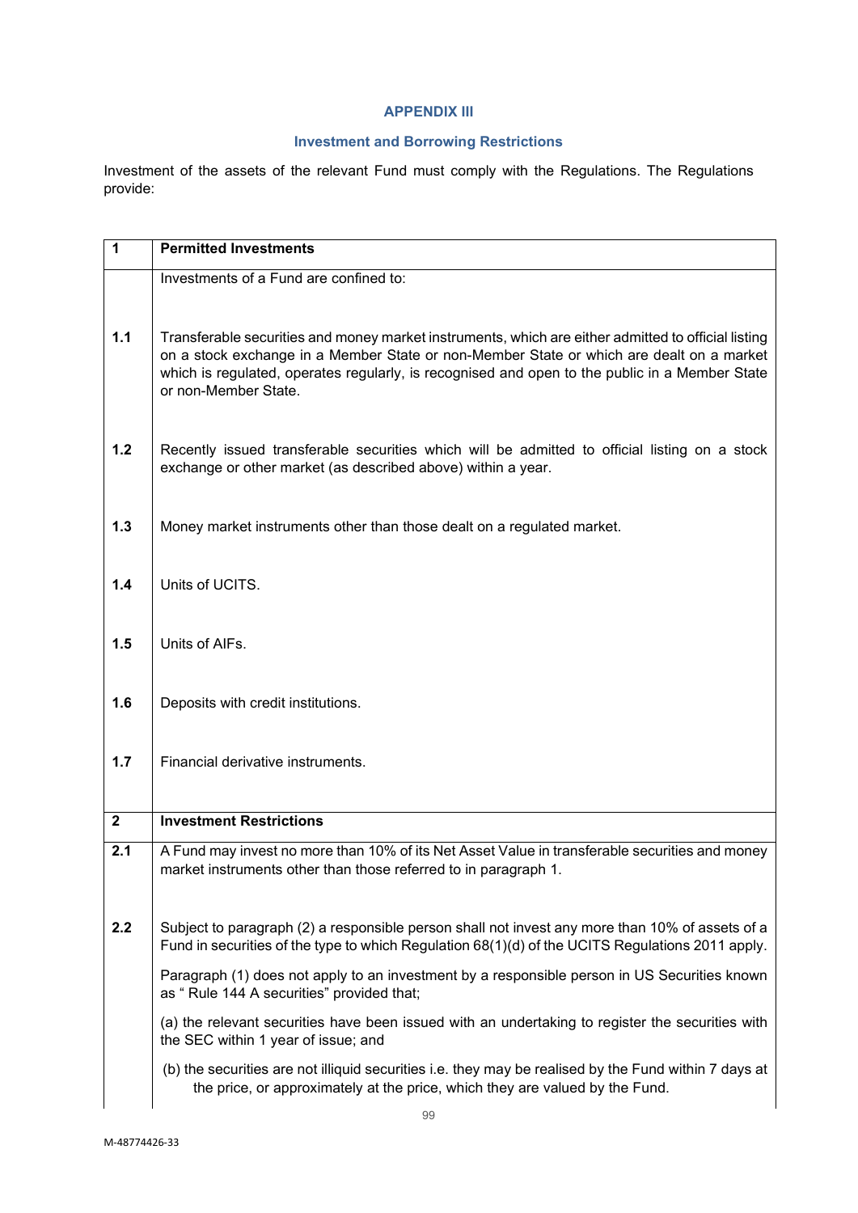## APPENDIX III

### Investment and Borrowing Restrictions

Investment of the assets of the relevant Fund must comply with the Regulations. The Regulations provide:

| **1** | **Permitted Investments** |
|---|---|
| | Investments of a Fund are confined to: |
| **1.1** | Transferable securities and money market instruments, which are either admitted to official listing on a stock exchange in a Member State or non-Member State or which are dealt on a market which is regulated, operates regularly, is recognised and open to the public in a Member State or non-Member State. |
| **1.2** | Recently issued transferable securities which will be admitted to official listing on a stock exchange or other market (as described above) within a year. |
| **1.3** | Money market instruments other than those dealt on a regulated market. |
| **1.4** | Units of UCITS. |
| **1.5** | Units of AIFs. |
| **1.6** | Deposits with credit institutions. |
| **1.7** | Financial derivative instruments. |
| **2** | **Investment Restrictions** |
| **2.1** | A Fund may invest no more than 10% of its Net Asset Value in transferable securities and money market instruments other than those referred to in paragraph 1. |
| **2.2** | Subject to paragraph (2) a responsible person shall not invest any more than 10% of assets of a Fund in securities of the type to which Regulation 68(1)(d) of the UCITS Regulations 2011 apply.<br><br>Paragraph (1) does not apply to an investment by a responsible person in US Securities known as " Rule 144 A securities" provided that;<br><br>(a) the relevant securities have been issued with an undertaking to register the securities with the SEC within 1 year of issue; and<br><br>(b) the securities are not illiquid securities i.e. they may be realised by the Fund within 7 days at the price, or approximately at the price, which they are valued by the Fund. |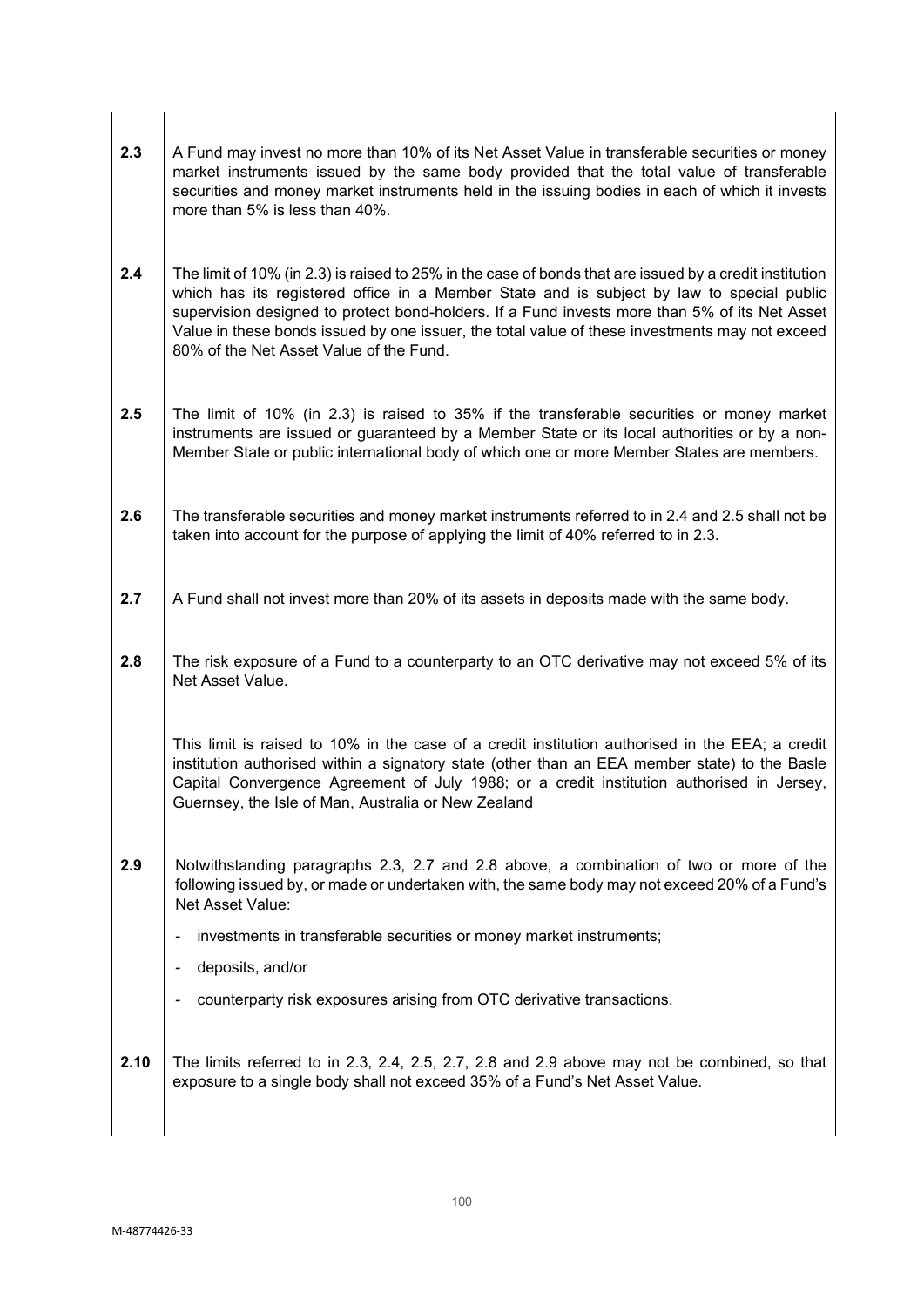| | |
|---|---|
| **2.3** | A Fund may invest no more than 10% of its Net Asset Value in transferable securities or money market instruments issued by the same body provided that the total value of transferable securities and money market instruments held in the issuing bodies in each of which it invests more than 5% is less than 40%. |
| **2.4** | The limit of 10% (in 2.3) is raised to 25% in the case of bonds that are issued by a credit institution which has its registered office in a Member State and is subject by law to special public supervision designed to protect bond-holders. If a Fund invests more than 5% of its Net Asset Value in these bonds issued by one issuer, the total value of these investments may not exceed 80% of the Net Asset Value of the Fund. |
| **2.5** | The limit of 10% (in 2.3) is raised to 35% if the transferable securities or money market instruments are issued or guaranteed by a Member State or its local authorities or by a non-Member State or public international body of which one or more Member States are members. |
| **2.6** | The transferable securities and money market instruments referred to in 2.4 and 2.5 shall not be taken into account for the purpose of applying the limit of 40% referred to in 2.3. |
| **2.7** | A Fund shall not invest more than 20% of its assets in deposits made with the same body. |
| **2.8** | The risk exposure of a Fund to a counterparty to an OTC derivative may not exceed 5% of its Net Asset Value.<br><br>This limit is raised to 10% in the case of a credit institution authorised in the EEA; a credit institution authorised within a signatory state (other than an EEA member state) to the Basle Capital Convergence Agreement of July 1988; or a credit institution authorised in Jersey, Guernsey, the Isle of Man, Australia or New Zealand |
| **2.9** | Notwithstanding paragraphs 2.3, 2.7 and 2.8 above, a combination of two or more of the following issued by, or made or undertaken with, the same body may not exceed 20% of a Fund's Net Asset Value:<br><br>- investments in transferable securities or money market instruments;<br>- deposits, and/or<br>- counterparty risk exposures arising from OTC derivative transactions. |
| **2.10** | The limits referred to in 2.3, 2.4, 2.5, 2.7, 2.8 and 2.9 above may not be combined, so that exposure to a single body shall not exceed 35% of a Fund's Net Asset Value. |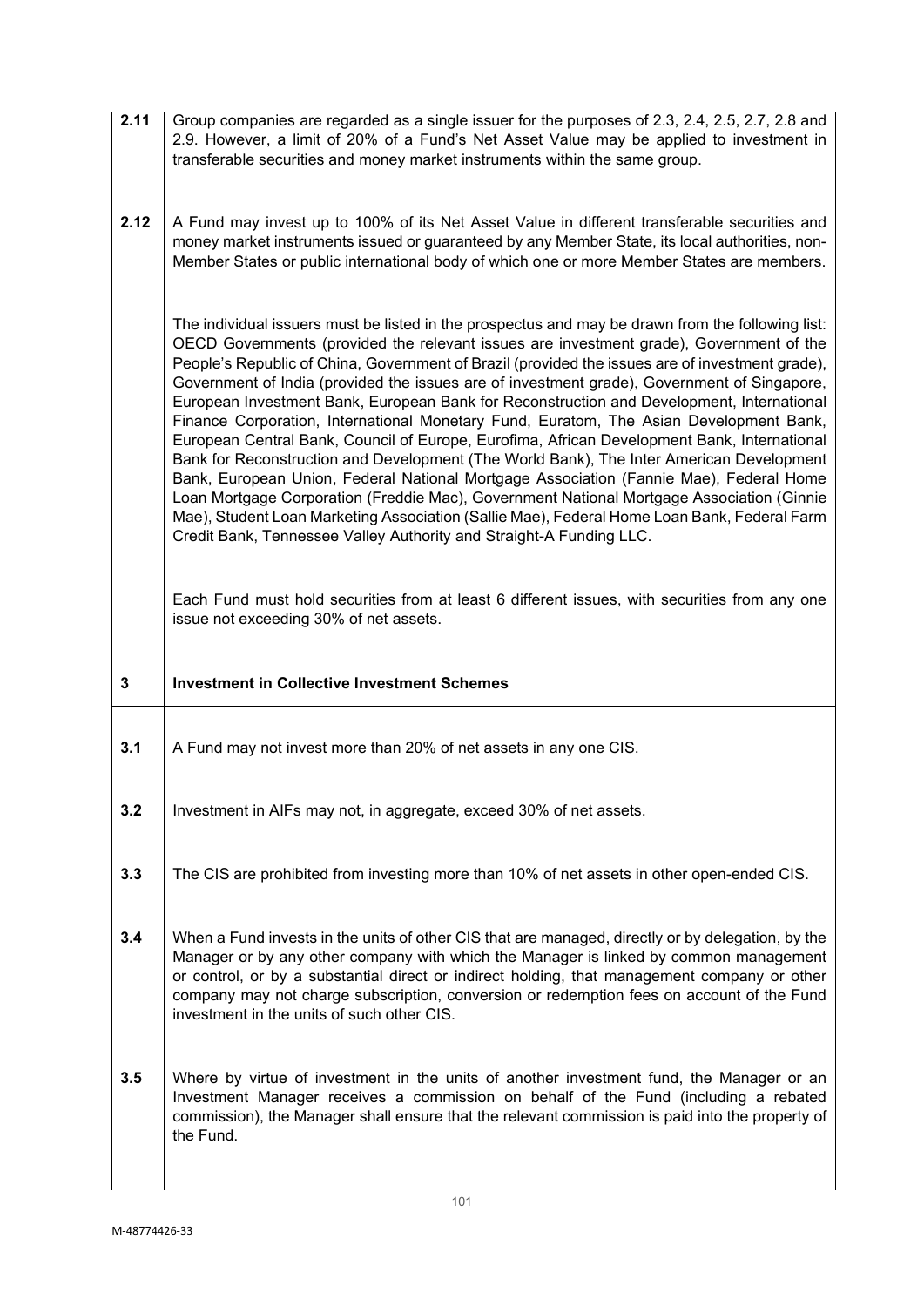| | |
|---|---|
| **2.11** | Group companies are regarded as a single issuer for the purposes of 2.3, 2.4, 2.5, 2.7, 2.8 and 2.9. However, a limit of 20% of a Fund's Net Asset Value may be applied to investment in transferable securities and money market instruments within the same group. |
| **2.12** | A Fund may invest up to 100% of its Net Asset Value in different transferable securities and money market instruments issued or guaranteed by any Member State, its local authorities, non-Member States or public international body of which one or more Member States are members. |
| | The individual issuers must be listed in the prospectus and may be drawn from the following list: OECD Governments (provided the relevant issues are investment grade), Government of the People's Republic of China, Government of Brazil (provided the issues are of investment grade), Government of India (provided the issues are of investment grade), Government of Singapore, European Investment Bank, European Bank for Reconstruction and Development, International Finance Corporation, International Monetary Fund, Euratom, The Asian Development Bank, European Central Bank, Council of Europe, Eurofima, African Development Bank, International Bank for Reconstruction and Development (The World Bank), The Inter American Development Bank, European Union, Federal National Mortgage Association (Fannie Mae), Federal Home Loan Mortgage Corporation (Freddie Mac), Government National Mortgage Association (Ginnie Mae), Student Loan Marketing Association (Sallie Mae), Federal Home Loan Bank, Federal Farm Credit Bank, Tennessee Valley Authority and Straight-A Funding LLC. |
| | Each Fund must hold securities from at least 6 different issues, with securities from any one issue not exceeding 30% of net assets. |
| **3** | **Investment in Collective Investment Schemes** |
| **3.1** | A Fund may not invest more than 20% of net assets in any one CIS. |
| **3.2** | Investment in AIFs may not, in aggregate, exceed 30% of net assets. |
| **3.3** | The CIS are prohibited from investing more than 10% of net assets in other open-ended CIS. |
| **3.4** | When a Fund invests in the units of other CIS that are managed, directly or by delegation, by the Manager or by any other company with which the Manager is linked by common management or control, or by a substantial direct or indirect holding, that management company or other company may not charge subscription, conversion or redemption fees on account of the Fund investment in the units of such other CIS. |
| **3.5** | Where by virtue of investment in the units of another investment fund, the Manager or an Investment Manager receives a commission on behalf of the Fund (including a rebated commission), the Manager shall ensure that the relevant commission is paid into the property of the Fund. |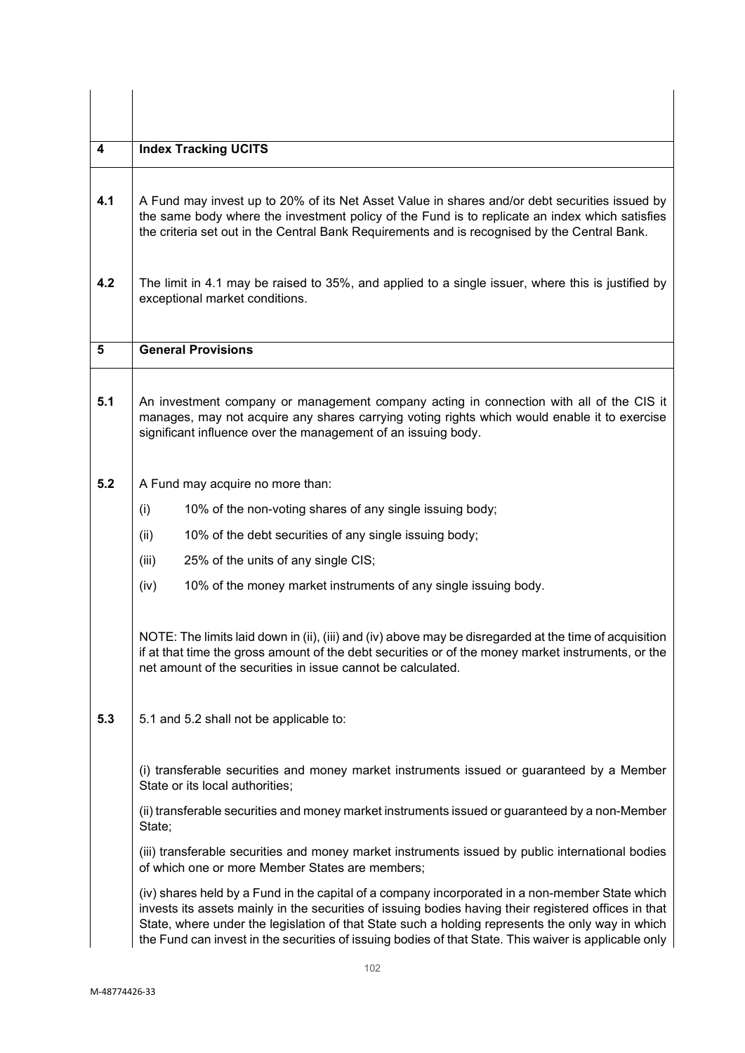| | |
|---|---|
| **4** | **Index Tracking UCITS** |
| **4.1** | A Fund may invest up to 20% of its Net Asset Value in shares and/or debt securities issued by the same body where the investment policy of the Fund is to replicate an index which satisfies the criteria set out in the Central Bank Requirements and is recognised by the Central Bank. |
| **4.2** | The limit in 4.1 may be raised to 35%, and applied to a single issuer, where this is justified by exceptional market conditions. |
| **5** | **General Provisions** |
| **5.1** | An investment company or management company acting in connection with all of the CIS it manages, may not acquire any shares carrying voting rights which would enable it to exercise significant influence over the management of an issuing body. |
| **5.2** | A Fund may acquire no more than:<br>(i) 10% of the non-voting shares of any single issuing body;<br>(ii) 10% of the debt securities of any single issuing body;<br>(iii) 25% of the units of any single CIS;<br>(iv) 10% of the money market instruments of any single issuing body.<br><br>NOTE: The limits laid down in (ii), (iii) and (iv) above may be disregarded at the time of acquisition if at that time the gross amount of the debt securities or of the money market instruments, or the net amount of the securities in issue cannot be calculated. |
| **5.3** | 5.1 and 5.2 shall not be applicable to:<br><br>(i) transferable securities and money market instruments issued or guaranteed by a Member State or its local authorities;<br>(ii) transferable securities and money market instruments issued or guaranteed by a non-Member State;<br>(iii) transferable securities and money market instruments issued by public international bodies of which one or more Member States are members;<br>(iv) shares held by a Fund in the capital of a company incorporated in a non-member State which invests its assets mainly in the securities of issuing bodies having their registered offices in that State, where under the legislation of that State such a holding represents the only way in which the Fund can invest in the securities of issuing bodies of that State. This waiver is applicable only |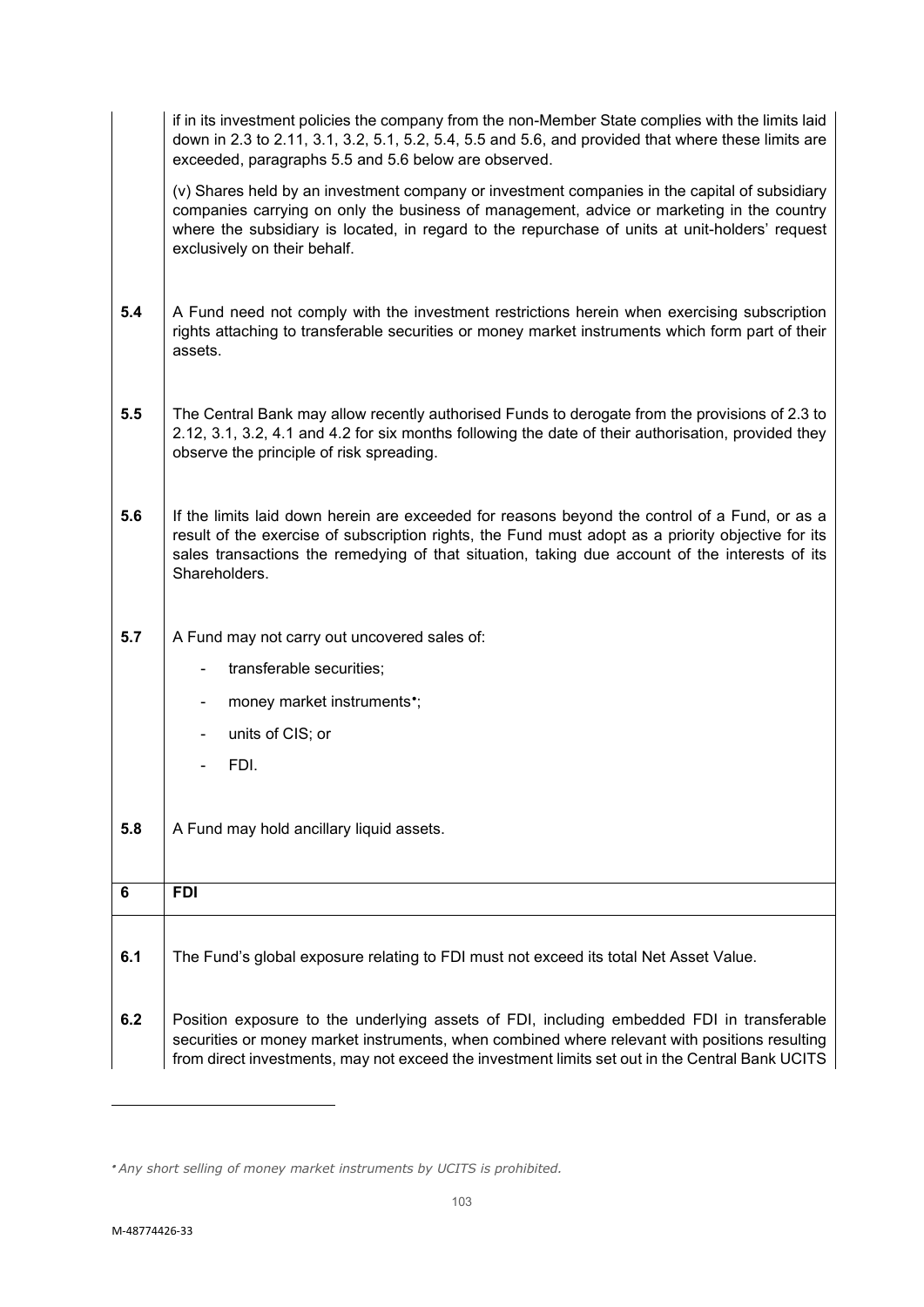| | |
|---|---|
| | if in its investment policies the company from the non-Member State complies with the limits laid down in 2.3 to 2.11, 3.1, 3.2, 5.1, 5.2, 5.4, 5.5 and 5.6, and provided that where these limits are exceeded, paragraphs 5.5 and 5.6 below are observed.<br><br>(v) Shares held by an investment company or investment companies in the capital of subsidiary companies carrying on only the business of management, advice or marketing in the country where the subsidiary is located, in regard to the repurchase of units at unit-holders' request exclusively on their behalf. |
| **5.4** | A Fund need not comply with the investment restrictions herein when exercising subscription rights attaching to transferable securities or money market instruments which form part of their assets. |
| **5.5** | The Central Bank may allow recently authorised Funds to derogate from the provisions of 2.3 to 2.12, 3.1, 3.2, 4.1 and 4.2 for six months following the date of their authorisation, provided they observe the principle of risk spreading. |
| **5.6** | If the limits laid down herein are exceeded for reasons beyond the control of a Fund, or as a result of the exercise of subscription rights, the Fund must adopt as a priority objective for its sales transactions the remedying of that situation, taking due account of the interests of its Shareholders. |
| **5.7** | A Fund may not carry out uncovered sales of:<br>- transferable securities;<br>- money market instruments*;<br>- units of CIS; or<br>- FDI. |
| **5.8** | A Fund may hold ancillary liquid assets. |
| **6** | **FDI** |
| **6.1** | The Fund's global exposure relating to FDI must not exceed its total Net Asset Value. |
| **6.2** | Position exposure to the underlying assets of FDI, including embedded FDI in transferable securities or money market instruments, when combined where relevant with positions resulting from direct investments, may not exceed the investment limits set out in the Central Bank UCITS |

*\* Any short selling of money market instruments by UCITS is prohibited.*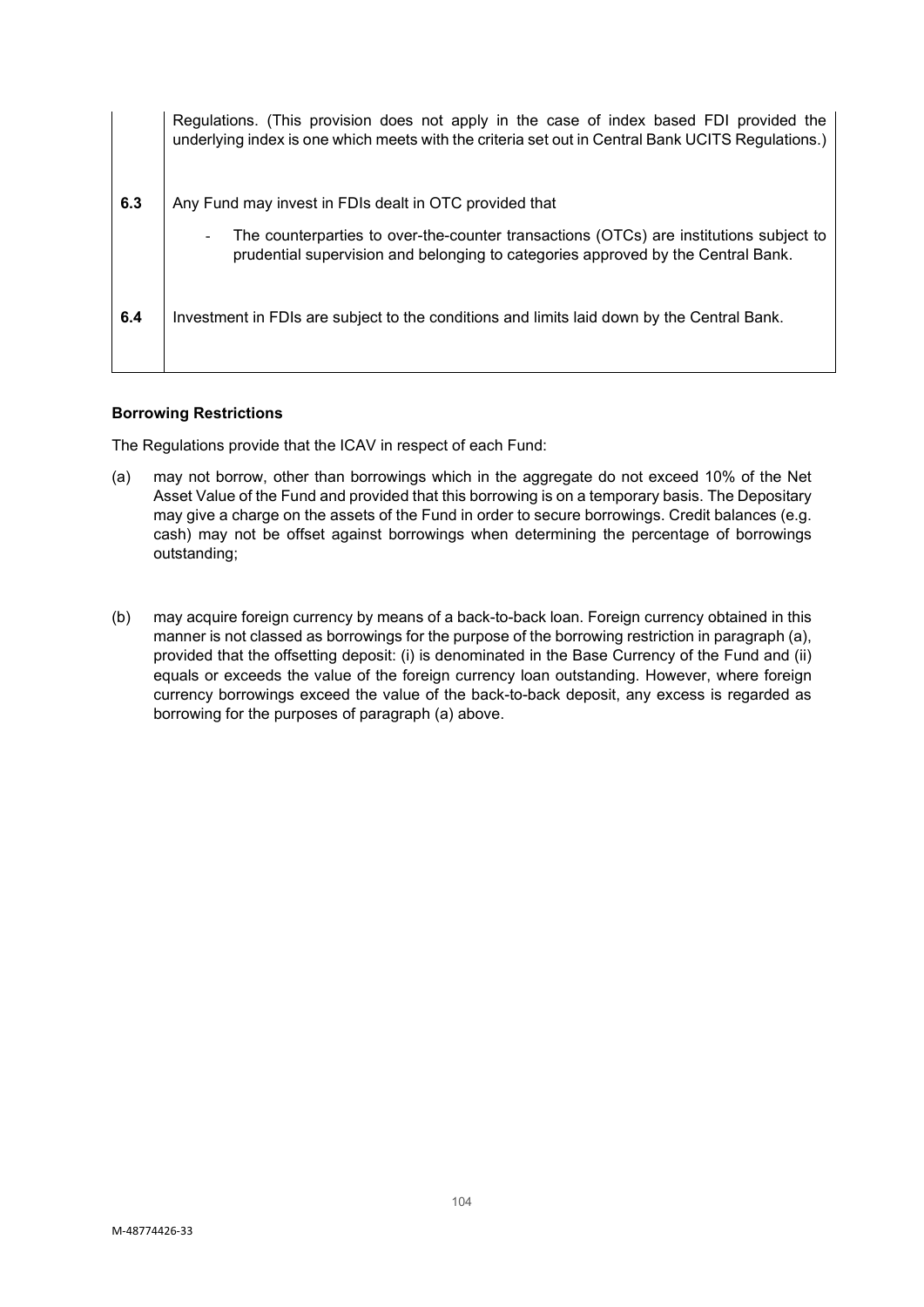| | |
|---|---|
| | Regulations. (This provision does not apply in the case of index based FDI provided the underlying index is one which meets with the criteria set out in Central Bank UCITS Regulations.) |
| **6.3** | Any Fund may invest in FDIs dealt in OTC provided that<br><br>- The counterparties to over-the-counter transactions (OTCs) are institutions subject to prudential supervision and belonging to categories approved by the Central Bank. |
| **6.4** | Investment in FDIs are subject to the conditions and limits laid down by the Central Bank. |

**Borrowing Restrictions**

The Regulations provide that the ICAV in respect of each Fund:

(a) may not borrow, other than borrowings which in the aggregate do not exceed 10% of the Net Asset Value of the Fund and provided that this borrowing is on a temporary basis. The Depositary may give a charge on the assets of the Fund in order to secure borrowings. Credit balances (e.g. cash) may not be offset against borrowings when determining the percentage of borrowings outstanding;

(b) may acquire foreign currency by means of a back-to-back loan. Foreign currency obtained in this manner is not classed as borrowings for the purpose of the borrowing restriction in paragraph (a), provided that the offsetting deposit: (i) is denominated in the Base Currency of the Fund and (ii) equals or exceeds the value of the foreign currency loan outstanding. However, where foreign currency borrowings exceed the value of the back-to-back deposit, any excess is regarded as borrowing for the purposes of paragraph (a) above.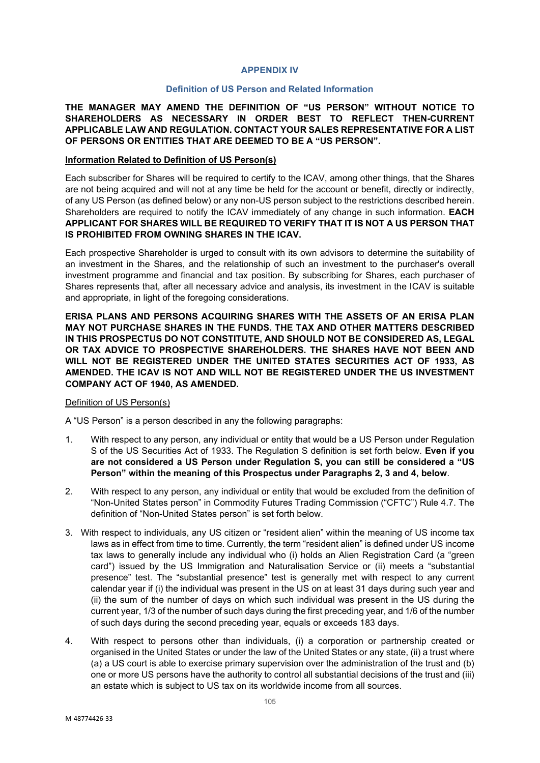## APPENDIX IV

### Definition of US Person and Related Information

**THE MANAGER MAY AMEND THE DEFINITION OF "US PERSON" WITHOUT NOTICE TO SHAREHOLDERS AS NECESSARY IN ORDER BEST TO REFLECT THEN-CURRENT APPLICABLE LAW AND REGULATION. CONTACT YOUR SALES REPRESENTATIVE FOR A LIST OF PERSONS OR ENTITIES THAT ARE DEEMED TO BE A "US PERSON".**

**Information Related to Definition of US Person(s)**

Each subscriber for Shares will be required to certify to the ICAV, among other things, that the Shares are not being acquired and will not at any time be held for the account or benefit, directly or indirectly, of any US Person (as defined below) or any non-US person subject to the restrictions described herein. Shareholders are required to notify the ICAV immediately of any change in such information. **EACH APPLICANT FOR SHARES WILL BE REQUIRED TO VERIFY THAT IT IS NOT A US PERSON THAT IS PROHIBITED FROM OWNING SHARES IN THE ICAV.**

Each prospective Shareholder is urged to consult with its own advisors to determine the suitability of an investment in the Shares, and the relationship of such an investment to the purchaser's overall investment programme and financial and tax position. By subscribing for Shares, each purchaser of Shares represents that, after all necessary advice and analysis, its investment in the ICAV is suitable and appropriate, in light of the foregoing considerations.

**ERISA PLANS AND PERSONS ACQUIRING SHARES WITH THE ASSETS OF AN ERISA PLAN MAY NOT PURCHASE SHARES IN THE FUNDS. THE TAX AND OTHER MATTERS DESCRIBED IN THIS PROSPECTUS DO NOT CONSTITUTE, AND SHOULD NOT BE CONSIDERED AS, LEGAL OR TAX ADVICE TO PROSPECTIVE SHAREHOLDERS. THE SHARES HAVE NOT BEEN AND WILL NOT BE REGISTERED UNDER THE UNITED STATES SECURITIES ACT OF 1933, AS AMENDED. THE ICAV IS NOT AND WILL NOT BE REGISTERED UNDER THE US INVESTMENT COMPANY ACT OF 1940, AS AMENDED.**

Definition of US Person(s)

A "US Person" is a person described in any the following paragraphs:

1. With respect to any person, any individual or entity that would be a US Person under Regulation S of the US Securities Act of 1933. The Regulation S definition is set forth below. **Even if you are not considered a US Person under Regulation S, you can still be considered a "US Person" within the meaning of this Prospectus under Paragraphs 2, 3 and 4, below**.

2. With respect to any person, any individual or entity that would be excluded from the definition of "Non-United States person" in Commodity Futures Trading Commission ("CFTC") Rule 4.7. The definition of "Non-United States person" is set forth below.

3. With respect to individuals, any US citizen or "resident alien" within the meaning of US income tax laws as in effect from time to time. Currently, the term "resident alien" is defined under US income tax laws to generally include any individual who (i) holds an Alien Registration Card (a "green card") issued by the US Immigration and Naturalisation Service or (ii) meets a "substantial presence" test. The "substantial presence" test is generally met with respect to any current calendar year if (i) the individual was present in the US on at least 31 days during such year and (ii) the sum of the number of days on which such individual was present in the US during the current year, 1/3 of the number of such days during the first preceding year, and 1/6 of the number of such days during the second preceding year, equals or exceeds 183 days.

4. With respect to persons other than individuals, (i) a corporation or partnership created or organised in the United States or under the law of the United States or any state, (ii) a trust where (a) a US court is able to exercise primary supervision over the administration of the trust and (b) one or more US persons have the authority to control all substantial decisions of the trust and (iii) an estate which is subject to US tax on its worldwide income from all sources.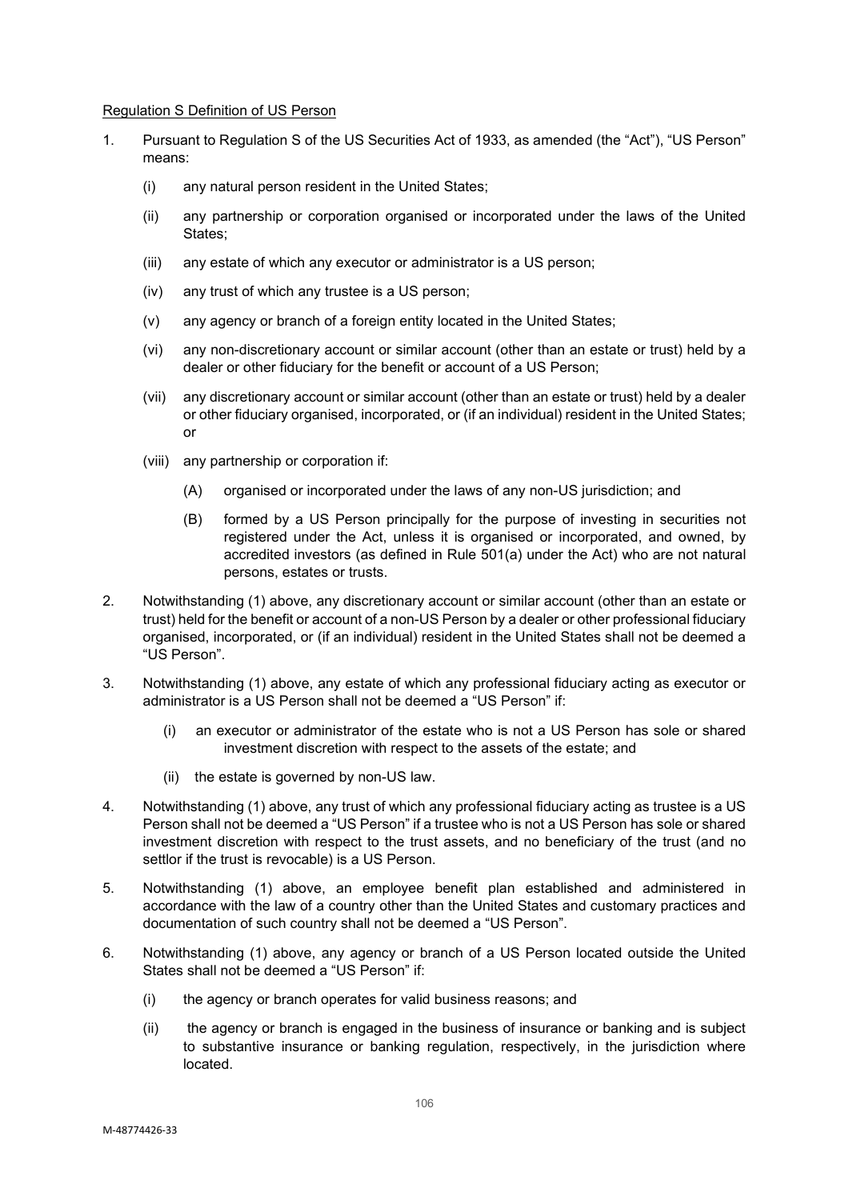Regulation S Definition of US Person

1. Pursuant to Regulation S of the US Securities Act of 1933, as amended (the "Act"), "US Person" means:

   (i) any natural person resident in the United States;

   (ii) any partnership or corporation organised or incorporated under the laws of the United States;

   (iii) any estate of which any executor or administrator is a US person;

   (iv) any trust of which any trustee is a US person;

   (v) any agency or branch of a foreign entity located in the United States;

   (vi) any non-discretionary account or similar account (other than an estate or trust) held by a dealer or other fiduciary for the benefit or account of a US Person;

   (vii) any discretionary account or similar account (other than an estate or trust) held by a dealer or other fiduciary organised, incorporated, or (if an individual) resident in the United States; or

   (viii) any partnership or corporation if:

      (A) organised or incorporated under the laws of any non-US jurisdiction; and

      (B) formed by a US Person principally for the purpose of investing in securities not registered under the Act, unless it is organised or incorporated, and owned, by accredited investors (as defined in Rule 501(a) under the Act) who are not natural persons, estates or trusts.

2. Notwithstanding (1) above, any discretionary account or similar account (other than an estate or trust) held for the benefit or account of a non-US Person by a dealer or other professional fiduciary organised, incorporated, or (if an individual) resident in the United States shall not be deemed a "US Person".

3. Notwithstanding (1) above, any estate of which any professional fiduciary acting as executor or administrator is a US Person shall not be deemed a "US Person" if:

   (i) an executor or administrator of the estate who is not a US Person has sole or shared investment discretion with respect to the assets of the estate; and

   (ii) the estate is governed by non-US law.

4. Notwithstanding (1) above, any trust of which any professional fiduciary acting as trustee is a US Person shall not be deemed a "US Person" if a trustee who is not a US Person has sole or shared investment discretion with respect to the trust assets, and no beneficiary of the trust (and no settlor if the trust is revocable) is a US Person.

5. Notwithstanding (1) above, an employee benefit plan established and administered in accordance with the law of a country other than the United States and customary practices and documentation of such country shall not be deemed a "US Person".

6. Notwithstanding (1) above, any agency or branch of a US Person located outside the United States shall not be deemed a "US Person" if:

   (i) the agency or branch operates for valid business reasons; and

   (ii) the agency or branch is engaged in the business of insurance or banking and is subject to substantive insurance or banking regulation, respectively, in the jurisdiction where located.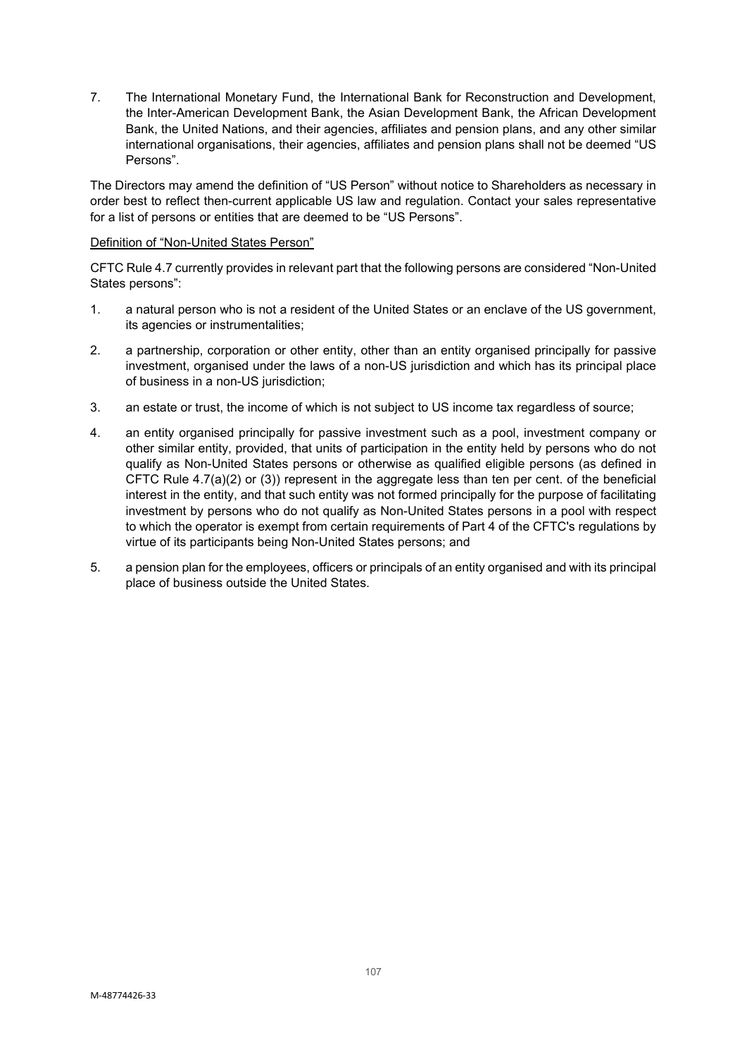7. The International Monetary Fund, the International Bank for Reconstruction and Development, the Inter-American Development Bank, the Asian Development Bank, the African Development Bank, the United Nations, and their agencies, affiliates and pension plans, and any other similar international organisations, their agencies, affiliates and pension plans shall not be deemed "US Persons".

The Directors may amend the definition of "US Person" without notice to Shareholders as necessary in order best to reflect then-current applicable US law and regulation. Contact your sales representative for a list of persons or entities that are deemed to be "US Persons".

Definition of "Non-United States Person"

CFTC Rule 4.7 currently provides in relevant part that the following persons are considered "Non-United States persons":

1. a natural person who is not a resident of the United States or an enclave of the US government, its agencies or instrumentalities;
2. a partnership, corporation or other entity, other than an entity organised principally for passive investment, organised under the laws of a non-US jurisdiction and which has its principal place of business in a non-US jurisdiction;
3. an estate or trust, the income of which is not subject to US income tax regardless of source;
4. an entity organised principally for passive investment such as a pool, investment company or other similar entity, provided, that units of participation in the entity held by persons who do not qualify as Non-United States persons or otherwise as qualified eligible persons (as defined in CFTC Rule 4.7(a)(2) or (3)) represent in the aggregate less than ten per cent. of the beneficial interest in the entity, and that such entity was not formed principally for the purpose of facilitating investment by persons who do not qualify as Non-United States persons in a pool with respect to which the operator is exempt from certain requirements of Part 4 of the CFTC's regulations by virtue of its participants being Non-United States persons; and
5. a pension plan for the employees, officers or principals of an entity organised and with its principal place of business outside the United States.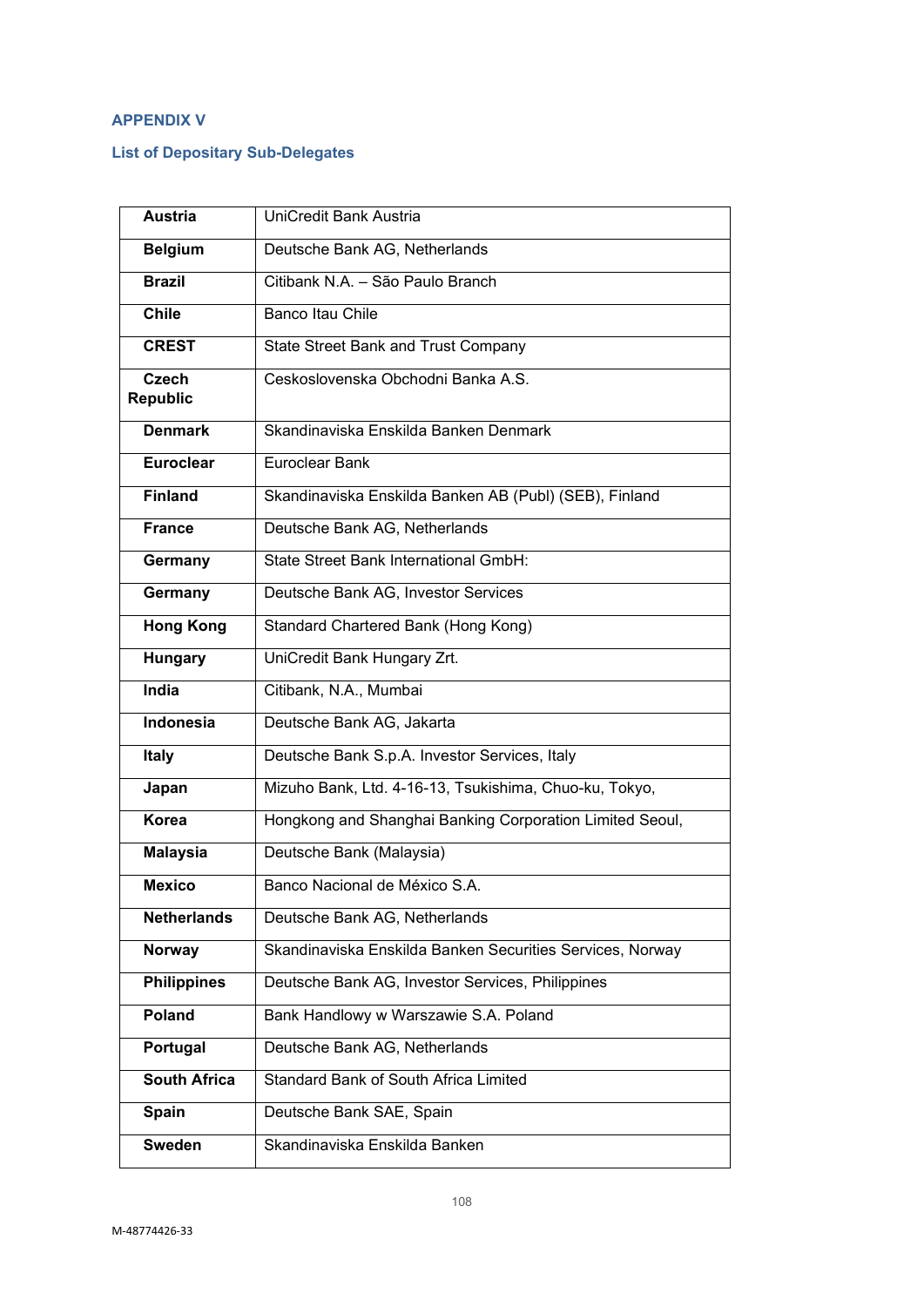## APPENDIX V

### List of Depositary Sub-Delegates

| | |
|---|---|
| **Austria** | UniCredit Bank Austria |
| **Belgium** | Deutsche Bank AG, Netherlands |
| **Brazil** | Citibank N.A. – São Paulo Branch |
| **Chile** | Banco Itau Chile |
| **CREST** | State Street Bank and Trust Company |
| **Czech Republic** | Ceskoslovenska Obchodni Banka A.S. |
| **Denmark** | Skandinaviska Enskilda Banken Denmark |
| **Euroclear** | Euroclear Bank |
| **Finland** | Skandinaviska Enskilda Banken AB (Publ) (SEB), Finland |
| **France** | Deutsche Bank AG, Netherlands |
| **Germany** | State Street Bank International GmbH: |
| **Germany** | Deutsche Bank AG, Investor Services |
| **Hong Kong** | Standard Chartered Bank (Hong Kong) |
| **Hungary** | UniCredit Bank Hungary Zrt. |
| **India** | Citibank, N.A., Mumbai |
| **Indonesia** | Deutsche Bank AG, Jakarta |
| **Italy** | Deutsche Bank S.p.A. Investor Services, Italy |
| **Japan** | Mizuho Bank, Ltd. 4-16-13, Tsukishima, Chuo-ku, Tokyo, |
| **Korea** | Hongkong and Shanghai Banking Corporation Limited Seoul, |
| **Malaysia** | Deutsche Bank (Malaysia) |
| **Mexico** | Banco Nacional de México S.A. |
| **Netherlands** | Deutsche Bank AG, Netherlands |
| **Norway** | Skandinaviska Enskilda Banken Securities Services, Norway |
| **Philippines** | Deutsche Bank AG, Investor Services, Philippines |
| **Poland** | Bank Handlowy w Warszawie S.A. Poland |
| **Portugal** | Deutsche Bank AG, Netherlands |
| **South Africa** | Standard Bank of South Africa Limited |
| **Spain** | Deutsche Bank SAE, Spain |
| **Sweden** | Skandinaviska Enskilda Banken |

M-48774426-33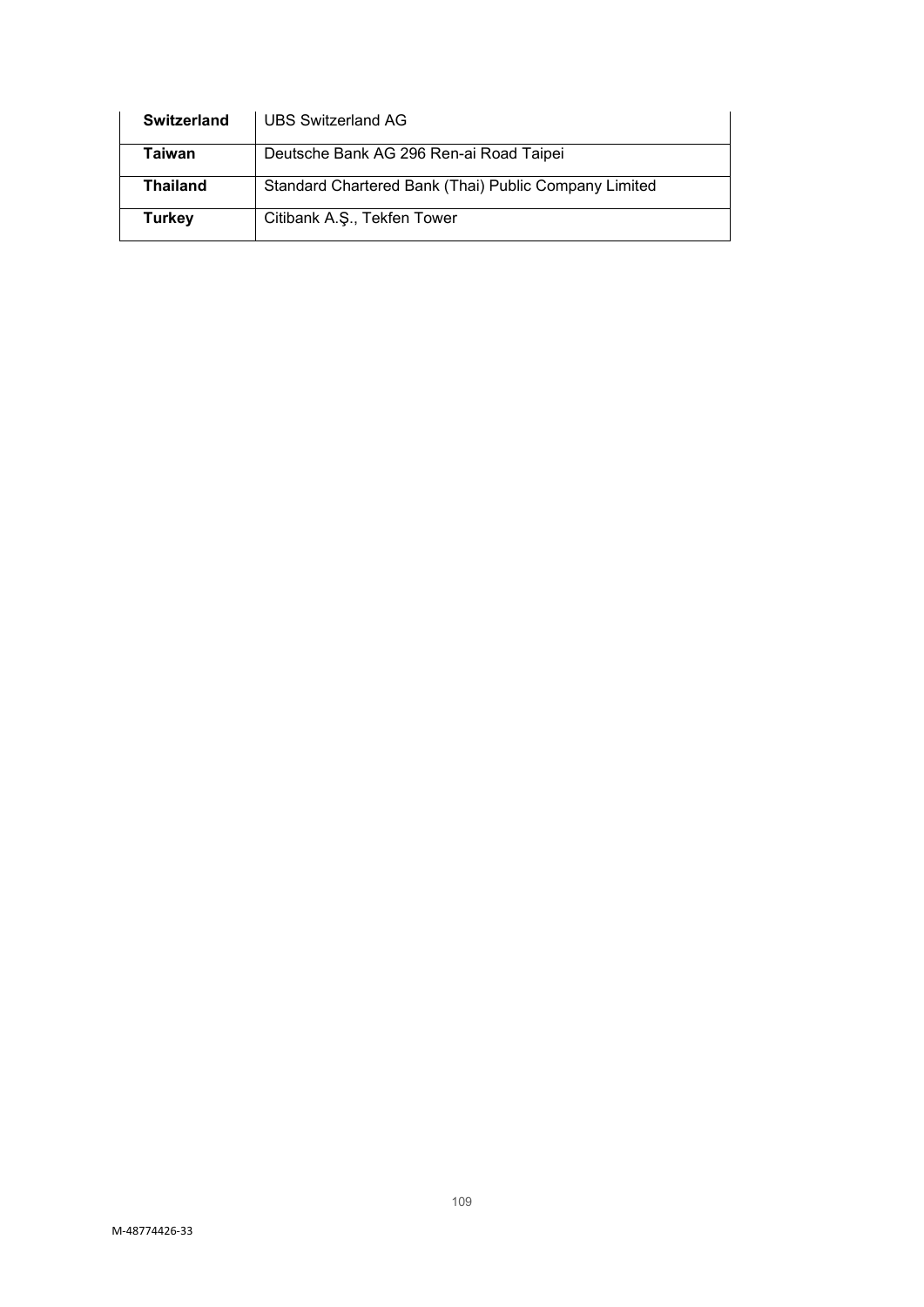| | |
|---|---|
| **Switzerland** | UBS Switzerland AG |
| **Taiwan** | Deutsche Bank AG 296 Ren-ai Road Taipei |
| **Thailand** | Standard Chartered Bank (Thai) Public Company Limited |
| **Turkey** | Citibank A.Ş., Tekfen Tower |

M-48774426-33